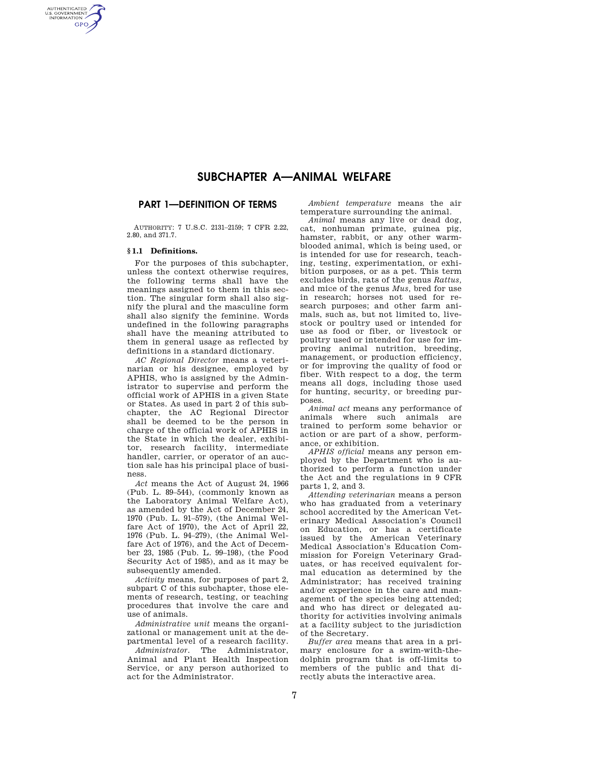# SUBCHAPTER A—ANIMAL WELFARE

## PART 1—DEFINITION OF TERMS

AUTHORITY: 7 U.S.C. 2131–2159; 7 CFR 2.22, 2.80, and 371.7.

### § 1.1 Definitions.

For the purposes of this subchapter, unless the context otherwise requires, the following terms shall have the meanings assigned to them in this section. The singular form shall also signify the plural and the masculine form shall also signify the feminine. Words undefined in the following paragraphs shall have the meaning attributed to them in general usage as reflected by definitions in a standard dictionary.

*AC Regional Director* means a veterinarian or his designee, employed by APHIS, who is assigned by the Administrator to supervise and perform the official work of APHIS in a given State or States. As used in part 2 of this subchapter, the AC Regional Director shall be deemed to be the person in charge of the official work of APHIS in the State in which the dealer, exhibitor, research facility, intermediate handler, carrier, or operator of an auction sale has his principal place of business.

*Act* means the Act of August 24, 1966 (Pub. L. 89–544), (commonly known as the Laboratory Animal Welfare Act), as amended by the Act of December 24, 1970 (Pub. L. 91–579), (the Animal Welfare Act of 1970), the Act of April 22, 1976 (Pub. L. 94–279), (the Animal Welfare Act of 1976), and the Act of December 23, 1985 (Pub. L. 99–198), (the Food Security Act of 1985), and as it may be subsequently amended.

*Activity* means, for purposes of part 2, subpart C of this subchapter, those elements of research, testing, or teaching procedures that involve the care and use of animals.

*Administrative unit* means the organizational or management unit at the departmental level of a research facility.

*Administrator*. The Administrator, Animal and Plant Health Inspection Service, or any person authorized to act for the Administrator.

*Ambient temperature* means the air temperature surrounding the animal.

*Animal* means any live or dead dog, cat, nonhuman primate, guinea pig, hamster, rabbit, or any other warm-blooded animal, which is being used, or is intended for use for research, teaching, testing, experimentation, or exhibition purposes, or as a pet. This term excludes birds, rats of the genus *Rattus*, and mice of the genus *Mus*, bred for use in research; horses not used for research purposes; and other farm animals, such as, but not limited to, livestock or poultry used or intended for use as food or fiber, or livestock or poultry used or intended for use for improving animal nutrition, breeding, management, or production efficiency, or for improving the quality of food or fiber. With respect to a dog, the term means all dogs, including those used for hunting, security, or breeding purposes.

*Animal act* means any performance of animals where such animals are trained to perform some behavior or action or are part of a show, performance, or exhibition.

*APHIS official* means any person employed by the Department who is authorized to perform a function under the Act and the regulations in 9 CFR parts 1, 2, and 3.

*Attending veterinarian* means a person who has graduated from a veterinary school accredited by the American Veterinary Medical Association's Council on Education, or has a certificate issued by the American Veterinary Medical Association's Education Commission for Foreign Veterinary Graduates, or has received equivalent formal education as determined by the Administrator; has received training and/or experience in the care and management of the species being attended; and who has direct or delegated authority for activities involving animals at a facility subject to the jurisdiction of the Secretary.

*Buffer area* means that area in a primary enclosure for a swim-with-the-dolphin program that is off-limits to members of the public and that directly abuts the interactive area.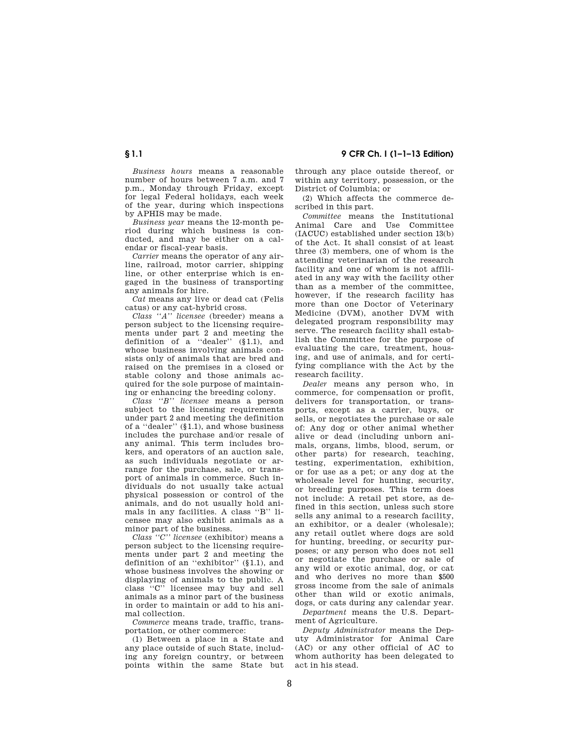*Business hours* means a reasonable number of hours between 7 a.m. and 7 p.m., Monday through Friday, except for legal Federal holidays, each week of the year, during which inspections by APHIS may be made.

*Business year* means the 12-month period during which business is conducted, and may be either on a calendar or fiscal-year basis.

*Carrier* means the operator of any airline, railroad, motor carrier, shipping line, or other enterprise which is engaged in the business of transporting any animals for hire.

*Cat* means any live or dead cat (Felis catus) or any cat-hybrid cross.

*Class ''A'' licensee* (breeder) means a person subject to the licensing requirements under part 2 and meeting the definition of a ''dealer'' (§1.1), and whose business involving animals consists only of animals that are bred and raised on the premises in a closed or stable colony and those animals acquired for the sole purpose of maintaining or enhancing the breeding colony.

*Class ''B'' licensee* means a person subject to the licensing requirements under part 2 and meeting the definition of a ''dealer'' (§1.1), and whose business includes the purchase and/or resale of any animal. This term includes brokers, and operators of an auction sale, as such individuals negotiate or arrange for the purchase, sale, or transport of animals in commerce. Such individuals do not usually take actual physical possession or control of the animals, and do not usually hold animals in any facilities. A class ''B'' licensee may also exhibit animals as a minor part of the business.

*Class ''C'' licensee* (exhibitor) means a person subject to the licensing requirements under part 2 and meeting the definition of an ''exhibitor'' (§1.1), and whose business involves the showing or displaying of animals to the public. A class ''C'' licensee may buy and sell animals as a minor part of the business in order to maintain or add to his animal collection.

*Commerce* means trade, traffic, transportation, or other commerce:

(1) Between a place in a State and any place outside of such State, including any foreign country, or between points within the same State but through any place outside thereof, or within any territory, possession, or the District of Columbia; or

(2) Which affects the commerce described in this part.

*Committee* means the Institutional Animal Care and Use Committee (IACUC) established under section 13(b) of the Act. It shall consist of at least three (3) members, one of whom is the attending veterinarian of the research facility and one of whom is not affiliated in any way with the facility other than as a member of the committee, however, if the research facility has more than one Doctor of Veterinary Medicine (DVM), another DVM with delegated program responsibility may serve. The research facility shall establish the Committee for the purpose of evaluating the care, treatment, housing, and use of animals, and for certifying compliance with the Act by the research facility.

*Dealer* means any person who, in commerce, for compensation or profit, delivers for transportation, or transports, except as a carrier, buys, or sells, or negotiates the purchase or sale of: Any dog or other animal whether alive or dead (including unborn animals, organs, limbs, blood, serum, or other parts) for research, teaching, testing, experimentation, exhibition, or for use as a pet; or any dog at the wholesale level for hunting, security, or breeding purposes. This term does not include: A retail pet store, as defined in this section, unless such store sells any animal to a research facility, an exhibitor, or a dealer (wholesale); any retail outlet where dogs are sold for hunting, breeding, or security purposes; or any person who does not sell or negotiate the purchase or sale of any wild or exotic animal, dog, or cat and who derives no more than $500 gross income from the sale of animals other than wild or exotic animals, dogs, or cats during any calendar year.

*Department* means the U.S. Department of Agriculture.

*Deputy Administrator* means the Deputy Administrator for Animal Care (AC) or any other official of AC to whom authority has been delegated to act in his stead.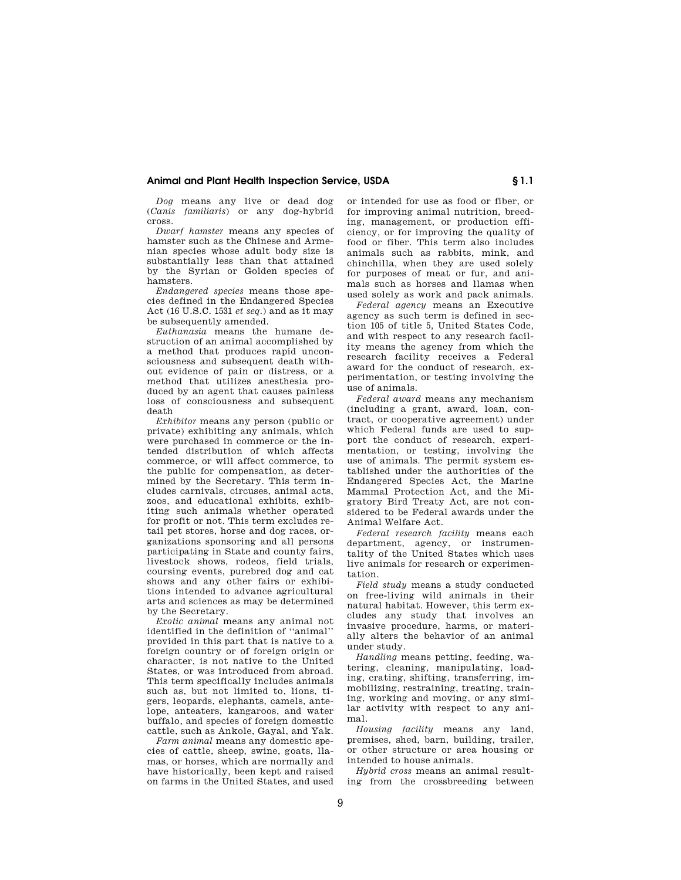*Dog* means any live or dead dog (*Canis familiaris*) or any dog-hybrid cross.

*Dwarf hamster* means any species of hamster such as the Chinese and Armenian species whose adult body size is substantially less than that attained by the Syrian or Golden species of hamsters.

*Endangered species* means those species defined in the Endangered Species Act (16 U.S.C. 1531 *et seq.*) and as it may be subsequently amended.

*Euthanasia* means the humane destruction of an animal accomplished by a method that produces rapid unconsciousness and subsequent death without evidence of pain or distress, or a method that utilizes anesthesia produced by an agent that causes painless loss of consciousness and subsequent death

*Exhibitor* means any person (public or private) exhibiting any animals, which were purchased in commerce or the intended distribution of which affects commerce, or will affect commerce, to the public for compensation, as determined by the Secretary. This term includes carnivals, circuses, animal acts, zoos, and educational exhibits, exhibiting such animals whether operated for profit or not. This term excludes retail pet stores, horse and dog races, organizations sponsoring and all persons participating in State and county fairs, livestock shows, rodeos, field trials, coursing events, purebred dog and cat shows and any other fairs or exhibitions intended to advance agricultural arts and sciences as may be determined by the Secretary.

*Exotic animal* means any animal not identified in the definition of ''animal'' provided in this part that is native to a foreign country or of foreign origin or character, is not native to the United States, or was introduced from abroad. This term specifically includes animals such as, but not limited to, lions, tigers, leopards, elephants, camels, antelope, anteaters, kangaroos, and water buffalo, and species of foreign domestic cattle, such as Ankole, Gayal, and Yak.

*Farm animal* means any domestic species of cattle, sheep, swine, goats, llamas, or horses, which are normally and have historically, been kept and raised on farms in the United States, and used or intended for use as food or fiber, or for improving animal nutrition, breeding, management, or production efficiency, or for improving the quality of food or fiber. This term also includes animals such as rabbits, mink, and chinchilla, when they are used solely for purposes of meat or fur, and animals such as horses and llamas when used solely as work and pack animals.

*Federal agency* means an Executive agency as such term is defined in section 105 of title 5, United States Code, and with respect to any research facility means the agency from which the research facility receives a Federal award for the conduct of research, experimentation, or testing involving the use of animals.

*Federal award* means any mechanism (including a grant, award, loan, contract, or cooperative agreement) under which Federal funds are used to support the conduct of research, experimentation, or testing, involving the use of animals. The permit system established under the authorities of the Endangered Species Act, the Marine Mammal Protection Act, and the Migratory Bird Treaty Act, are not considered to be Federal awards under the Animal Welfare Act.

*Federal research facility* means each department, agency, or instrumentality of the United States which uses live animals for research or experimentation.

*Field study* means a study conducted on free-living wild animals in their natural habitat. However, this term excludes any study that involves an invasive procedure, harms, or materially alters the behavior of an animal under study.

*Handling* means petting, feeding, watering, cleaning, manipulating, loading, crating, shifting, transferring, immobilizing, restraining, treating, training, working and moving, or any similar activity with respect to any animal.

*Housing facility* means any land, premises, shed, barn, building, trailer, or other structure or area housing or intended to house animals.

*Hybrid cross* means an animal resulting from the crossbreeding between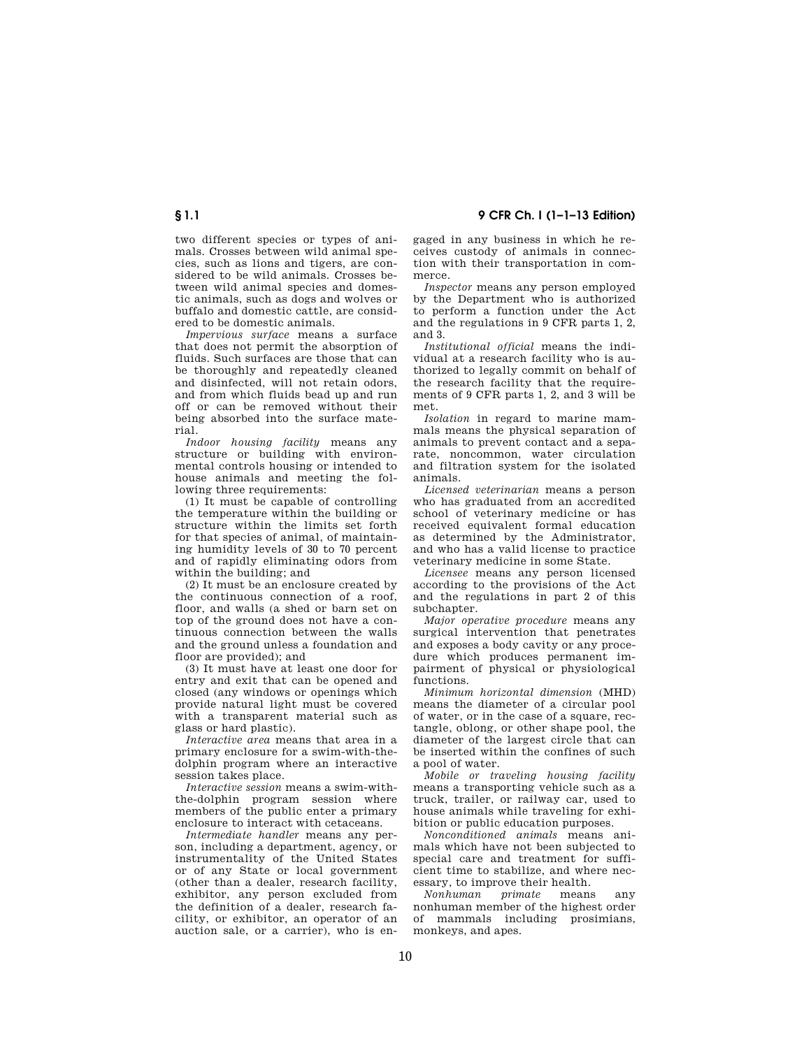two different species or types of animals. Crosses between wild animal species, such as lions and tigers, are considered to be wild animals. Crosses between wild animal species and domestic animals, such as dogs and wolves or buffalo and domestic cattle, are considered to be domestic animals.

*Impervious surface* means a surface that does not permit the absorption of fluids. Such surfaces are those that can be thoroughly and repeatedly cleaned and disinfected, will not retain odors, and from which fluids bead up and run off or can be removed without their being absorbed into the surface material.

*Indoor housing facility* means any structure or building with environmental controls housing or intended to house animals and meeting the following three requirements:

(1) It must be capable of controlling the temperature within the building or structure within the limits set forth for that species of animal, of maintaining humidity levels of 30 to 70 percent and of rapidly eliminating odors from within the building; and

(2) It must be an enclosure created by the continuous connection of a roof, floor, and walls (a shed or barn set on top of the ground does not have a continuous connection between the walls and the ground unless a foundation and floor are provided); and

(3) It must have at least one door for entry and exit that can be opened and closed (any windows or openings which provide natural light must be covered with a transparent material such as glass or hard plastic).

*Interactive area* means that area in a primary enclosure for a swim-with-the-dolphin program where an interactive session takes place.

*Interactive session* means a swim-with-the-dolphin program session where members of the public enter a primary enclosure to interact with cetaceans.

*Intermediate handler* means any person, including a department, agency, or instrumentality of the United States or of any State or local government (other than a dealer, research facility, exhibitor, any person excluded from the definition of a dealer, research facility, or exhibitor, an operator of an auction sale, or a carrier), who is engaged in any business in which he receives custody of animals in connection with their transportation in commerce.

*Inspector* means any person employed by the Department who is authorized to perform a function under the Act and the regulations in 9 CFR parts 1, 2, and 3.

*Institutional official* means the individual at a research facility who is authorized to legally commit on behalf of the research facility that the requirements of 9 CFR parts 1, 2, and 3 will be met.

*Isolation* in regard to marine mammals means the physical separation of animals to prevent contact and a separate, noncommon, water circulation and filtration system for the isolated animals.

*Licensed veterinarian* means a person who has graduated from an accredited school of veterinary medicine or has received equivalent formal education as determined by the Administrator, and who has a valid license to practice veterinary medicine in some State.

*Licensee* means any person licensed according to the provisions of the Act and the regulations in part 2 of this subchapter.

*Major operative procedure* means any surgical intervention that penetrates and exposes a body cavity or any procedure which produces permanent impairment of physical or physiological functions.

*Minimum horizontal dimension* (MHD) means the diameter of a circular pool of water, or in the case of a square, rectangle, oblong, or other shape pool, the diameter of the largest circle that can be inserted within the confines of such a pool of water.

*Mobile or traveling housing facility* means a transporting vehicle such as a truck, trailer, or railway car, used to house animals while traveling for exhibition or public education purposes.

*Nonconditioned animals* means animals which have not been subjected to special care and treatment for sufficient time to stabilize, and where necessary, to improve their health.

*Nonhuman primate* means any nonhuman member of the highest order of mammals including prosimians, monkeys, and apes.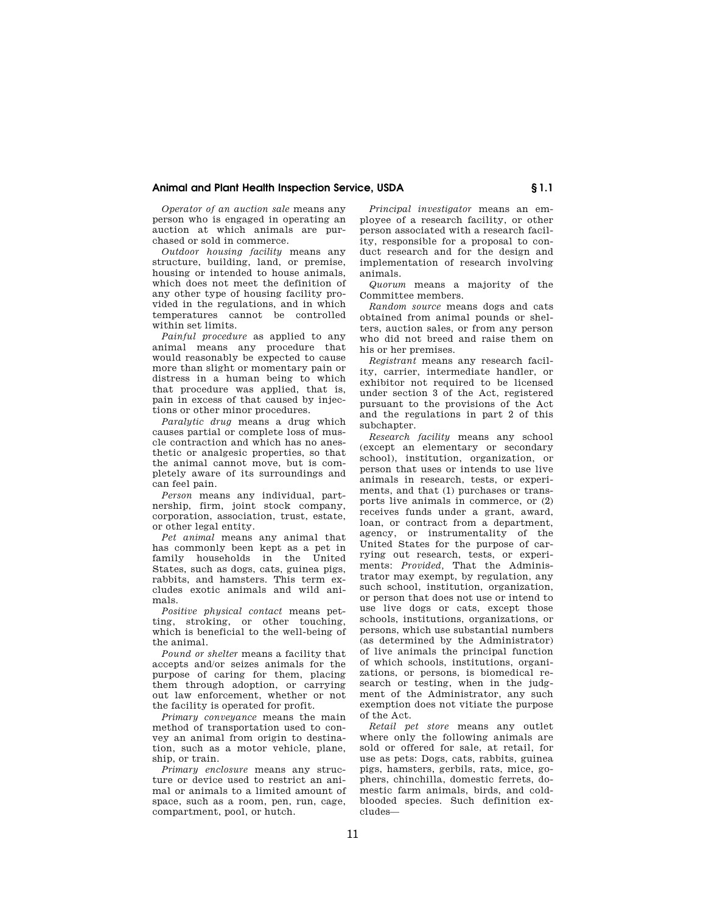*Operator of an auction sale* means any person who is engaged in operating an auction at which animals are purchased or sold in commerce.

*Outdoor housing facility* means any structure, building, land, or premise, housing or intended to house animals, which does not meet the definition of any other type of housing facility provided in the regulations, and in which temperatures cannot be controlled within set limits.

*Painful procedure* as applied to any animal means any procedure that would reasonably be expected to cause more than slight or momentary pain or distress in a human being to which that procedure was applied, that is, pain in excess of that caused by injections or other minor procedures.

*Paralytic drug* means a drug which causes partial or complete loss of muscle contraction and which has no anesthetic or analgesic properties, so that the animal cannot move, but is completely aware of its surroundings and can feel pain.

*Person* means any individual, partnership, firm, joint stock company, corporation, association, trust, estate, or other legal entity.

*Pet animal* means any animal that has commonly been kept as a pet in family households in the United States, such as dogs, cats, guinea pigs, rabbits, and hamsters. This term excludes exotic animals and wild animals.

*Positive physical contact* means petting, stroking, or other touching, which is beneficial to the well-being of the animal.

*Pound or shelter* means a facility that accepts and/or seizes animals for the purpose of caring for them, placing them through adoption, or carrying out law enforcement, whether or not the facility is operated for profit.

*Primary conveyance* means the main method of transportation used to convey an animal from origin to destination, such as a motor vehicle, plane, ship, or train.

*Primary enclosure* means any structure or device used to restrict an animal or animals to a limited amount of space, such as a room, pen, run, cage, compartment, pool, or hutch.

*Principal investigator* means an employee of a research facility, or other person associated with a research facility, responsible for a proposal to conduct research and for the design and implementation of research involving animals.

*Quorum* means a majority of the Committee members.

*Random source* means dogs and cats obtained from animal pounds or shelters, auction sales, or from any person who did not breed and raise them on his or her premises.

*Registrant* means any research facility, carrier, intermediate handler, or exhibitor not required to be licensed under section 3 of the Act, registered pursuant to the provisions of the Act and the regulations in part 2 of this subchapter.

*Research facility* means any school (except an elementary or secondary school), institution, organization, or person that uses or intends to use live animals in research, tests, or experiments, and that (1) purchases or transports live animals in commerce, or (2) receives funds under a grant, award, loan, or contract from a department, agency, or instrumentality of the United States for the purpose of carrying out research, tests, or experiments: *Provided,* That the Administrator may exempt, by regulation, any such school, institution, organization, or person that does not use or intend to use live dogs or cats, except those schools, institutions, organizations, or persons, which use substantial numbers (as determined by the Administrator) of live animals the principal function of which schools, institutions, organizations, or persons, is biomedical research or testing, when in the judgment of the Administrator, any such exemption does not vitiate the purpose of the Act.

*Retail pet store* means any outlet where only the following animals are sold or offered for sale, at retail, for use as pets: Dogs, cats, rabbits, guinea pigs, hamsters, gerbils, rats, mice, gophers, chinchilla, domestic ferrets, domestic farm animals, birds, and cold-blooded species. Such definition excludes—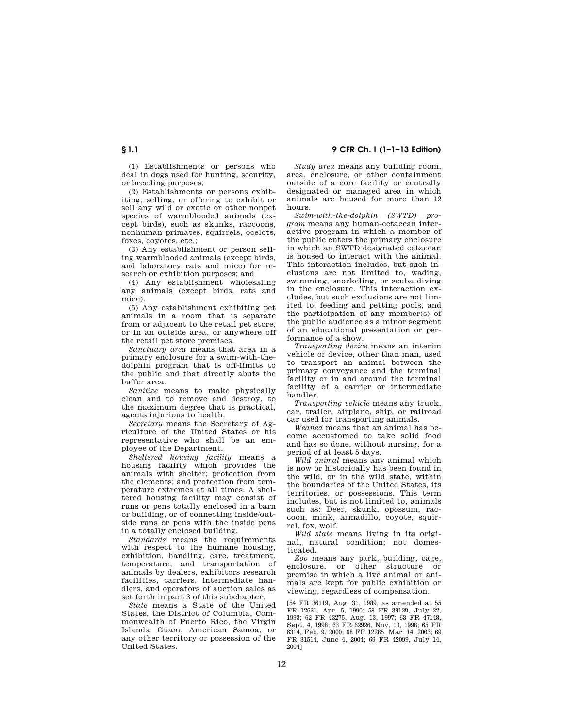(1) Establishments or persons who deal in dogs used for hunting, security, or breeding purposes;

(2) Establishments or persons exhibiting, selling, or offering to exhibit or sell any wild or exotic or other nonpet species of warmblooded animals (except birds), such as skunks, raccoons, nonhuman primates, squirrels, ocelots, foxes, coyotes, etc.;

(3) Any establishment or person selling warmblooded animals (except birds, and laboratory rats and mice) for research or exhibition purposes; and

(4) Any establishment wholesaling any animals (except birds, rats and mice).

(5) Any establishment exhibiting pet animals in a room that is separate from or adjacent to the retail pet store, or in an outside area, or anywhere off the retail pet store premises.

*Sanctuary area* means that area in a primary enclosure for a swim-with-the-dolphin program that is off-limits to the public and that directly abuts the buffer area.

*Sanitize* means to make physically clean and to remove and destroy, to the maximum degree that is practical, agents injurious to health.

*Secretary* means the Secretary of Agriculture of the United States or his representative who shall be an employee of the Department.

*Sheltered housing facility* means a housing facility which provides the animals with shelter; protection from the elements; and protection from temperature extremes at all times. A sheltered housing facility may consist of runs or pens totally enclosed in a barn or building, or of connecting inside/outside runs or pens with the inside pens in a totally enclosed building.

*Standards* means the requirements with respect to the humane housing, exhibition, handling, care, treatment, temperature, and transportation of animals by dealers, exhibitors research facilities, carriers, intermediate handlers, and operators of auction sales as set forth in part 3 of this subchapter.

*State* means a State of the United States, the District of Columbia, Commonwealth of Puerto Rico, the Virgin Islands, Guam, American Samoa, or any other territory or possession of the United States.

*Study area* means any building room, area, enclosure, or other containment outside of a core facility or centrally designated or managed area in which animals are housed for more than 12 hours.

*Swim-with-the-dolphin (SWTD) program* means any human-cetacean interactive program in which a member of the public enters the primary enclosure in which an SWTD designated cetacean is housed to interact with the animal. This interaction includes, but such inclusions are not limited to, wading, swimming, snorkeling, or scuba diving in the enclosure. This interaction excludes, but such exclusions are not limited to, feeding and petting pools, and the participation of any member(s) of the public audience as a minor segment of an educational presentation or performance of a show.

*Transporting device* means an interim vehicle or device, other than man, used to transport an animal between the primary conveyance and the terminal facility or in and around the terminal facility of a carrier or intermediate handler.

*Transporting vehicle* means any truck, car, trailer, airplane, ship, or railroad car used for transporting animals.

*Weaned* means that an animal has become accustomed to take solid food and has so done, without nursing, for a period of at least 5 days.

*Wild animal* means any animal which is now or historically has been found in the wild, or in the wild state, within the boundaries of the United States, its territories, or possessions. This term includes, but is not limited to, animals such as: Deer, skunk, opossum, raccoon, mink, armadillo, coyote, squirrel, fox, wolf.

*Wild state* means living in its original, natural condition; not domesticated.

*Zoo* means any park, building, cage, enclosure, or other structure or premise in which a live animal or animals are kept for public exhibition or viewing, regardless of compensation.

[54 FR 36119, Aug. 31, 1989, as amended at 55 FR 12631, Apr. 5, 1990; 58 FR 39129, July 22, 1993; 62 FR 43275, Aug. 13, 1997; 63 FR 47148, Sept. 4, 1998; 63 FR 62926, Nov. 10, 1998; 65 FR 6314, Feb. 9, 2000; 68 FR 12285, Mar. 14, 2003; 69 FR 31514, June 4, 2004; 69 FR 42099, July 14, 2004]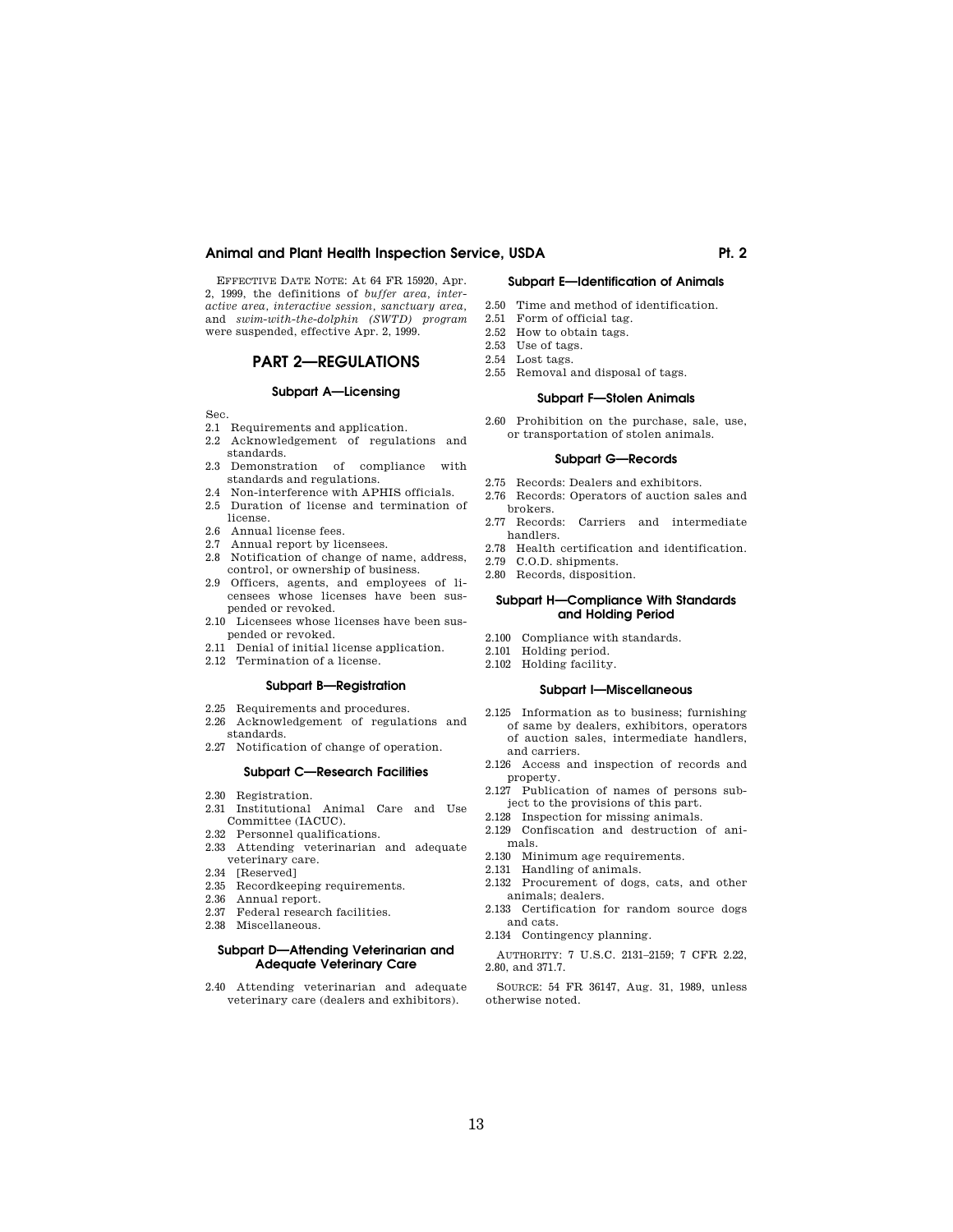EFFECTIVE DATE NOTE: At 64 FR 15920, Apr. 2, 1999, the definitions of *buffer area*, *interactive area*, *interactive session*, *sanctuary area*, and *swim-with-the-dolphin (SWTD) program* were suspended, effective Apr. 2, 1999.

# PART 2—REGULATIONS

## Subpart A—Licensing

Sec.

2.1 Requirements and application.
2.2 Acknowledgement of regulations and standards.
2.3 Demonstration of compliance with standards and regulations.
2.4 Non-interference with APHIS officials.
2.5 Duration of license and termination of license.
2.6 Annual license fees.
2.7 Annual report by licensees.
2.8 Notification of change of name, address, control, or ownership of business.
2.9 Officers, agents, and employees of licensees whose licenses have been suspended or revoked.
2.10 Licensees whose licenses have been suspended or revoked.
2.11 Denial of initial license application.
2.12 Termination of a license.

## Subpart B—Registration

2.25 Requirements and procedures.
2.26 Acknowledgement of regulations and standards.
2.27 Notification of change of operation.

## Subpart C—Research Facilities

2.30 Registration.
2.31 Institutional Animal Care and Use Committee (IACUC).
2.32 Personnel qualifications.
2.33 Attending veterinarian and adequate veterinary care.
2.34 [Reserved]
2.35 Recordkeeping requirements.
2.36 Annual report.
2.37 Federal research facilities.
2.38 Miscellaneous.

## Subpart D—Attending Veterinarian and Adequate Veterinary Care

2.40 Attending veterinarian and adequate veterinary care (dealers and exhibitors).

## Subpart E—Identification of Animals

2.50 Time and method of identification.
2.51 Form of official tag.
2.52 How to obtain tags.
2.53 Use of tags.
2.54 Lost tags.
2.55 Removal and disposal of tags.

## Subpart F—Stolen Animals

2.60 Prohibition on the purchase, sale, use, or transportation of stolen animals.

## Subpart G—Records

2.75 Records: Dealers and exhibitors.
2.76 Records: Operators of auction sales and brokers.
2.77 Records: Carriers and intermediate handlers.
2.78 Health certification and identification.
2.79 C.O.D. shipments.
2.80 Records, disposition.

## Subpart H—Compliance With Standards and Holding Period

2.100 Compliance with standards.
2.101 Holding period.
2.102 Holding facility.

## Subpart I—Miscellaneous

2.125 Information as to business; furnishing of same by dealers, exhibitors, operators of auction sales, intermediate handlers, and carriers.
2.126 Access and inspection of records and property.
2.127 Publication of names of persons subject to the provisions of this part.
2.128 Inspection for missing animals.
2.129 Confiscation and destruction of animals.
2.130 Minimum age requirements.
2.131 Handling of animals.
2.132 Procurement of dogs, cats, and other animals; dealers.
2.133 Certification for random source dogs and cats.
2.134 Contingency planning.

AUTHORITY: 7 U.S.C. 2131–2159; 7 CFR 2.22, 2.80, and 371.7.

SOURCE: 54 FR 36147, Aug. 31, 1989, unless otherwise noted.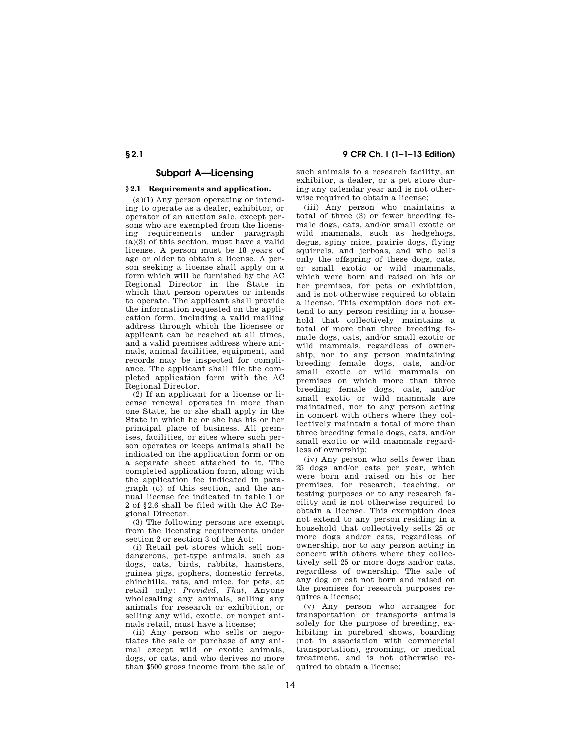## Subpart A—Licensing

### § 2.1 Requirements and application.

(a)(1) Any person operating or intending to operate as a dealer, exhibitor, or operator of an auction sale, except persons who are exempted from the licensing requirements under paragraph (a)(3) of this section, must have a valid license. A person must be 18 years of age or older to obtain a license. A person seeking a license shall apply on a form which will be furnished by the AC Regional Director in the State in which that person operates or intends to operate. The applicant shall provide the information requested on the application form, including a valid mailing address through which the licensee or applicant can be reached at all times, and a valid premises address where animals, animal facilities, equipment, and records may be inspected for compliance. The applicant shall file the completed application form with the AC Regional Director.

(2) If an applicant for a license or license renewal operates in more than one State, he or she shall apply in the State in which he or she has his or her principal place of business. All premises, facilities, or sites where such person operates or keeps animals shall be indicated on the application form or on a separate sheet attached to it. The completed application form, along with the application fee indicated in paragraph (c) of this section, and the annual license fee indicated in table 1 or 2 of §2.6 shall be filed with the AC Regional Director.

(3) The following persons are exempt from the licensing requirements under section 2 or section 3 of the Act:

(i) Retail pet stores which sell nondangerous, pet-type animals, such as dogs, cats, birds, rabbits, hamsters, guinea pigs, gophers, domestic ferrets, chinchilla, rats, and mice, for pets, at retail only: *Provided, That,* Anyone wholesaling any animals, selling any animals for research or exhibition, or selling any wild, exotic, or nonpet animals retail, must have a license;

(ii) Any person who sells or negotiates the sale or purchase of any animal except wild or exotic animals, dogs, or cats, and who derives no more than $500 gross income from the sale of such animals to a research facility, an exhibitor, a dealer, or a pet store during any calendar year and is not otherwise required to obtain a license;

(iii) Any person who maintains a total of three (3) or fewer breeding female dogs, cats, and/or small exotic or wild mammals, such as hedgehogs, degus, spiny mice, prairie dogs, flying squirrels, and jerboas, and who sells only the offspring of these dogs, cats, or small exotic or wild mammals, which were born and raised on his or her premises, for pets or exhibition, and is not otherwise required to obtain a license. This exemption does not extend to any person residing in a household that collectively maintains a total of more than three breeding female dogs, cats, and/or small exotic or wild mammals, regardless of ownership, nor to any person maintaining breeding female dogs, cats, and/or small exotic or wild mammals on premises on which more than three breeding female dogs, cats, and/or small exotic or wild mammals are maintained, nor to any person acting in concert with others where they collectively maintain a total of more than three breeding female dogs, cats, and/or small exotic or wild mammals regardless of ownership;

(iv) Any person who sells fewer than 25 dogs and/or cats per year, which were born and raised on his or her premises, for research, teaching, or testing purposes or to any research facility and is not otherwise required to obtain a license. This exemption does not extend to any person residing in a household that collectively sells 25 or more dogs and/or cats, regardless of ownership, nor to any person acting in concert with others where they collectively sell 25 or more dogs and/or cats, regardless of ownership. The sale of any dog or cat not born and raised on the premises for research purposes requires a license;

(v) Any person who arranges for transportation or transports animals solely for the purpose of breeding, exhibiting in purebred shows, boarding (not in association with commercial transportation), grooming, or medical treatment, and is not otherwise required to obtain a license;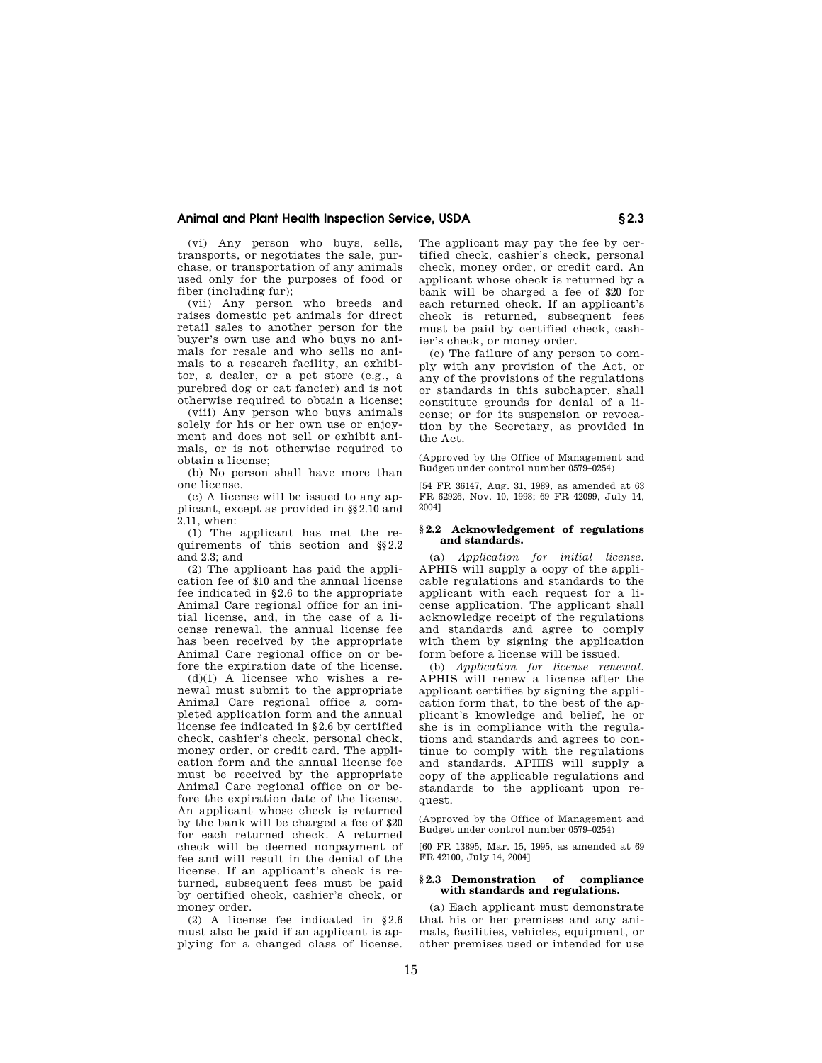(vi) Any person who buys, sells, transports, or negotiates the sale, purchase, or transportation of any animals used only for the purposes of food or fiber (including fur);

(vii) Any person who breeds and raises domestic pet animals for direct retail sales to another person for the buyer's own use and who buys no animals for resale and who sells no animals to a research facility, an exhibitor, a dealer, or a pet store (e.g., a purebred dog or cat fancier) and is not otherwise required to obtain a license;

(viii) Any person who buys animals solely for his or her own use or enjoyment and does not sell or exhibit animals, or is not otherwise required to obtain a license;

(b) No person shall have more than one license.

(c) A license will be issued to any applicant, except as provided in §§2.10 and 2.11, when:

(1) The applicant has met the requirements of this section and §§2.2 and 2.3; and

(2) The applicant has paid the application fee of $10 and the annual license fee indicated in §2.6 to the appropriate Animal Care regional office for an initial license, and, in the case of a license renewal, the annual license fee has been received by the appropriate Animal Care regional office on or before the expiration date of the license.

(d)(1) A licensee who wishes a renewal must submit to the appropriate Animal Care regional office a completed application form and the annual license fee indicated in §2.6 by certified check, cashier's check, personal check, money order, or credit card. The application form and the annual license fee must be received by the appropriate Animal Care regional office on or before the expiration date of the license. An applicant whose check is returned by the bank will be charged a fee of $20 for each returned check. A returned check will be deemed nonpayment of fee and will result in the denial of the license. If an applicant's check is returned, subsequent fees must be paid by certified check, cashier's check, or money order.

(2) A license fee indicated in §2.6 must also be paid if an applicant is applying for a changed class of license. The applicant may pay the fee by certified check, cashier's check, personal check, money order, or credit card. An applicant whose check is returned by a bank will be charged a fee of $20 for each returned check. If an applicant's check is returned, subsequent fees must be paid by certified check, cashier's check, or money order.

(e) The failure of any person to comply with any provision of the Act, or any of the provisions of the regulations or standards in this subchapter, shall constitute grounds for denial of a license; or for its suspension or revocation by the Secretary, as provided in the Act.

(Approved by the Office of Management and Budget under control number 0579–0254)

[54 FR 36147, Aug. 31, 1989, as amended at 63 FR 62926, Nov. 10, 1998; 69 FR 42099, July 14, 2004]

### § 2.2 Acknowledgement of regulations and standards.

(a) *Application for initial license.* APHIS will supply a copy of the applicable regulations and standards to the applicant with each request for a license application. The applicant shall acknowledge receipt of the regulations and standards and agree to comply with them by signing the application form before a license will be issued.

(b) *Application for license renewal.* APHIS will renew a license after the applicant certifies by signing the application form that, to the best of the applicant's knowledge and belief, he or she is in compliance with the regulations and standards and agrees to continue to comply with the regulations and standards. APHIS will supply a copy of the applicable regulations and standards to the applicant upon request.

(Approved by the Office of Management and Budget under control number 0579–0254)

[60 FR 13895, Mar. 15, 1995, as amended at 69 FR 42100, July 14, 2004]

### § 2.3 Demonstration of compliance with standards and regulations.

(a) Each applicant must demonstrate that his or her premises and any animals, facilities, vehicles, equipment, or other premises used or intended for use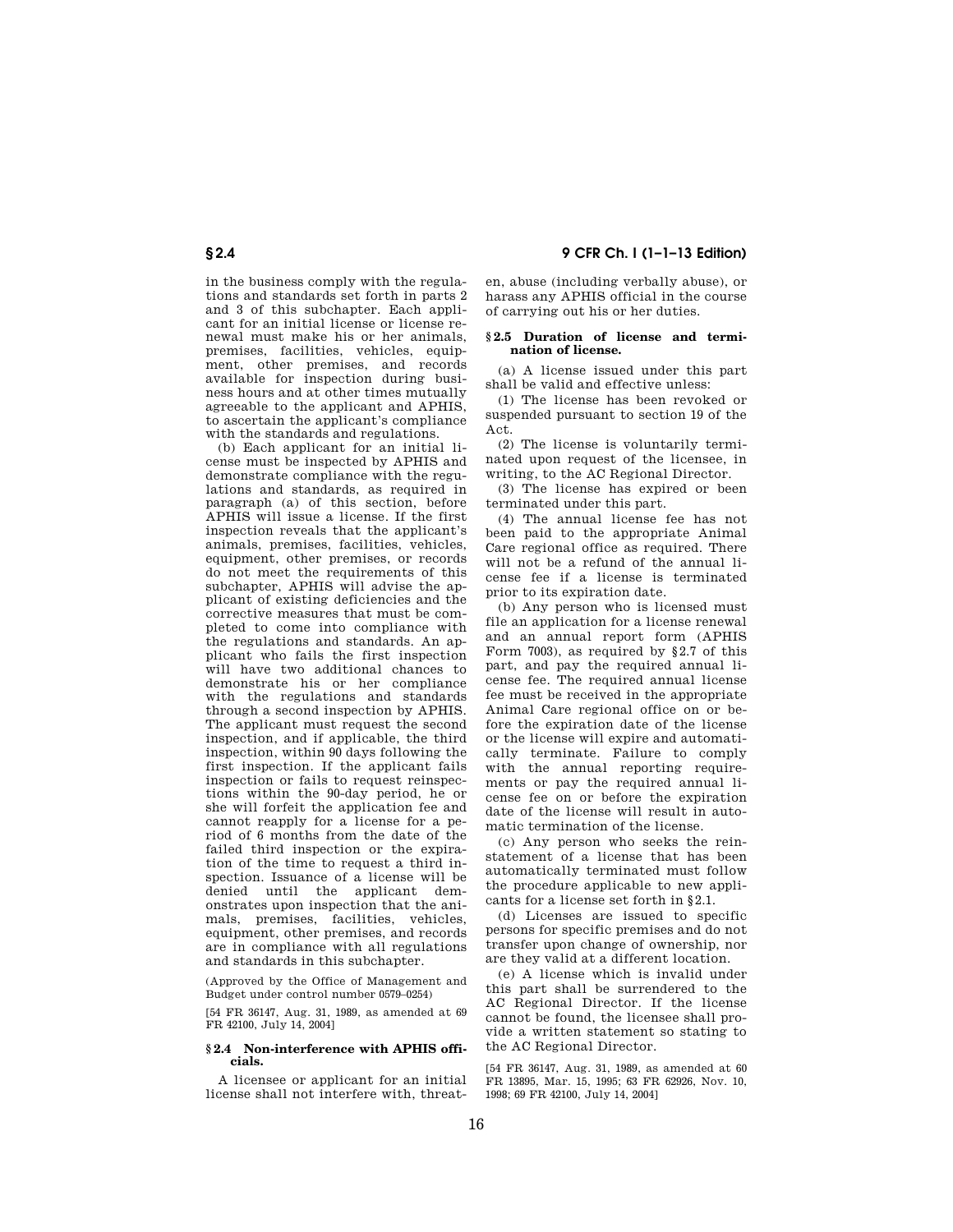in the business comply with the regulations and standards set forth in parts 2 and 3 of this subchapter. Each applicant for an initial license or license renewal must make his or her animals, premises, facilities, vehicles, equipment, other premises, and records available for inspection during business hours and at other times mutually agreeable to the applicant and APHIS, to ascertain the applicant's compliance with the standards and regulations.

(b) Each applicant for an initial license must be inspected by APHIS and demonstrate compliance with the regulations and standards, as required in paragraph (a) of this section, before APHIS will issue a license. If the first inspection reveals that the applicant's animals, premises, facilities, vehicles, equipment, other premises, or records do not meet the requirements of this subchapter, APHIS will advise the applicant of existing deficiencies and the corrective measures that must be completed to come into compliance with the regulations and standards. An applicant who fails the first inspection will have two additional chances to demonstrate his or her compliance with the regulations and standards through a second inspection by APHIS. The applicant must request the second inspection, and if applicable, the third inspection, within 90 days following the first inspection. If the applicant fails inspection or fails to request reinspections within the 90-day period, he or she will forfeit the application fee and cannot reapply for a license for a period of 6 months from the date of the failed third inspection or the expiration of the time to request a third inspection. Issuance of a license will be denied until the applicant demonstrates upon inspection that the animals, premises, facilities, vehicles, equipment, other premises, and records are in compliance with all regulations and standards in this subchapter.

(Approved by the Office of Management and Budget under control number 0579–0254)

[54 FR 36147, Aug. 31, 1989, as amended at 69 FR 42100, July 14, 2004]

### § 2.4 Non-interference with APHIS officials.

A licensee or applicant for an initial license shall not interfere with, threaten, abuse (including verbally abuse), or harass any APHIS official in the course of carrying out his or her duties.

### § 2.5 Duration of license and termination of license.

(a) A license issued under this part shall be valid and effective unless:

(1) The license has been revoked or suspended pursuant to section 19 of the Act.

(2) The license is voluntarily terminated upon request of the licensee, in writing, to the AC Regional Director.

(3) The license has expired or been terminated under this part.

(4) The annual license fee has not been paid to the appropriate Animal Care regional office as required. There will not be a refund of the annual license fee if a license is terminated prior to its expiration date.

(b) Any person who is licensed must file an application for a license renewal and an annual report form (APHIS Form 7003), as required by §2.7 of this part, and pay the required annual license fee. The required annual license fee must be received in the appropriate Animal Care regional office on or before the expiration date of the license or the license will expire and automatically terminate. Failure to comply with the annual reporting requirements or pay the required annual license fee on or before the expiration date of the license will result in automatic termination of the license.

(c) Any person who seeks the reinstatement of a license that has been automatically terminated must follow the procedure applicable to new applicants for a license set forth in §2.1.

(d) Licenses are issued to specific persons for specific premises and do not transfer upon change of ownership, nor are they valid at a different location.

(e) A license which is invalid under this part shall be surrendered to the AC Regional Director. If the license cannot be found, the licensee shall provide a written statement so stating to the AC Regional Director.

[54 FR 36147, Aug. 31, 1989, as amended at 60 FR 13895, Mar. 15, 1995; 63 FR 62926, Nov. 10, 1998; 69 FR 42100, July 14, 2004]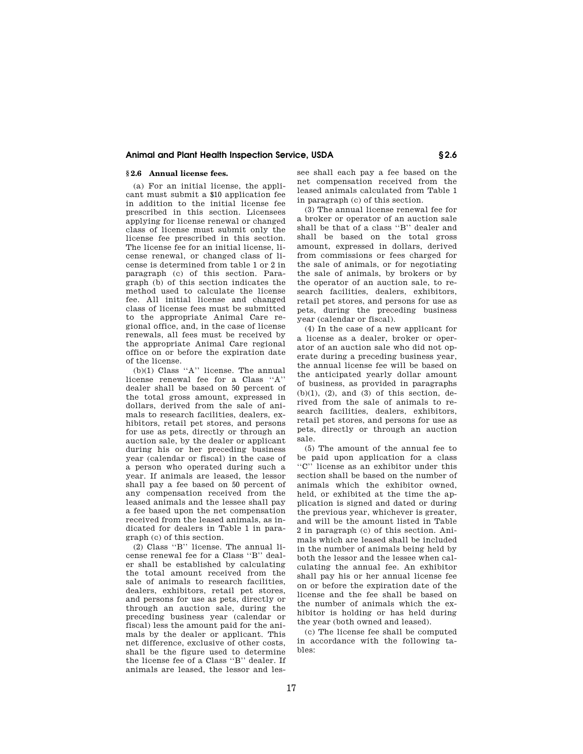## § 2.6 Annual license fees.

(a) For an initial license, the applicant must submit a $10 application fee in addition to the initial license fee prescribed in this section. Licensees applying for license renewal or changed class of license must submit only the license fee prescribed in this section. The license fee for an initial license, license renewal, or changed class of license is determined from table 1 or 2 in paragraph (c) of this section. Paragraph (b) of this section indicates the method used to calculate the license fee. All initial license and changed class of license fees must be submitted to the appropriate Animal Care regional office, and, in the case of license renewals, all fees must be received by the appropriate Animal Care regional office on or before the expiration date of the license.

(b)(1) Class ''A'' license. The annual license renewal fee for a Class ''A'' dealer shall be based on 50 percent of the total gross amount, expressed in dollars, derived from the sale of animals to research facilities, dealers, exhibitors, retail pet stores, and persons for use as pets, directly or through an auction sale, by the dealer or applicant during his or her preceding business year (calendar or fiscal) in the case of a person who operated during such a year. If animals are leased, the lessor shall pay a fee based on 50 percent of any compensation received from the leased animals and the lessee shall pay a fee based upon the net compensation received from the leased animals, as indicated for dealers in Table 1 in paragraph (c) of this section.

(2) Class ''B'' license. The annual license renewal fee for a Class ''B'' dealer shall be established by calculating the total amount received from the sale of animals to research facilities, dealers, exhibitors, retail pet stores, and persons for use as pets, directly or through an auction sale, during the preceding business year (calendar or fiscal) less the amount paid for the animals by the dealer or applicant. This net difference, exclusive of other costs, shall be the figure used to determine the license fee of a Class ''B'' dealer. If animals are leased, the lessor and lessee shall each pay a fee based on the net compensation received from the leased animals calculated from Table 1 in paragraph (c) of this section.

(3) The annual license renewal fee for a broker or operator of an auction sale shall be that of a class ''B'' dealer and shall be based on the total gross amount, expressed in dollars, derived from commissions or fees charged for the sale of animals, or for negotiating the sale of animals, by brokers or by the operator of an auction sale, to research facilities, dealers, exhibitors, retail pet stores, and persons for use as pets, during the preceding business year (calendar or fiscal).

(4) In the case of a new applicant for a license as a dealer, broker or operator of an auction sale who did not operate during a preceding business year, the annual license fee will be based on the anticipated yearly dollar amount of business, as provided in paragraphs (b)(1), (2), and (3) of this section, derived from the sale of animals to research facilities, dealers, exhibitors, retail pet stores, and persons for use as pets, directly or through an auction sale.

(5) The amount of the annual fee to be paid upon application for a class ''C'' license as an exhibitor under this section shall be based on the number of animals which the exhibitor owned, held, or exhibited at the time the application is signed and dated or during the previous year, whichever is greater, and will be the amount listed in Table 2 in paragraph (c) of this section. Animals which are leased shall be included in the number of animals being held by both the lessor and the lessee when calculating the annual fee. An exhibitor shall pay his or her annual license fee on or before the expiration date of the license and the fee shall be based on the number of animals which the exhibitor is holding or has held during the year (both owned and leased).

(c) The license fee shall be computed in accordance with the following tables: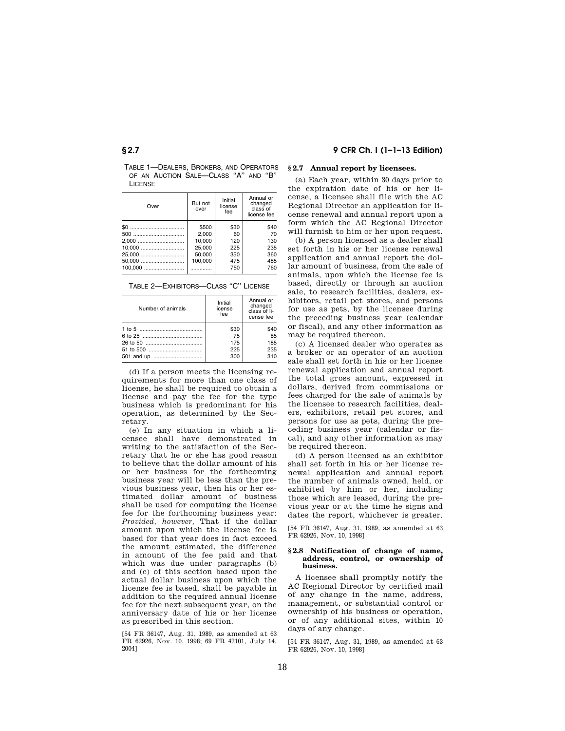TABLE 1—DEALERS, BROKERS, AND OPERATORS OF AN AUCTION SALE—CLASS "A" AND "B" LICENSE

| Over | But not over | Initial license fee | Annual or changed class of license fee |
|---|---|---|---|
| $0 | $500 | $30 | $40 |
| 500 | 2,000 | 60 | 70 |
| 2,000 | 10,000 | 120 | 130 |
| 10,000 | 25,000 | 225 | 235 |
| 25,000 | 50,000 | 350 | 360 |
| 50,000 | 100,000 | 475 | 485 |
| 100,000 | .............. | 750 | 760 |

TABLE 2—EXHIBITORS—CLASS "C" LICENSE

| Number of animals | Initial license fee | Annual or changed class of license fee |
|---|---|---|
| 1 to 5 | $30 | $40 |
| 6 to 25 | 75 | 85 |
| 26 to 50 | 175 | 185 |
| 51 to 500 | 225 | 235 |
| 501 and up | 300 | 310 |

(d) If a person meets the licensing requirements for more than one class of license, he shall be required to obtain a license and pay the fee for the type business which is predominant for his operation, as determined by the Secretary.

(e) In any situation in which a licensee shall have demonstrated in writing to the satisfaction of the Secretary that he or she has good reason to believe that the dollar amount of his or her business for the forthcoming business year will be less than the previous business year, then his or her estimated dollar amount of business shall be used for computing the license fee for the forthcoming business year: *Provided, however,* That if the dollar amount upon which the license fee is based for that year does in fact exceed the amount estimated, the difference in amount of the fee paid and that which was due under paragraphs (b) and (c) of this section based upon the actual dollar business upon which the license fee is based, shall be payable in addition to the required annual license fee for the next subsequent year, on the anniversary date of his or her license as prescribed in this section.

[54 FR 36147, Aug. 31, 1989, as amended at 63 FR 62926, Nov. 10, 1998; 69 FR 42101, July 14, 2004]

## § 2.7 Annual report by licensees.

(a) Each year, within 30 days prior to the expiration date of his or her license, a licensee shall file with the AC Regional Director an application for license renewal and annual report upon a form which the AC Regional Director will furnish to him or her upon request.

(b) A person licensed as a dealer shall set forth in his or her license renewal application and annual report the dollar amount of business, from the sale of animals, upon which the license fee is based, directly or through an auction sale, to research facilities, dealers, exhibitors, retail pet stores, and persons for use as pets, by the licensee during the preceding business year (calendar or fiscal), and any other information as may be required thereon.

(c) A licensed dealer who operates as a broker or an operator of an auction sale shall set forth in his or her license renewal application and annual report the total gross amount, expressed in dollars, derived from commissions or fees charged for the sale of animals by the licensee to research facilities, dealers, exhibitors, retail pet stores, and persons for use as pets, during the preceding business year (calendar or fiscal), and any other information as may be required thereon.

(d) A person licensed as an exhibitor shall set forth in his or her license renewal application and annual report the number of animals owned, held, or exhibited by him or her, including those which are leased, during the previous year or at the time he signs and dates the report, whichever is greater.

[54 FR 36147, Aug. 31, 1989, as amended at 63 FR 62926, Nov. 10, 1998]

## § 2.8 Notification of change of name, address, control, or ownership of business.

A licensee shall promptly notify the AC Regional Director by certified mail of any change in the name, address, management, or substantial control or ownership of his business or operation, or of any additional sites, within 10 days of any change.

[54 FR 36147, Aug. 31, 1989, as amended at 63 FR 62926, Nov. 10, 1998]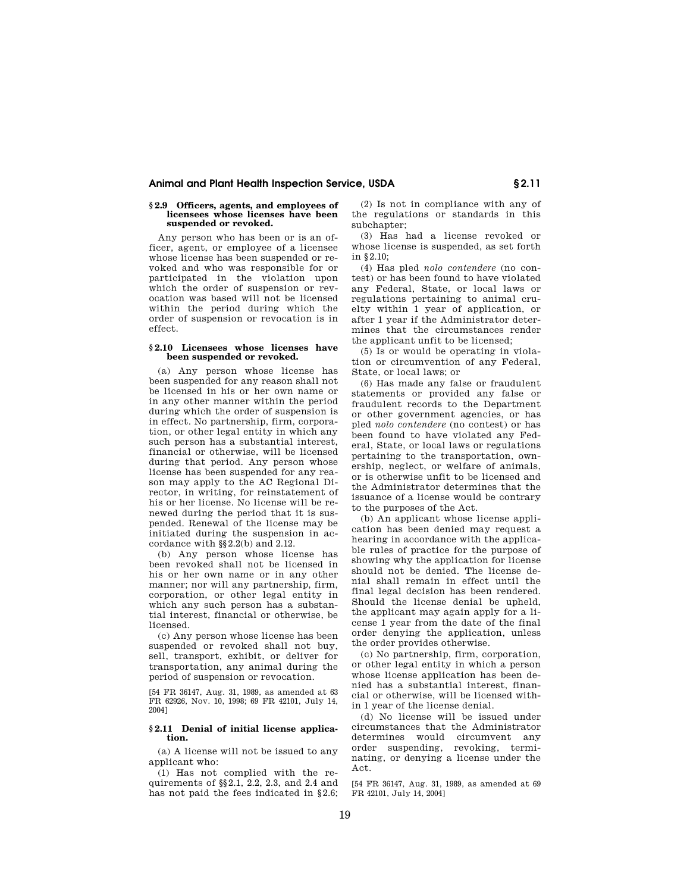## § 2.9 Officers, agents, and employees of licensees whose licenses have been suspended or revoked.

Any person who has been or is an officer, agent, or employee of a licensee whose license has been suspended or revoked and who was responsible for or participated in the violation upon which the order of suspension or revocation was based will not be licensed within the period during which the order of suspension or revocation is in effect.

## § 2.10 Licensees whose licenses have been suspended or revoked.

(a) Any person whose license has been suspended for any reason shall not be licensed in his or her own name or in any other manner within the period during which the order of suspension is in effect. No partnership, firm, corporation, or other legal entity in which any such person has a substantial interest, financial or otherwise, will be licensed during that period. Any person whose license has been suspended for any reason may apply to the AC Regional Director, in writing, for reinstatement of his or her license. No license will be renewed during the period that it is suspended. Renewal of the license may be initiated during the suspension in accordance with §§ 2.2(b) and 2.12.

(b) Any person whose license has been revoked shall not be licensed in his or her own name or in any other manner; nor will any partnership, firm, corporation, or other legal entity in which any such person has a substantial interest, financial or otherwise, be licensed.

(c) Any person whose license has been suspended or revoked shall not buy, sell, transport, exhibit, or deliver for transportation, any animal during the period of suspension or revocation.

[54 FR 36147, Aug. 31, 1989, as amended at 63 FR 62926, Nov. 10, 1998; 69 FR 42101, July 14, 2004]

## § 2.11 Denial of initial license application.

(a) A license will not be issued to any applicant who:

(1) Has not complied with the requirements of §§ 2.1, 2.2, 2.3, and 2.4 and has not paid the fees indicated in § 2.6;

(2) Is not in compliance with any of the regulations or standards in this subchapter;

(3) Has had a license revoked or whose license is suspended, as set forth in § 2.10;

(4) Has pled *nolo contendere* (no contest) or has been found to have violated any Federal, State, or local laws or regulations pertaining to animal cruelty within 1 year of application, or after 1 year if the Administrator determines that the circumstances render the applicant unfit to be licensed;

(5) Is or would be operating in violation or circumvention of any Federal, State, or local laws; or

(6) Has made any false or fraudulent statements or provided any false or fraudulent records to the Department or other government agencies, or has pled *nolo contendere* (no contest) or has been found to have violated any Federal, State, or local laws or regulations pertaining to the transportation, ownership, neglect, or welfare of animals, or is otherwise unfit to be licensed and the Administrator determines that the issuance of a license would be contrary to the purposes of the Act.

(b) An applicant whose license application has been denied may request a hearing in accordance with the applicable rules of practice for the purpose of showing why the application for license should not be denied. The license denial shall remain in effect until the final legal decision has been rendered. Should the license denial be upheld, the applicant may again apply for a license 1 year from the date of the final order denying the application, unless the order provides otherwise.

(c) No partnership, firm, corporation, or other legal entity in which a person whose license application has been denied has a substantial interest, financial or otherwise, will be licensed within 1 year of the license denial.

(d) No license will be issued under circumstances that the Administrator determines would circumvent any order suspending, revoking, terminating, or denying a license under the Act.

[54 FR 36147, Aug. 31, 1989, as amended at 69 FR 42101, July 14, 2004]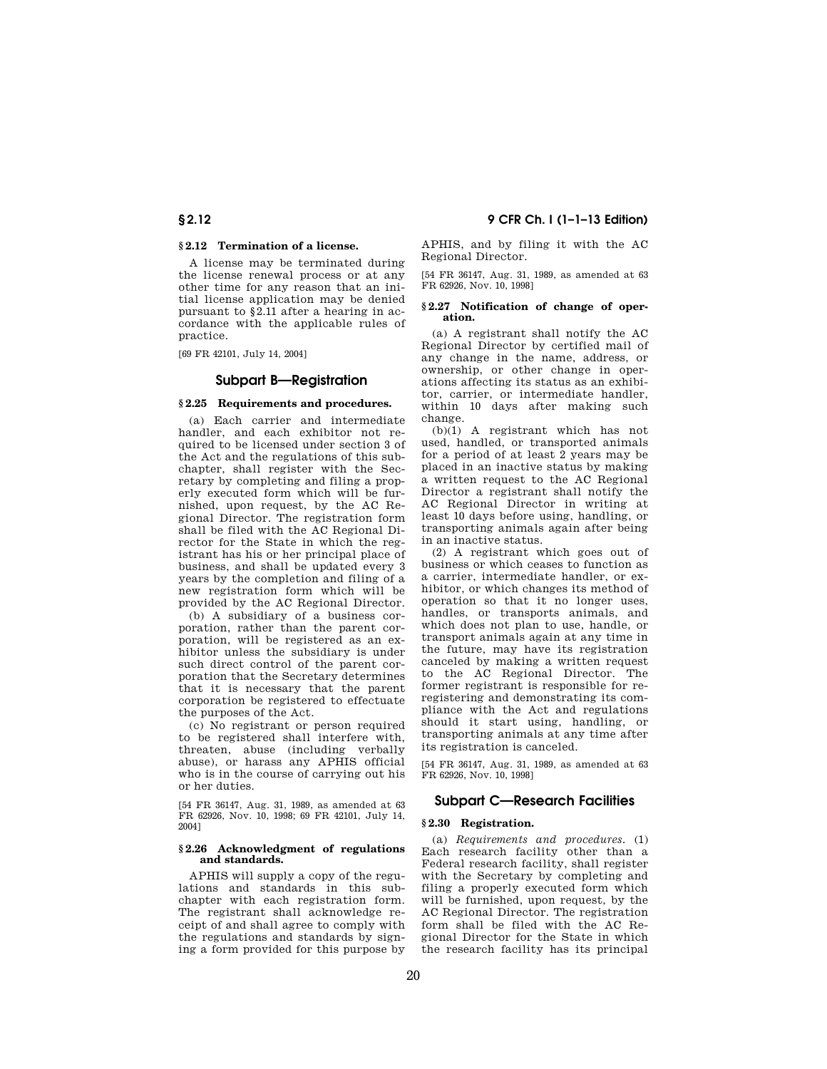### § 2.12 Termination of a license.

A license may be terminated during the license renewal process or at any other time for any reason that an initial license application may be denied pursuant to §2.11 after a hearing in accordance with the applicable rules of practice.

[69 FR 42101, July 14, 2004]

## Subpart B—Registration

### § 2.25 Requirements and procedures.

(a) Each carrier and intermediate handler, and each exhibitor not required to be licensed under section 3 of the Act and the regulations of this subchapter, shall register with the Secretary by completing and filing a properly executed form which will be furnished, upon request, by the AC Regional Director. The registration form shall be filed with the AC Regional Director for the State in which the registrant has his or her principal place of business, and shall be updated every 3 years by the completion and filing of a new registration form which will be provided by the AC Regional Director.

(b) A subsidiary of a business corporation, rather than the parent corporation, will be registered as an exhibitor unless the subsidiary is under such direct control of the parent corporation that the Secretary determines that it is necessary that the parent corporation be registered to effectuate the purposes of the Act.

(c) No registrant or person required to be registered shall interfere with, threaten, abuse (including verbally abuse), or harass any APHIS official who is in the course of carrying out his or her duties.

[54 FR 36147, Aug. 31, 1989, as amended at 63 FR 62926, Nov. 10, 1998; 69 FR 42101, July 14, 2004]

### § 2.26 Acknowledgment of regulations and standards.

APHIS will supply a copy of the regulations and standards in this subchapter with each registration form. The registrant shall acknowledge receipt of and shall agree to comply with the regulations and standards by signing a form provided for this purpose by APHIS, and by filing it with the AC Regional Director.

[54 FR 36147, Aug. 31, 1989, as amended at 63 FR 62926, Nov. 10, 1998]

### § 2.27 Notification of change of operation.

(a) A registrant shall notify the AC Regional Director by certified mail of any change in the name, address, or ownership, or other change in operations affecting its status as an exhibitor, carrier, or intermediate handler, within 10 days after making such change.

(b)(1) A registrant which has not used, handled, or transported animals for a period of at least 2 years may be placed in an inactive status by making a written request to the AC Regional Director a registrant shall notify the AC Regional Director in writing at least 10 days before using, handling, or transporting animals again after being in an inactive status.

(2) A registrant which goes out of business or which ceases to function as a carrier, intermediate handler, or exhibitor, or which changes its method of operation so that it no longer uses, handles, or transports animals, and which does not plan to use, handle, or transport animals again at any time in the future, may have its registration canceled by making a written request to the AC Regional Director. The former registrant is responsible for reregistering and demonstrating its compliance with the Act and regulations should it start using, handling, or transporting animals at any time after its registration is canceled.

[54 FR 36147, Aug. 31, 1989, as amended at 63 FR 62926, Nov. 10, 1998]

## Subpart C—Research Facilities

### § 2.30 Registration.

(a) *Requirements and procedures.* (1) Each research facility other than a Federal research facility, shall register with the Secretary by completing and filing a properly executed form which will be furnished, upon request, by the AC Regional Director. The registration form shall be filed with the AC Regional Director for the State in which the research facility has its principal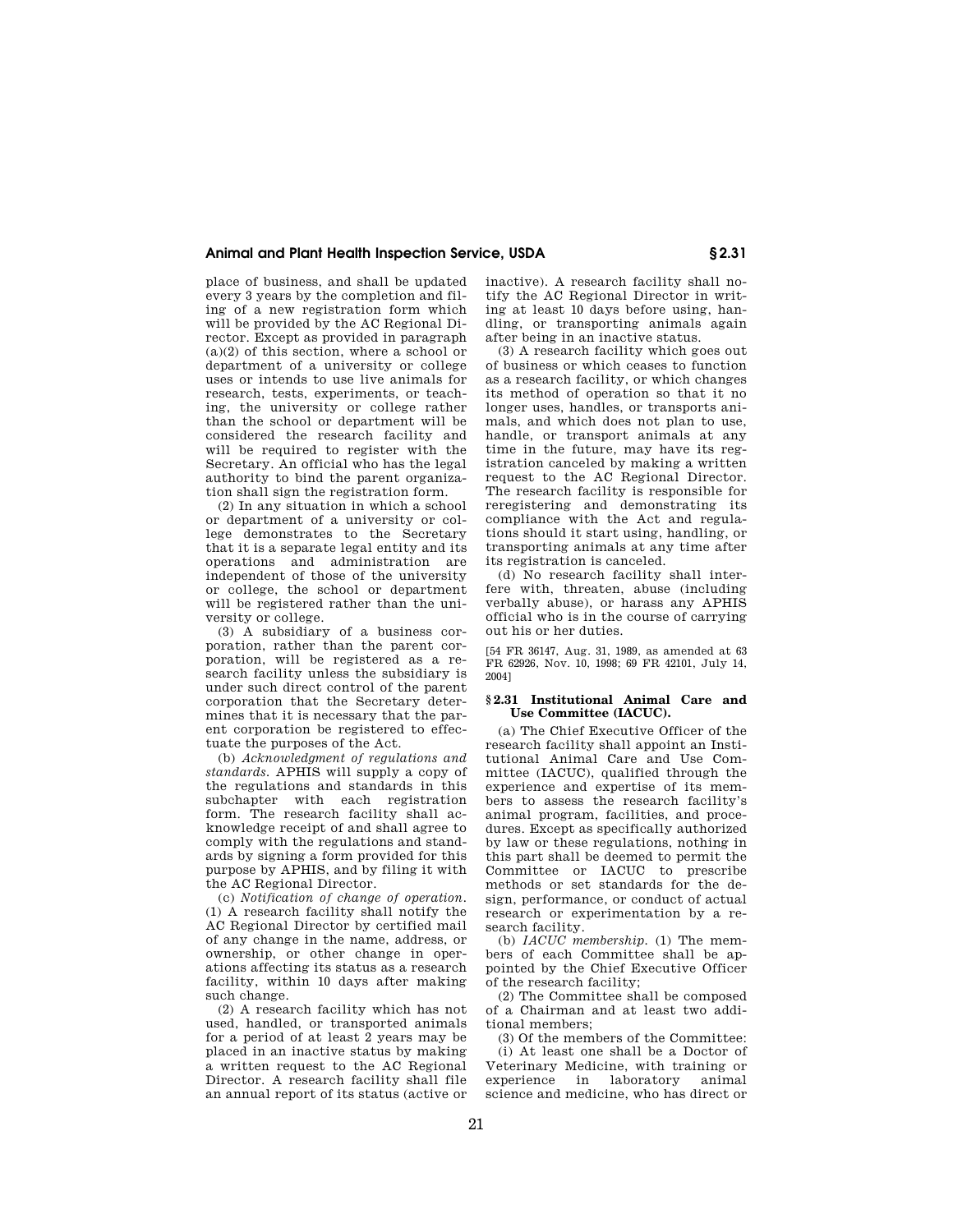place of business, and shall be updated every 3 years by the completion and filing of a new registration form which will be provided by the AC Regional Director. Except as provided in paragraph (a)(2) of this section, where a school or department of a university or college uses or intends to use live animals for research, tests, experiments, or teaching, the university or college rather than the school or department will be considered the research facility and will be required to register with the Secretary. An official who has the legal authority to bind the parent organization shall sign the registration form.

(2) In any situation in which a school or department of a university or college demonstrates to the Secretary that it is a separate legal entity and its operations and administration are independent of those of the university or college, the school or department will be registered rather than the university or college.

(3) A subsidiary of a business corporation, rather than the parent corporation, will be registered as a research facility unless the subsidiary is under such direct control of the parent corporation that the Secretary determines that it is necessary that the parent corporation be registered to effectuate the purposes of the Act.

(b) *Acknowledgment of regulations and standards.* APHIS will supply a copy of the regulations and standards in this subchapter with each registration form. The research facility shall acknowledge receipt of and shall agree to comply with the regulations and standards by signing a form provided for this purpose by APHIS, and by filing it with the AC Regional Director.

(c) *Notification of change of operation.* (1) A research facility shall notify the AC Regional Director by certified mail of any change in the name, address, or ownership, or other change in operations affecting its status as a research facility, within 10 days after making such change.

(2) A research facility which has not used, handled, or transported animals for a period of at least 2 years may be placed in an inactive status by making a written request to the AC Regional Director. A research facility shall file an annual report of its status (active or inactive). A research facility shall notify the AC Regional Director in writing at least 10 days before using, handling, or transporting animals again after being in an inactive status.

(3) A research facility which goes out of business or which ceases to function as a research facility, or which changes its method of operation so that it no longer uses, handles, or transports animals, and which does not plan to use, handle, or transport animals at any time in the future, may have its registration canceled by making a written request to the AC Regional Director. The research facility is responsible for reregistering and demonstrating its compliance with the Act and regulations should it start using, handling, or transporting animals at any time after its registration is canceled.

(d) No research facility shall interfere with, threaten, abuse (including verbally abuse), or harass any APHIS official who is in the course of carrying out his or her duties.

[54 FR 36147, Aug. 31, 1989, as amended at 63 FR 62926, Nov. 10, 1998; 69 FR 42101, July 14, 2004]

### § 2.31 Institutional Animal Care and Use Committee (IACUC).

(a) The Chief Executive Officer of the research facility shall appoint an Institutional Animal Care and Use Committee (IACUC), qualified through the experience and expertise of its members to assess the research facility's animal program, facilities, and procedures. Except as specifically authorized by law or these regulations, nothing in this part shall be deemed to permit the Committee or IACUC to prescribe methods or set standards for the design, performance, or conduct of actual research or experimentation by a research facility.

(b) *IACUC membership.* (1) The members of each Committee shall be appointed by the Chief Executive Officer of the research facility;

(2) The Committee shall be composed of a Chairman and at least two additional members;

(3) Of the members of the Committee:

(i) At least one shall be a Doctor of Veterinary Medicine, with training or experience in laboratory animal science and medicine, who has direct or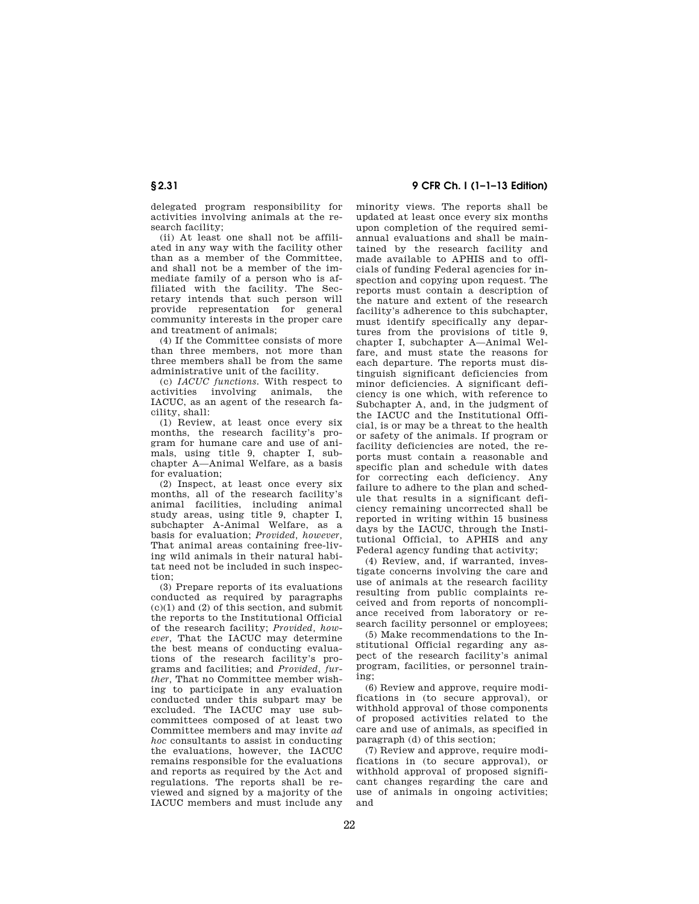delegated program responsibility for activities involving animals at the research facility;

(ii) At least one shall not be affiliated in any way with the facility other than as a member of the Committee, and shall not be a member of the immediate family of a person who is affiliated with the facility. The Secretary intends that such person will provide representation for general community interests in the proper care and treatment of animals;

(4) If the Committee consists of more than three members, not more than three members shall be from the same administrative unit of the facility.

(c) *IACUC functions.* With respect to activities involving animals, the IACUC, as an agent of the research facility, shall:

(1) Review, at least once every six months, the research facility's program for humane care and use of animals, using title 9, chapter I, subchapter A—Animal Welfare, as a basis for evaluation;

(2) Inspect, at least once every six months, all of the research facility's animal facilities, including animal study areas, using title 9, chapter I, subchapter A-Animal Welfare, as a basis for evaluation; *Provided, however,* That animal areas containing free-living wild animals in their natural habitat need not be included in such inspection;

(3) Prepare reports of its evaluations conducted as required by paragraphs (c)(1) and (2) of this section, and submit the reports to the Institutional Official of the research facility; *Provided, however,* That the IACUC may determine the best means of conducting evaluations of the research facility's programs and facilities; and *Provided, further,* That no Committee member wishing to participate in any evaluation conducted under this subpart may be excluded. The IACUC may use subcommittees composed of at least two Committee members and may invite *ad hoc* consultants to assist in conducting the evaluations, however, the IACUC remains responsible for the evaluations and reports as required by the Act and regulations. The reports shall be reviewed and signed by a majority of the IACUC members and must include any minority views. The reports shall be updated at least once every six months upon completion of the required semiannual evaluations and shall be maintained by the research facility and made available to APHIS and to officials of funding Federal agencies for inspection and copying upon request. The reports must contain a description of the nature and extent of the research facility's adherence to this subchapter, must identify specifically any departures from the provisions of title 9, chapter I, subchapter A—Animal Welfare, and must state the reasons for each departure. The reports must distinguish significant deficiencies from minor deficiencies. A significant deficiency is one which, with reference to Subchapter A, and, in the judgment of the IACUC and the Institutional Official, is or may be a threat to the health or safety of the animals. If program or facility deficiencies are noted, the reports must contain a reasonable and specific plan and schedule with dates for correcting each deficiency. Any failure to adhere to the plan and schedule that results in a significant deficiency remaining uncorrected shall be reported in writing within 15 business days by the IACUC, through the Institutional Official, to APHIS and any Federal agency funding that activity;

(4) Review, and, if warranted, investigate concerns involving the care and use of animals at the research facility resulting from public complaints received and from reports of noncompliance received from laboratory or research facility personnel or employees;

(5) Make recommendations to the Institutional Official regarding any aspect of the research facility's animal program, facilities, or personnel training;

(6) Review and approve, require modifications in (to secure approval), or withhold approval of those components of proposed activities related to the care and use of animals, as specified in paragraph (d) of this section;

(7) Review and approve, require modifications in (to secure approval), or withhold approval of proposed significant changes regarding the care and use of animals in ongoing activities; and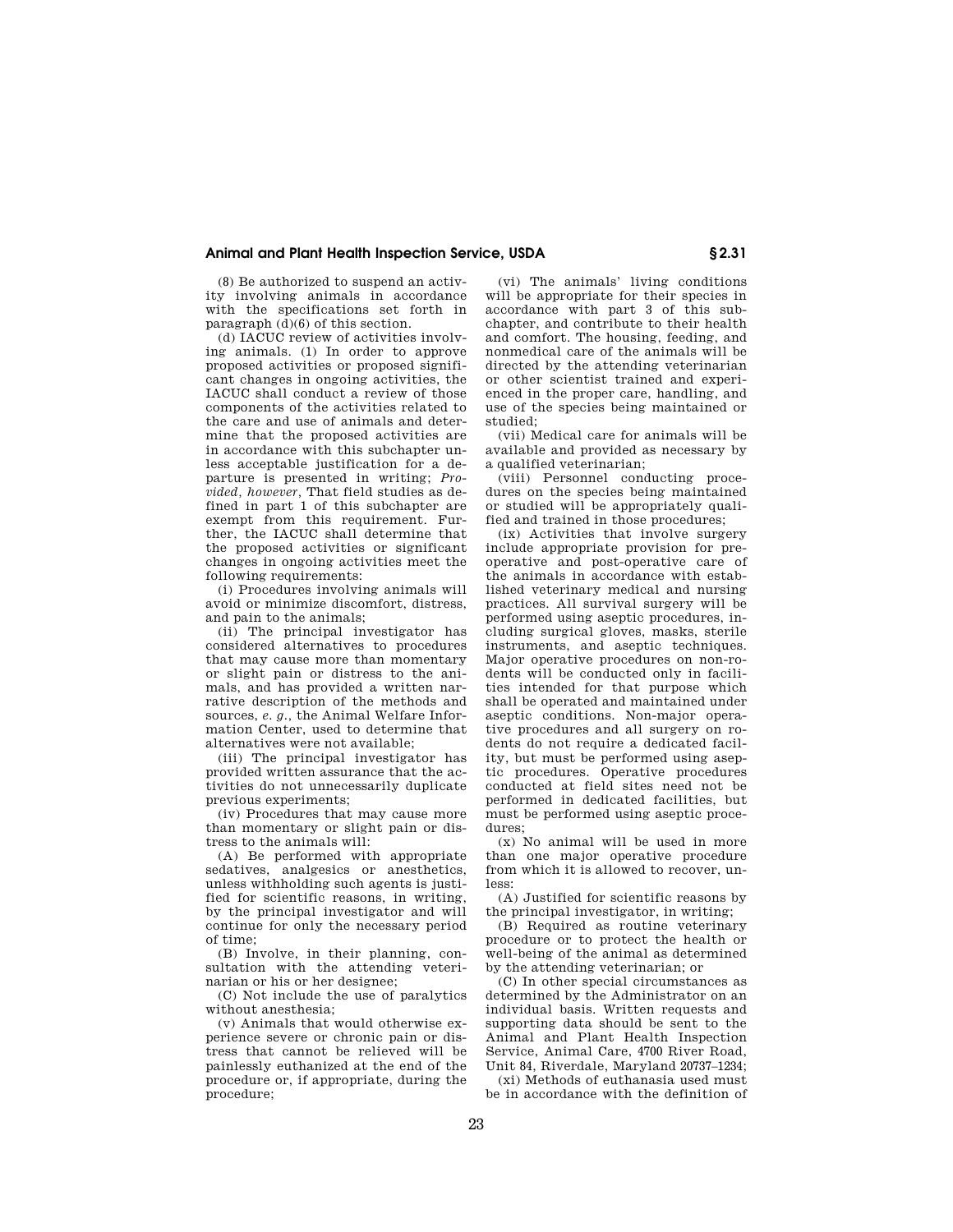(8) Be authorized to suspend an activity involving animals in accordance with the specifications set forth in paragraph (d)(6) of this section.

(d) IACUC review of activities involving animals. (1) In order to approve proposed activities or proposed significant changes in ongoing activities, the IACUC shall conduct a review of those components of the activities related to the care and use of animals and determine that the proposed activities are in accordance with this subchapter unless acceptable justification for a departure is presented in writing; *Provided, however*, That field studies as defined in part 1 of this subchapter are exempt from this requirement. Further, the IACUC shall determine that the proposed activities or significant changes in ongoing activities meet the following requirements:

(i) Procedures involving animals will avoid or minimize discomfort, distress, and pain to the animals;

(ii) The principal investigator has considered alternatives to procedures that may cause more than momentary or slight pain or distress to the animals, and has provided a written narrative description of the methods and sources, *e. g.*, the Animal Welfare Information Center, used to determine that alternatives were not available;

(iii) The principal investigator has provided written assurance that the activities do not unnecessarily duplicate previous experiments;

(iv) Procedures that may cause more than momentary or slight pain or distress to the animals will:

(A) Be performed with appropriate sedatives, analgesics or anesthetics, unless withholding such agents is justified for scientific reasons, in writing, by the principal investigator and will continue for only the necessary period of time;

(B) Involve, in their planning, consultation with the attending veterinarian or his or her designee;

(C) Not include the use of paralytics without anesthesia;

(v) Animals that would otherwise experience severe or chronic pain or distress that cannot be relieved will be painlessly euthanized at the end of the procedure or, if appropriate, during the procedure;

(vi) The animals' living conditions will be appropriate for their species in accordance with part 3 of this subchapter, and contribute to their health and comfort. The housing, feeding, and nonmedical care of the animals will be directed by the attending veterinarian or other scientist trained and experienced in the proper care, handling, and use of the species being maintained or studied;

(vii) Medical care for animals will be available and provided as necessary by a qualified veterinarian;

(viii) Personnel conducting procedures on the species being maintained or studied will be appropriately qualified and trained in those procedures;

(ix) Activities that involve surgery include appropriate provision for pre-operative and post-operative care of the animals in accordance with established veterinary medical and nursing practices. All survival surgery will be performed using aseptic procedures, including surgical gloves, masks, sterile instruments, and aseptic techniques. Major operative procedures on non-rodents will be conducted only in facilities intended for that purpose which shall be operated and maintained under aseptic conditions. Non-major operative procedures and all surgery on rodents do not require a dedicated facility, but must be performed using aseptic procedures. Operative procedures conducted at field sites need not be performed in dedicated facilities, but must be performed using aseptic procedures;

(x) No animal will be used in more than one major operative procedure from which it is allowed to recover, unless:

(A) Justified for scientific reasons by the principal investigator, in writing;

(B) Required as routine veterinary procedure or to protect the health or well-being of the animal as determined by the attending veterinarian; or

(C) In other special circumstances as determined by the Administrator on an individual basis. Written requests and supporting data should be sent to the Animal and Plant Health Inspection Service, Animal Care, 4700 River Road, Unit 84, Riverdale, Maryland 20737–1234;

(xi) Methods of euthanasia used must be in accordance with the definition of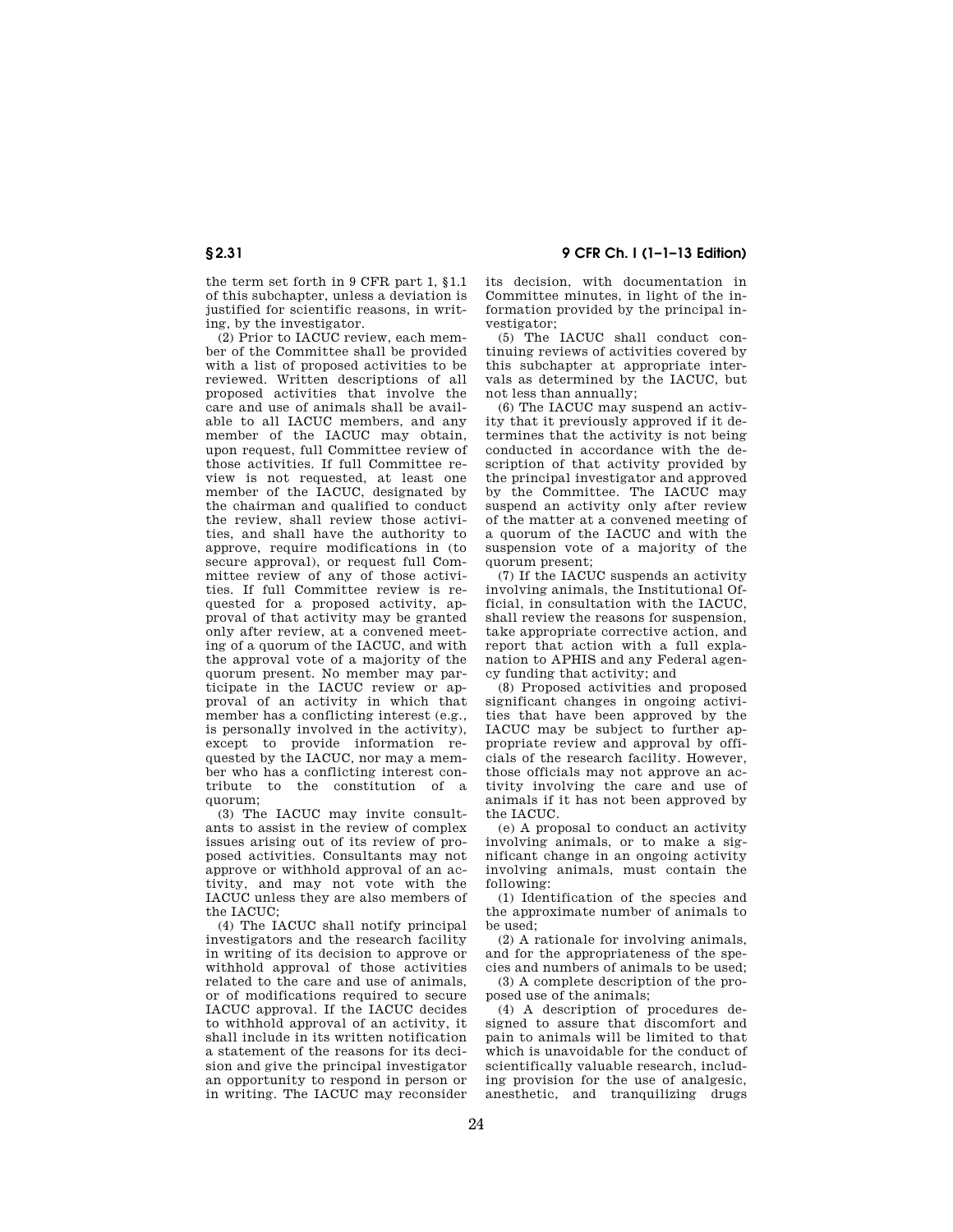the term set forth in 9 CFR part 1, §1.1 of this subchapter, unless a deviation is justified for scientific reasons, in writing, by the investigator.

(2) Prior to IACUC review, each member of the Committee shall be provided with a list of proposed activities to be reviewed. Written descriptions of all proposed activities that involve the care and use of animals shall be available to all IACUC members, and any member of the IACUC may obtain, upon request, full Committee review of those activities. If full Committee review is not requested, at least one member of the IACUC, designated by the chairman and qualified to conduct the review, shall review those activities, and shall have the authority to approve, require modifications in (to secure approval), or request full Committee review of any of those activities. If full Committee review is requested for a proposed activity, approval of that activity may be granted only after review, at a convened meeting of a quorum of the IACUC, and with the approval vote of a majority of the quorum present. No member may participate in the IACUC review or approval of an activity in which that member has a conflicting interest (e.g., is personally involved in the activity), except to provide information requested by the IACUC, nor may a member who has a conflicting interest contribute to the constitution of a quorum;

(3) The IACUC may invite consultants to assist in the review of complex issues arising out of its review of proposed activities. Consultants may not approve or withhold approval of an activity, and may not vote with the IACUC unless they are also members of the IACUC;

(4) The IACUC shall notify principal investigators and the research facility in writing of its decision to approve or withhold approval of those activities related to the care and use of animals, or of modifications required to secure IACUC approval. If the IACUC decides to withhold approval of an activity, it shall include in its written notification a statement of the reasons for its decision and give the principal investigator an opportunity to respond in person or in writing. The IACUC may reconsider its decision, with documentation in Committee minutes, in light of the information provided by the principal investigator;

(5) The IACUC shall conduct continuing reviews of activities covered by this subchapter at appropriate intervals as determined by the IACUC, but not less than annually;

(6) The IACUC may suspend an activity that it previously approved if it determines that the activity is not being conducted in accordance with the description of that activity provided by the principal investigator and approved by the Committee. The IACUC may suspend an activity only after review of the matter at a convened meeting of a quorum of the IACUC and with the suspension vote of a majority of the quorum present;

(7) If the IACUC suspends an activity involving animals, the Institutional Official, in consultation with the IACUC, shall review the reasons for suspension, take appropriate corrective action, and report that action with a full explanation to APHIS and any Federal agency funding that activity; and

(8) Proposed activities and proposed significant changes in ongoing activities that have been approved by the IACUC may be subject to further appropriate review and approval by officials of the research facility. However, those officials may not approve an activity involving the care and use of animals if it has not been approved by the IACUC.

(e) A proposal to conduct an activity involving animals, or to make a significant change in an ongoing activity involving animals, must contain the following:

(1) Identification of the species and the approximate number of animals to be used;

(2) A rationale for involving animals, and for the appropriateness of the species and numbers of animals to be used;

(3) A complete description of the proposed use of the animals;

(4) A description of procedures designed to assure that discomfort and pain to animals will be limited to that which is unavoidable for the conduct of scientifically valuable research, including provision for the use of analgesic, anesthetic, and tranquilizing drugs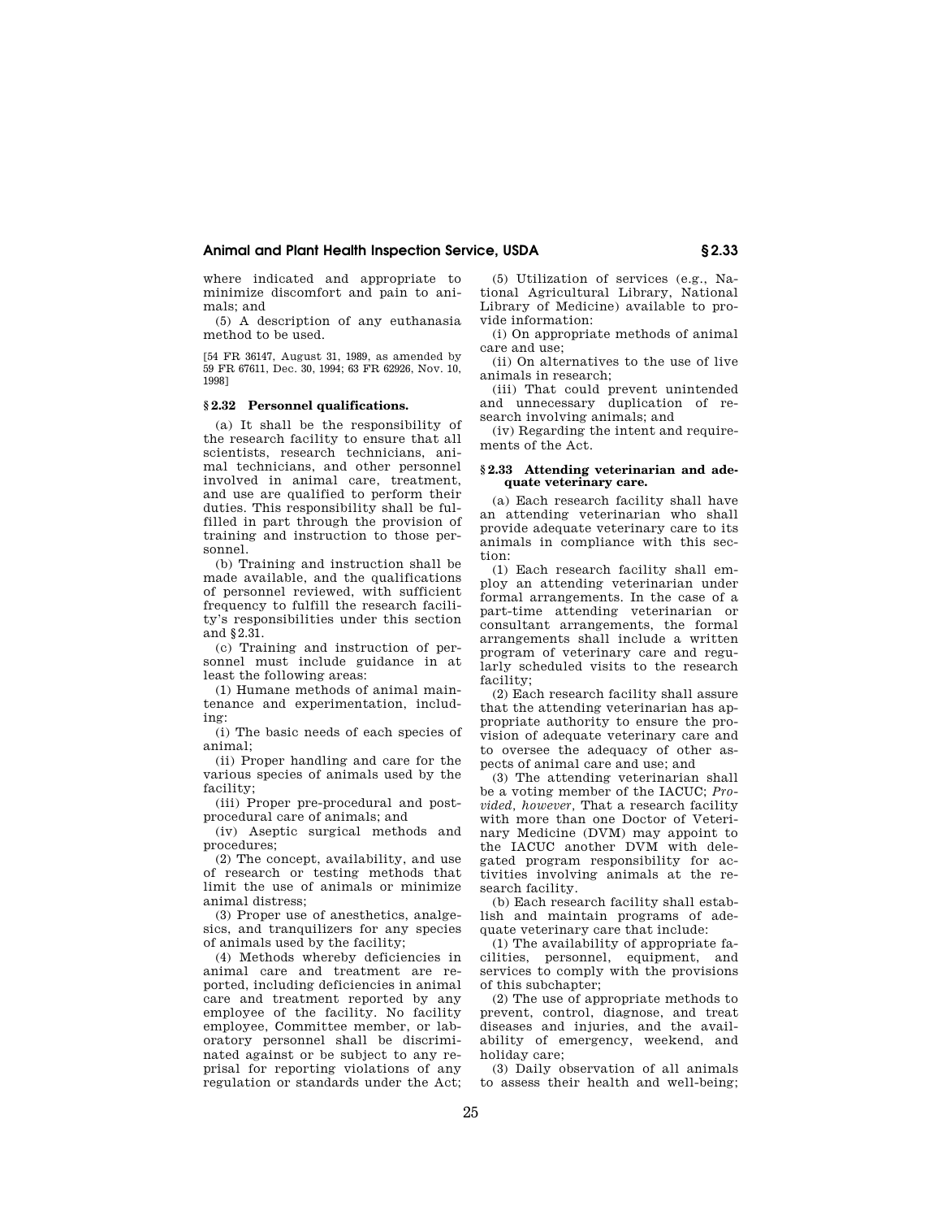where indicated and appropriate to minimize discomfort and pain to animals; and

(5) A description of any euthanasia method to be used.

[54 FR 36147, August 31, 1989, as amended by 59 FR 67611, Dec. 30, 1994; 63 FR 62926, Nov. 10, 1998]

### § 2.32 Personnel qualifications.

(a) It shall be the responsibility of the research facility to ensure that all scientists, research technicians, animal technicians, and other personnel involved in animal care, treatment, and use are qualified to perform their duties. This responsibility shall be fulfilled in part through the provision of training and instruction to those personnel.

(b) Training and instruction shall be made available, and the qualifications of personnel reviewed, with sufficient frequency to fulfill the research facility's responsibilities under this section and §2.31.

(c) Training and instruction of personnel must include guidance in at least the following areas:

(1) Humane methods of animal maintenance and experimentation, including:

(i) The basic needs of each species of animal;

(ii) Proper handling and care for the various species of animals used by the facility;

(iii) Proper pre-procedural and post-procedural care of animals; and

(iv) Aseptic surgical methods and procedures;

(2) The concept, availability, and use of research or testing methods that limit the use of animals or minimize animal distress;

(3) Proper use of anesthetics, analgesics, and tranquilizers for any species of animals used by the facility;

(4) Methods whereby deficiencies in animal care and treatment are reported, including deficiencies in animal care and treatment reported by any employee of the facility. No facility employee, Committee member, or laboratory personnel shall be discriminated against or be subject to any reprisal for reporting violations of any regulation or standards under the Act;

(5) Utilization of services (e.g., National Agricultural Library, National Library of Medicine) available to provide information:

(i) On appropriate methods of animal care and use;

(ii) On alternatives to the use of live animals in research;

(iii) That could prevent unintended and unnecessary duplication of research involving animals; and

(iv) Regarding the intent and requirements of the Act.

### § 2.33 Attending veterinarian and adequate veterinary care.

(a) Each research facility shall have an attending veterinarian who shall provide adequate veterinary care to its animals in compliance with this section:

(1) Each research facility shall employ an attending veterinarian under formal arrangements. In the case of a part-time attending veterinarian or consultant arrangements, the formal arrangements shall include a written program of veterinary care and regularly scheduled visits to the research facility;

(2) Each research facility shall assure that the attending veterinarian has appropriate authority to ensure the provision of adequate veterinary care and to oversee the adequacy of other aspects of animal care and use; and

(3) The attending veterinarian shall be a voting member of the IACUC; *Provided, however,* That a research facility with more than one Doctor of Veterinary Medicine (DVM) may appoint to the IACUC another DVM with delegated program responsibility for activities involving animals at the research facility.

(b) Each research facility shall establish and maintain programs of adequate veterinary care that include:

(1) The availability of appropriate facilities, personnel, equipment, and services to comply with the provisions of this subchapter;

(2) The use of appropriate methods to prevent, control, diagnose, and treat diseases and injuries, and the availability of emergency, weekend, and holiday care;

(3) Daily observation of all animals to assess their health and well-being;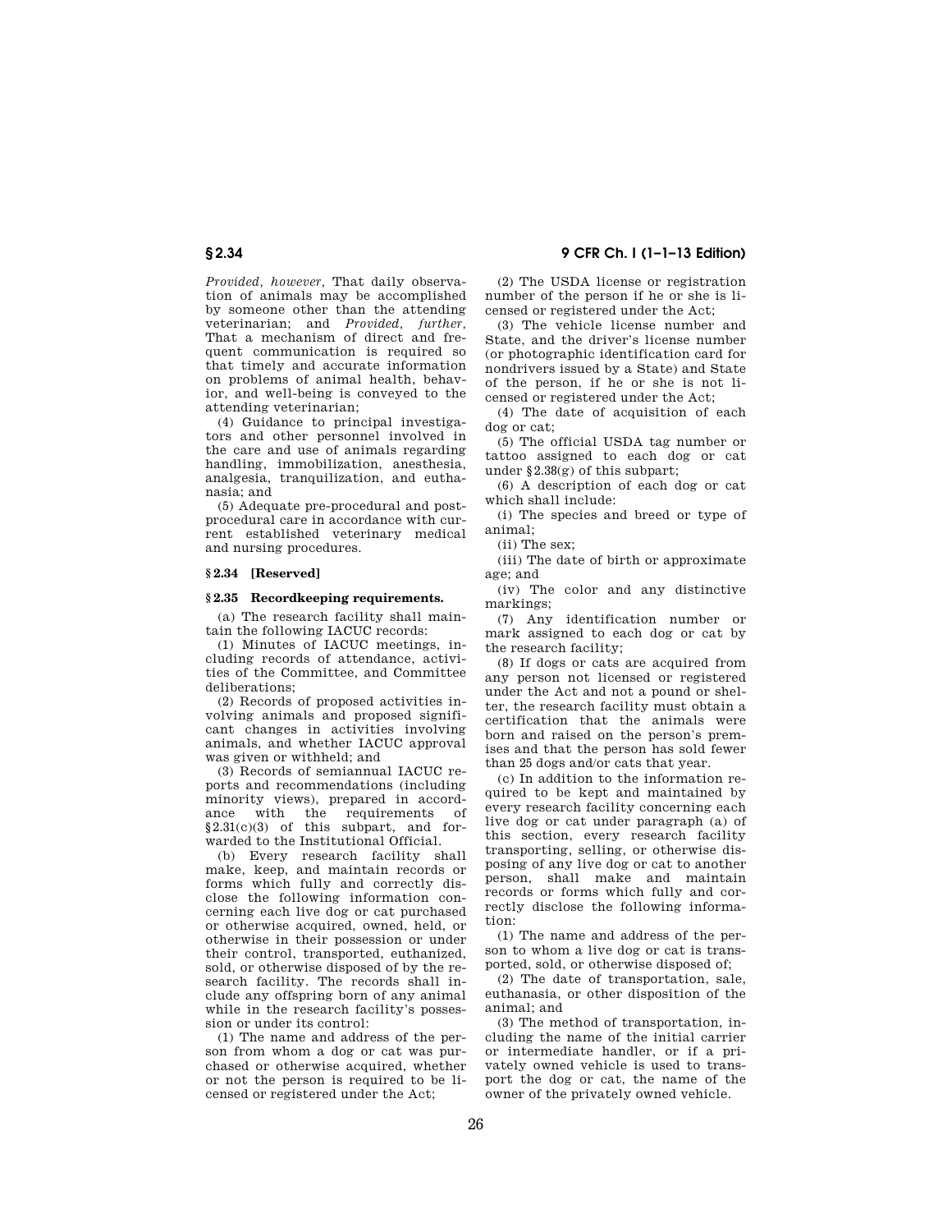*Provided, however,* That daily observation of animals may be accomplished by someone other than the attending veterinarian; and *Provided, further,* That a mechanism of direct and frequent communication is required so that timely and accurate information on problems of animal health, behavior, and well-being is conveyed to the attending veterinarian;

(4) Guidance to principal investigators and other personnel involved in the care and use of animals regarding handling, immobilization, anesthesia, analgesia, tranquilization, and euthanasia; and

(5) Adequate pre-procedural and post-procedural care in accordance with current established veterinary medical and nursing procedures.

### § 2.34 [Reserved]

### § 2.35 Recordkeeping requirements.

(a) The research facility shall maintain the following IACUC records:

(1) Minutes of IACUC meetings, including records of attendance, activities of the Committee, and Committee deliberations;

(2) Records of proposed activities involving animals and proposed significant changes in activities involving animals, and whether IACUC approval was given or withheld; and

(3) Records of semiannual IACUC reports and recommendations (including minority views), prepared in accordance with the requirements of §2.31(c)(3) of this subpart, and forwarded to the Institutional Official.

(b) Every research facility shall make, keep, and maintain records or forms which fully and correctly disclose the following information concerning each live dog or cat purchased or otherwise acquired, owned, held, or otherwise in their possession or under their control, transported, euthanized, sold, or otherwise disposed of by the research facility. The records shall include any offspring born of any animal while in the research facility's possession or under its control:

(1) The name and address of the person from whom a dog or cat was purchased or otherwise acquired, whether or not the person is required to be licensed or registered under the Act;

(2) The USDA license or registration number of the person if he or she is licensed or registered under the Act;

(3) The vehicle license number and State, and the driver's license number (or photographic identification card for nondrivers issued by a State) and State of the person, if he or she is not licensed or registered under the Act;

(4) The date of acquisition of each dog or cat;

(5) The official USDA tag number or tattoo assigned to each dog or cat under §2.38(g) of this subpart;

(6) A description of each dog or cat which shall include:

(i) The species and breed or type of animal;

(ii) The sex;

(iii) The date of birth or approximate age; and

(iv) The color and any distinctive markings;

(7) Any identification number or mark assigned to each dog or cat by the research facility;

(8) If dogs or cats are acquired from any person not licensed or registered under the Act and not a pound or shelter, the research facility must obtain a certification that the animals were born and raised on the person's premises and that the person has sold fewer than 25 dogs and/or cats that year.

(c) In addition to the information required to be kept and maintained by every research facility concerning each live dog or cat under paragraph (a) of this section, every research facility transporting, selling, or otherwise disposing of any live dog or cat to another person, shall make and maintain records or forms which fully and correctly disclose the following information:

(1) The name and address of the person to whom a live dog or cat is transported, sold, or otherwise disposed of;

(2) The date of transportation, sale, euthanasia, or other disposition of the animal; and

(3) The method of transportation, including the name of the initial carrier or intermediate handler, or if a privately owned vehicle is used to transport the dog or cat, the name of the owner of the privately owned vehicle.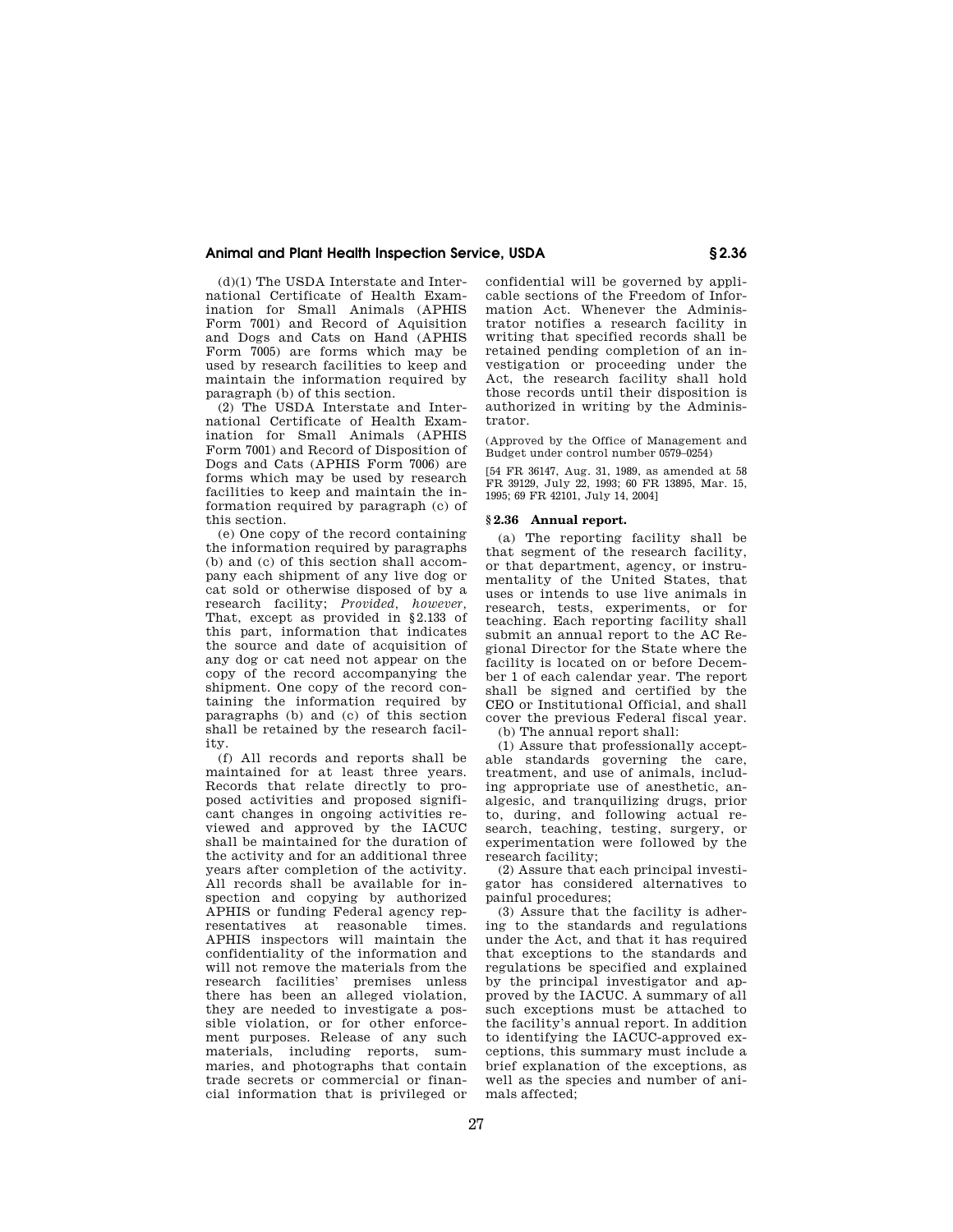(d)(1) The USDA Interstate and International Certificate of Health Examination for Small Animals (APHIS Form 7001) and Record of Aquisition and Dogs and Cats on Hand (APHIS Form 7005) are forms which may be used by research facilities to keep and maintain the information required by paragraph (b) of this section.

(2) The USDA Interstate and International Certificate of Health Examination for Small Animals (APHIS Form 7001) and Record of Disposition of Dogs and Cats (APHIS Form 7006) are forms which may be used by research facilities to keep and maintain the information required by paragraph (c) of this section.

(e) One copy of the record containing the information required by paragraphs (b) and (c) of this section shall accompany each shipment of any live dog or cat sold or otherwise disposed of by a research facility; *Provided, however,* That, except as provided in §2.133 of this part, information that indicates the source and date of acquisition of any dog or cat need not appear on the copy of the record accompanying the shipment. One copy of the record containing the information required by paragraphs (b) and (c) of this section shall be retained by the research facility.

(f) All records and reports shall be maintained for at least three years. Records that relate directly to proposed activities and proposed significant changes in ongoing activities reviewed and approved by the IACUC shall be maintained for the duration of the activity and for an additional three years after completion of the activity. All records shall be available for inspection and copying by authorized APHIS or funding Federal agency representatives at reasonable times. APHIS inspectors will maintain the confidentiality of the information and will not remove the materials from the research facilities' premises unless there has been an alleged violation, they are needed to investigate a possible violation, or for other enforcement purposes. Release of any such materials, including reports, summaries, and photographs that contain trade secrets or commercial or financial information that is privileged or confidential will be governed by applicable sections of the Freedom of Information Act. Whenever the Administrator notifies a research facility in writing that specified records shall be retained pending completion of an investigation or proceeding under the Act, the research facility shall hold those records until their disposition is authorized in writing by the Administrator.

(Approved by the Office of Management and Budget under control number 0579–0254)

[54 FR 36147, Aug. 31, 1989, as amended at 58 FR 39129, July 22, 1993; 60 FR 13895, Mar. 15, 1995; 69 FR 42101, July 14, 2004]

## § 2.36 Annual report.

(a) The reporting facility shall be that segment of the research facility, or that department, agency, or instrumentality of the United States, that uses or intends to use live animals in research, tests, experiments, or for teaching. Each reporting facility shall submit an annual report to the AC Regional Director for the State where the facility is located on or before December 1 of each calendar year. The report shall be signed and certified by the CEO or Institutional Official, and shall cover the previous Federal fiscal year.

(b) The annual report shall:

(1) Assure that professionally acceptable standards governing the care, treatment, and use of animals, including appropriate use of anesthetic, analgesic, and tranquilizing drugs, prior to, during, and following actual research, teaching, testing, surgery, or experimentation were followed by the research facility;

(2) Assure that each principal investigator has considered alternatives to painful procedures;

(3) Assure that the facility is adhering to the standards and regulations under the Act, and that it has required that exceptions to the standards and regulations be specified and explained by the principal investigator and approved by the IACUC. A summary of all such exceptions must be attached to the facility's annual report. In addition to identifying the IACUC-approved exceptions, this summary must include a brief explanation of the exceptions, as well as the species and number of animals affected;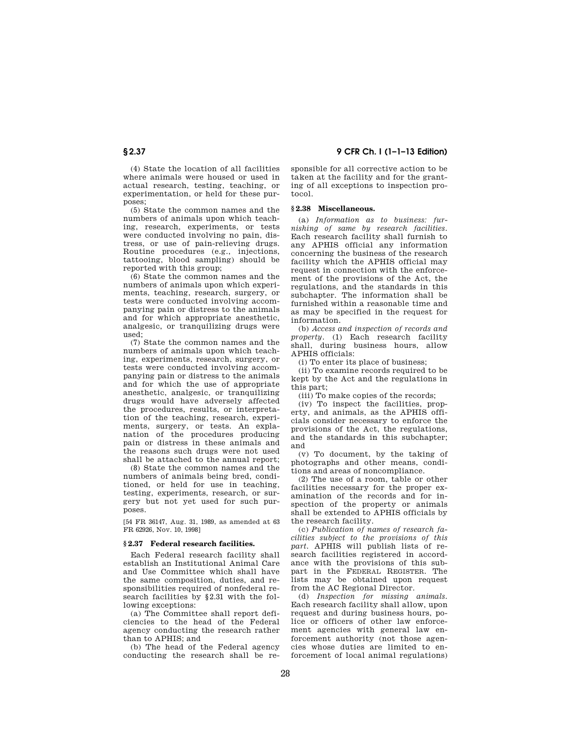(4) State the location of all facilities where animals were housed or used in actual research, testing, teaching, or experimentation, or held for these purposes;

(5) State the common names and the numbers of animals upon which teaching, research, experiments, or tests were conducted involving no pain, distress, or use of pain-relieving drugs. Routine procedures (e.g., injections, tattooing, blood sampling) should be reported with this group;

(6) State the common names and the numbers of animals upon which experiments, teaching, research, surgery, or tests were conducted involving accompanying pain or distress to the animals and for which appropriate anesthetic, analgesic, or tranquilizing drugs were used;

(7) State the common names and the numbers of animals upon which teaching, experiments, research, surgery, or tests were conducted involving accompanying pain or distress to the animals and for which the use of appropriate anesthetic, analgesic, or tranquilizing drugs would have adversely affected the procedures, results, or interpretation of the teaching, research, experiments, surgery, or tests. An explanation of the procedures producing pain or distress in these animals and the reasons such drugs were not used shall be attached to the annual report;

(8) State the common names and the numbers of animals being bred, conditioned, or held for use in teaching, testing, experiments, research, or surgery but not yet used for such purposes.

[54 FR 36147, Aug. 31, 1989, as amended at 63 FR 62926, Nov. 10, 1998]

### § 2.37 Federal research facilities.

Each Federal research facility shall establish an Institutional Animal Care and Use Committee which shall have the same composition, duties, and responsibilities required of nonfederal research facilities by §2.31 with the following exceptions:

(a) The Committee shall report deficiencies to the head of the Federal agency conducting the research rather than to APHIS; and

(b) The head of the Federal agency conducting the research shall be responsible for all corrective action to be taken at the facility and for the granting of all exceptions to inspection protocol.

### § 2.38 Miscellaneous.

(a) *Information as to business: furnishing of same by research facilities.* Each research facility shall furnish to any APHIS official any information concerning the business of the research facility which the APHIS official may request in connection with the enforcement of the provisions of the Act, the regulations, and the standards in this subchapter. The information shall be furnished within a reasonable time and as may be specified in the request for information.

(b) *Access and inspection of records and property.* (1) Each research facility shall, during business hours, allow APHIS officials:

(i) To enter its place of business;

(ii) To examine records required to be kept by the Act and the regulations in this part;

(iii) To make copies of the records;

(iv) To inspect the facilities, property, and animals, as the APHIS officials consider necessary to enforce the provisions of the Act, the regulations, and the standards in this subchapter; and

(v) To document, by the taking of photographs and other means, conditions and areas of noncompliance.

(2) The use of a room, table or other facilities necessary for the proper examination of the records and for inspection of the property or animals shall be extended to APHIS officials by the research facility.

(c) *Publication of names of research facilities subject to the provisions of this part.* APHIS will publish lists of research facilities registered in accordance with the provisions of this subpart in the FEDERAL REGISTER. The lists may be obtained upon request from the AC Regional Director.

(d) *Inspection for missing animals.* Each research facility shall allow, upon request and during business hours, police or officers of other law enforcement agencies with general law enforcement authority (not those agencies whose duties are limited to enforcement of local animal regulations)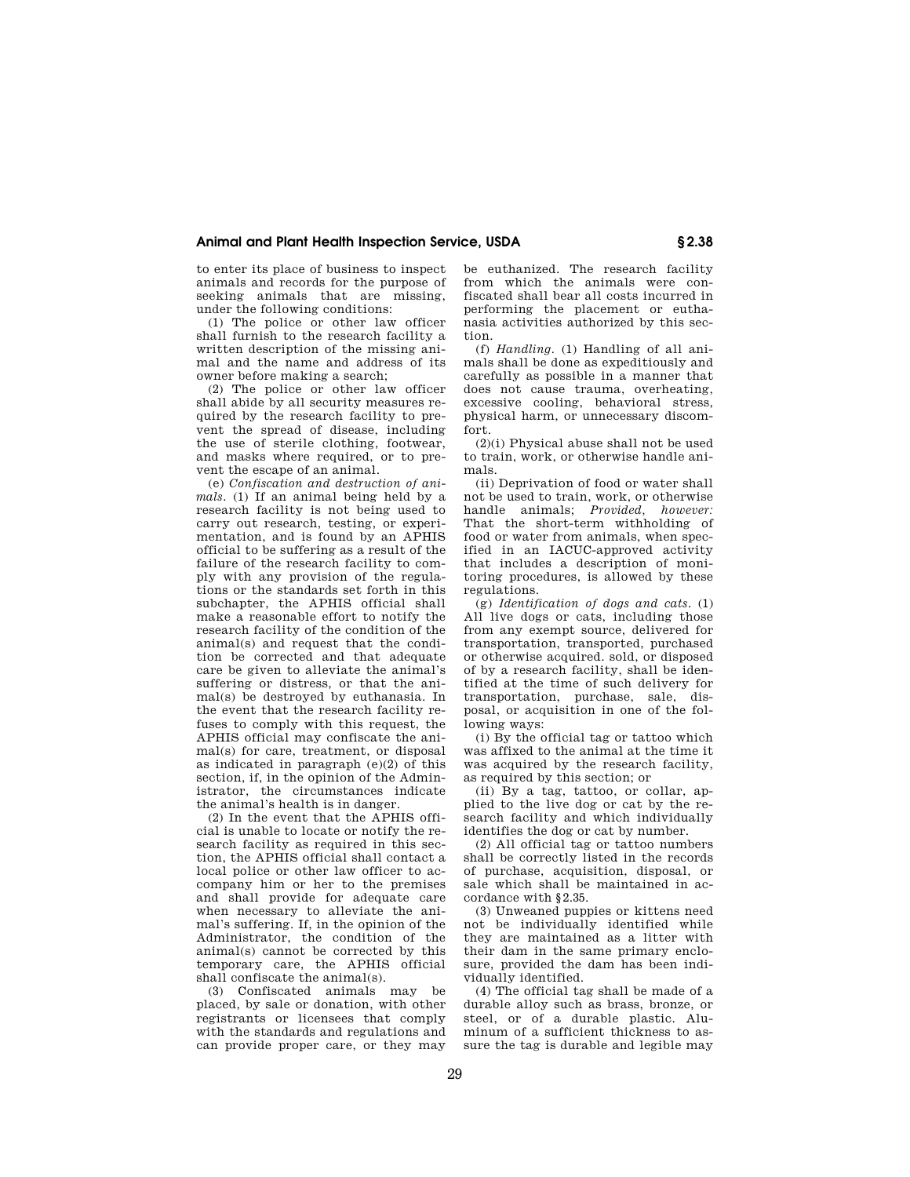to enter its place of business to inspect animals and records for the purpose of seeking animals that are missing, under the following conditions:

(1) The police or other law officer shall furnish to the research facility a written description of the missing animal and the name and address of its owner before making a search;

(2) The police or other law officer shall abide by all security measures required by the research facility to prevent the spread of disease, including the use of sterile clothing, footwear, and masks where required, or to prevent the escape of an animal.

(e) *Confiscation and destruction of animals.* (1) If an animal being held by a research facility is not being used to carry out research, testing, or experimentation, and is found by an APHIS official to be suffering as a result of the failure of the research facility to comply with any provision of the regulations or the standards set forth in this subchapter, the APHIS official shall make a reasonable effort to notify the research facility of the condition of the animal(s) and request that the condition be corrected and that adequate care be given to alleviate the animal's suffering or distress, or that the animal(s) be destroyed by euthanasia. In the event that the research facility refuses to comply with this request, the APHIS official may confiscate the animal(s) for care, treatment, or disposal as indicated in paragraph (e)(2) of this section, if, in the opinion of the Administrator, the circumstances indicate the animal's health is in danger.

(2) In the event that the APHIS official is unable to locate or notify the research facility as required in this section, the APHIS official shall contact a local police or other law officer to accompany him or her to the premises and shall provide for adequate care when necessary to alleviate the animal's suffering. If, in the opinion of the Administrator, the condition of the animal(s) cannot be corrected by this temporary care, the APHIS official shall confiscate the animal(s).

(3) Confiscated animals may be placed, by sale or donation, with other registrants or licensees that comply with the standards and regulations and can provide proper care, or they may be euthanized. The research facility from which the animals were confiscated shall bear all costs incurred in performing the placement or euthanasia activities authorized by this section.

(f) *Handling.* (1) Handling of all animals shall be done as expeditiously and carefully as possible in a manner that does not cause trauma, overheating, excessive cooling, behavioral stress, physical harm, or unnecessary discomfort.

(2)(i) Physical abuse shall not be used to train, work, or otherwise handle animals.

(ii) Deprivation of food or water shall not be used to train, work, or otherwise handle animals; *Provided, however:* That the short-term withholding of food or water from animals, when specified in an IACUC-approved activity that includes a description of monitoring procedures, is allowed by these regulations.

(g) *Identification of dogs and cats.* (1) All live dogs or cats, including those from any exempt source, delivered for transportation, transported, purchased or otherwise acquired. sold, or disposed of by a research facility, shall be identified at the time of such delivery for transportation, purchase, sale, disposal, or acquisition in one of the following ways:

(i) By the official tag or tattoo which was affixed to the animal at the time it was acquired by the research facility, as required by this section; or

(ii) By a tag, tattoo, or collar, applied to the live dog or cat by the research facility and which individually identifies the dog or cat by number.

(2) All official tag or tattoo numbers shall be correctly listed in the records of purchase, acquisition, disposal, or sale which shall be maintained in accordance with §2.35.

(3) Unweaned puppies or kittens need not be individually identified while they are maintained as a litter with their dam in the same primary enclosure, provided the dam has been individually identified.

(4) The official tag shall be made of a durable alloy such as brass, bronze, or steel, or of a durable plastic. Aluminum of a sufficient thickness to assure the tag is durable and legible may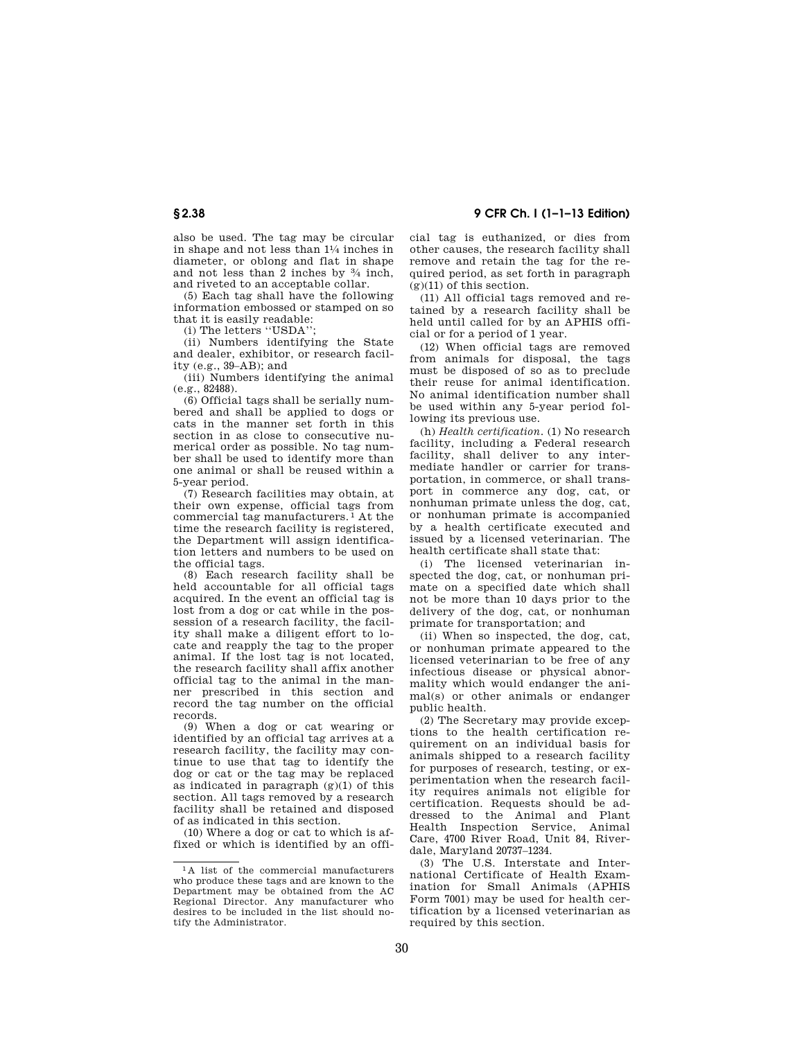also be used. The tag may be circular in shape and not less than 1¼ inches in diameter, or oblong and flat in shape and not less than 2 inches by ¾ inch, and riveted to an acceptable collar.

(5) Each tag shall have the following information embossed or stamped on so that it is easily readable:

(i) The letters "USDA";

(ii) Numbers identifying the State and dealer, exhibitor, or research facility (e.g., 39–AB); and

(iii) Numbers identifying the animal (e.g., 82488).

(6) Official tags shall be serially numbered and shall be applied to dogs or cats in the manner set forth in this section in as close to consecutive numerical order as possible. No tag number shall be used to identify more than one animal or shall be reused within a 5-year period.

(7) Research facilities may obtain, at their own expense, official tags from commercial tag manufacturers.[1] At the time the research facility is registered, the Department will assign identification letters and numbers to be used on the official tags.

(8) Each research facility shall be held accountable for all official tags acquired. In the event an official tag is lost from a dog or cat while in the possession of a research facility, the facility shall make a diligent effort to locate and reapply the tag to the proper animal. If the lost tag is not located, the research facility shall affix another official tag to the animal in the manner prescribed in this section and record the tag number on the official records.

(9) When a dog or cat wearing or identified by an official tag arrives at a research facility, the facility may continue to use that tag to identify the dog or cat or the tag may be replaced as indicated in paragraph (g)(1) of this section. All tags removed by a research facility shall be retained and disposed of as indicated in this section.

(10) Where a dog or cat to which is affixed or which is identified by an official tag is euthanized, or dies from other causes, the research facility shall remove and retain the tag for the required period, as set forth in paragraph (g)(11) of this section.

(11) All official tags removed and retained by a research facility shall be held until called for by an APHIS official or for a period of 1 year.

(12) When official tags are removed from animals for disposal, the tags must be disposed of so as to preclude their reuse for animal identification. No animal identification number shall be used within any 5-year period following its previous use.

(h) *Health certification.* (1) No research facility, including a Federal research facility, shall deliver to any intermediate handler or carrier for transportation, in commerce, or shall transport in commerce any dog, cat, or nonhuman primate unless the dog, cat, or nonhuman primate is accompanied by a health certificate executed and issued by a licensed veterinarian. The health certificate shall state that:

(i) The licensed veterinarian inspected the dog, cat, or nonhuman primate on a specified date which shall not be more than 10 days prior to the delivery of the dog, cat, or nonhuman primate for transportation; and

(ii) When so inspected, the dog, cat, or nonhuman primate appeared to the licensed veterinarian to be free of any infectious disease or physical abnormality which would endanger the animal(s) or other animals or endanger public health.

(2) The Secretary may provide exceptions to the health certification requirement on an individual basis for animals shipped to a research facility for purposes of research, testing, or experimentation when the research facility requires animals not eligible for certification. Requests should be addressed to the Animal and Plant Health Inspection Service, Animal Care, 4700 River Road, Unit 84, Riverdale, Maryland 20737–1234.

(3) The U.S. Interstate and International Certificate of Health Examination for Small Animals (APHIS Form 7001) may be used for health certification by a licensed veterinarian as required by this section.

---

[1] A list of the commercial manufacturers who produce these tags and are known to the Department may be obtained from the AC Regional Director. Any manufacturer who desires to be included in the list should notify the Administrator.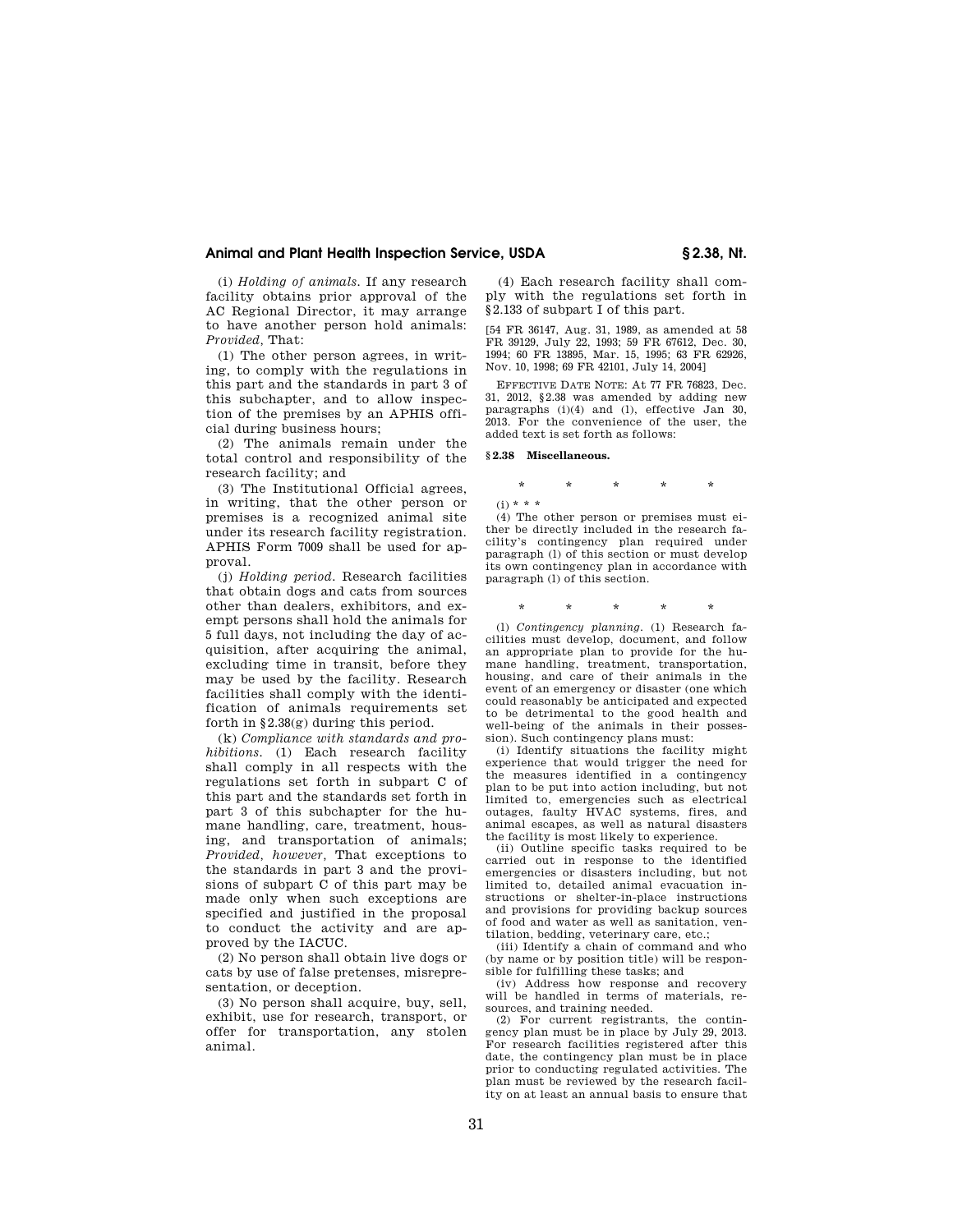(i) *Holding of animals.* If any research facility obtains prior approval of the AC Regional Director, it may arrange to have another person hold animals: *Provided,* That:

(1) The other person agrees, in writing, to comply with the regulations in this part and the standards in part 3 of this subchapter, and to allow inspection of the premises by an APHIS official during business hours;

(2) The animals remain under the total control and responsibility of the research facility; and

(3) The Institutional Official agrees, in writing, that the other person or premises is a recognized animal site under its research facility registration. APHIS Form 7009 shall be used for approval.

(j) *Holding period.* Research facilities that obtain dogs and cats from sources other than dealers, exhibitors, and exempt persons shall hold the animals for 5 full days, not including the day of acquisition, after acquiring the animal, excluding time in transit, before they may be used by the facility. Research facilities shall comply with the identification of animals requirements set forth in §2.38(g) during this period.

(k) *Compliance with standards and prohibitions.* (1) Each research facility shall comply in all respects with the regulations set forth in subpart C of this part and the standards set forth in part 3 of this subchapter for the humane handling, care, treatment, housing, and transportation of animals; *Provided, however,* That exceptions to the standards in part 3 and the provisions of subpart C of this part may be made only when such exceptions are specified and justified in the proposal to conduct the activity and are approved by the IACUC.

(2) No person shall obtain live dogs or cats by use of false pretenses, misrepresentation, or deception.

(3) No person shall acquire, buy, sell, exhibit, use for research, transport, or offer for transportation, any stolen animal.

(4) Each research facility shall comply with the regulations set forth in §2.133 of subpart I of this part.

[54 FR 36147, Aug. 31, 1989, as amended at 58 FR 39129, July 22, 1993; 59 FR 67612, Dec. 30, 1994; 60 FR 13895, Mar. 15, 1995; 63 FR 62926, Nov. 10, 1998; 69 FR 42101, July 14, 2004]

EFFECTIVE DATE NOTE: At 77 FR 76823, Dec. 31, 2012, §2.38 was amended by adding new paragraphs (i)(4) and (l), effective Jan 30, 2013. For the convenience of the user, the added text is set forth as follows:

**§2.38 Miscellaneous.**

\* \* \* \* \*

(i) \* \* \*

(4) The other person or premises must either be directly included in the research facility's contingency plan required under paragraph (l) of this section or must develop its own contingency plan in accordance with paragraph (l) of this section.

\* \* \* \* \*

(l) *Contingency planning.* (1) Research facilities must develop, document, and follow an appropriate plan to provide for the humane handling, treatment, transportation, housing, and care of their animals in the event of an emergency or disaster (one which could reasonably be anticipated and expected to be detrimental to the good health and well-being of the animals in their possession). Such contingency plans must:

(i) Identify situations the facility might experience that would trigger the need for the measures identified in a contingency plan to be put into action including, but not limited to, emergencies such as electrical outages, faulty HVAC systems, fires, and animal escapes, as well as natural disasters the facility is most likely to experience.

(ii) Outline specific tasks required to be carried out in response to the identified emergencies or disasters including, but not limited to, detailed animal evacuation instructions or shelter-in-place instructions and provisions for providing backup sources of food and water as well as sanitation, ventilation, bedding, veterinary care, etc.;

(iii) Identify a chain of command and who (by name or by position title) will be responsible for fulfilling these tasks; and

(iv) Address how response and recovery will be handled in terms of materials, resources, and training needed.

(2) For current registrants, the contingency plan must be in place by July 29, 2013. For research facilities registered after this date, the contingency plan must be in place prior to conducting regulated activities. The plan must be reviewed by the research facility on at least an annual basis to ensure that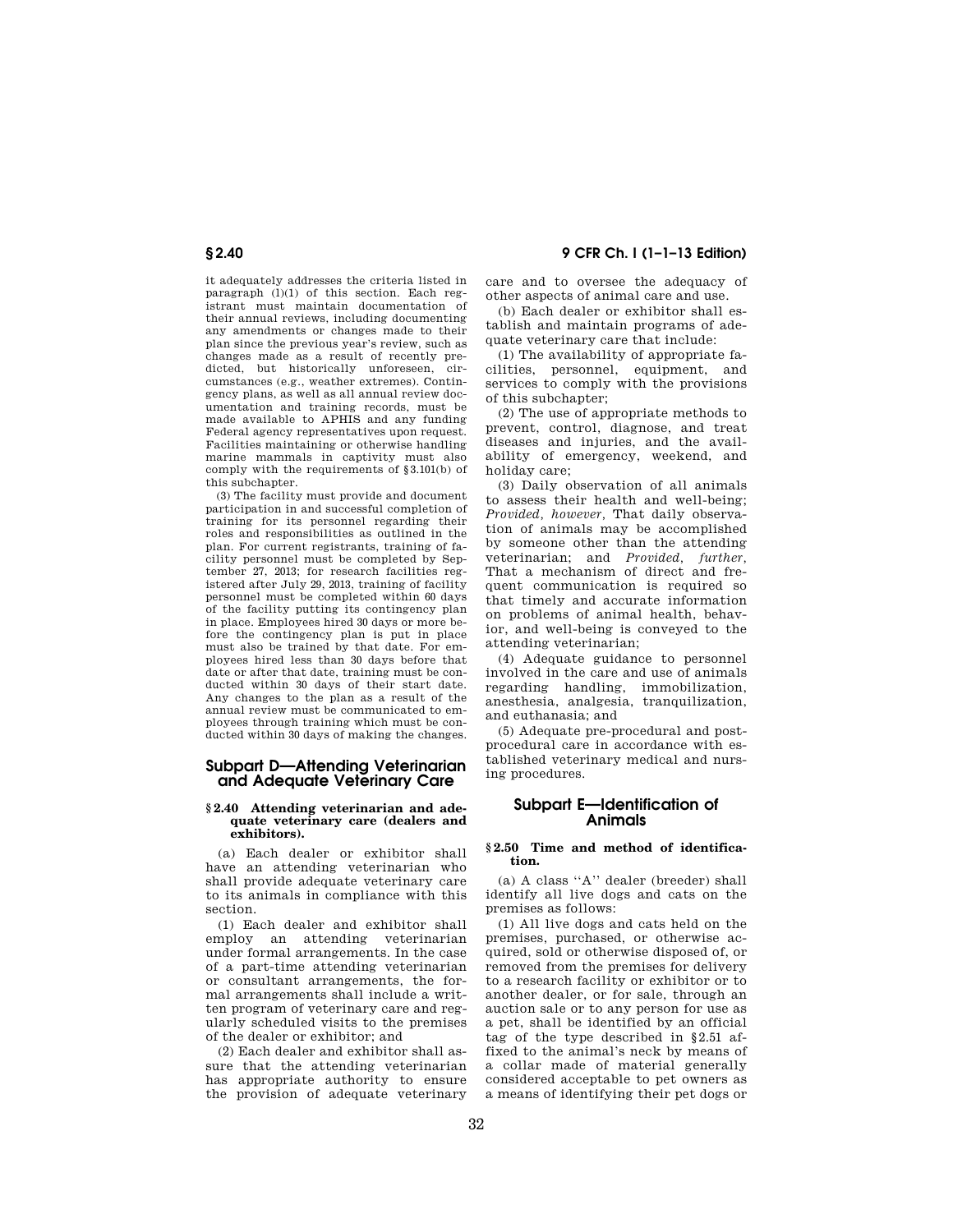it adequately addresses the criteria listed in paragraph (l)(1) of this section. Each registrant must maintain documentation of their annual reviews, including documenting any amendments or changes made to their plan since the previous year's review, such as changes made as a result of recently predicted, but historically unforeseen, circumstances (e.g., weather extremes). Contingency plans, as well as all annual review documentation and training records, must be made available to APHIS and any funding Federal agency representatives upon request. Facilities maintaining or otherwise handling marine mammals in captivity must also comply with the requirements of §3.101(b) of this subchapter.

(3) The facility must provide and document participation in and successful completion of training for its personnel regarding their roles and responsibilities as outlined in the plan. For current registrants, training of facility personnel must be completed by September 27, 2013; for research facilities registered after July 29, 2013, training of facility personnel must be completed within 60 days of the facility putting its contingency plan in place. Employees hired 30 days or more before the contingency plan is put in place must also be trained by that date. For employees hired less than 30 days before that date or after that date, training must be conducted within 30 days of their start date. Any changes to the plan as a result of the annual review must be communicated to employees through training which must be conducted within 30 days of making the changes.

## Subpart D—Attending Veterinarian and Adequate Veterinary Care

### § 2.40 Attending veterinarian and adequate veterinary care (dealers and exhibitors).

(a) Each dealer or exhibitor shall have an attending veterinarian who shall provide adequate veterinary care to its animals in compliance with this section.

(1) Each dealer and exhibitor shall employ an attending veterinarian under formal arrangements. In the case of a part-time attending veterinarian or consultant arrangements, the formal arrangements shall include a written program of veterinary care and regularly scheduled visits to the premises of the dealer or exhibitor; and

(2) Each dealer and exhibitor shall assure that the attending veterinarian has appropriate authority to ensure the provision of adequate veterinary care and to oversee the adequacy of other aspects of animal care and use.

(b) Each dealer or exhibitor shall establish and maintain programs of adequate veterinary care that include:

(1) The availability of appropriate facilities, personnel, equipment, and services to comply with the provisions of this subchapter;

(2) The use of appropriate methods to prevent, control, diagnose, and treat diseases and injuries, and the availability of emergency, weekend, and holiday care;

(3) Daily observation of all animals to assess their health and well-being; *Provided, however,* That daily observation of animals may be accomplished by someone other than the attending veterinarian; and *Provided, further,* That a mechanism of direct and frequent communication is required so that timely and accurate information on problems of animal health, behavior, and well-being is conveyed to the attending veterinarian;

(4) Adequate guidance to personnel involved in the care and use of animals regarding handling, immobilization, anesthesia, analgesia, tranquilization, and euthanasia; and

(5) Adequate pre-procedural and post-procedural care in accordance with established veterinary medical and nursing procedures.

## Subpart E—Identification of Animals

### § 2.50 Time and method of identification.

(a) A class "A" dealer (breeder) shall identify all live dogs and cats on the premises as follows:

(1) All live dogs and cats held on the premises, purchased, or otherwise acquired, sold or otherwise disposed of, or removed from the premises for delivery to a research facility or exhibitor or to another dealer, or for sale, through an auction sale or to any person for use as a pet, shall be identified by an official tag of the type described in §2.51 affixed to the animal's neck by means of a collar made of material generally considered acceptable to pet owners as a means of identifying their pet dogs or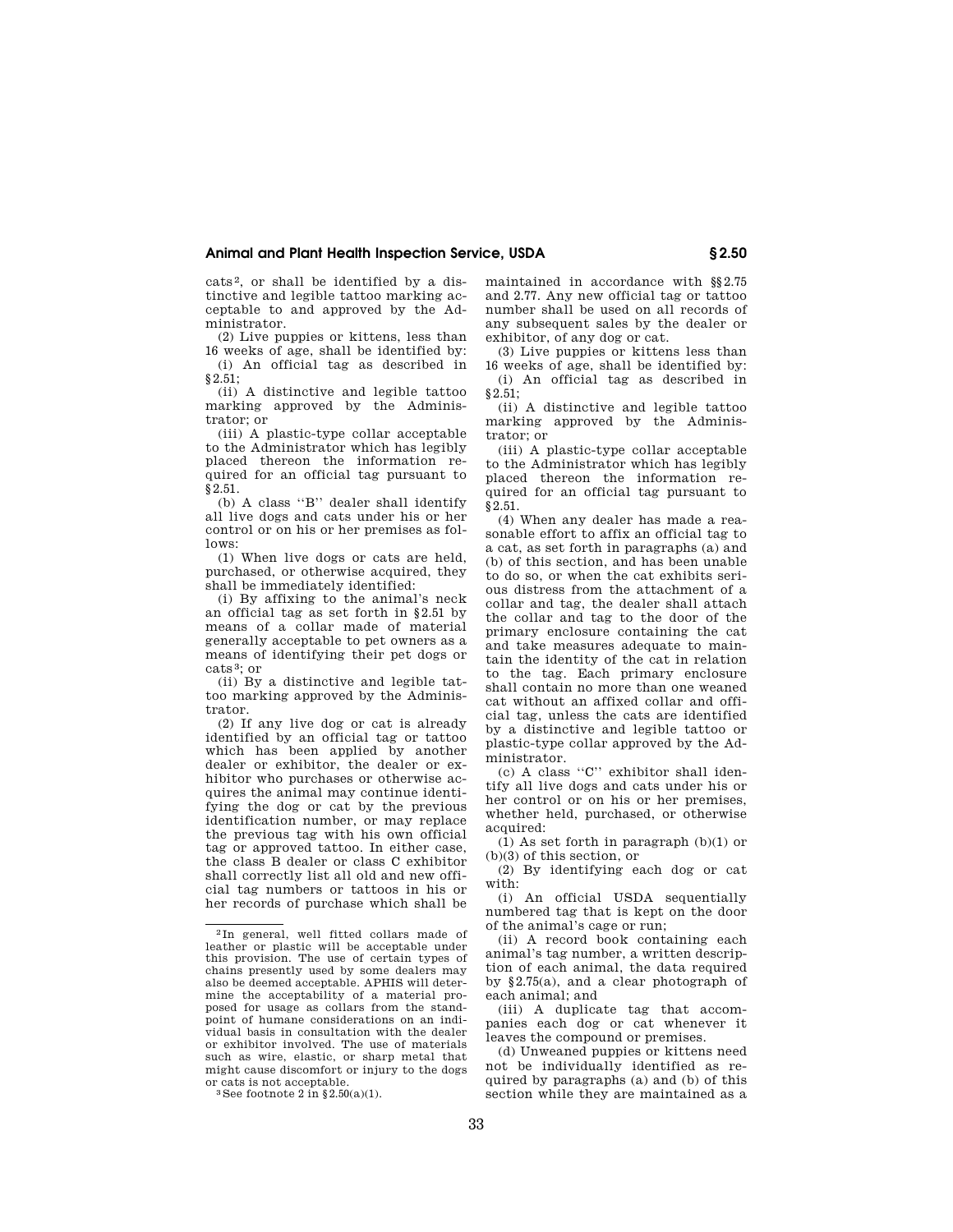cats[2], or shall be identified by a distinctive and legible tattoo marking acceptable to and approved by the Administrator.

(2) Live puppies or kittens, less than 16 weeks of age, shall be identified by:

(i) An official tag as described in §2.51;

(ii) A distinctive and legible tattoo marking approved by the Administrator; or

(iii) A plastic-type collar acceptable to the Administrator which has legibly placed thereon the information required for an official tag pursuant to §2.51.

(b) A class "B" dealer shall identify all live dogs and cats under his or her control or on his or her premises as follows:

(1) When live dogs or cats are held, purchased, or otherwise acquired, they shall be immediately identified:

(i) By affixing to the animal's neck an official tag as set forth in §2.51 by means of a collar made of material generally acceptable to pet owners as a means of identifying their pet dogs or cats[3]; or

(ii) By a distinctive and legible tattoo marking approved by the Administrator.

(2) If any live dog or cat is already identified by an official tag or tattoo which has been applied by another dealer or exhibitor, the dealer or exhibitor who purchases or otherwise acquires the animal may continue identifying the dog or cat by the previous identification number, or may replace the previous tag with his own official tag or approved tattoo. In either case, the class B dealer or class C exhibitor shall correctly list all old and new official tag numbers or tattoos in his or her records of purchase which shall be maintained in accordance with §§2.75 and 2.77. Any new official tag or tattoo number shall be used on all records of any subsequent sales by the dealer or exhibitor, of any dog or cat.

(3) Live puppies or kittens less than 16 weeks of age, shall be identified by:

(i) An official tag as described in §2.51;

(ii) A distinctive and legible tattoo marking approved by the Administrator; or

(iii) A plastic-type collar acceptable to the Administrator which has legibly placed thereon the information required for an official tag pursuant to §2.51.

(4) When any dealer has made a reasonable effort to affix an official tag to a cat, as set forth in paragraphs (a) and (b) of this section, and has been unable to do so, or when the cat exhibits serious distress from the attachment of a collar and tag, the dealer shall attach the collar and tag to the door of the primary enclosure containing the cat and take measures adequate to maintain the identity of the cat in relation to the tag. Each primary enclosure shall contain no more than one weaned cat without an affixed collar and official tag, unless the cats are identified by a distinctive and legible tattoo or plastic-type collar approved by the Administrator.

(c) A class "C" exhibitor shall identify all live dogs and cats under his or her control or on his or her premises, whether held, purchased, or otherwise acquired:

(1) As set forth in paragraph (b)(1) or (b)(3) of this section, or

(2) By identifying each dog or cat with:

(i) An official USDA sequentially numbered tag that is kept on the door of the animal's cage or run;

(ii) A record book containing each animal's tag number, a written description of each animal, the data required by §2.75(a), and a clear photograph of each animal; and

(iii) A duplicate tag that accompanies each dog or cat whenever it leaves the compound or premises.

(d) Unweaned puppies or kittens need not be individually identified as required by paragraphs (a) and (b) of this section while they are maintained as a

---

[2] In general, well fitted collars made of leather or plastic will be acceptable under this provision. The use of certain types of chains presently used by some dealers may also be deemed acceptable. APHIS will determine the acceptability of a material proposed for usage as collars from the standpoint of humane considerations on an individual basis in consultation with the dealer or exhibitor involved. The use of materials such as wire, elastic, or sharp metal that might cause discomfort or injury to the dogs or cats is not acceptable.

[3] See footnote 2 in §2.50(a)(1).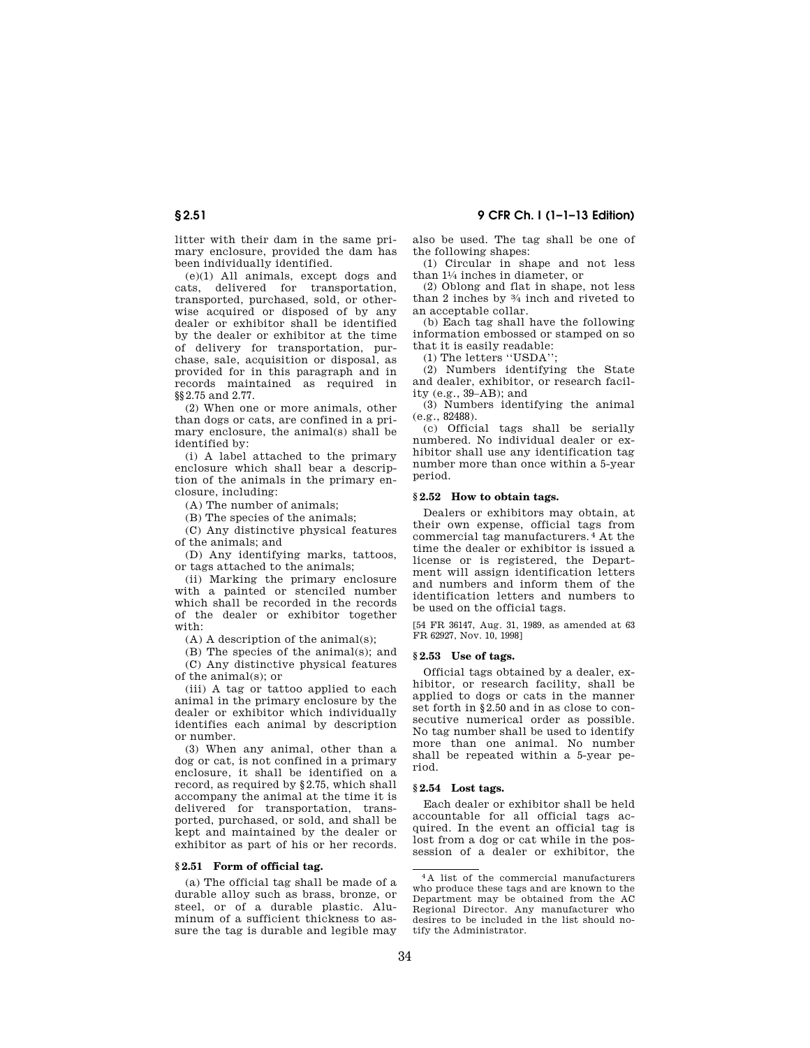litter with their dam in the same primary enclosure, provided the dam has been individually identified.

(e)(1) All animals, except dogs and cats, delivered for transportation, transported, purchased, sold, or otherwise acquired or disposed of by any dealer or exhibitor shall be identified by the dealer or exhibitor at the time of delivery for transportation, purchase, sale, acquisition or disposal, as provided for in this paragraph and in records maintained as required in §§2.75 and 2.77.

(2) When one or more animals, other than dogs or cats, are confined in a primary enclosure, the animal(s) shall be identified by:

(i) A label attached to the primary enclosure which shall bear a description of the animals in the primary enclosure, including:

(A) The number of animals;

(B) The species of the animals;

(C) Any distinctive physical features of the animals; and

(D) Any identifying marks, tattoos, or tags attached to the animals;

(ii) Marking the primary enclosure with a painted or stenciled number which shall be recorded in the records of the dealer or exhibitor together with:

(A) A description of the animal(s);

(B) The species of the animal(s); and

(C) Any distinctive physical features of the animal(s); or

(iii) A tag or tattoo applied to each animal in the primary enclosure by the dealer or exhibitor which individually identifies each animal by description or number.

(3) When any animal, other than a dog or cat, is not confined in a primary enclosure, it shall be identified on a record, as required by §2.75, which shall accompany the animal at the time it is delivered for transportation, transported, purchased, or sold, and shall be kept and maintained by the dealer or exhibitor as part of his or her records.

### §2.51 Form of official tag.

(a) The official tag shall be made of a durable alloy such as brass, bronze, or steel, or of a durable plastic. Aluminum of a sufficient thickness to assure the tag is durable and legible may also be used. The tag shall be one of the following shapes:

(1) Circular in shape and not less than 1¼ inches in diameter, or

(2) Oblong and flat in shape, not less than 2 inches by ¾ inch and riveted to an acceptable collar.

(b) Each tag shall have the following information embossed or stamped on so that it is easily readable:

(1) The letters ''USDA'';

(2) Numbers identifying the State and dealer, exhibitor, or research facility (e.g., 39–AB); and

(3) Numbers identifying the animal (e.g., 82488).

(c) Official tags shall be serially numbered. No individual dealer or exhibitor shall use any identification tag number more than once within a 5-year period.

### §2.52 How to obtain tags.

Dealers or exhibitors may obtain, at their own expense, official tags from commercial tag manufacturers.[4] At the time the dealer or exhibitor is issued a license or is registered, the Department will assign identification letters and numbers and inform them of the identification letters and numbers to be used on the official tags.

[54 FR 36147, Aug. 31, 1989, as amended at 63 FR 62927, Nov. 10, 1998]

### §2.53 Use of tags.

Official tags obtained by a dealer, exhibitor, or research facility, shall be applied to dogs or cats in the manner set forth in §2.50 and in as close to consecutive numerical order as possible. No tag number shall be used to identify more than one animal. No number shall be repeated within a 5-year period.

### §2.54 Lost tags.

Each dealer or exhibitor shall be held accountable for all official tags acquired. In the event an official tag is lost from a dog or cat while in the possession of a dealer or exhibitor, the

---

[4] A list of the commercial manufacturers who produce these tags and are known to the Department may be obtained from the AC Regional Director. Any manufacturer who desires to be included in the list should notify the Administrator.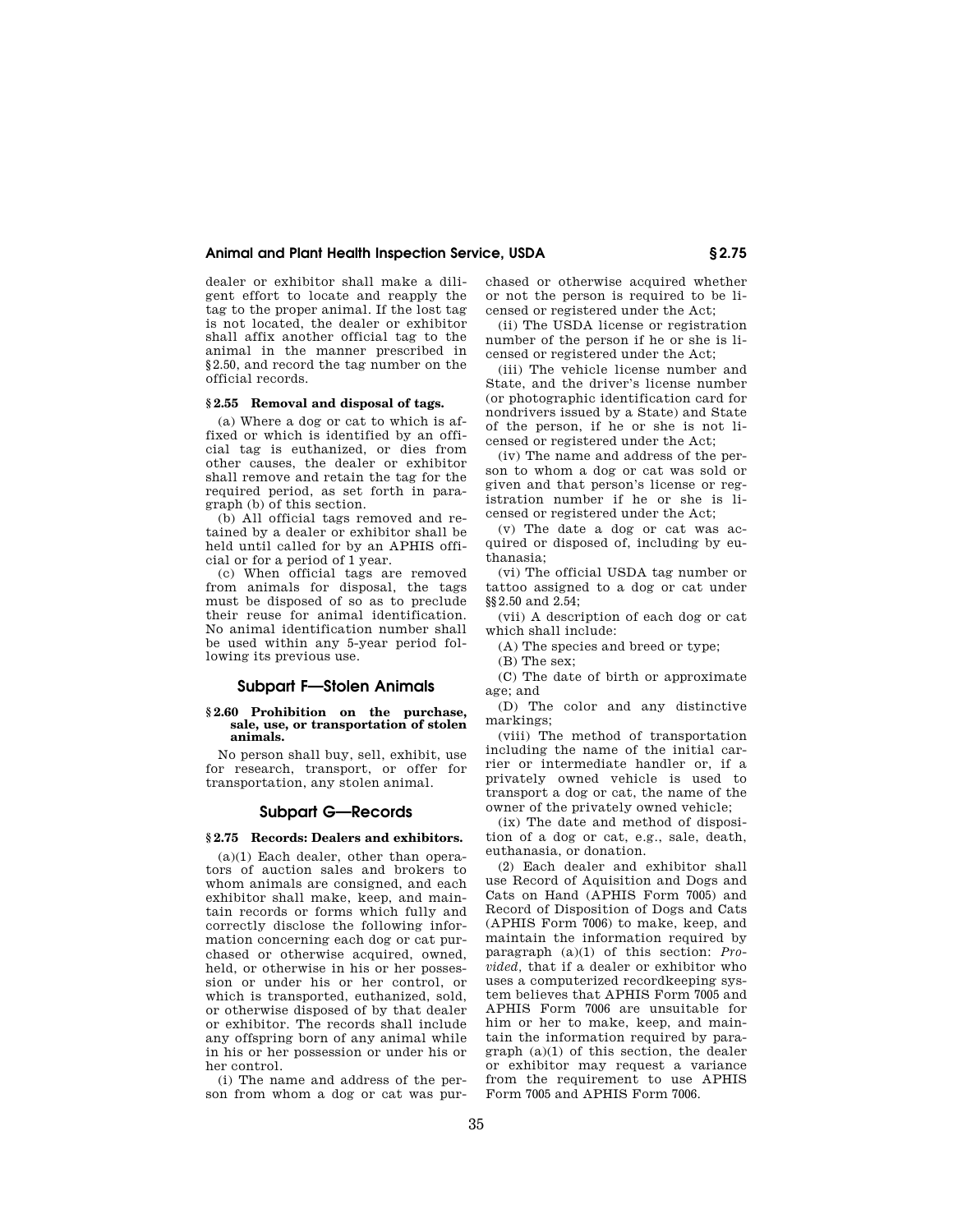dealer or exhibitor shall make a diligent effort to locate and reapply the tag to the proper animal. If the lost tag is not located, the dealer or exhibitor shall affix another official tag to the animal in the manner prescribed in §2.50, and record the tag number on the official records.

### § 2.55 Removal and disposal of tags.

(a) Where a dog or cat to which is affixed or which is identified by an official tag is euthanized, or dies from other causes, the dealer or exhibitor shall remove and retain the tag for the required period, as set forth in paragraph (b) of this section.

(b) All official tags removed and retained by a dealer or exhibitor shall be held until called for by an APHIS official or for a period of 1 year.

(c) When official tags are removed from animals for disposal, the tags must be disposed of so as to preclude their reuse for animal identification. No animal identification number shall be used within any 5-year period following its previous use.

## Subpart F—Stolen Animals

### § 2.60 Prohibition on the purchase, sale, use, or transportation of stolen animals.

No person shall buy, sell, exhibit, use for research, transport, or offer for transportation, any stolen animal.

## Subpart G—Records

### § 2.75 Records: Dealers and exhibitors.

(a)(1) Each dealer, other than operators of auction sales and brokers to whom animals are consigned, and each exhibitor shall make, keep, and maintain records or forms which fully and correctly disclose the following information concerning each dog or cat purchased or otherwise acquired, owned, held, or otherwise in his or her possession or under his or her control, or which is transported, euthanized, sold, or otherwise disposed of by that dealer or exhibitor. The records shall include any offspring born of any animal while in his or her possession or under his or her control.

(i) The name and address of the person from whom a dog or cat was purchased or otherwise acquired whether or not the person is required to be licensed or registered under the Act;

(ii) The USDA license or registration number of the person if he or she is licensed or registered under the Act;

(iii) The vehicle license number and State, and the driver's license number (or photographic identification card for nondrivers issued by a State) and State of the person, if he or she is not licensed or registered under the Act;

(iv) The name and address of the person to whom a dog or cat was sold or given and that person's license or registration number if he or she is licensed or registered under the Act;

(v) The date a dog or cat was acquired or disposed of, including by euthanasia;

(vi) The official USDA tag number or tattoo assigned to a dog or cat under §§2.50 and 2.54;

(vii) A description of each dog or cat which shall include:

(A) The species and breed or type;

(B) The sex;

(C) The date of birth or approximate age; and

(D) The color and any distinctive markings;

(viii) The method of transportation including the name of the initial carrier or intermediate handler or, if a privately owned vehicle is used to transport a dog or cat, the name of the owner of the privately owned vehicle;

(ix) The date and method of disposition of a dog or cat, e.g., sale, death, euthanasia, or donation.

(2) Each dealer and exhibitor shall use Record of Aquisition and Dogs and Cats on Hand (APHIS Form 7005) and Record of Disposition of Dogs and Cats (APHIS Form 7006) to make, keep, and maintain the information required by paragraph (a)(1) of this section: *Provided*, that if a dealer or exhibitor who uses a computerized recordkeeping system believes that APHIS Form 7005 and APHIS Form 7006 are unsuitable for him or her to make, keep, and maintain the information required by paragraph (a)(1) of this section, the dealer or exhibitor may request a variance from the requirement to use APHIS Form 7005 and APHIS Form 7006.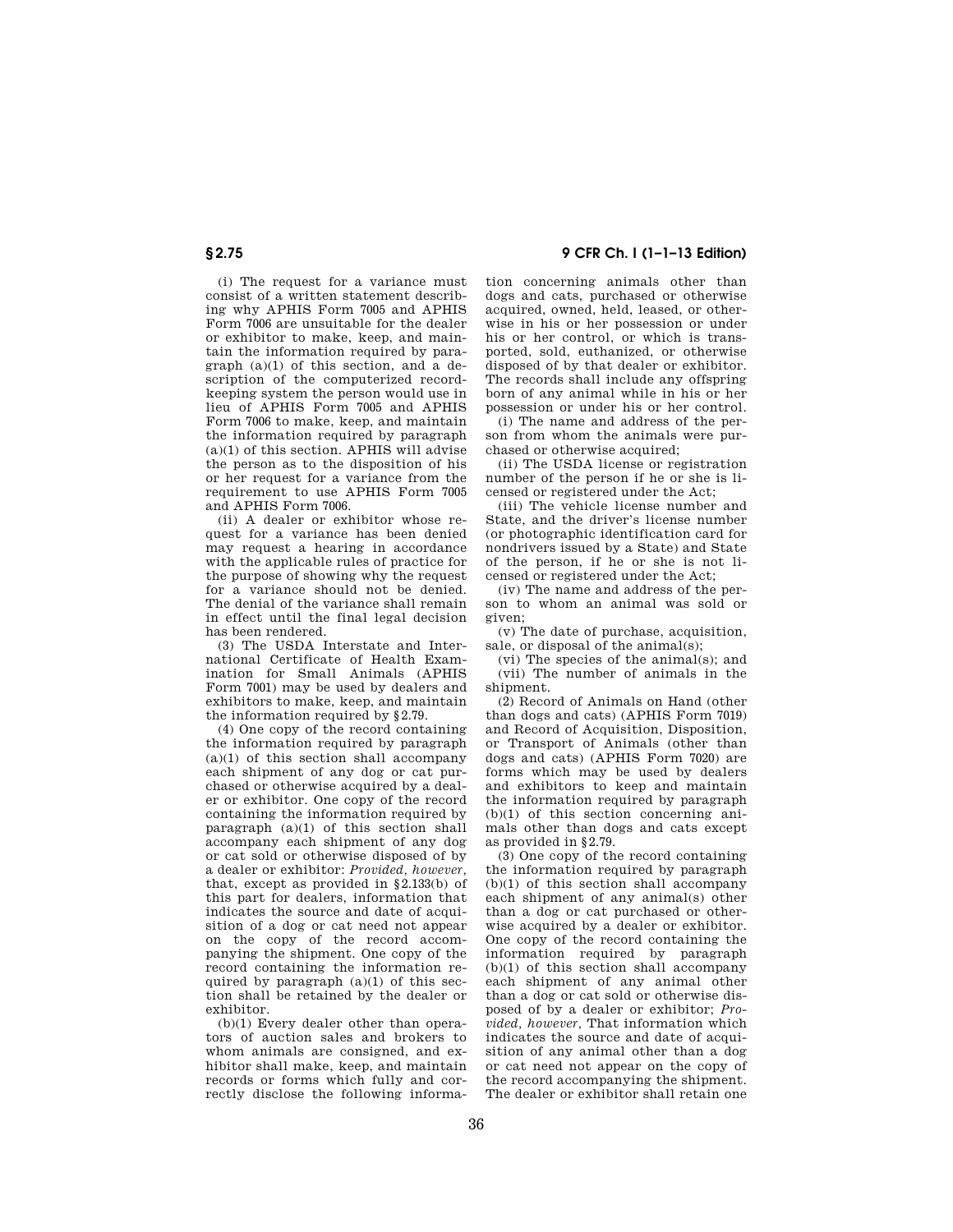(i) The request for a variance must consist of a written statement describing why APHIS Form 7005 and APHIS Form 7006 are unsuitable for the dealer or exhibitor to make, keep, and maintain the information required by paragraph (a)(1) of this section, and a description of the computerized recordkeeping system the person would use in lieu of APHIS Form 7005 and APHIS Form 7006 to make, keep, and maintain the information required by paragraph (a)(1) of this section. APHIS will advise the person as to the disposition of his or her request for a variance from the requirement to use APHIS Form 7005 and APHIS Form 7006.

(ii) A dealer or exhibitor whose request for a variance has been denied may request a hearing in accordance with the applicable rules of practice for the purpose of showing why the request for a variance should not be denied. The denial of the variance shall remain in effect until the final legal decision has been rendered.

(3) The USDA Interstate and International Certificate of Health Examination for Small Animals (APHIS Form 7001) may be used by dealers and exhibitors to make, keep, and maintain the information required by §2.79.

(4) One copy of the record containing the information required by paragraph (a)(1) of this section shall accompany each shipment of any dog or cat purchased or otherwise acquired by a dealer or exhibitor. One copy of the record containing the information required by paragraph (a)(1) of this section shall accompany each shipment of any dog or cat sold or otherwise disposed of by a dealer or exhibitor: *Provided, however,* that, except as provided in §2.133(b) of this part for dealers, information that indicates the source and date of acquisition of a dog or cat need not appear on the copy of the record accompanying the shipment. One copy of the record containing the information required by paragraph (a)(1) of this section shall be retained by the dealer or exhibitor.

(b)(1) Every dealer other than operators of auction sales and brokers to whom animals are consigned, and exhibitor shall make, keep, and maintain records or forms which fully and correctly disclose the following information concerning animals other than dogs and cats, purchased or otherwise acquired, owned, held, leased, or otherwise in his or her possession or under his or her control, or which is transported, sold, euthanized, or otherwise disposed of by that dealer or exhibitor. The records shall include any offspring born of any animal while in his or her possession or under his or her control.

(i) The name and address of the person from whom the animals were purchased or otherwise acquired;

(ii) The USDA license or registration number of the person if he or she is licensed or registered under the Act;

(iii) The vehicle license number and State, and the driver's license number (or photographic identification card for nondrivers issued by a State) and State of the person, if he or she is not licensed or registered under the Act;

(iv) The name and address of the person to whom an animal was sold or given;

(v) The date of purchase, acquisition, sale, or disposal of the animal(s);

(vi) The species of the animal(s); and

(vii) The number of animals in the shipment.

(2) Record of Animals on Hand (other than dogs and cats) (APHIS Form 7019) and Record of Acquisition, Disposition, or Transport of Animals (other than dogs and cats) (APHIS Form 7020) are forms which may be used by dealers and exhibitors to keep and maintain the information required by paragraph (b)(1) of this section concerning animals other than dogs and cats except as provided in §2.79.

(3) One copy of the record containing the information required by paragraph (b)(1) of this section shall accompany each shipment of any animal(s) other than a dog or cat purchased or otherwise acquired by a dealer or exhibitor. One copy of the record containing the information required by paragraph (b)(1) of this section shall accompany each shipment of any animal other than a dog or cat sold or otherwise disposed of by a dealer or exhibitor; *Provided, however,* That information which indicates the source and date of acquisition of any animal other than a dog or cat need not appear on the copy of the record accompanying the shipment. The dealer or exhibitor shall retain one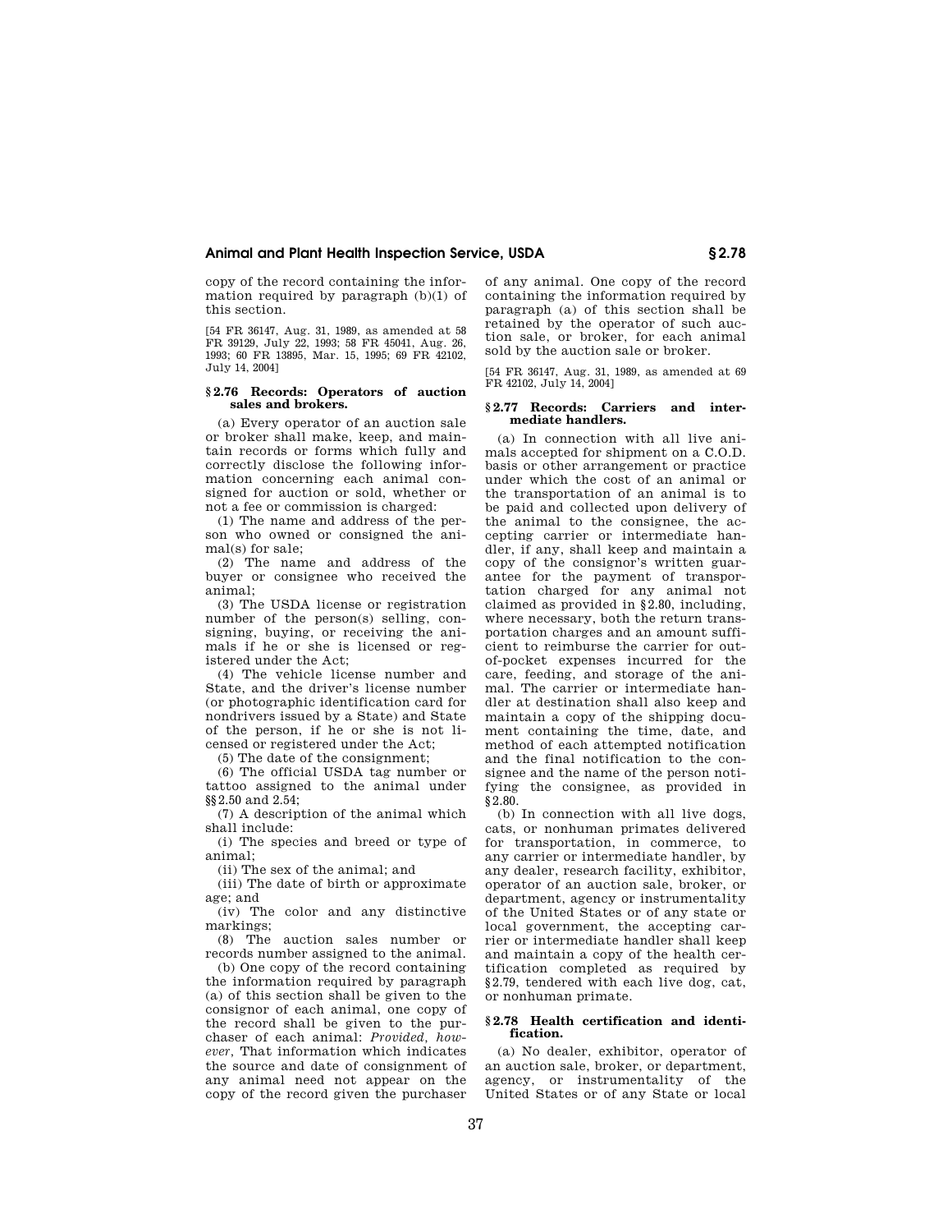copy of the record containing the information required by paragraph (b)(1) of this section.

[54 FR 36147, Aug. 31, 1989, as amended at 58 FR 39129, July 22, 1993; 58 FR 45041, Aug. 26, 1993; 60 FR 13895, Mar. 15, 1995; 69 FR 42102, July 14, 2004]

### § 2.76 Records: Operators of auction sales and brokers.

(a) Every operator of an auction sale or broker shall make, keep, and maintain records or forms which fully and correctly disclose the following information concerning each animal consigned for auction or sold, whether or not a fee or commission is charged:

(1) The name and address of the person who owned or consigned the animal(s) for sale;

(2) The name and address of the buyer or consignee who received the animal;

(3) The USDA license or registration number of the person(s) selling, consigning, buying, or receiving the animals if he or she is licensed or registered under the Act;

(4) The vehicle license number and State, and the driver's license number (or photographic identification card for nondrivers issued by a State) and State of the person, if he or she is not licensed or registered under the Act;

(5) The date of the consignment;

(6) The official USDA tag number or tattoo assigned to the animal under §§ 2.50 and 2.54;

(7) A description of the animal which shall include:

(i) The species and breed or type of animal;

(ii) The sex of the animal; and

(iii) The date of birth or approximate age; and

(iv) The color and any distinctive markings;

(8) The auction sales number or records number assigned to the animal.

(b) One copy of the record containing the information required by paragraph (a) of this section shall be given to the consignor of each animal, one copy of the record shall be given to the purchaser of each animal: *Provided, however,* That information which indicates the source and date of consignment of any animal need not appear on the copy of the record given the purchaser of any animal. One copy of the record containing the information required by paragraph (a) of this section shall be retained by the operator of such auction sale, or broker, for each animal sold by the auction sale or broker.

[54 FR 36147, Aug. 31, 1989, as amended at 69 FR 42102, July 14, 2004]

### § 2.77 Records: Carriers and intermediate handlers.

(a) In connection with all live animals accepted for shipment on a C.O.D. basis or other arrangement or practice under which the cost of an animal or the transportation of an animal is to be paid and collected upon delivery of the animal to the consignee, the accepting carrier or intermediate handler, if any, shall keep and maintain a copy of the consignor's written guarantee for the payment of transportation charged for any animal not claimed as provided in § 2.80, including, where necessary, both the return transportation charges and an amount sufficient to reimburse the carrier for out-of-pocket expenses incurred for the care, feeding, and storage of the animal. The carrier or intermediate handler at destination shall also keep and maintain a copy of the shipping document containing the time, date, and method of each attempted notification and the final notification to the consignee and the name of the person notifying the consignee, as provided in § 2.80.

(b) In connection with all live dogs, cats, or nonhuman primates delivered for transportation, in commerce, to any carrier or intermediate handler, by any dealer, research facility, exhibitor, operator of an auction sale, broker, or department, agency or instrumentality of the United States or of any state or local government, the accepting carrier or intermediate handler shall keep and maintain a copy of the health certification completed as required by § 2.79, tendered with each live dog, cat, or nonhuman primate.

### § 2.78 Health certification and identification.

(a) No dealer, exhibitor, operator of an auction sale, broker, or department, agency, or instrumentality of the United States or of any State or local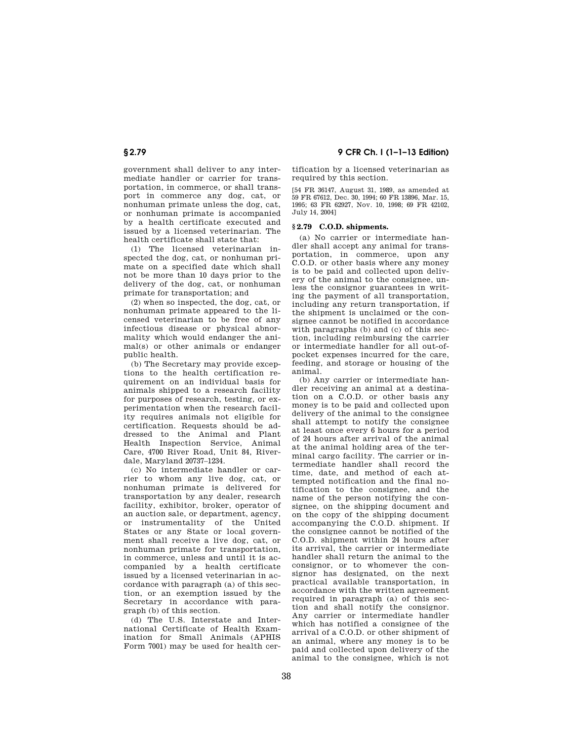government shall deliver to any intermediate handler or carrier for transportation, in commerce, or shall transport in commerce any dog, cat, or nonhuman primate unless the dog, cat, or nonhuman primate is accompanied by a health certificate executed and issued by a licensed veterinarian. The health certificate shall state that:

(1) The licensed veterinarian inspected the dog, cat, or nonhuman primate on a specified date which shall not be more than 10 days prior to the delivery of the dog, cat, or nonhuman primate for transportation; and

(2) when so inspected, the dog, cat, or nonhuman primate appeared to the licensed veterinarian to be free of any infectious disease or physical abnormality which would endanger the animal(s) or other animals or endanger public health.

(b) The Secretary may provide exceptions to the health certification requirement on an individual basis for animals shipped to a research facility for purposes of research, testing, or experimentation when the research facility requires animals not eligible for certification. Requests should be addressed to the Animal and Plant Health Inspection Service, Animal Care, 4700 River Road, Unit 84, Riverdale, Maryland 20737–1234.

(c) No intermediate handler or carrier to whom any live dog, cat, or nonhuman primate is delivered for transportation by any dealer, research facility, exhibitor, broker, operator of an auction sale, or department, agency, or instrumentality of the United States or any State or local government shall receive a live dog, cat, or nonhuman primate for transportation, in commerce, unless and until it is accompanied by a health certificate issued by a licensed veterinarian in accordance with paragraph (a) of this section, or an exemption issued by the Secretary in accordance with paragraph (b) of this section.

(d) The U.S. Interstate and International Certificate of Health Examination for Small Animals (APHIS Form 7001) may be used for health certification by a licensed veterinarian as required by this section.

[54 FR 36147, August 31, 1989, as amended at 59 FR 67612, Dec. 30, 1994; 60 FR 13896, Mar. 15, 1995; 63 FR 62927, Nov. 10, 1998; 69 FR 42102, July 14, 2004]

## § 2.79 C.O.D. shipments.

(a) No carrier or intermediate handler shall accept any animal for transportation, in commerce, upon any C.O.D. or other basis where any money is to be paid and collected upon delivery of the animal to the consignee, unless the consignor guarantees in writing the payment of all transportation, including any return transportation, if the shipment is unclaimed or the consignee cannot be notified in accordance with paragraphs (b) and (c) of this section, including reimbursing the carrier or intermediate handler for all out-of-pocket expenses incurred for the care, feeding, and storage or housing of the animal.

(b) Any carrier or intermediate handler receiving an animal at a destination on a C.O.D. or other basis any money is to be paid and collected upon delivery of the animal to the consignee shall attempt to notify the consignee at least once every 6 hours for a period of 24 hours after arrival of the animal at the animal holding area of the terminal cargo facility. The carrier or intermediate handler shall record the time, date, and method of each attempted notification and the final notification to the consignee, and the name of the person notifying the consignee, on the shipping document and on the copy of the shipping document accompanying the C.O.D. shipment. If the consignee cannot be notified of the C.O.D. shipment within 24 hours after its arrival, the carrier or intermediate handler shall return the animal to the consignor, or to whomever the consignor has designated, on the next practical available transportation, in accordance with the written agreement required in paragraph (a) of this section and shall notify the consignor. Any carrier or intermediate handler which has notified a consignee of the arrival of a C.O.D. or other shipment of an animal, where any money is to be paid and collected upon delivery of the animal to the consignee, which is not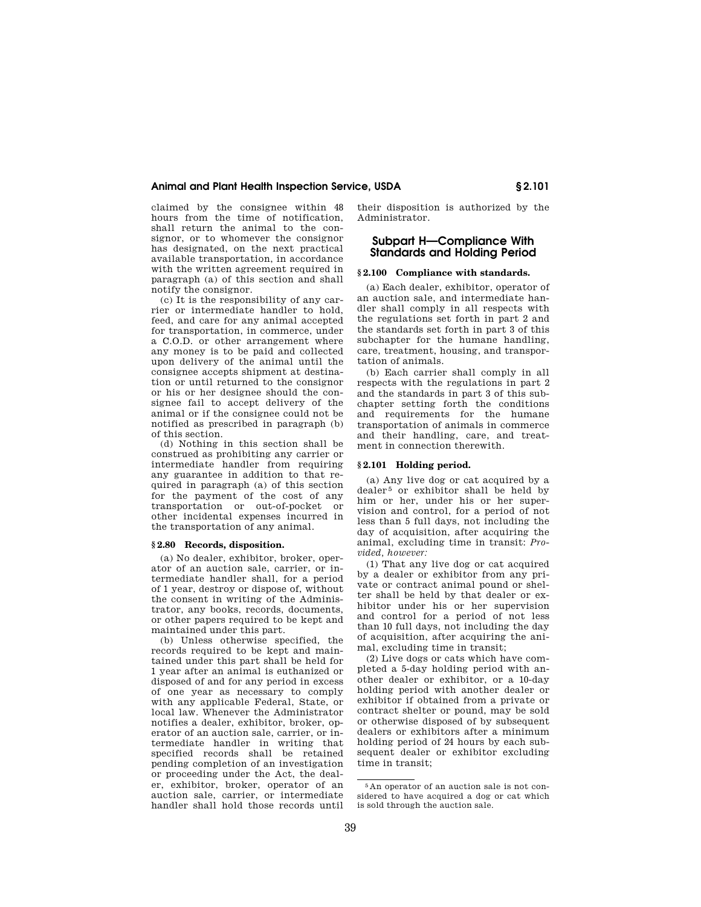claimed by the consignee within 48 hours from the time of notification, shall return the animal to the consignor, or to whomever the consignor has designated, on the next practical available transportation, in accordance with the written agreement required in paragraph (a) of this section and shall notify the consignor.

(c) It is the responsibility of any carrier or intermediate handler to hold, feed, and care for any animal accepted for transportation, in commerce, under a C.O.D. or other arrangement where any money is to be paid and collected upon delivery of the animal until the consignee accepts shipment at destination or until returned to the consignor or his or her designee should the consignee fail to accept delivery of the animal or if the consignee could not be notified as prescribed in paragraph (b) of this section.

(d) Nothing in this section shall be construed as prohibiting any carrier or intermediate handler from requiring any guarantee in addition to that required in paragraph (a) of this section for the payment of the cost of any transportation or out-of-pocket or other incidental expenses incurred in the transportation of any animal.

### § 2.80 Records, disposition.

(a) No dealer, exhibitor, broker, operator of an auction sale, carrier, or intermediate handler shall, for a period of 1 year, destroy or dispose of, without the consent in writing of the Administrator, any books, records, documents, or other papers required to be kept and maintained under this part.

(b) Unless otherwise specified, the records required to be kept and maintained under this part shall be held for 1 year after an animal is euthanized or disposed of and for any period in excess of one year as necessary to comply with any applicable Federal, State, or local law. Whenever the Administrator notifies a dealer, exhibitor, broker, operator of an auction sale, carrier, or intermediate handler in writing that specified records shall be retained pending completion of an investigation or proceeding under the Act, the dealer, exhibitor, broker, operator of an auction sale, carrier, or intermediate handler shall hold those records until their disposition is authorized by the Administrator.

## Subpart H—Compliance With Standards and Holding Period

### § 2.100 Compliance with standards.

(a) Each dealer, exhibitor, operator of an auction sale, and intermediate handler shall comply in all respects with the regulations set forth in part 2 and the standards set forth in part 3 of this subchapter for the humane handling, care, treatment, housing, and transportation of animals.

(b) Each carrier shall comply in all respects with the regulations in part 2 and the standards in part 3 of this subchapter setting forth the conditions and requirements for the humane transportation of animals in commerce and their handling, care, and treatment in connection therewith.

### § 2.101 Holding period.

(a) Any live dog or cat acquired by a dealer[5] or exhibitor shall be held by him or her, under his or her supervision and control, for a period of not less than 5 full days, not including the day of acquisition, after acquiring the animal, excluding time in transit: *Provided, however:*

(1) That any live dog or cat acquired by a dealer or exhibitor from any private or contract animal pound or shelter shall be held by that dealer or exhibitor under his or her supervision and control for a period of not less than 10 full days, not including the day of acquisition, after acquiring the animal, excluding time in transit;

(2) Live dogs or cats which have completed a 5-day holding period with another dealer or exhibitor, or a 10-day holding period with another dealer or exhibitor if obtained from a private or contract shelter or pound, may be sold or otherwise disposed of by subsequent dealers or exhibitors after a minimum holding period of 24 hours by each subsequent dealer or exhibitor excluding time in transit;

[5] An operator of an auction sale is not considered to have acquired a dog or cat which is sold through the auction sale.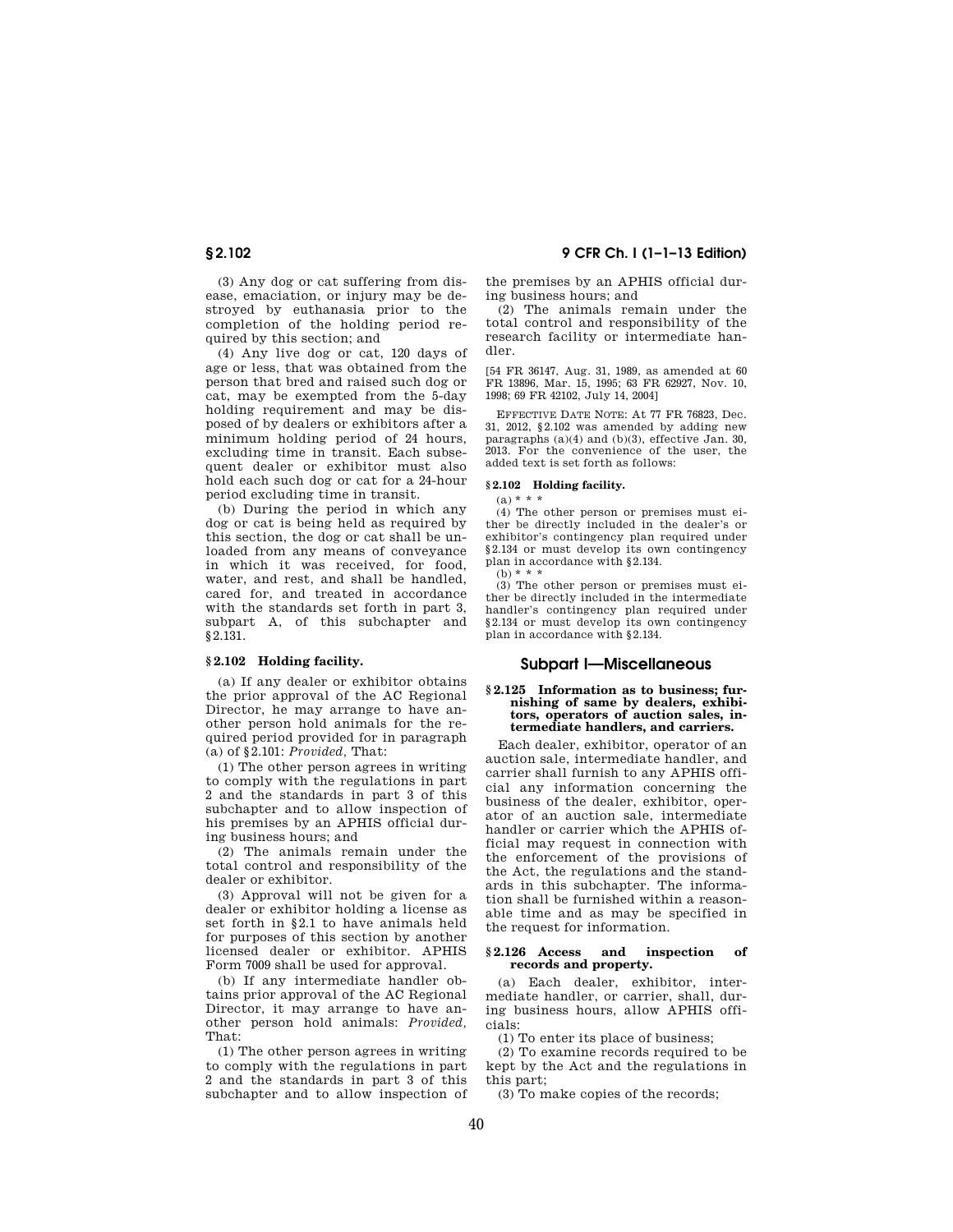(3) Any dog or cat suffering from disease, emaciation, or injury may be destroyed by euthanasia prior to the completion of the holding period required by this section; and

(4) Any live dog or cat, 120 days of age or less, that was obtained from the person that bred and raised such dog or cat, may be exempted from the 5-day holding requirement and may be disposed of by dealers or exhibitors after a minimum holding period of 24 hours, excluding time in transit. Each subsequent dealer or exhibitor must also hold each such dog or cat for a 24-hour period excluding time in transit.

(b) During the period in which any dog or cat is being held as required by this section, the dog or cat shall be unloaded from any means of conveyance in which it was received, for food, water, and rest, and shall be handled, cared for, and treated in accordance with the standards set forth in part 3, subpart A, of this subchapter and §2.131.

### §2.102 Holding facility.

(a) If any dealer or exhibitor obtains the prior approval of the AC Regional Director, he may arrange to have another person hold animals for the required period provided for in paragraph (a) of §2.101: *Provided*, That:

(1) The other person agrees in writing to comply with the regulations in part 2 and the standards in part 3 of this subchapter and to allow inspection of his premises by an APHIS official during business hours; and

(2) The animals remain under the total control and responsibility of the dealer or exhibitor.

(3) Approval will not be given for a dealer or exhibitor holding a license as set forth in §2.1 to have animals held for purposes of this section by another licensed dealer or exhibitor. APHIS Form 7009 shall be used for approval.

(b) If any intermediate handler obtains prior approval of the AC Regional Director, it may arrange to have another person hold animals: *Provided*, That:

(1) The other person agrees in writing to comply with the regulations in part 2 and the standards in part 3 of this subchapter and to allow inspection of the premises by an APHIS official during business hours; and

(2) The animals remain under the total control and responsibility of the research facility or intermediate handler.

[54 FR 36147, Aug. 31, 1989, as amended at 60 FR 13896, Mar. 15, 1995; 63 FR 62927, Nov. 10, 1998; 69 FR 42102, July 14, 2004]

EFFECTIVE DATE NOTE: At 77 FR 76823, Dec. 31, 2012, §2.102 was amended by adding new paragraphs (a)(4) and (b)(3), effective Jan. 30, 2013. For the convenience of the user, the added text is set forth as follows:

**§2.102 Holding facility.**

(a) * * *

(4) The other person or premises must either be directly included in the dealer's or exhibitor's contingency plan required under §2.134 or must develop its own contingency plan in accordance with §2.134.

(b) * * *

(3) The other person or premises must either be directly included in the intermediate handler's contingency plan required under §2.134 or must develop its own contingency plan in accordance with §2.134.

## Subpart I—Miscellaneous

### §2.125 Information as to business; furnishing of same by dealers, exhibitors, operators of auction sales, intermediate handlers, and carriers.

Each dealer, exhibitor, operator of an auction sale, intermediate handler, and carrier shall furnish to any APHIS official any information concerning the business of the dealer, exhibitor, operator of an auction sale, intermediate handler or carrier which the APHIS official may request in connection with the enforcement of the provisions of the Act, the regulations and the standards in this subchapter. The information shall be furnished within a reasonable time and as may be specified in the request for information.

### §2.126 Access and inspection of records and property.

(a) Each dealer, exhibitor, intermediate handler, or carrier, shall, during business hours, allow APHIS officials:

(1) To enter its place of business;

(2) To examine records required to be kept by the Act and the regulations in this part;

(3) To make copies of the records;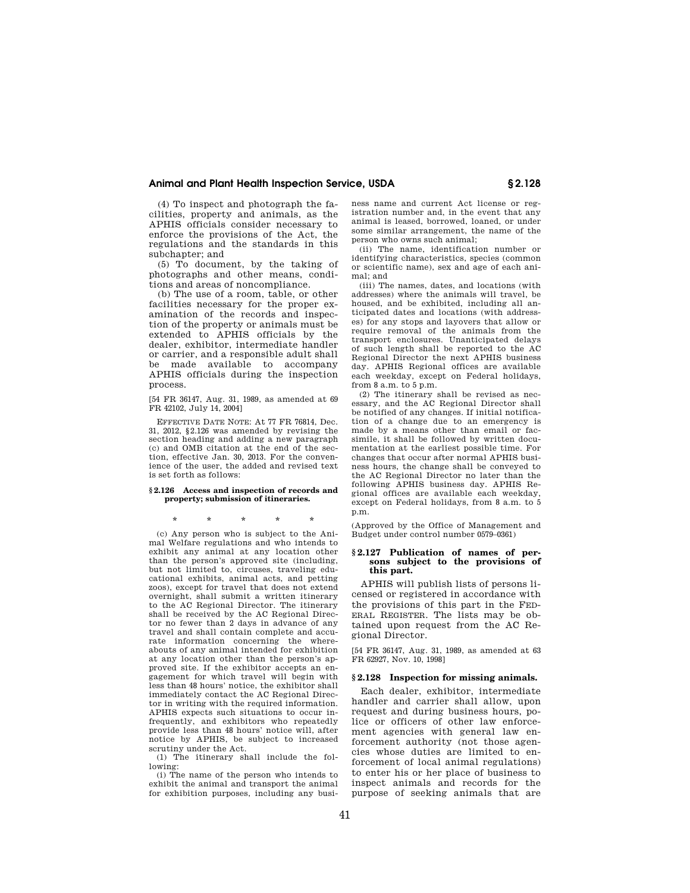(4) To inspect and photograph the facilities, property and animals, as the APHIS officials consider necessary to enforce the provisions of the Act, the regulations and the standards in this subchapter; and

(5) To document, by the taking of photographs and other means, conditions and areas of noncompliance.

(b) The use of a room, table, or other facilities necessary for the proper examination of the records and inspection of the property or animals must be extended to APHIS officials by the dealer, exhibitor, intermediate handler or carrier, and a responsible adult shall be made available to accompany APHIS officials during the inspection process.

[54 FR 36147, Aug. 31, 1989, as amended at 69 FR 42102, July 14, 2004]

EFFECTIVE DATE NOTE: At 77 FR 76814, Dec. 31, 2012, §2.126 was amended by revising the section heading and adding a new paragraph (c) and OMB citation at the end of the section, effective Jan. 30, 2013. For the convenience of the user, the added and revised text is set forth as follows:

**§ 2.126 Access and inspection of records and property; submission of itineraries.**

\* \* \* \* \*

(c) Any person who is subject to the Animal Welfare regulations and who intends to exhibit any animal at any location other than the person's approved site (including, but not limited to, circuses, traveling educational exhibits, animal acts, and petting zoos), except for travel that does not extend overnight, shall submit a written itinerary to the AC Regional Director. The itinerary shall be received by the AC Regional Director no fewer than 2 days in advance of any travel and shall contain complete and accurate information concerning the whereabouts of any animal intended for exhibition at any location other than the person's approved site. If the exhibitor accepts an engagement for which travel will begin with less than 48 hours' notice, the exhibitor shall immediately contact the AC Regional Director in writing with the required information. APHIS expects such situations to occur infrequently, and exhibitors who repeatedly provide less than 48 hours' notice will, after notice by APHIS, be subject to increased scrutiny under the Act.

(1) The itinerary shall include the following:

(i) The name of the person who intends to exhibit the animal and transport the animal for exhibition purposes, including any business name and current Act license or registration number and, in the event that any animal is leased, borrowed, loaned, or under some similar arrangement, the name of the person who owns such animal;

(ii) The name, identification number or identifying characteristics, species (common or scientific name), sex and age of each animal; and

(iii) The names, dates, and locations (with addresses) where the animals will travel, be housed, and be exhibited, including all anticipated dates and locations (with addresses) for any stops and layovers that allow or require removal of the animals from the transport enclosures. Unanticipated delays of such length shall be reported to the AC Regional Director the next APHIS business day. APHIS Regional offices are available each weekday, except on Federal holidays, from 8 a.m. to 5 p.m.

(2) The itinerary shall be revised as necessary, and the AC Regional Director shall be notified of any changes. If initial notification of a change due to an emergency is made by a means other than email or facsimile, it shall be followed by written documentation at the earliest possible time. For changes that occur after normal APHIS business hours, the change shall be conveyed to the AC Regional Director no later than the following APHIS business day. APHIS Regional offices are available each weekday, except on Federal holidays, from 8 a.m. to 5 p.m.

(Approved by the Office of Management and Budget under control number 0579–0361)

### § 2.127 Publication of names of persons subject to the provisions of this part.

APHIS will publish lists of persons licensed or registered in accordance with the provisions of this part in the FEDERAL REGISTER. The lists may be obtained upon request from the AC Regional Director.

[54 FR 36147, Aug. 31, 1989, as amended at 63 FR 62927, Nov. 10, 1998]

### § 2.128 Inspection for missing animals.

Each dealer, exhibitor, intermediate handler and carrier shall allow, upon request and during business hours, police or officers of other law enforcement agencies with general law enforcement authority (not those agencies whose duties are limited to enforcement of local animal regulations) to enter his or her place of business to inspect animals and records for the purpose of seeking animals that are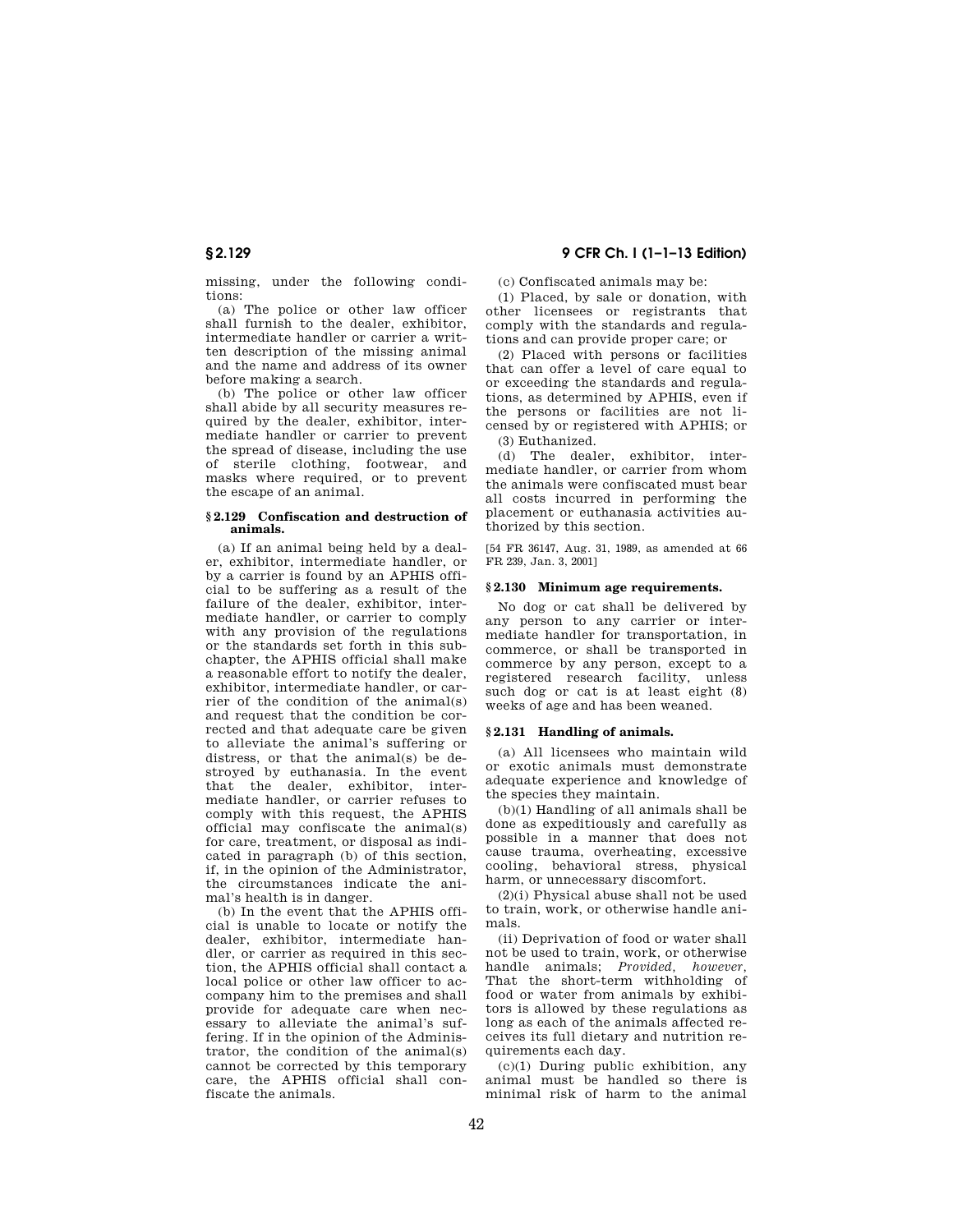missing, under the following conditions:

(a) The police or other law officer shall furnish to the dealer, exhibitor, intermediate handler or carrier a written description of the missing animal and the name and address of its owner before making a search.

(b) The police or other law officer shall abide by all security measures required by the dealer, exhibitor, intermediate handler or carrier to prevent the spread of disease, including the use of sterile clothing, footwear, and masks where required, or to prevent the escape of an animal.

### § 2.129 Confiscation and destruction of animals.

(a) If an animal being held by a dealer, exhibitor, intermediate handler, or by a carrier is found by an APHIS official to be suffering as a result of the failure of the dealer, exhibitor, intermediate handler, or carrier to comply with any provision of the regulations or the standards set forth in this subchapter, the APHIS official shall make a reasonable effort to notify the dealer, exhibitor, intermediate handler, or carrier of the condition of the animal(s) and request that the condition be corrected and that adequate care be given to alleviate the animal's suffering or distress, or that the animal(s) be destroyed by euthanasia. In the event that the dealer, exhibitor, intermediate handler, or carrier refuses to comply with this request, the APHIS official may confiscate the animal(s) for care, treatment, or disposal as indicated in paragraph (b) of this section, if, in the opinion of the Administrator, the circumstances indicate the animal's health is in danger.

(b) In the event that the APHIS official is unable to locate or notify the dealer, exhibitor, intermediate handler, or carrier as required in this section, the APHIS official shall contact a local police or other law officer to accompany him to the premises and shall provide for adequate care when necessary to alleviate the animal's suffering. If in the opinion of the Administrator, the condition of the animal(s) cannot be corrected by this temporary care, the APHIS official shall confiscate the animals.

(c) Confiscated animals may be:

(1) Placed, by sale or donation, with other licensees or registrants that comply with the standards and regulations and can provide proper care; or

(2) Placed with persons or facilities that can offer a level of care equal to or exceeding the standards and regulations, as determined by APHIS, even if the persons or facilities are not licensed by or registered with APHIS; or

(3) Euthanized.

(d) The dealer, exhibitor, intermediate handler, or carrier from whom the animals were confiscated must bear all costs incurred in performing the placement or euthanasia activities authorized by this section.

[54 FR 36147, Aug. 31, 1989, as amended at 66 FR 239, Jan. 3, 2001]

### § 2.130 Minimum age requirements.

No dog or cat shall be delivered by any person to any carrier or intermediate handler for transportation, in commerce, or shall be transported in commerce by any person, except to a registered research facility, unless such dog or cat is at least eight (8) weeks of age and has been weaned.

### § 2.131 Handling of animals.

(a) All licensees who maintain wild or exotic animals must demonstrate adequate experience and knowledge of the species they maintain.

(b)(1) Handling of all animals shall be done as expeditiously and carefully as possible in a manner that does not cause trauma, overheating, excessive cooling, behavioral stress, physical harm, or unnecessary discomfort.

(2)(i) Physical abuse shall not be used to train, work, or otherwise handle animals.

(ii) Deprivation of food or water shall not be used to train, work, or otherwise handle animals; *Provided, however,* That the short-term withholding of food or water from animals by exhibitors is allowed by these regulations as long as each of the animals affected receives its full dietary and nutrition requirements each day.

(c)(1) During public exhibition, any animal must be handled so there is minimal risk of harm to the animal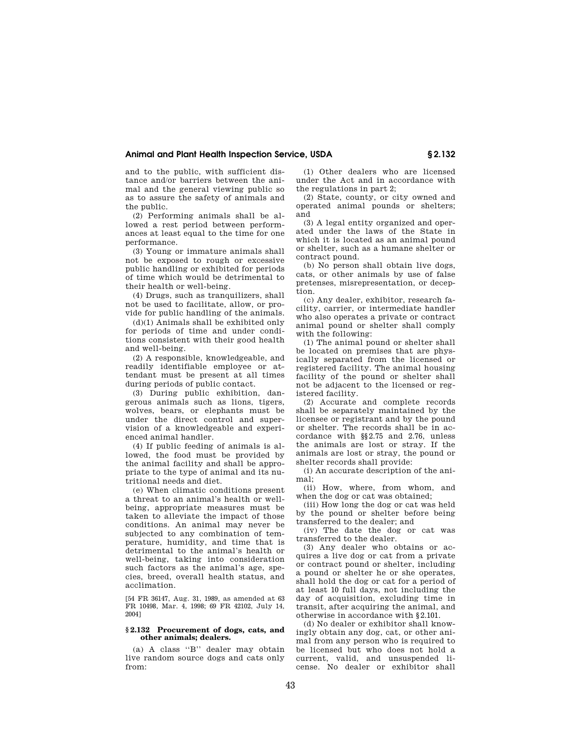and to the public, with sufficient distance and/or barriers between the animal and the general viewing public so as to assure the safety of animals and the public.

(2) Performing animals shall be allowed a rest period between performances at least equal to the time for one performance.

(3) Young or immature animals shall not be exposed to rough or excessive public handling or exhibited for periods of time which would be detrimental to their health or well-being.

(4) Drugs, such as tranquilizers, shall not be used to facilitate, allow, or provide for public handling of the animals.

(d)(1) Animals shall be exhibited only for periods of time and under conditions consistent with their good health and well-being.

(2) A responsible, knowledgeable, and readily identifiable employee or attendant must be present at all times during periods of public contact.

(3) During public exhibition, dangerous animals such as lions, tigers, wolves, bears, or elephants must be under the direct control and supervision of a knowledgeable and experienced animal handler.

(4) If public feeding of animals is allowed, the food must be provided by the animal facility and shall be appropriate to the type of animal and its nutritional needs and diet.

(e) When climatic conditions present a threat to an animal's health or well-being, appropriate measures must be taken to alleviate the impact of those conditions. An animal may never be subjected to any combination of temperature, humidity, and time that is detrimental to the animal's health or well-being, taking into consideration such factors as the animal's age, species, breed, overall health status, and acclimation.

[54 FR 36147, Aug. 31, 1989, as amended at 63 FR 10498, Mar. 4, 1998; 69 FR 42102, July 14, 2004]

### § 2.132 Procurement of dogs, cats, and other animals; dealers.

(a) A class "B" dealer may obtain live random source dogs and cats only from:

(1) Other dealers who are licensed under the Act and in accordance with the regulations in part 2;

(2) State, county, or city owned and operated animal pounds or shelters; and

(3) A legal entity organized and operated under the laws of the State in which it is located as an animal pound or shelter, such as a humane shelter or contract pound.

(b) No person shall obtain live dogs, cats, or other animals by use of false pretenses, misrepresentation, or deception.

(c) Any dealer, exhibitor, research facility, carrier, or intermediate handler who also operates a private or contract animal pound or shelter shall comply with the following:

(1) The animal pound or shelter shall be located on premises that are physically separated from the licensed or registered facility. The animal housing facility of the pound or shelter shall not be adjacent to the licensed or registered facility.

(2) Accurate and complete records shall be separately maintained by the licensee or registrant and by the pound or shelter. The records shall be in accordance with §§ 2.75 and 2.76, unless the animals are lost or stray. If the animals are lost or stray, the pound or shelter records shall provide:

(i) An accurate description of the animal;

(ii) How, where, from whom, and when the dog or cat was obtained;

(iii) How long the dog or cat was held by the pound or shelter before being transferred to the dealer; and

(iv) The date the dog or cat was transferred to the dealer.

(3) Any dealer who obtains or acquires a live dog or cat from a private or contract pound or shelter, including a pound or shelter he or she operates, shall hold the dog or cat for a period of at least 10 full days, not including the day of acquisition, excluding time in transit, after acquiring the animal, and otherwise in accordance with § 2.101.

(d) No dealer or exhibitor shall knowingly obtain any dog, cat, or other animal from any person who is required to be licensed but who does not hold a current, valid, and unsuspended license. No dealer or exhibitor shall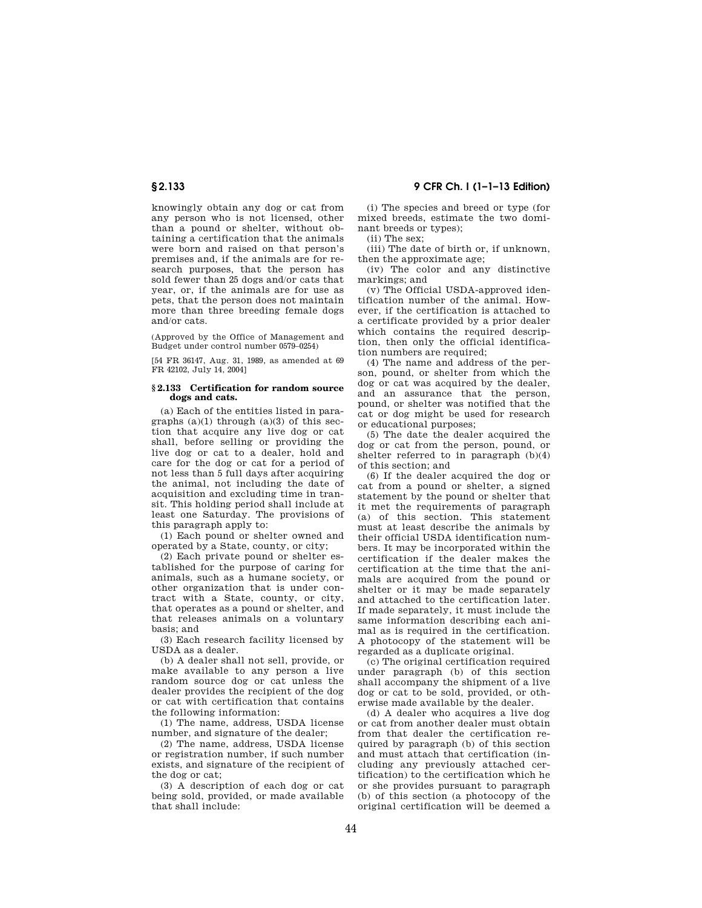knowingly obtain any dog or cat from any person who is not licensed, other than a pound or shelter, without obtaining a certification that the animals were born and raised on that person's premises and, if the animals are for research purposes, that the person has sold fewer than 25 dogs and/or cats that year, or, if the animals are for use as pets, that the person does not maintain more than three breeding female dogs and/or cats.

(Approved by the Office of Management and Budget under control number 0579–0254)

[54 FR 36147, Aug. 31, 1989, as amended at 69 FR 42102, July 14, 2004]

### § 2.133 Certification for random source dogs and cats.

(a) Each of the entities listed in paragraphs (a)(1) through (a)(3) of this section that acquire any live dog or cat shall, before selling or providing the live dog or cat to a dealer, hold and care for the dog or cat for a period of not less than 5 full days after acquiring the animal, not including the date of acquisition and excluding time in transit. This holding period shall include at least one Saturday. The provisions of this paragraph apply to:

(1) Each pound or shelter owned and operated by a State, county, or city;

(2) Each private pound or shelter established for the purpose of caring for animals, such as a humane society, or other organization that is under contract with a State, county, or city, that operates as a pound or shelter, and that releases animals on a voluntary basis; and

(3) Each research facility licensed by USDA as a dealer.

(b) A dealer shall not sell, provide, or make available to any person a live random source dog or cat unless the dealer provides the recipient of the dog or cat with certification that contains the following information:

(1) The name, address, USDA license number, and signature of the dealer;

(2) The name, address, USDA license or registration number, if such number exists, and signature of the recipient of the dog or cat;

(3) A description of each dog or cat being sold, provided, or made available that shall include:

(i) The species and breed or type (for mixed breeds, estimate the two dominant breeds or types);

(ii) The sex;

(iii) The date of birth or, if unknown, then the approximate age;

(iv) The color and any distinctive markings; and

(v) The Official USDA-approved identification number of the animal. However, if the certification is attached to a certificate provided by a prior dealer which contains the required description, then only the official identification numbers are required;

(4) The name and address of the person, pound, or shelter from which the dog or cat was acquired by the dealer, and an assurance that the person, pound, or shelter was notified that the cat or dog might be used for research or educational purposes;

(5) The date the dealer acquired the dog or cat from the person, pound, or shelter referred to in paragraph (b)(4) of this section; and

(6) If the dealer acquired the dog or cat from a pound or shelter, a signed statement by the pound or shelter that it met the requirements of paragraph (a) of this section. This statement must at least describe the animals by their official USDA identification numbers. It may be incorporated within the certification if the dealer makes the certification at the time that the animals are acquired from the pound or shelter or it may be made separately and attached to the certification later. If made separately, it must include the same information describing each animal as is required in the certification. A photocopy of the statement will be regarded as a duplicate original.

(c) The original certification required under paragraph (b) of this section shall accompany the shipment of a live dog or cat to be sold, provided, or otherwise made available by the dealer.

(d) A dealer who acquires a live dog or cat from another dealer must obtain from that dealer the certification required by paragraph (b) of this section and must attach that certification (including any previously attached certification) to the certification which he or she provides pursuant to paragraph (b) of this section (a photocopy of the original certification will be deemed a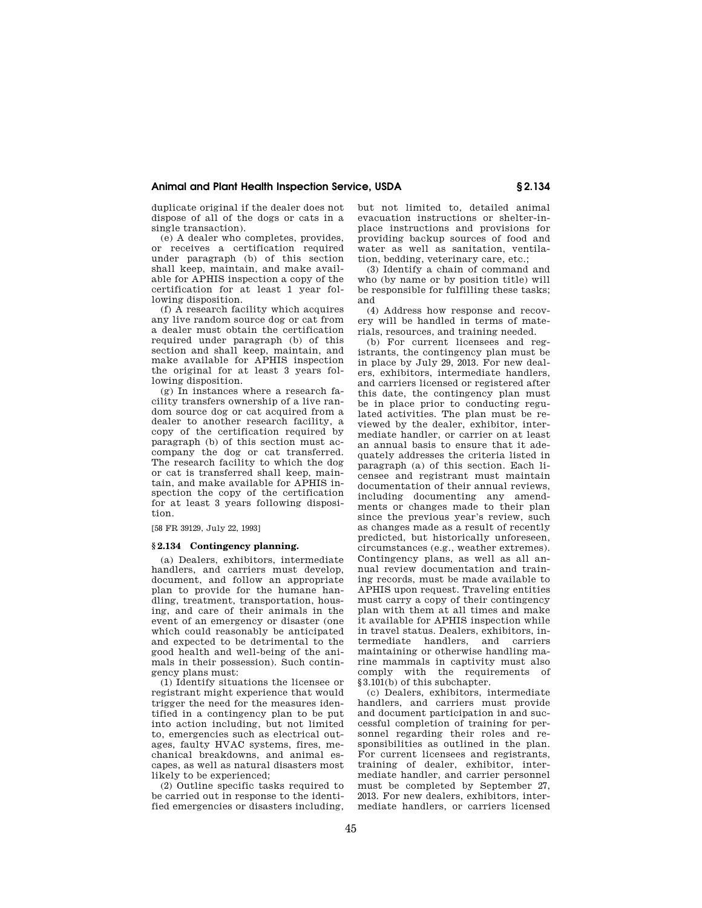duplicate original if the dealer does not dispose of all of the dogs or cats in a single transaction).

(e) A dealer who completes, provides, or receives a certification required under paragraph (b) of this section shall keep, maintain, and make available for APHIS inspection a copy of the certification for at least 1 year following disposition.

(f) A research facility which acquires any live random source dog or cat from a dealer must obtain the certification required under paragraph (b) of this section and shall keep, maintain, and make available for APHIS inspection the original for at least 3 years following disposition.

(g) In instances where a research facility transfers ownership of a live random source dog or cat acquired from a dealer to another research facility, a copy of the certification required by paragraph (b) of this section must accompany the dog or cat transferred. The research facility to which the dog or cat is transferred shall keep, maintain, and make available for APHIS inspection the copy of the certification for at least 3 years following disposition.

[58 FR 39129, July 22, 1993]

### § 2.134 Contingency planning.

(a) Dealers, exhibitors, intermediate handlers, and carriers must develop, document, and follow an appropriate plan to provide for the humane handling, treatment, transportation, housing, and care of their animals in the event of an emergency or disaster (one which could reasonably be anticipated and expected to be detrimental to the good health and well-being of the animals in their possession). Such contingency plans must:

(1) Identify situations the licensee or registrant might experience that would trigger the need for the measures identified in a contingency plan to be put into action including, but not limited to, emergencies such as electrical outages, faulty HVAC systems, fires, mechanical breakdowns, and animal escapes, as well as natural disasters most likely to be experienced;

(2) Outline specific tasks required to be carried out in response to the identified emergencies or disasters including, but not limited to, detailed animal evacuation instructions or shelter-in-place instructions and provisions for providing backup sources of food and water as well as sanitation, ventilation, bedding, veterinary care, etc.;

(3) Identify a chain of command and who (by name or by position title) will be responsible for fulfilling these tasks; and

(4) Address how response and recovery will be handled in terms of materials, resources, and training needed.

(b) For current licensees and registrants, the contingency plan must be in place by July 29, 2013. For new dealers, exhibitors, intermediate handlers, and carriers licensed or registered after this date, the contingency plan must be in place prior to conducting regulated activities. The plan must be reviewed by the dealer, exhibitor, intermediate handler, or carrier on at least an annual basis to ensure that it adequately addresses the criteria listed in paragraph (a) of this section. Each licensee and registrant must maintain documentation of their annual reviews, including documenting any amendments or changes made to their plan since the previous year's review, such as changes made as a result of recently predicted, but historically unforeseen, circumstances (e.g., weather extremes). Contingency plans, as well as all annual review documentation and training records, must be made available to APHIS upon request. Traveling entities must carry a copy of their contingency plan with them at all times and make it available for APHIS inspection while in travel status. Dealers, exhibitors, intermediate handlers, and carriers maintaining or otherwise handling marine mammals in captivity must also comply with the requirements of §3.101(b) of this subchapter.

(c) Dealers, exhibitors, intermediate handlers, and carriers must provide and document participation in and successful completion of training for personnel regarding their roles and responsibilities as outlined in the plan. For current licensees and registrants, training of dealer, exhibitor, intermediate handler, and carrier personnel must be completed by September 27, 2013. For new dealers, exhibitors, intermediate handlers, or carriers licensed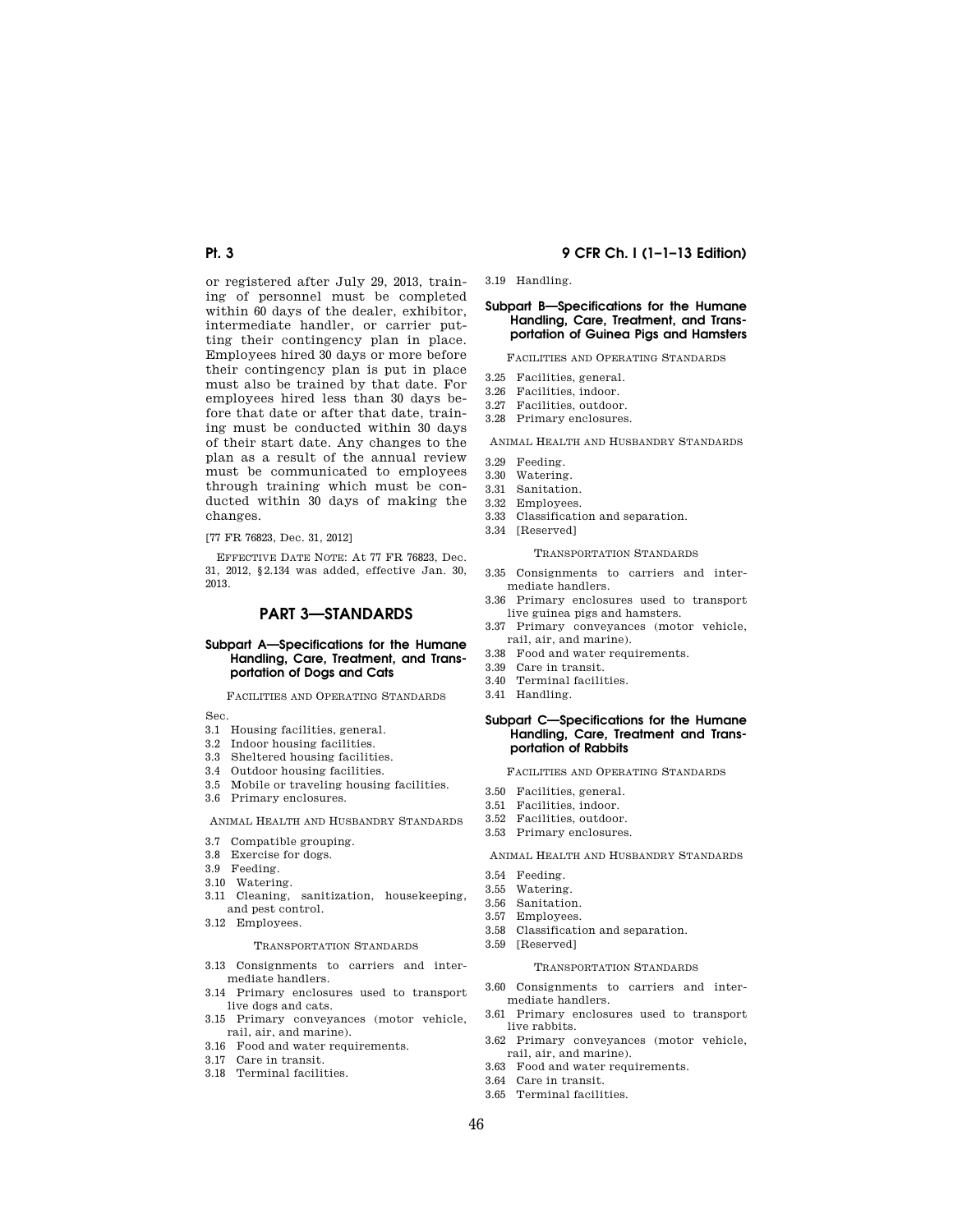or registered after July 29, 2013, training of personnel must be completed within 60 days of the dealer, exhibitor, intermediate handler, or carrier putting their contingency plan in place. Employees hired 30 days or more before their contingency plan is put in place must also be trained by that date. For employees hired less than 30 days before that date or after that date, training must be conducted within 30 days of their start date. Any changes to the plan as a result of the annual review must be communicated to employees through training which must be conducted within 30 days of making the changes.

[77 FR 76823, Dec. 31, 2012]

EFFECTIVE DATE NOTE: At 77 FR 76823, Dec. 31, 2012, §2.134 was added, effective Jan. 30, 2013.

# PART 3—STANDARDS

## Subpart A—Specifications for the Humane Handling, Care, Treatment, and Transportation of Dogs and Cats

FACILITIES AND OPERATING STANDARDS

Sec.
- 3.1 Housing facilities, general.
- 3.2 Indoor housing facilities.
- 3.3 Sheltered housing facilities.
- 3.4 Outdoor housing facilities.
- 3.5 Mobile or traveling housing facilities.
- 3.6 Primary enclosures.

ANIMAL HEALTH AND HUSBANDRY STANDARDS

- 3.7 Compatible grouping.
- 3.8 Exercise for dogs.
- 3.9 Feeding.
- 3.10 Watering.
- 3.11 Cleaning, sanitization, housekeeping, and pest control.
- 3.12 Employees.

TRANSPORTATION STANDARDS

- 3.13 Consignments to carriers and intermediate handlers.
- 3.14 Primary enclosures used to transport live dogs and cats.
- 3.15 Primary conveyances (motor vehicle, rail, air, and marine).
- 3.16 Food and water requirements.
- 3.17 Care in transit.
- 3.18 Terminal facilities.
- 3.19 Handling.

## Subpart B—Specifications for the Humane Handling, Care, Treatment, and Transportation of Guinea Pigs and Hamsters

FACILITIES AND OPERATING STANDARDS

- 3.25 Facilities, general.
- 3.26 Facilities, indoor.
- 3.27 Facilities, outdoor.
- 3.28 Primary enclosures.

ANIMAL HEALTH AND HUSBANDRY STANDARDS

- 3.29 Feeding.
- 3.30 Watering.
- 3.31 Sanitation.
- 3.32 Employees.
- 3.33 Classification and separation.
- 3.34 [Reserved]

TRANSPORTATION STANDARDS

- 3.35 Consignments to carriers and intermediate handlers.
- 3.36 Primary enclosures used to transport live guinea pigs and hamsters.
- 3.37 Primary conveyances (motor vehicle, rail, air, and marine).
- 3.38 Food and water requirements.
- 3.39 Care in transit.
- 3.40 Terminal facilities.
- 3.41 Handling.

## Subpart C—Specifications for the Humane Handling, Care, Treatment and Transportation of Rabbits

FACILITIES AND OPERATING STANDARDS

- 3.50 Facilities, general.
- 3.51 Facilities, indoor.
- 3.52 Facilities, outdoor.
- 3.53 Primary enclosures.

ANIMAL HEALTH AND HUSBANDRY STANDARDS

- 3.54 Feeding.
- 3.55 Watering.
- 3.56 Sanitation.
- 3.57 Employees.
- 3.58 Classification and separation.
- 3.59 [Reserved]

TRANSPORTATION STANDARDS

- 3.60 Consignments to carriers and intermediate handlers.
- 3.61 Primary enclosures used to transport live rabbits.
- 3.62 Primary conveyances (motor vehicle, rail, air, and marine).
- 3.63 Food and water requirements.
- 3.64 Care in transit.
- 3.65 Terminal facilities.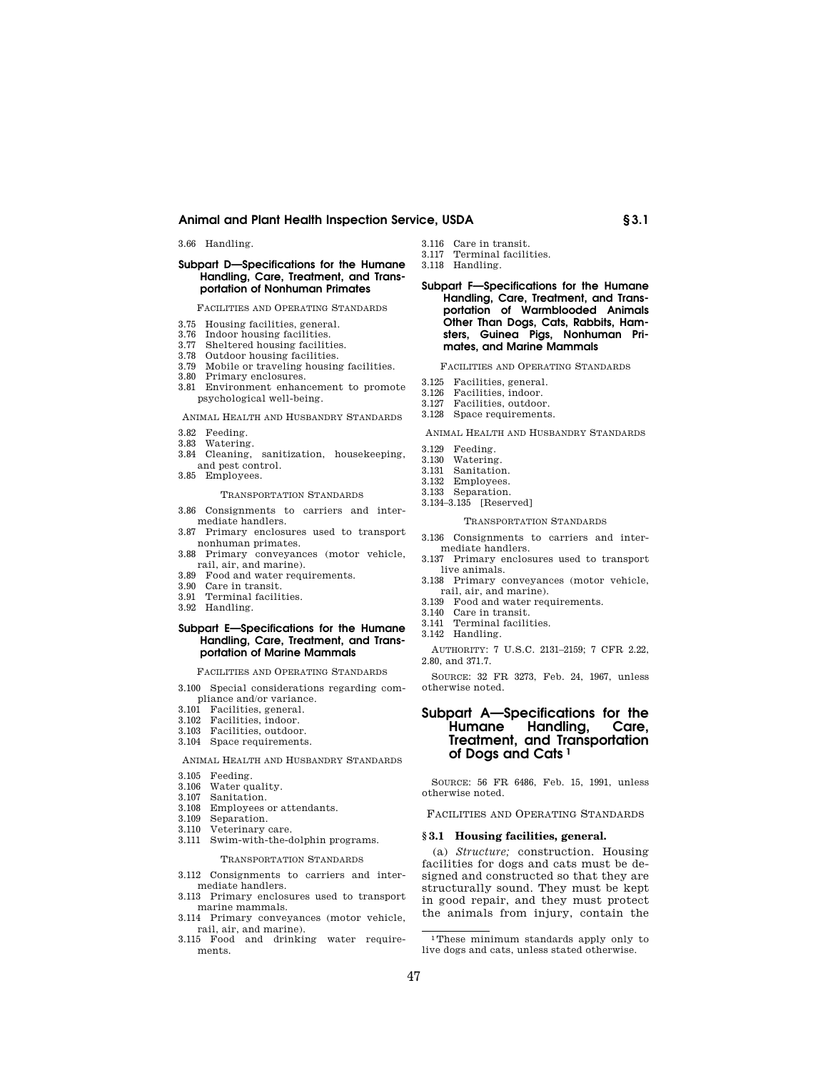3.66 Handling.

### Subpart D—Specifications for the Humane Handling, Care, Treatment, and Transportation of Nonhuman Primates

FACILITIES AND OPERATING STANDARDS

3.75 Housing facilities, general.
3.76 Indoor housing facilities.
3.77 Sheltered housing facilities.
3.78 Outdoor housing facilities.
3.79 Mobile or traveling housing facilities.
3.80 Primary enclosures.
3.81 Environment enhancement to promote psychological well-being.

ANIMAL HEALTH AND HUSBANDRY STANDARDS

3.82 Feeding.
3.83 Watering.
3.84 Cleaning, sanitization, housekeeping, and pest control.
3.85 Employees.

TRANSPORTATION STANDARDS

3.86 Consignments to carriers and intermediate handlers.
3.87 Primary enclosures used to transport nonhuman primates.
3.88 Primary conveyances (motor vehicle, rail, air, and marine).
3.89 Food and water requirements.
3.90 Care in transit.
3.91 Terminal facilities.
3.92 Handling.

### Subpart E—Specifications for the Humane Handling, Care, Treatment, and Transportation of Marine Mammals

FACILITIES AND OPERATING STANDARDS

3.100 Special considerations regarding compliance and/or variance.
3.101 Facilities, general.
3.102 Facilities, indoor.
3.103 Facilities, outdoor.
3.104 Space requirements.

ANIMAL HEALTH AND HUSBANDRY STANDARDS

3.105 Feeding.
3.106 Water quality.
3.107 Sanitation.
3.108 Employees or attendants.
3.109 Separation.
3.110 Veterinary care.
3.111 Swim-with-the-dolphin programs.

TRANSPORTATION STANDARDS

3.112 Consignments to carriers and intermediate handlers.
3.113 Primary enclosures used to transport marine mammals.
3.114 Primary conveyances (motor vehicle, rail, air, and marine).
3.115 Food and drinking water requirements.
3.116 Care in transit.
3.117 Terminal facilities.
3.118 Handling.

### Subpart F—Specifications for the Humane Handling, Care, Treatment, and Transportation of Warmblooded Animals Other Than Dogs, Cats, Rabbits, Hamsters, Guinea Pigs, Nonhuman Primates, and Marine Mammals

FACILITIES AND OPERATING STANDARDS

3.125 Facilities, general.
3.126 Facilities, indoor.
3.127 Facilities, outdoor.
3.128 Space requirements.

ANIMAL HEALTH AND HUSBANDRY STANDARDS

3.129 Feeding.
3.130 Watering.
3.131 Sanitation.
3.132 Employees.
3.133 Separation.
3.134–3.135 [Reserved]

TRANSPORTATION STANDARDS

3.136 Consignments to carriers and intermediate handlers.
3.137 Primary enclosures used to transport live animals.
3.138 Primary conveyances (motor vehicle, rail, air, and marine).
3.139 Food and water requirements.
3.140 Care in transit.
3.141 Terminal facilities.
3.142 Handling.

AUTHORITY: 7 U.S.C. 2131–2159; 7 CFR 2.22, 2.80, and 371.7.

SOURCE: 32 FR 3273, Feb. 24, 1967, unless otherwise noted.

## Subpart A—Specifications for the Humane Handling, Care, Treatment, and Transportation of Dogs and Cats [1]

SOURCE: 56 FR 6486, Feb. 15, 1991, unless otherwise noted.

FACILITIES AND OPERATING STANDARDS

### § 3.1 Housing facilities, general.

(a) *Structure;* construction. Housing facilities for dogs and cats must be designed and constructed so that they are structurally sound. They must be kept in good repair, and they must protect the animals from injury, contain the

[1] These minimum standards apply only to live dogs and cats, unless stated otherwise.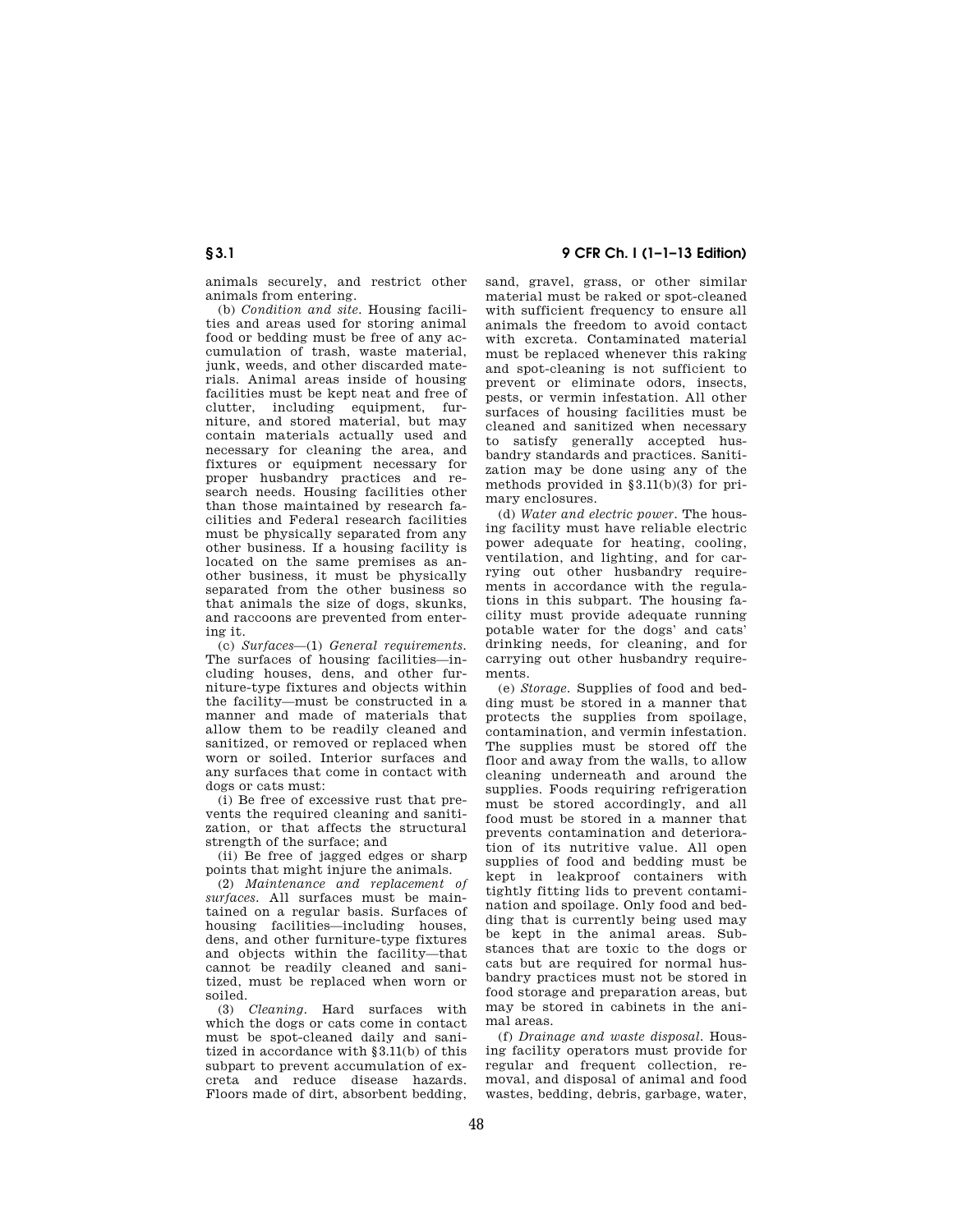animals securely, and restrict other animals from entering.

(b) *Condition and site.* Housing facilities and areas used for storing animal food or bedding must be free of any accumulation of trash, waste material, junk, weeds, and other discarded materials. Animal areas inside of housing facilities must be kept neat and free of clutter, including equipment, furniture, and stored material, but may contain materials actually used and necessary for cleaning the area, and fixtures or equipment necessary for proper husbandry practices and research needs. Housing facilities other than those maintained by research facilities and Federal research facilities must be physically separated from any other business. If a housing facility is located on the same premises as another business, it must be physically separated from the other business so that animals the size of dogs, skunks, and raccoons are prevented from entering it.

(c) *Surfaces*—(1) *General requirements.* The surfaces of housing facilities—including houses, dens, and other furniture-type fixtures and objects within the facility—must be constructed in a manner and made of materials that allow them to be readily cleaned and sanitized, or removed or replaced when worn or soiled. Interior surfaces and any surfaces that come in contact with dogs or cats must:

(i) Be free of excessive rust that prevents the required cleaning and sanitization, or that affects the structural strength of the surface; and

(ii) Be free of jagged edges or sharp points that might injure the animals.

(2) *Maintenance and replacement of surfaces.* All surfaces must be maintained on a regular basis. Surfaces of housing facilities—including houses, dens, and other furniture-type fixtures and objects within the facility—that cannot be readily cleaned and sanitized, must be replaced when worn or soiled.

(3) *Cleaning.* Hard surfaces with which the dogs or cats come in contact must be spot-cleaned daily and sanitized in accordance with §3.11(b) of this subpart to prevent accumulation of excreta and reduce disease hazards. Floors made of dirt, absorbent bedding, sand, gravel, grass, or other similar material must be raked or spot-cleaned with sufficient frequency to ensure all animals the freedom to avoid contact with excreta. Contaminated material must be replaced whenever this raking and spot-cleaning is not sufficient to prevent or eliminate odors, insects, pests, or vermin infestation. All other surfaces of housing facilities must be cleaned and sanitized when necessary to satisfy generally accepted husbandry standards and practices. Sanitization may be done using any of the methods provided in §3.11(b)(3) for primary enclosures.

(d) *Water and electric power.* The housing facility must have reliable electric power adequate for heating, cooling, ventilation, and lighting, and for carrying out other husbandry requirements in accordance with the regulations in this subpart. The housing facility must provide adequate running potable water for the dogs' and cats' drinking needs, for cleaning, and for carrying out other husbandry requirements.

(e) *Storage.* Supplies of food and bedding must be stored in a manner that protects the supplies from spoilage, contamination, and vermin infestation. The supplies must be stored off the floor and away from the walls, to allow cleaning underneath and around the supplies. Foods requiring refrigeration must be stored accordingly, and all food must be stored in a manner that prevents contamination and deterioration of its nutritive value. All open supplies of food and bedding must be kept in leakproof containers with tightly fitting lids to prevent contamination and spoilage. Only food and bedding that is currently being used may be kept in the animal areas. Substances that are toxic to the dogs or cats but are required for normal husbandry practices must not be stored in food storage and preparation areas, but may be stored in cabinets in the animal areas.

(f) *Drainage and waste disposal.* Housing facility operators must provide for regular and frequent collection, removal, and disposal of animal and food wastes, bedding, debris, garbage, water,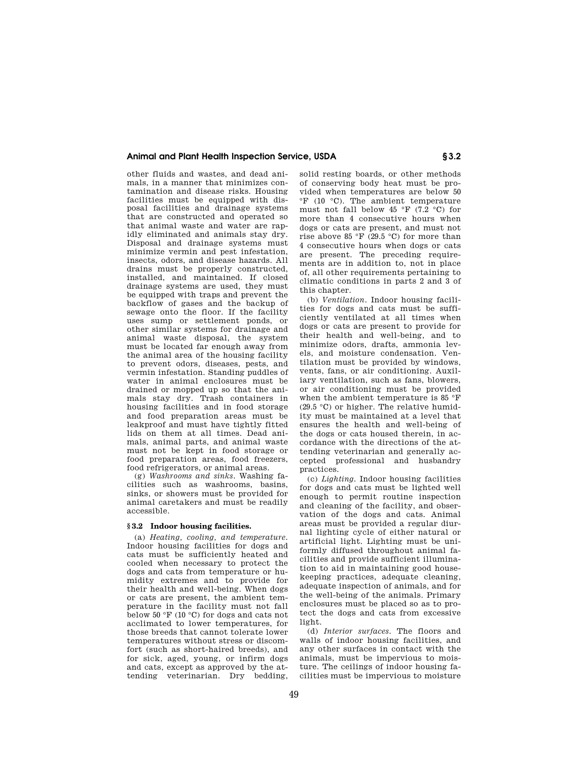other fluids and wastes, and dead animals, in a manner that minimizes contamination and disease risks. Housing facilities must be equipped with disposal facilities and drainage systems that are constructed and operated so that animal waste and water are rapidly eliminated and animals stay dry. Disposal and drainage systems must minimize vermin and pest infestation, insects, odors, and disease hazards. All drains must be properly constructed, installed, and maintained. If closed drainage systems are used, they must be equipped with traps and prevent the backflow of gases and the backup of sewage onto the floor. If the facility uses sump or settlement ponds, or other similar systems for drainage and animal waste disposal, the system must be located far enough away from the animal area of the housing facility to prevent odors, diseases, pests, and vermin infestation. Standing puddles of water in animal enclosures must be drained or mopped up so that the animals stay dry. Trash containers in housing facilities and in food storage and food preparation areas must be leakproof and must have tightly fitted lids on them at all times. Dead animals, animal parts, and animal waste must not be kept in food storage or food preparation areas, food freezers, food refrigerators, or animal areas.

(g) *Washrooms and sinks.* Washing facilities such as washrooms, basins, sinks, or showers must be provided for animal caretakers and must be readily accessible.

### § 3.2 Indoor housing facilities.

(a) *Heating, cooling, and temperature.* Indoor housing facilities for dogs and cats must be sufficiently heated and cooled when necessary to protect the dogs and cats from temperature or humidity extremes and to provide for their health and well-being. When dogs or cats are present, the ambient temperature in the facility must not fall below 50 °F (10 °C) for dogs and cats not acclimated to lower temperatures, for those breeds that cannot tolerate lower temperatures without stress or discomfort (such as short-haired breeds), and for sick, aged, young, or infirm dogs and cats, except as approved by the attending veterinarian. Dry bedding, solid resting boards, or other methods of conserving body heat must be provided when temperatures are below 50 °F (10 °C). The ambient temperature must not fall below 45 °F (7.2 °C) for more than 4 consecutive hours when dogs or cats are present, and must not rise above 85 °F (29.5 °C) for more than 4 consecutive hours when dogs or cats are present. The preceding requirements are in addition to, not in place of, all other requirements pertaining to climatic conditions in parts 2 and 3 of this chapter.

(b) *Ventilation.* Indoor housing facilities for dogs and cats must be sufficiently ventilated at all times when dogs or cats are present to provide for their health and well-being, and to minimize odors, drafts, ammonia levels, and moisture condensation. Ventilation must be provided by windows, vents, fans, or air conditioning. Auxiliary ventilation, such as fans, blowers, or air conditioning must be provided when the ambient temperature is 85 °F (29.5 °C) or higher. The relative humidity must be maintained at a level that ensures the health and well-being of the dogs or cats housed therein, in accordance with the directions of the attending veterinarian and generally accepted professional and husbandry practices.

(c) *Lighting.* Indoor housing facilities for dogs and cats must be lighted well enough to permit routine inspection and cleaning of the facility, and observation of the dogs and cats. Animal areas must be provided a regular diurnal lighting cycle of either natural or artificial light. Lighting must be uniformly diffused throughout animal facilities and provide sufficient illumination to aid in maintaining good housekeeping practices, adequate cleaning, adequate inspection of animals, and for the well-being of the animals. Primary enclosures must be placed so as to protect the dogs and cats from excessive light.

(d) *Interior surfaces.* The floors and walls of indoor housing facilities, and any other surfaces in contact with the animals, must be impervious to moisture. The ceilings of indoor housing facilities must be impervious to moisture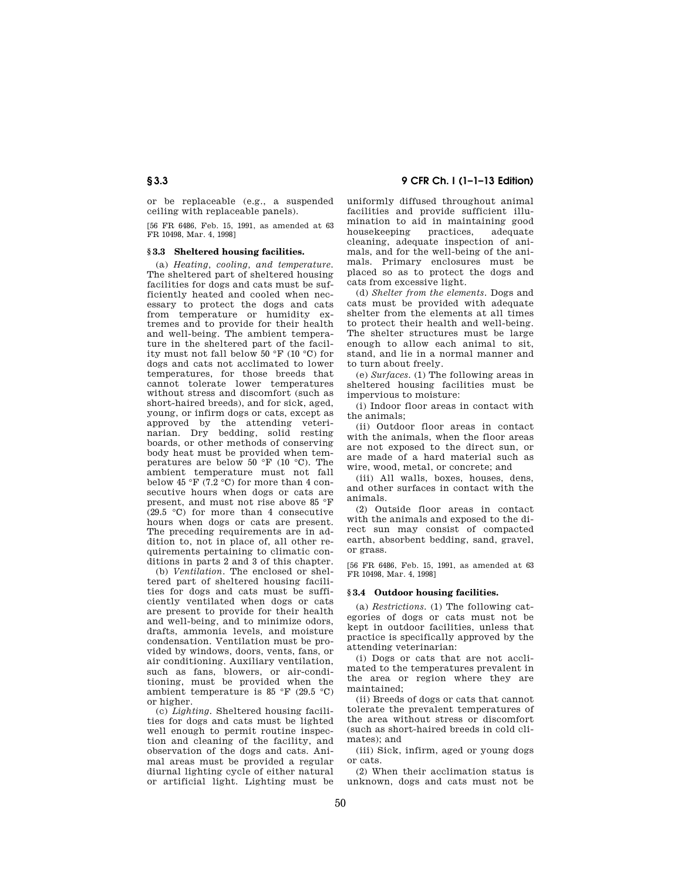or be replaceable (e.g., a suspended ceiling with replaceable panels).

[56 FR 6486, Feb. 15, 1991, as amended at 63 FR 10498, Mar. 4, 1998]

### § 3.3 Sheltered housing facilities.

(a) *Heating, cooling, and temperature.* The sheltered part of sheltered housing facilities for dogs and cats must be sufficiently heated and cooled when necessary to protect the dogs and cats from temperature or humidity extremes and to provide for their health and well-being. The ambient temperature in the sheltered part of the facility must not fall below 50 °F (10 °C) for dogs and cats not acclimated to lower temperatures, for those breeds that cannot tolerate lower temperatures without stress and discomfort (such as short-haired breeds), and for sick, aged, young, or infirm dogs or cats, except as approved by the attending veterinarian. Dry bedding, solid resting boards, or other methods of conserving body heat must be provided when temperatures are below 50 °F (10 °C). The ambient temperature must not fall below 45 °F (7.2 °C) for more than 4 consecutive hours when dogs or cats are present, and must not rise above 85 °F (29.5 °C) for more than 4 consecutive hours when dogs or cats are present. The preceding requirements are in addition to, not in place of, all other requirements pertaining to climatic conditions in parts 2 and 3 of this chapter.

(b) *Ventilation.* The enclosed or sheltered part of sheltered housing facilities for dogs and cats must be sufficiently ventilated when dogs or cats are present to provide for their health and well-being, and to minimize odors, drafts, ammonia levels, and moisture condensation. Ventilation must be provided by windows, doors, vents, fans, or air conditioning. Auxiliary ventilation, such as fans, blowers, or air-conditioning, must be provided when the ambient temperature is 85 °F (29.5 °C) or higher.

(c) *Lighting.* Sheltered housing facilities for dogs and cats must be lighted well enough to permit routine inspection and cleaning of the facility, and observation of the dogs and cats. Animal areas must be provided a regular diurnal lighting cycle of either natural or artificial light. Lighting must be uniformly diffused throughout animal facilities and provide sufficient illumination to aid in maintaining good housekeeping practices, adequate cleaning, adequate inspection of animals, and for the well-being of the animals. Primary enclosures must be placed so as to protect the dogs and cats from excessive light.

(d) *Shelter from the elements.* Dogs and cats must be provided with adequate shelter from the elements at all times to protect their health and well-being. The shelter structures must be large enough to allow each animal to sit, stand, and lie in a normal manner and to turn about freely.

(e) *Surfaces.* (1) The following areas in sheltered housing facilities must be impervious to moisture:

(i) Indoor floor areas in contact with the animals;

(ii) Outdoor floor areas in contact with the animals, when the floor areas are not exposed to the direct sun, or are made of a hard material such as wire, wood, metal, or concrete; and

(iii) All walls, boxes, houses, dens, and other surfaces in contact with the animals.

(2) Outside floor areas in contact with the animals and exposed to the direct sun may consist of compacted earth, absorbent bedding, sand, gravel, or grass.

[56 FR 6486, Feb. 15, 1991, as amended at 63 FR 10498, Mar. 4, 1998]

### § 3.4 Outdoor housing facilities.

(a) *Restrictions.* (1) The following categories of dogs or cats must not be kept in outdoor facilities, unless that practice is specifically approved by the attending veterinarian:

(i) Dogs or cats that are not acclimated to the temperatures prevalent in the area or region where they are maintained;

(ii) Breeds of dogs or cats that cannot tolerate the prevalent temperatures of the area without stress or discomfort (such as short-haired breeds in cold climates); and

(iii) Sick, infirm, aged or young dogs or cats.

(2) When their acclimation status is unknown, dogs and cats must not be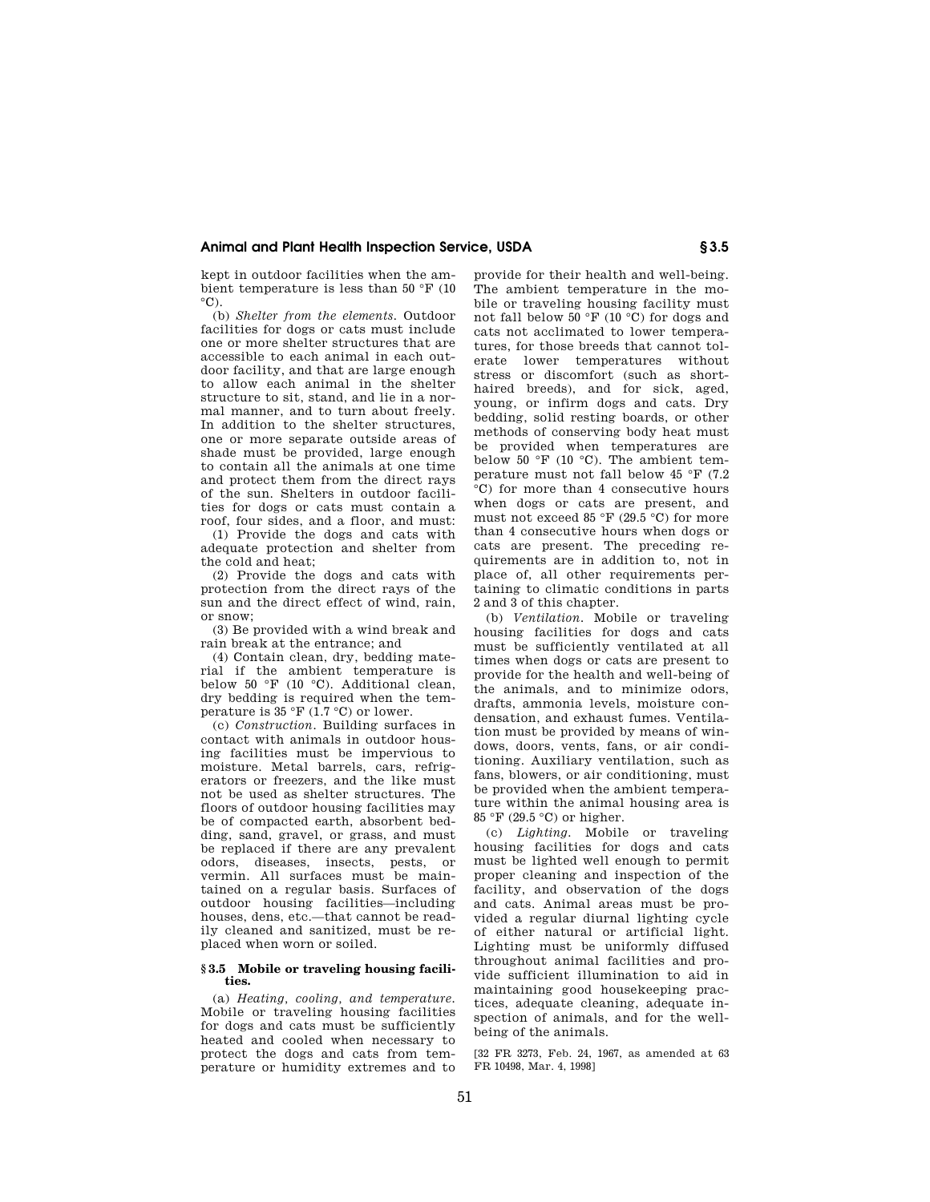kept in outdoor facilities when the ambient temperature is less than 50 °F (10 °C).

(b) *Shelter from the elements.* Outdoor facilities for dogs or cats must include one or more shelter structures that are accessible to each animal in each outdoor facility, and that are large enough to allow each animal in the shelter structure to sit, stand, and lie in a normal manner, and to turn about freely. In addition to the shelter structures, one or more separate outside areas of shade must be provided, large enough to contain all the animals at one time and protect them from the direct rays of the sun. Shelters in outdoor facilities for dogs or cats must contain a roof, four sides, and a floor, and must:

(1) Provide the dogs and cats with adequate protection and shelter from the cold and heat;

(2) Provide the dogs and cats with protection from the direct rays of the sun and the direct effect of wind, rain, or snow;

(3) Be provided with a wind break and rain break at the entrance; and

(4) Contain clean, dry, bedding material if the ambient temperature is below 50 °F (10 °C). Additional clean, dry bedding is required when the temperature is 35 °F (1.7 °C) or lower.

(c) *Construction.* Building surfaces in contact with animals in outdoor housing facilities must be impervious to moisture. Metal barrels, cars, refrigerators or freezers, and the like must not be used as shelter structures. The floors of outdoor housing facilities may be of compacted earth, absorbent bedding, sand, gravel, or grass, and must be replaced if there are any prevalent odors, diseases, insects, pests, or vermin. All surfaces must be maintained on a regular basis. Surfaces of outdoor housing facilities—including houses, dens, etc.—that cannot be readily cleaned and sanitized, must be replaced when worn or soiled.

### § 3.5 Mobile or traveling housing facilities.

(a) *Heating, cooling, and temperature.* Mobile or traveling housing facilities for dogs and cats must be sufficiently heated and cooled when necessary to protect the dogs and cats from temperature or humidity extremes and to provide for their health and well-being. The ambient temperature in the mobile or traveling housing facility must not fall below 50 °F (10 °C) for dogs and cats not acclimated to lower temperatures, for those breeds that cannot tolerate lower temperatures without stress or discomfort (such as short-haired breeds), and for sick, aged, young, or infirm dogs and cats. Dry bedding, solid resting boards, or other methods of conserving body heat must be provided when temperatures are below 50 °F (10 °C). The ambient temperature must not fall below 45 °F (7.2 °C) for more than 4 consecutive hours when dogs or cats are present, and must not exceed 85 °F (29.5 °C) for more than 4 consecutive hours when dogs or cats are present. The preceding requirements are in addition to, not in place of, all other requirements pertaining to climatic conditions in parts 2 and 3 of this chapter.

(b) *Ventilation.* Mobile or traveling housing facilities for dogs and cats must be sufficiently ventilated at all times when dogs or cats are present to provide for the health and well-being of the animals, and to minimize odors, drafts, ammonia levels, moisture condensation, and exhaust fumes. Ventilation must be provided by means of windows, doors, vents, fans, or air conditioning. Auxiliary ventilation, such as fans, blowers, or air conditioning, must be provided when the ambient temperature within the animal housing area is 85 °F (29.5 °C) or higher.

(c) *Lighting.* Mobile or traveling housing facilities for dogs and cats must be lighted well enough to permit proper cleaning and inspection of the facility, and observation of the dogs and cats. Animal areas must be provided a regular diurnal lighting cycle of either natural or artificial light. Lighting must be uniformly diffused throughout animal facilities and provide sufficient illumination to aid in maintaining good housekeeping practices, adequate cleaning, adequate inspection of animals, and for the well-being of the animals.

[32 FR 3273, Feb. 24, 1967, as amended at 63 FR 10498, Mar. 4, 1998]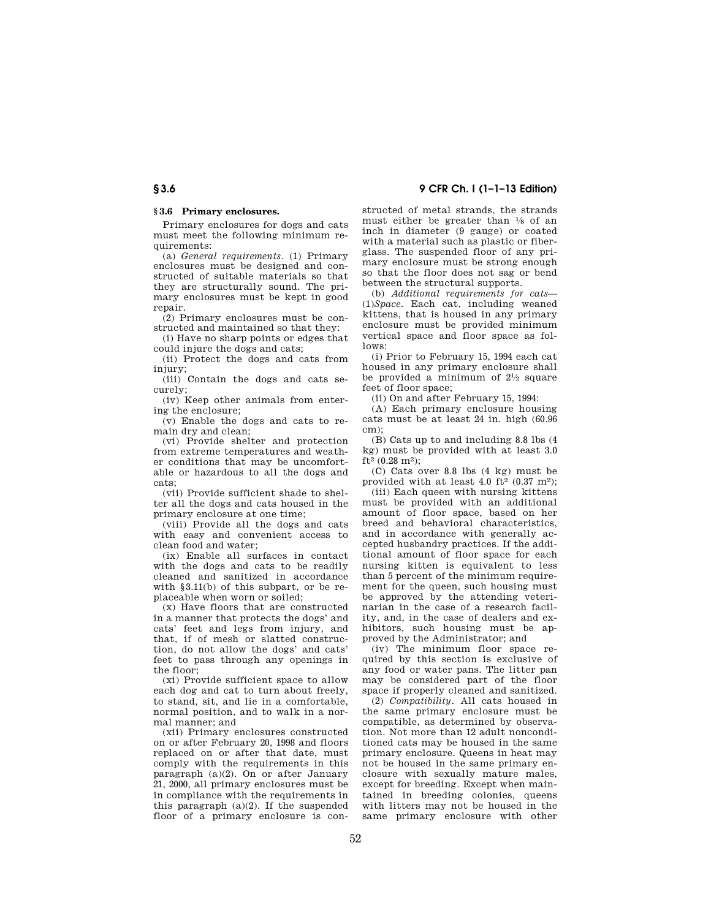## § 3.6 Primary enclosures.

Primary enclosures for dogs and cats must meet the following minimum requirements:

(a) *General requirements.* (1) Primary enclosures must be designed and constructed of suitable materials so that they are structurally sound. The primary enclosures must be kept in good repair.

(2) Primary enclosures must be constructed and maintained so that they:

(i) Have no sharp points or edges that could injure the dogs and cats;

(ii) Protect the dogs and cats from injury;

(iii) Contain the dogs and cats securely;

(iv) Keep other animals from entering the enclosure;

(v) Enable the dogs and cats to remain dry and clean;

(vi) Provide shelter and protection from extreme temperatures and weather conditions that may be uncomfortable or hazardous to all the dogs and cats;

(vii) Provide sufficient shade to shelter all the dogs and cats housed in the primary enclosure at one time;

(viii) Provide all the dogs and cats with easy and convenient access to clean food and water;

(ix) Enable all surfaces in contact with the dogs and cats to be readily cleaned and sanitized in accordance with §3.11(b) of this subpart, or be replaceable when worn or soiled;

(x) Have floors that are constructed in a manner that protects the dogs' and cats' feet and legs from injury, and that, if of mesh or slatted construction, do not allow the dogs' and cats' feet to pass through any openings in the floor;

(xi) Provide sufficient space to allow each dog and cat to turn about freely, to stand, sit, and lie in a comfortable, normal position, and to walk in a normal manner; and

(xii) Primary enclosures constructed on or after February 20, 1998 and floors replaced on or after that date, must comply with the requirements in this paragraph (a)(2). On or after January 21, 2000, all primary enclosures must be in compliance with the requirements in this paragraph (a)(2). If the suspended floor of a primary enclosure is constructed of metal strands, the strands must either be greater than ⅛ of an inch in diameter (9 gauge) or coated with a material such as plastic or fiberglass. The suspended floor of any primary enclosure must be strong enough so that the floor does not sag or bend between the structural supports.

(b) *Additional requirements for cats*—(1)*Space.* Each cat, including weaned kittens, that is housed in any primary enclosure must be provided minimum vertical space and floor space as follows:

(i) Prior to February 15, 1994 each cat housed in any primary enclosure shall be provided a minimum of 2½ square feet of floor space;

(ii) On and after February 15, 1994:

(A) Each primary enclosure housing cats must be at least 24 in. high (60.96 cm);

(B) Cats up to and including 8.8 lbs (4 kg) must be provided with at least 3.0 $ft^2$ (0.28 $m^2$);

(C) Cats over 8.8 lbs (4 kg) must be provided with at least 4.0 $ft^2$ (0.37 $m^2$);

(iii) Each queen with nursing kittens must be provided with an additional amount of floor space, based on her breed and behavioral characteristics, and in accordance with generally accepted husbandry practices. If the additional amount of floor space for each nursing kitten is equivalent to less than 5 percent of the minimum requirement for the queen, such housing must be approved by the attending veterinarian in the case of a research facility, and, in the case of dealers and exhibitors, such housing must be approved by the Administrator; and

(iv) The minimum floor space required by this section is exclusive of any food or water pans. The litter pan may be considered part of the floor space if properly cleaned and sanitized.

(2) *Compatibility.* All cats housed in the same primary enclosure must be compatible, as determined by observation. Not more than 12 adult nonconditioned cats may be housed in the same primary enclosure. Queens in heat may not be housed in the same primary enclosure with sexually mature males, except for breeding. Except when maintained in breeding colonies, queens with litters may not be housed in the same primary enclosure with other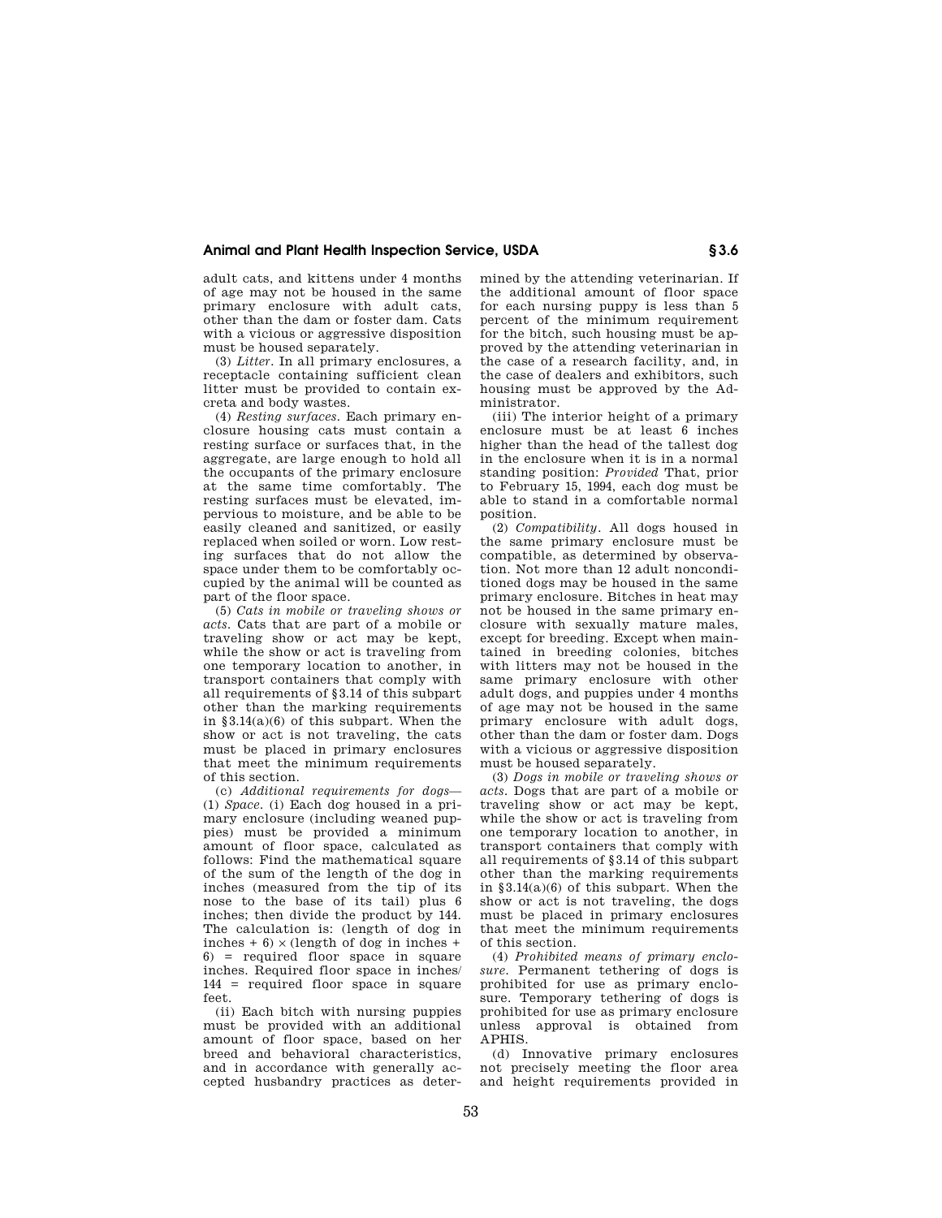adult cats, and kittens under 4 months of age may not be housed in the same primary enclosure with adult cats, other than the dam or foster dam. Cats with a vicious or aggressive disposition must be housed separately.

(3) *Litter*. In all primary enclosures, a receptacle containing sufficient clean litter must be provided to contain excreta and body wastes.

(4) *Resting surfaces*. Each primary enclosure housing cats must contain a resting surface or surfaces that, in the aggregate, are large enough to hold all the occupants of the primary enclosure at the same time comfortably. The resting surfaces must be elevated, impervious to moisture, and be able to be easily cleaned and sanitized, or easily replaced when soiled or worn. Low resting surfaces that do not allow the space under them to be comfortably occupied by the animal will be counted as part of the floor space.

(5) *Cats in mobile or traveling shows or acts*. Cats that are part of a mobile or traveling show or act may be kept, while the show or act is traveling from one temporary location to another, in transport containers that comply with all requirements of §3.14 of this subpart other than the marking requirements in §3.14(a)(6) of this subpart. When the show or act is not traveling, the cats must be placed in primary enclosures that meet the minimum requirements of this section.

(c) *Additional requirements for dogs*—(1) *Space*. (i) Each dog housed in a primary enclosure (including weaned puppies) must be provided a minimum amount of floor space, calculated as follows: Find the mathematical square of the sum of the length of the dog in inches (measured from the tip of its nose to the base of its tail) plus 6 inches; then divide the product by 144. The calculation is: (length of dog in inches + 6) × (length of dog in inches + 6) = required floor space in square inches. Required floor space in inches/144 = required floor space in square feet.

(ii) Each bitch with nursing puppies must be provided with an additional amount of floor space, based on her breed and behavioral characteristics, and in accordance with generally accepted husbandry practices as determined by the attending veterinarian. If the additional amount of floor space for each nursing puppy is less than 5 percent of the minimum requirement for the bitch, such housing must be approved by the attending veterinarian in the case of a research facility, and, in the case of dealers and exhibitors, such housing must be approved by the Administrator.

(iii) The interior height of a primary enclosure must be at least 6 inches higher than the head of the tallest dog in the enclosure when it is in a normal standing position: *Provided* That, prior to February 15, 1994, each dog must be able to stand in a comfortable normal position.

(2) *Compatibility*. All dogs housed in the same primary enclosure must be compatible, as determined by observation. Not more than 12 adult nonconditioned dogs may be housed in the same primary enclosure. Bitches in heat may not be housed in the same primary enclosure with sexually mature males, except for breeding. Except when maintained in breeding colonies, bitches with litters may not be housed in the same primary enclosure with other adult dogs, and puppies under 4 months of age may not be housed in the same primary enclosure with adult dogs, other than the dam or foster dam. Dogs with a vicious or aggressive disposition must be housed separately.

(3) *Dogs in mobile or traveling shows or acts*. Dogs that are part of a mobile or traveling show or act may be kept, while the show or act is traveling from one temporary location to another, in transport containers that comply with all requirements of §3.14 of this subpart other than the marking requirements in §3.14(a)(6) of this subpart. When the show or act is not traveling, the dogs must be placed in primary enclosures that meet the minimum requirements of this section.

(4) *Prohibited means of primary enclosure*. Permanent tethering of dogs is prohibited for use as primary enclosure. Temporary tethering of dogs is prohibited for use as primary enclosure unless approval is obtained from APHIS.

(d) Innovative primary enclosures not precisely meeting the floor area and height requirements provided in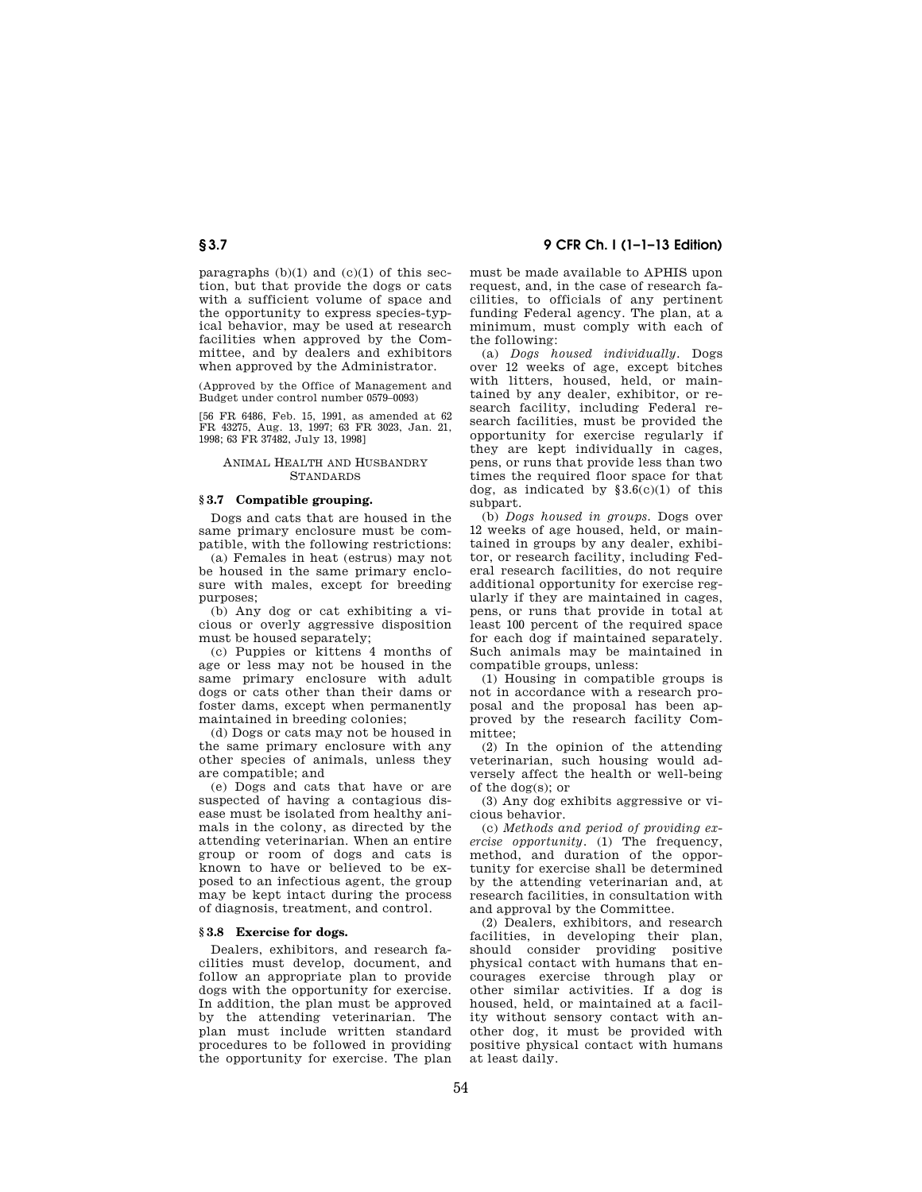paragraphs (b)(1) and (c)(1) of this section, but that provide the dogs or cats with a sufficient volume of space and the opportunity to express species-typical behavior, may be used at research facilities when approved by the Committee, and by dealers and exhibitors when approved by the Administrator.

(Approved by the Office of Management and Budget under control number 0579–0093)

[56 FR 6486, Feb. 15, 1991, as amended at 62 FR 43275, Aug. 13, 1997; 63 FR 3023, Jan. 21, 1998; 63 FR 37482, July 13, 1998]

ANIMAL HEALTH AND HUSBANDRY STANDARDS

## § 3.7 Compatible grouping.

Dogs and cats that are housed in the same primary enclosure must be compatible, with the following restrictions:

(a) Females in heat (estrus) may not be housed in the same primary enclosure with males, except for breeding purposes;

(b) Any dog or cat exhibiting a vicious or overly aggressive disposition must be housed separately;

(c) Puppies or kittens 4 months of age or less may not be housed in the same primary enclosure with adult dogs or cats other than their dams or foster dams, except when permanently maintained in breeding colonies;

(d) Dogs or cats may not be housed in the same primary enclosure with any other species of animals, unless they are compatible; and

(e) Dogs and cats that have or are suspected of having a contagious disease must be isolated from healthy animals in the colony, as directed by the attending veterinarian. When an entire group or room of dogs and cats is known to have or believed to be exposed to an infectious agent, the group may be kept intact during the process of diagnosis, treatment, and control.

## § 3.8 Exercise for dogs.

Dealers, exhibitors, and research facilities must develop, document, and follow an appropriate plan to provide dogs with the opportunity for exercise. In addition, the plan must be approved by the attending veterinarian. The plan must include written standard procedures to be followed in providing the opportunity for exercise. The plan must be made available to APHIS upon request, and, in the case of research facilities, to officials of any pertinent funding Federal agency. The plan, at a minimum, must comply with each of the following:

(a) *Dogs housed individually.* Dogs over 12 weeks of age, except bitches with litters, housed, held, or maintained by any dealer, exhibitor, or research facility, including Federal research facilities, must be provided the opportunity for exercise regularly if they are kept individually in cages, pens, or runs that provide less than two times the required floor space for that dog, as indicated by §3.6(c)(1) of this subpart.

(b) *Dogs housed in groups.* Dogs over 12 weeks of age housed, held, or maintained in groups by any dealer, exhibitor, or research facility, including Federal research facilities, do not require additional opportunity for exercise regularly if they are maintained in cages, pens, or runs that provide in total at least 100 percent of the required space for each dog if maintained separately. Such animals may be maintained in compatible groups, unless:

(1) Housing in compatible groups is not in accordance with a research proposal and the proposal has been approved by the research facility Committee;

(2) In the opinion of the attending veterinarian, such housing would adversely affect the health or well-being of the dog(s); or

(3) Any dog exhibits aggressive or vicious behavior.

(c) *Methods and period of providing exercise opportunity.* (1) The frequency, method, and duration of the opportunity for exercise shall be determined by the attending veterinarian and, at research facilities, in consultation with and approval by the Committee.

(2) Dealers, exhibitors, and research facilities, in developing their plan, should consider providing positive physical contact with humans that encourages exercise through play or other similar activities. If a dog is housed, held, or maintained at a facility without sensory contact with another dog, it must be provided with positive physical contact with humans at least daily.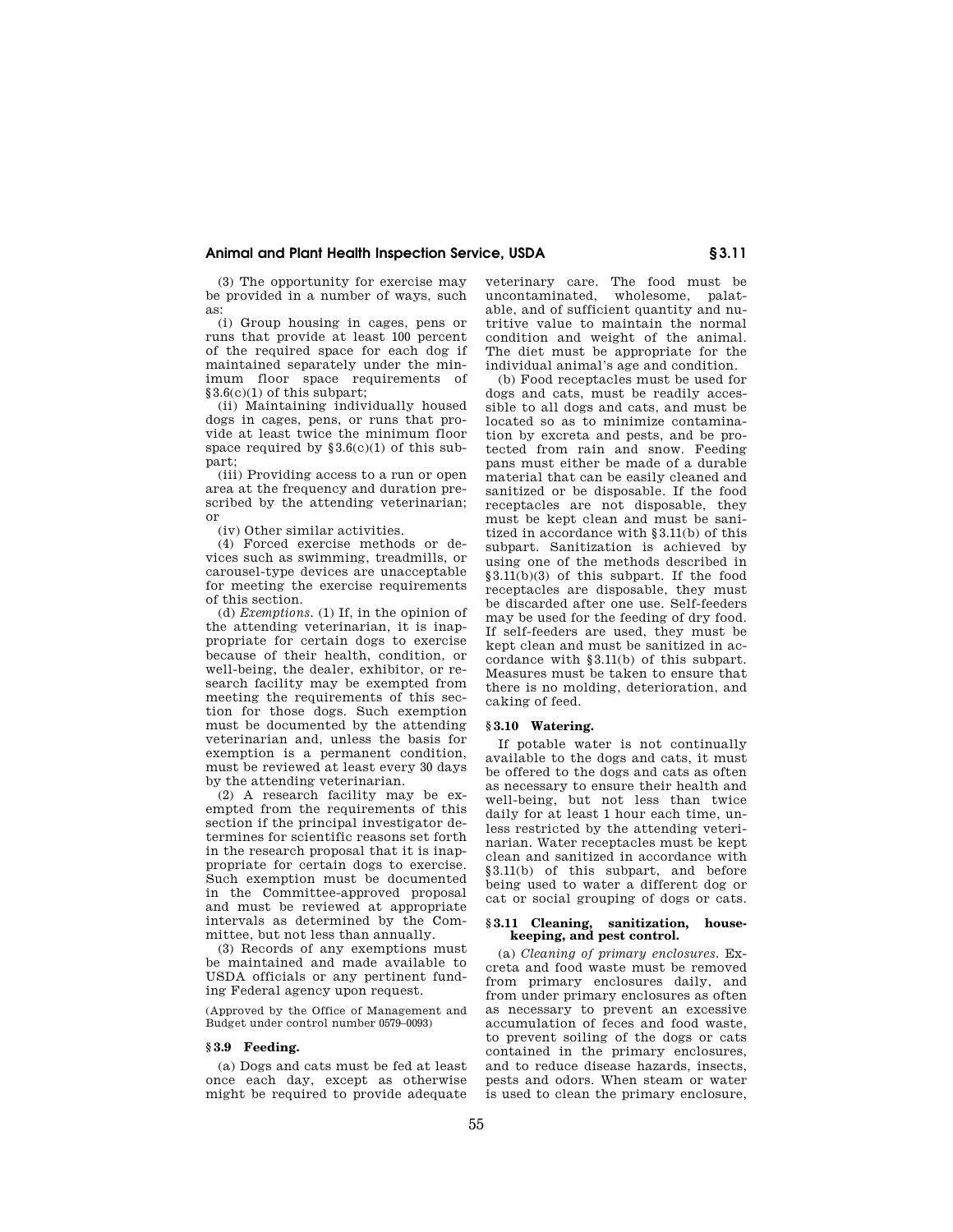(3) The opportunity for exercise may be provided in a number of ways, such as:

(i) Group housing in cages, pens or runs that provide at least 100 percent of the required space for each dog if maintained separately under the minimum floor space requirements of §3.6(c)(1) of this subpart;

(ii) Maintaining individually housed dogs in cages, pens, or runs that provide at least twice the minimum floor space required by §3.6(c)(1) of this subpart;

(iii) Providing access to a run or open area at the frequency and duration prescribed by the attending veterinarian; or

(iv) Other similar activities.

(4) Forced exercise methods or devices such as swimming, treadmills, or carousel-type devices are unacceptable for meeting the exercise requirements of this section.

(d) *Exemptions.* (1) If, in the opinion of the attending veterinarian, it is inappropriate for certain dogs to exercise because of their health, condition, or well-being, the dealer, exhibitor, or research facility may be exempted from meeting the requirements of this section for those dogs. Such exemption must be documented by the attending veterinarian and, unless the basis for exemption is a permanent condition, must be reviewed at least every 30 days by the attending veterinarian.

(2) A research facility may be exempted from the requirements of this section if the principal investigator determines for scientific reasons set forth in the research proposal that it is inappropriate for certain dogs to exercise. Such exemption must be documented in the Committee-approved proposal and must be reviewed at appropriate intervals as determined by the Committee, but not less than annually.

(3) Records of any exemptions must be maintained and made available to USDA officials or any pertinent funding Federal agency upon request.

(Approved by the Office of Management and Budget under control number 0579–0093)

## §3.9 Feeding.

(a) Dogs and cats must be fed at least once each day, except as otherwise might be required to provide adequate veterinary care. The food must be uncontaminated, wholesome, palatable, and of sufficient quantity and nutritive value to maintain the normal condition and weight of the animal. The diet must be appropriate for the individual animal's age and condition.

(b) Food receptacles must be used for dogs and cats, must be readily accessible to all dogs and cats, and must be located so as to minimize contamination by excreta and pests, and be protected from rain and snow. Feeding pans must either be made of a durable material that can be easily cleaned and sanitized or be disposable. If the food receptacles are not disposable, they must be kept clean and must be sanitized in accordance with §3.11(b) of this subpart. Sanitization is achieved by using one of the methods described in §3.11(b)(3) of this subpart. If the food receptacles are disposable, they must be discarded after one use. Self-feeders may be used for the feeding of dry food. If self-feeders are used, they must be kept clean and must be sanitized in accordance with §3.11(b) of this subpart. Measures must be taken to ensure that there is no molding, deterioration, and caking of feed.

## §3.10 Watering.

If potable water is not continually available to the dogs and cats, it must be offered to the dogs and cats as often as necessary to ensure their health and well-being, but not less than twice daily for at least 1 hour each time, unless restricted by the attending veterinarian. Water receptacles must be kept clean and sanitized in accordance with §3.11(b) of this subpart, and before being used to water a different dog or cat or social grouping of dogs or cats.

## §3.11 Cleaning, sanitization, housekeeping, and pest control.

(a) *Cleaning of primary enclosures.* Excreta and food waste must be removed from primary enclosures daily, and from under primary enclosures as often as necessary to prevent an excessive accumulation of feces and food waste, to prevent soiling of the dogs or cats contained in the primary enclosures, and to reduce disease hazards, insects, pests and odors. When steam or water is used to clean the primary enclosure,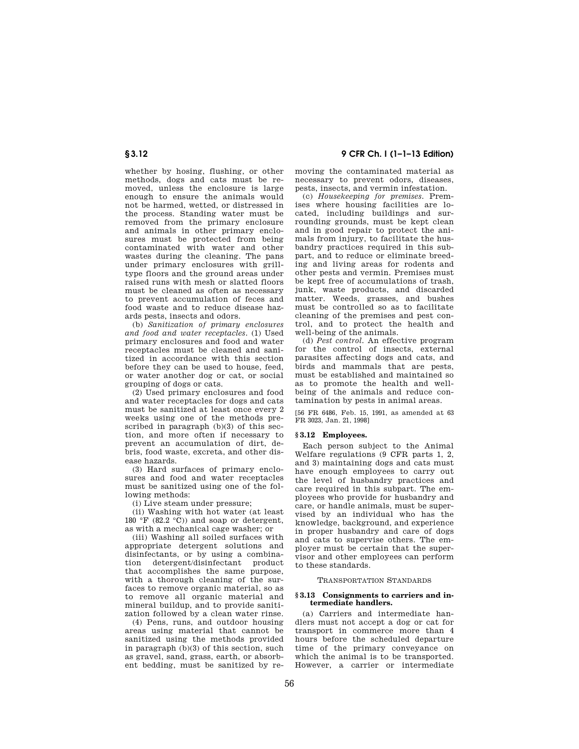whether by hosing, flushing, or other methods, dogs and cats must be removed, unless the enclosure is large enough to ensure the animals would not be harmed, wetted, or distressed in the process. Standing water must be removed from the primary enclosure and animals in other primary enclosures must be protected from being contaminated with water and other wastes during the cleaning. The pans under primary enclosures with grill-type floors and the ground areas under raised runs with mesh or slatted floors must be cleaned as often as necessary to prevent accumulation of feces and food waste and to reduce disease hazards pests, insects and odors.

(b) *Sanitization of primary enclosures and food and water receptacles.* (1) Used primary enclosures and food and water receptacles must be cleaned and sanitized in accordance with this section before they can be used to house, feed, or water another dog or cat, or social grouping of dogs or cats.

(2) Used primary enclosures and food and water receptacles for dogs and cats must be sanitized at least once every 2 weeks using one of the methods prescribed in paragraph (b)(3) of this section, and more often if necessary to prevent an accumulation of dirt, debris, food waste, excreta, and other disease hazards.

(3) Hard surfaces of primary enclosures and food and water receptacles must be sanitized using one of the following methods:

(i) Live steam under pressure;

(ii) Washing with hot water (at least 180 °F (82.2 °C)) and soap or detergent, as with a mechanical cage washer; or

(iii) Washing all soiled surfaces with appropriate detergent solutions and disinfectants, or by using a combination detergent/disinfectant product that accomplishes the same purpose, with a thorough cleaning of the surfaces to remove organic material, so as to remove all organic material and mineral buildup, and to provide sanitization followed by a clean water rinse.

(4) Pens, runs, and outdoor housing areas using material that cannot be sanitized using the methods provided in paragraph (b)(3) of this section, such as gravel, sand, grass, earth, or absorbent bedding, must be sanitized by removing the contaminated material as necessary to prevent odors, diseases, pests, insects, and vermin infestation.

(c) *Housekeeping for premises.* Premises where housing facilities are located, including buildings and surrounding grounds, must be kept clean and in good repair to protect the animals from injury, to facilitate the husbandry practices required in this subpart, and to reduce or eliminate breeding and living areas for rodents and other pests and vermin. Premises must be kept free of accumulations of trash, junk, waste products, and discarded matter. Weeds, grasses, and bushes must be controlled so as to facilitate cleaning of the premises and pest control, and to protect the health and well-being of the animals.

(d) *Pest control.* An effective program for the control of insects, external parasites affecting dogs and cats, and birds and mammals that are pests, must be established and maintained so as to promote the health and well-being of the animals and reduce contamination by pests in animal areas.

[56 FR 6486, Feb. 15, 1991, as amended at 63 FR 3023, Jan. 21, 1998]

### § 3.12 Employees.

Each person subject to the Animal Welfare regulations (9 CFR parts 1, 2, and 3) maintaining dogs and cats must have enough employees to carry out the level of husbandry practices and care required in this subpart. The employees who provide for husbandry and care, or handle animals, must be supervised by an individual who has the knowledge, background, and experience in proper husbandry and care of dogs and cats to supervise others. The employer must be certain that the supervisor and other employees can perform to these standards.

## TRANSPORTATION STANDARDS

### § 3.13 Consignments to carriers and intermediate handlers.

(a) Carriers and intermediate handlers must not accept a dog or cat for transport in commerce more than 4 hours before the scheduled departure time of the primary conveyance on which the animal is to be transported. However, a carrier or intermediate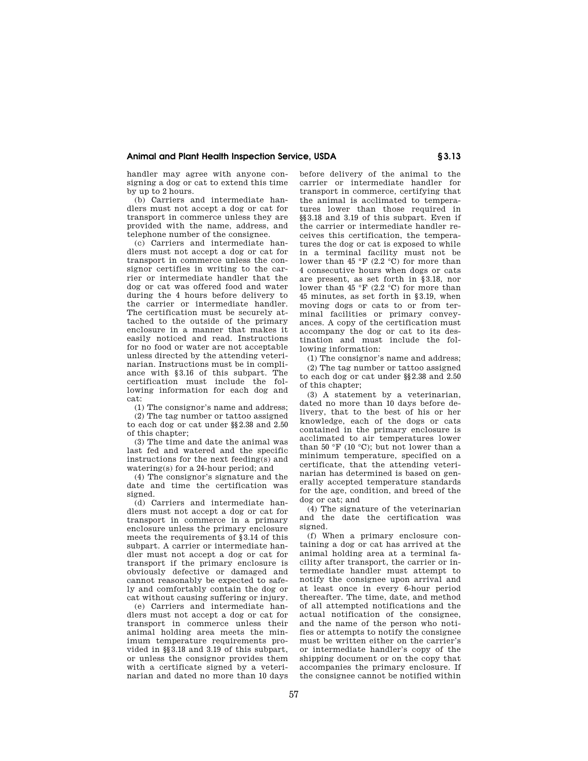handler may agree with anyone consigning a dog or cat to extend this time by up to 2 hours.

(b) Carriers and intermediate handlers must not accept a dog or cat for transport in commerce unless they are provided with the name, address, and telephone number of the consignee.

(c) Carriers and intermediate handlers must not accept a dog or cat for transport in commerce unless the consignor certifies in writing to the carrier or intermediate handler that the dog or cat was offered food and water during the 4 hours before delivery to the carrier or intermediate handler. The certification must be securely attached to the outside of the primary enclosure in a manner that makes it easily noticed and read. Instructions for no food or water are not acceptable unless directed by the attending veterinarian. Instructions must be in compliance with §3.16 of this subpart. The certification must include the following information for each dog and cat:

(1) The consignor's name and address;

(2) The tag number or tattoo assigned to each dog or cat under §§2.38 and 2.50 of this chapter;

(3) The time and date the animal was last fed and watered and the specific instructions for the next feeding(s) and watering(s) for a 24-hour period; and

(4) The consignor's signature and the date and time the certification was signed.

(d) Carriers and intermediate handlers must not accept a dog or cat for transport in commerce in a primary enclosure unless the primary enclosure meets the requirements of §3.14 of this subpart. A carrier or intermediate handler must not accept a dog or cat for transport if the primary enclosure is obviously defective or damaged and cannot reasonably be expected to safely and comfortably contain the dog or cat without causing suffering or injury.

(e) Carriers and intermediate handlers must not accept a dog or cat for transport in commerce unless their animal holding area meets the minimum temperature requirements provided in §§3.18 and 3.19 of this subpart, or unless the consignor provides them with a certificate signed by a veterinarian and dated no more than 10 days before delivery of the animal to the carrier or intermediate handler for transport in commerce, certifying that the animal is acclimated to temperatures lower than those required in §§3.18 and 3.19 of this subpart. Even if the carrier or intermediate handler receives this certification, the temperatures the dog or cat is exposed to while in a terminal facility must not be lower than 45 °F (2.2 °C) for more than 4 consecutive hours when dogs or cats are present, as set forth in §3.18, nor lower than 45 °F (2.2 °C) for more than 45 minutes, as set forth in §3.19, when moving dogs or cats to or from terminal facilities or primary conveyances. A copy of the certification must accompany the dog or cat to its destination and must include the following information:

(1) The consignor's name and address;

(2) The tag number or tattoo assigned to each dog or cat under §§2.38 and 2.50 of this chapter;

(3) A statement by a veterinarian, dated no more than 10 days before delivery, that to the best of his or her knowledge, each of the dogs or cats contained in the primary enclosure is acclimated to air temperatures lower than 50 °F (10 °C); but not lower than a minimum temperature, specified on a certificate, that the attending veterinarian has determined is based on generally accepted temperature standards for the age, condition, and breed of the dog or cat; and

(4) The signature of the veterinarian and the date the certification was signed.

(f) When a primary enclosure containing a dog or cat has arrived at the animal holding area at a terminal facility after transport, the carrier or intermediate handler must attempt to notify the consignee upon arrival and at least once in every 6-hour period thereafter. The time, date, and method of all attempted notifications and the actual notification of the consignee, and the name of the person who notifies or attempts to notify the consignee must be written either on the carrier's or intermediate handler's copy of the shipping document or on the copy that accompanies the primary enclosure. If the consignee cannot be notified within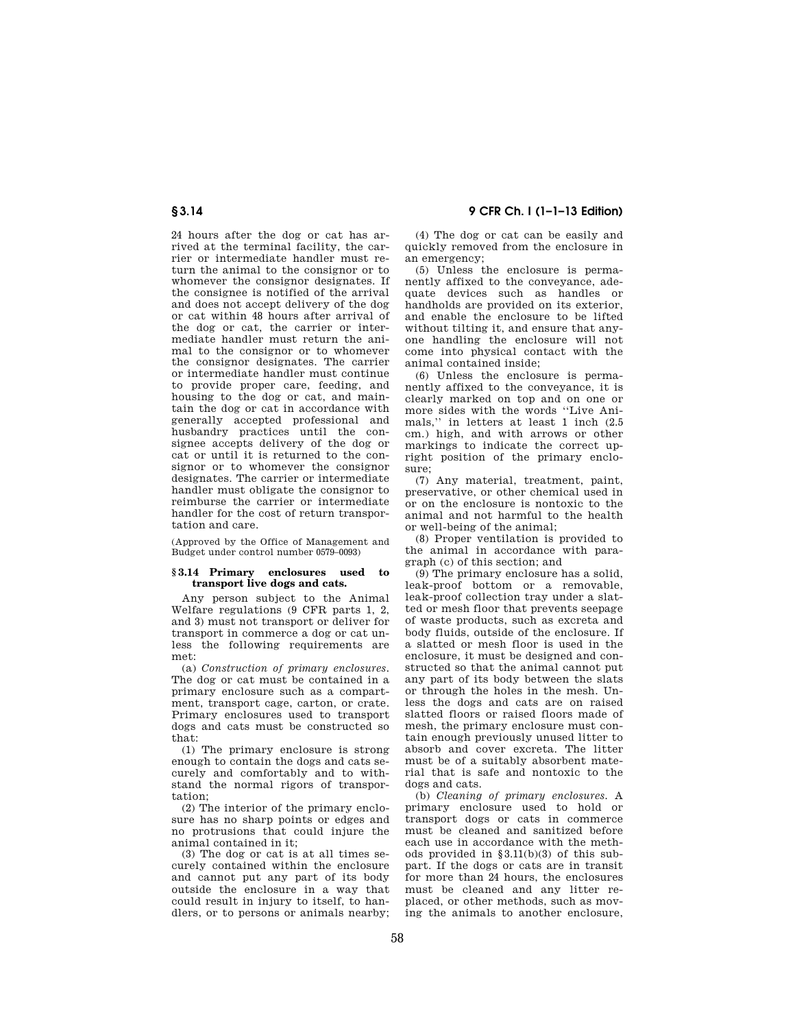24 hours after the dog or cat has arrived at the terminal facility, the carrier or intermediate handler must return the animal to the consignor or to whomever the consignor designates. If the consignee is notified of the arrival and does not accept delivery of the dog or cat within 48 hours after arrival of the dog or cat, the carrier or intermediate handler must return the animal to the consignor or to whomever the consignor designates. The carrier or intermediate handler must continue to provide proper care, feeding, and housing to the dog or cat, and maintain the dog or cat in accordance with generally accepted professional and husbandry practices until the consignee accepts delivery of the dog or cat or until it is returned to the consignor or to whomever the consignor designates. The carrier or intermediate handler must obligate the consignor to reimburse the carrier or intermediate handler for the cost of return transportation and care.

(Approved by the Office of Management and Budget under control number 0579–0093)

### § 3.14 Primary enclosures used to transport live dogs and cats.

Any person subject to the Animal Welfare regulations (9 CFR parts 1, 2, and 3) must not transport or deliver for transport in commerce a dog or cat unless the following requirements are met:

(a) *Construction of primary enclosures.* The dog or cat must be contained in a primary enclosure such as a compartment, transport cage, carton, or crate. Primary enclosures used to transport dogs and cats must be constructed so that:

(1) The primary enclosure is strong enough to contain the dogs and cats securely and comfortably and to withstand the normal rigors of transportation;

(2) The interior of the primary enclosure has no sharp points or edges and no protrusions that could injure the animal contained in it;

(3) The dog or cat is at all times securely contained within the enclosure and cannot put any part of its body outside the enclosure in a way that could result in injury to itself, to handlers, or to persons or animals nearby;

(4) The dog or cat can be easily and quickly removed from the enclosure in an emergency;

(5) Unless the enclosure is permanently affixed to the conveyance, adequate devices such as handles or handholds are provided on its exterior, and enable the enclosure to be lifted without tilting it, and ensure that anyone handling the enclosure will not come into physical contact with the animal contained inside;

(6) Unless the enclosure is permanently affixed to the conveyance, it is clearly marked on top and on one or more sides with the words "Live Animals," in letters at least 1 inch (2.5 cm.) high, and with arrows or other markings to indicate the correct upright position of the primary enclosure;

(7) Any material, treatment, paint, preservative, or other chemical used in or on the enclosure is nontoxic to the animal and not harmful to the health or well-being of the animal;

(8) Proper ventilation is provided to the animal in accordance with paragraph (c) of this section; and

(9) The primary enclosure has a solid, leak-proof bottom or a removable, leak-proof collection tray under a slatted or mesh floor that prevents seepage of waste products, such as excreta and body fluids, outside of the enclosure. If a slatted or mesh floor is used in the enclosure, it must be designed and constructed so that the animal cannot put any part of its body between the slats or through the holes in the mesh. Unless the dogs and cats are on raised slatted floors or raised floors made of mesh, the primary enclosure must contain enough previously unused litter to absorb and cover excreta. The litter must be of a suitably absorbent material that is safe and nontoxic to the dogs and cats.

(b) *Cleaning of primary enclosures.* A primary enclosure used to hold or transport dogs or cats in commerce must be cleaned and sanitized before each use in accordance with the methods provided in §3.11(b)(3) of this subpart. If the dogs or cats are in transit for more than 24 hours, the enclosures must be cleaned and any litter replaced, or other methods, such as moving the animals to another enclosure,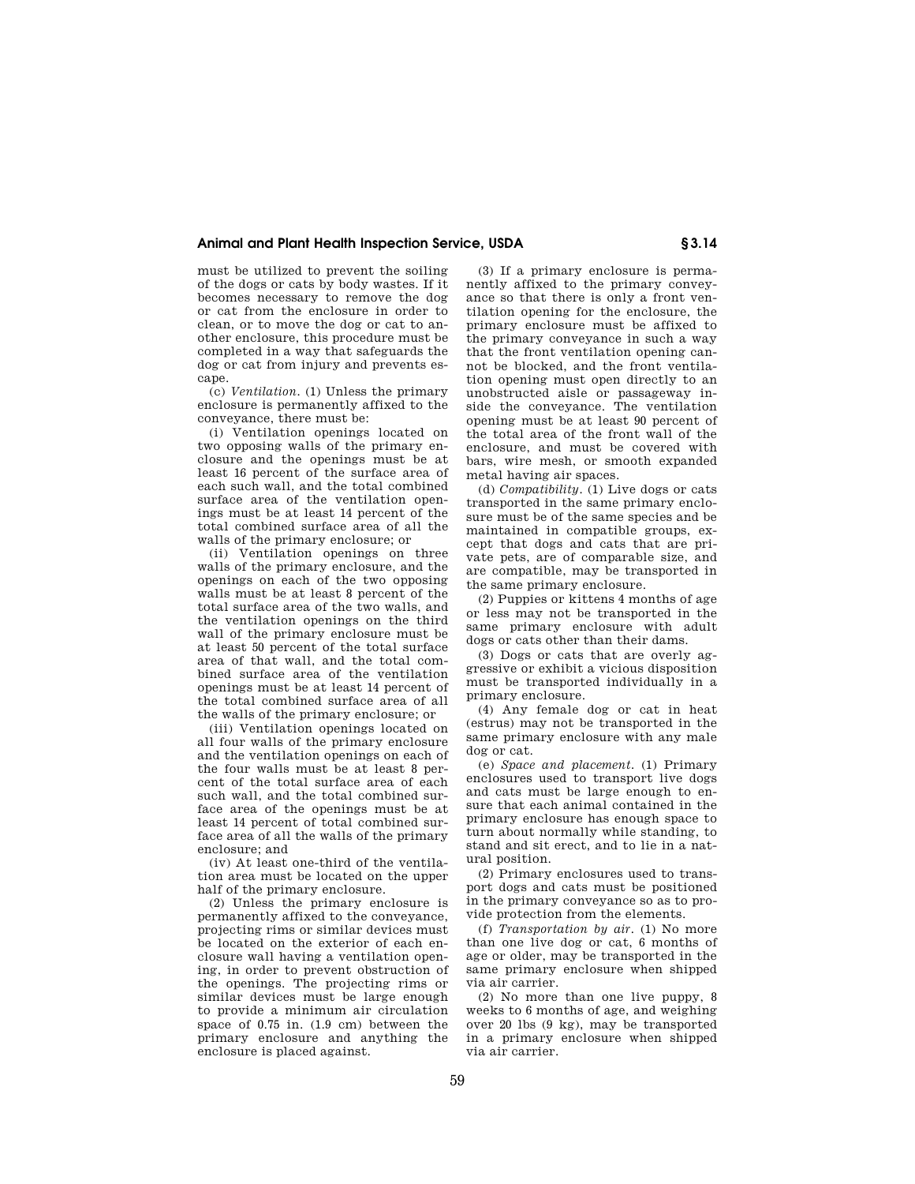must be utilized to prevent the soiling of the dogs or cats by body wastes. If it becomes necessary to remove the dog or cat from the enclosure in order to clean, or to move the dog or cat to another enclosure, this procedure must be completed in a way that safeguards the dog or cat from injury and prevents escape.

(c) *Ventilation.* (1) Unless the primary enclosure is permanently affixed to the conveyance, there must be:

(i) Ventilation openings located on two opposing walls of the primary enclosure and the openings must be at least 16 percent of the surface area of each such wall, and the total combined surface area of the ventilation openings must be at least 14 percent of the total combined surface area of all the walls of the primary enclosure; or

(ii) Ventilation openings on three walls of the primary enclosure, and the openings on each of the two opposing walls must be at least 8 percent of the total surface area of the two walls, and the ventilation openings on the third wall of the primary enclosure must be at least 50 percent of the total surface area of that wall, and the total combined surface area of the ventilation openings must be at least 14 percent of the total combined surface area of all the walls of the primary enclosure; or

(iii) Ventilation openings located on all four walls of the primary enclosure and the ventilation openings on each of the four walls must be at least 8 percent of the total surface area of each such wall, and the total combined surface area of the openings must be at least 14 percent of total combined surface area of all the walls of the primary enclosure; and

(iv) At least one-third of the ventilation area must be located on the upper half of the primary enclosure.

(2) Unless the primary enclosure is permanently affixed to the conveyance, projecting rims or similar devices must be located on the exterior of each enclosure wall having a ventilation opening, in order to prevent obstruction of the openings. The projecting rims or similar devices must be large enough to provide a minimum air circulation space of 0.75 in. (1.9 cm) between the primary enclosure and anything the enclosure is placed against.

(3) If a primary enclosure is permanently affixed to the primary conveyance so that there is only a front ventilation opening for the enclosure, the primary enclosure must be affixed to the primary conveyance in such a way that the front ventilation opening cannot be blocked, and the front ventilation opening must open directly to an unobstructed aisle or passageway inside the conveyance. The ventilation opening must be at least 90 percent of the total area of the front wall of the enclosure, and must be covered with bars, wire mesh, or smooth expanded metal having air spaces.

(d) *Compatibility.* (1) Live dogs or cats transported in the same primary enclosure must be of the same species and be maintained in compatible groups, except that dogs and cats that are private pets, are of comparable size, and are compatible, may be transported in the same primary enclosure.

(2) Puppies or kittens 4 months of age or less may not be transported in the same primary enclosure with adult dogs or cats other than their dams.

(3) Dogs or cats that are overly aggressive or exhibit a vicious disposition must be transported individually in a primary enclosure.

(4) Any female dog or cat in heat (estrus) may not be transported in the same primary enclosure with any male dog or cat.

(e) *Space and placement.* (1) Primary enclosures used to transport live dogs and cats must be large enough to ensure that each animal contained in the primary enclosure has enough space to turn about normally while standing, to stand and sit erect, and to lie in a natural position.

(2) Primary enclosures used to transport dogs and cats must be positioned in the primary conveyance so as to provide protection from the elements.

(f) *Transportation by air.* (1) No more than one live dog or cat, 6 months of age or older, may be transported in the same primary enclosure when shipped via air carrier.

(2) No more than one live puppy, 8 weeks to 6 months of age, and weighing over 20 lbs (9 kg), may be transported in a primary enclosure when shipped via air carrier.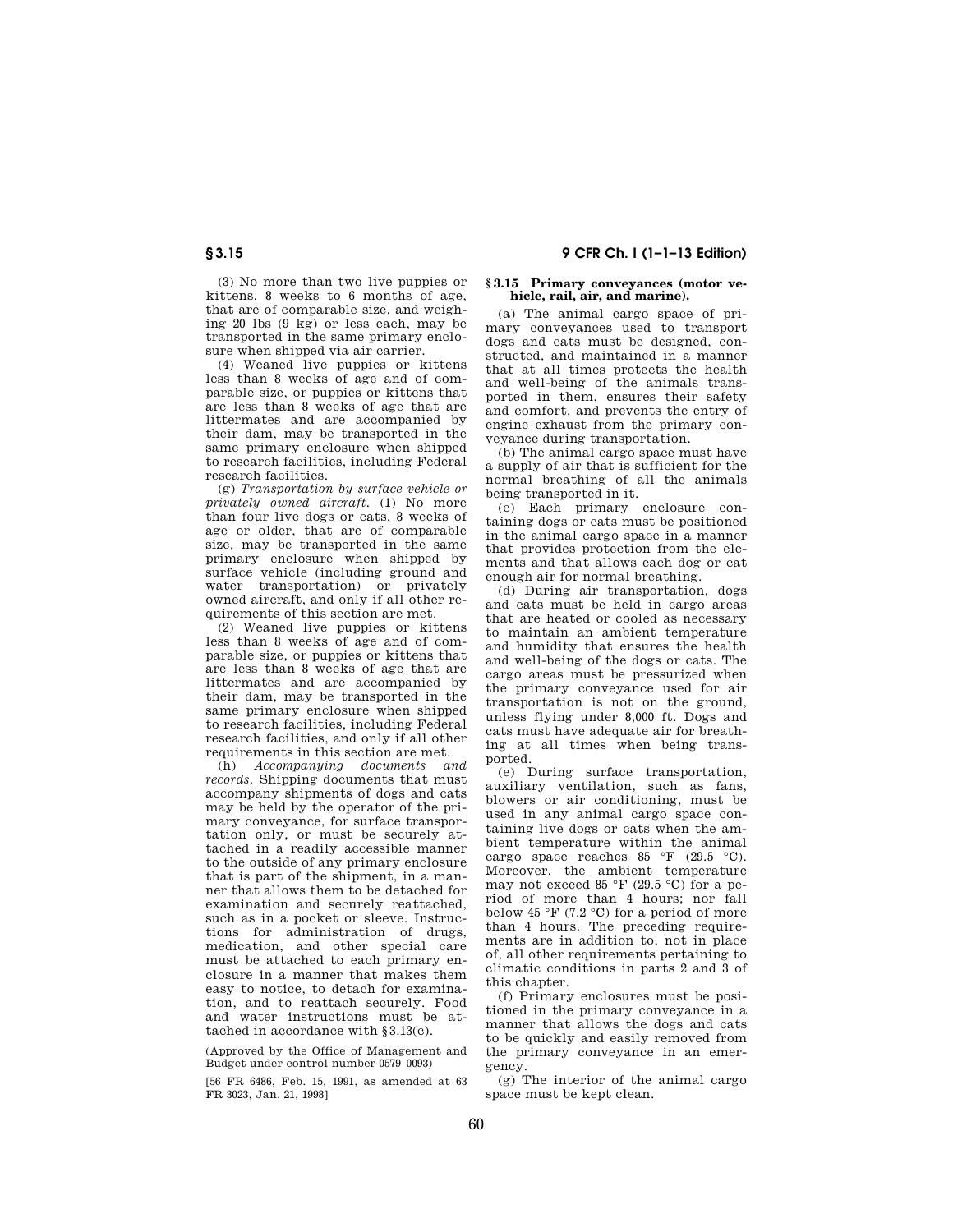(3) No more than two live puppies or kittens, 8 weeks to 6 months of age, that are of comparable size, and weighing 20 lbs (9 kg) or less each, may be transported in the same primary enclosure when shipped via air carrier.

(4) Weaned live puppies or kittens less than 8 weeks of age and of comparable size, or puppies or kittens that are less than 8 weeks of age that are littermates and are accompanied by their dam, may be transported in the same primary enclosure when shipped to research facilities, including Federal research facilities.

(g) *Transportation by surface vehicle or privately owned aircraft.* (1) No more than four live dogs or cats, 8 weeks of age or older, that are of comparable size, may be transported in the same primary enclosure when shipped by surface vehicle (including ground and water transportation) or privately owned aircraft, and only if all other requirements of this section are met.

(2) Weaned live puppies or kittens less than 8 weeks of age and of comparable size, or puppies or kittens that are less than 8 weeks of age that are littermates and are accompanied by their dam, may be transported in the same primary enclosure when shipped to research facilities, including Federal research facilities, and only if all other requirements in this section are met.

(h) *Accompanying documents and records.* Shipping documents that must accompany shipments of dogs and cats may be held by the operator of the primary conveyance, for surface transportation only, or must be securely attached in a readily accessible manner to the outside of any primary enclosure that is part of the shipment, in a manner that allows them to be detached for examination and securely reattached, such as in a pocket or sleeve. Instructions for administration of drugs, medication, and other special care must be attached to each primary enclosure in a manner that makes them easy to notice, to detach for examination, and to reattach securely. Food and water instructions must be attached in accordance with §3.13(c).

(Approved by the Office of Management and Budget under control number 0579–0093)

[56 FR 6486, Feb. 15, 1991, as amended at 63 FR 3023, Jan. 21, 1998]

### §3.15 Primary conveyances (motor vehicle, rail, air, and marine).

(a) The animal cargo space of primary conveyances used to transport dogs and cats must be designed, constructed, and maintained in a manner that at all times protects the health and well-being of the animals transported in them, ensures their safety and comfort, and prevents the entry of engine exhaust from the primary conveyance during transportation.

(b) The animal cargo space must have a supply of air that is sufficient for the normal breathing of all the animals being transported in it.

(c) Each primary enclosure containing dogs or cats must be positioned in the animal cargo space in a manner that provides protection from the elements and that allows each dog or cat enough air for normal breathing.

(d) During air transportation, dogs and cats must be held in cargo areas that are heated or cooled as necessary to maintain an ambient temperature and humidity that ensures the health and well-being of the dogs or cats. The cargo areas must be pressurized when the primary conveyance used for air transportation is not on the ground, unless flying under 8,000 ft. Dogs and cats must have adequate air for breathing at all times when being transported.

(e) During surface transportation, auxiliary ventilation, such as fans, blowers or air conditioning, must be used in any animal cargo space containing live dogs or cats when the ambient temperature within the animal cargo space reaches 85 °F (29.5 °C). Moreover, the ambient temperature may not exceed 85 °F (29.5 °C) for a period of more than 4 hours; nor fall below 45 °F (7.2 °C) for a period of more than 4 hours. The preceding requirements are in addition to, not in place of, all other requirements pertaining to climatic conditions in parts 2 and 3 of this chapter.

(f) Primary enclosures must be positioned in the primary conveyance in a manner that allows the dogs and cats to be quickly and easily removed from the primary conveyance in an emergency.

(g) The interior of the animal cargo space must be kept clean.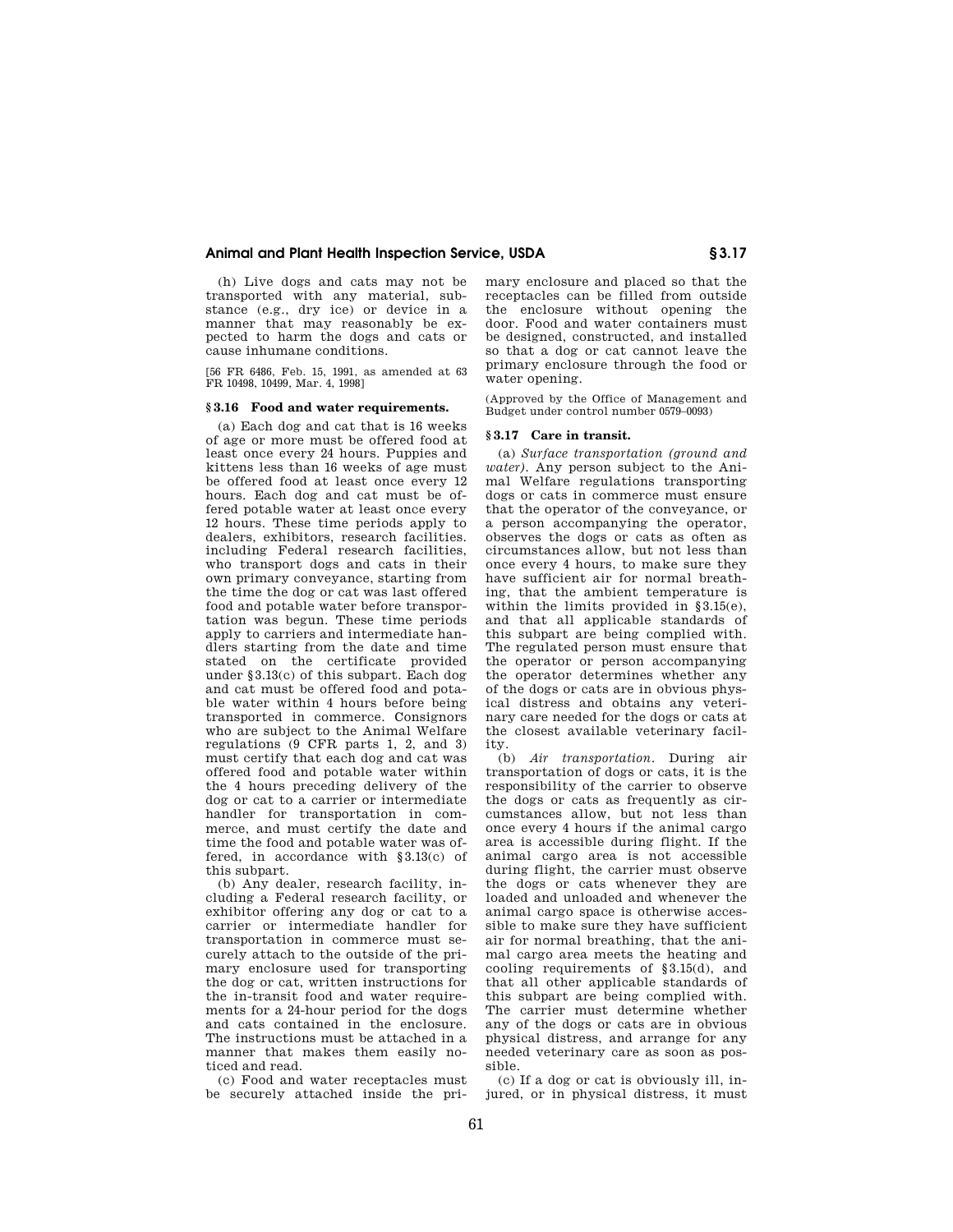(h) Live dogs and cats may not be transported with any material, substance (e.g., dry ice) or device in a manner that may reasonably be expected to harm the dogs and cats or cause inhumane conditions.

[56 FR 6486, Feb. 15, 1991, as amended at 63 FR 10498, 10499, Mar. 4, 1998]

### § 3.16 Food and water requirements.

(a) Each dog and cat that is 16 weeks of age or more must be offered food at least once every 24 hours. Puppies and kittens less than 16 weeks of age must be offered food at least once every 12 hours. Each dog and cat must be offered potable water at least once every 12 hours. These time periods apply to dealers, exhibitors, research facilities. including Federal research facilities, who transport dogs and cats in their own primary conveyance, starting from the time the dog or cat was last offered food and potable water before transportation was begun. These time periods apply to carriers and intermediate handlers starting from the date and time stated on the certificate provided under §3.13(c) of this subpart. Each dog and cat must be offered food and potable water within 4 hours before being transported in commerce. Consignors who are subject to the Animal Welfare regulations (9 CFR parts 1, 2, and 3) must certify that each dog and cat was offered food and potable water within the 4 hours preceding delivery of the dog or cat to a carrier or intermediate handler for transportation in commerce, and must certify the date and time the food and potable water was offered, in accordance with §3.13(c) of this subpart.

(b) Any dealer, research facility, including a Federal research facility, or exhibitor offering any dog or cat to a carrier or intermediate handler for transportation in commerce must securely attach to the outside of the primary enclosure used for transporting the dog or cat, written instructions for the in-transit food and water requirements for a 24-hour period for the dogs and cats contained in the enclosure. The instructions must be attached in a manner that makes them easily noticed and read.

(c) Food and water receptacles must be securely attached inside the primary enclosure and placed so that the receptacles can be filled from outside the enclosure without opening the door. Food and water containers must be designed, constructed, and installed so that a dog or cat cannot leave the primary enclosure through the food or water opening.

(Approved by the Office of Management and Budget under control number 0579–0093)

### § 3.17 Care in transit.

(a) *Surface transportation (ground and water).* Any person subject to the Animal Welfare regulations transporting dogs or cats in commerce must ensure that the operator of the conveyance, or a person accompanying the operator, observes the dogs or cats as often as circumstances allow, but not less than once every 4 hours, to make sure they have sufficient air for normal breathing, that the ambient temperature is within the limits provided in §3.15(e), and that all applicable standards of this subpart are being complied with. The regulated person must ensure that the operator or person accompanying the operator determines whether any of the dogs or cats are in obvious physical distress and obtains any veterinary care needed for the dogs or cats at the closest available veterinary facility.

(b) *Air transportation.* During air transportation of dogs or cats, it is the responsibility of the carrier to observe the dogs or cats as frequently as circumstances allow, but not less than once every 4 hours if the animal cargo area is accessible during flight. If the animal cargo area is not accessible during flight, the carrier must observe the dogs or cats whenever they are loaded and unloaded and whenever the animal cargo space is otherwise accessible to make sure they have sufficient air for normal breathing, that the animal cargo area meets the heating and cooling requirements of §3.15(d), and that all other applicable standards of this subpart are being complied with. The carrier must determine whether any of the dogs or cats are in obvious physical distress, and arrange for any needed veterinary care as soon as possible.

(c) If a dog or cat is obviously ill, injured, or in physical distress, it must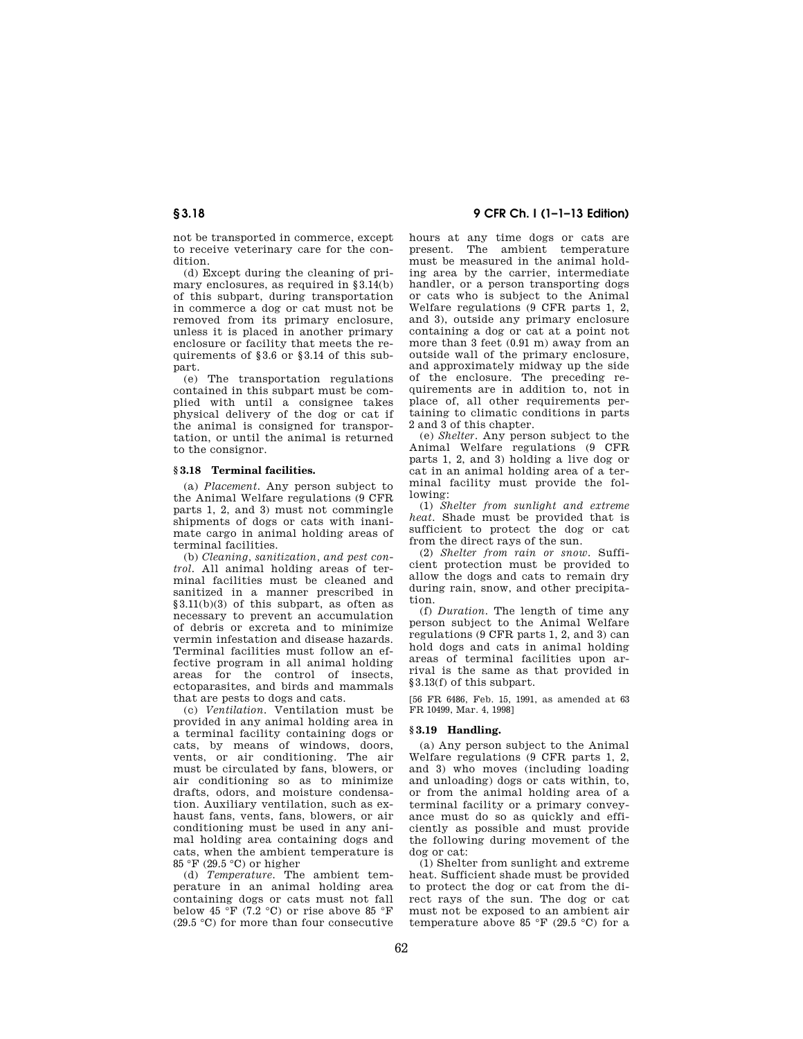not be transported in commerce, except to receive veterinary care for the condition.

(d) Except during the cleaning of primary enclosures, as required in §3.14(b) of this subpart, during transportation in commerce a dog or cat must not be removed from its primary enclosure, unless it is placed in another primary enclosure or facility that meets the requirements of §3.6 or §3.14 of this subpart.

(e) The transportation regulations contained in this subpart must be complied with until a consignee takes physical delivery of the dog or cat if the animal is consigned for transportation, or until the animal is returned to the consignor.

### § 3.18 Terminal facilities.

(a) *Placement.* Any person subject to the Animal Welfare regulations (9 CFR parts 1, 2, and 3) must not commingle shipments of dogs or cats with inanimate cargo in animal holding areas of terminal facilities.

(b) *Cleaning, sanitization, and pest control.* All animal holding areas of terminal facilities must be cleaned and sanitized in a manner prescribed in §3.11(b)(3) of this subpart, as often as necessary to prevent an accumulation of debris or excreta and to minimize vermin infestation and disease hazards. Terminal facilities must follow an effective program in all animal holding areas for the control of insects, ectoparasites, and birds and mammals that are pests to dogs and cats.

(c) *Ventilation.* Ventilation must be provided in any animal holding area in a terminal facility containing dogs or cats, by means of windows, doors, vents, or air conditioning. The air must be circulated by fans, blowers, or air conditioning so as to minimize drafts, odors, and moisture condensation. Auxiliary ventilation, such as exhaust fans, vents, fans, blowers, or air conditioning must be used in any animal holding area containing dogs and cats, when the ambient temperature is 85 °F (29.5 °C) or higher

(d) *Temperature.* The ambient temperature in an animal holding area containing dogs or cats must not fall below 45 °F (7.2 °C) or rise above 85 °F (29.5 °C) for more than four consecutive hours at any time dogs or cats are present. The ambient temperature must be measured in the animal holding area by the carrier, intermediate handler, or a person transporting dogs or cats who is subject to the Animal Welfare regulations (9 CFR parts 1, 2, and 3), outside any primary enclosure containing a dog or cat at a point not more than 3 feet (0.91 m) away from an outside wall of the primary enclosure, and approximately midway up the side of the enclosure. The preceding requirements are in addition to, not in place of, all other requirements pertaining to climatic conditions in parts 2 and 3 of this chapter.

(e) *Shelter.* Any person subject to the Animal Welfare regulations (9 CFR parts 1, 2, and 3) holding a live dog or cat in an animal holding area of a terminal facility must provide the following:

(1) *Shelter from sunlight and extreme heat.* Shade must be provided that is sufficient to protect the dog or cat from the direct rays of the sun.

(2) *Shelter from rain or snow.* Sufficient protection must be provided to allow the dogs and cats to remain dry during rain, snow, and other precipitation.

(f) *Duration.* The length of time any person subject to the Animal Welfare regulations (9 CFR parts 1, 2, and 3) can hold dogs and cats in animal holding areas of terminal facilities upon arrival is the same as that provided in §3.13(f) of this subpart.

[56 FR 6486, Feb. 15, 1991, as amended at 63 FR 10499, Mar. 4, 1998]

### § 3.19 Handling.

(a) Any person subject to the Animal Welfare regulations (9 CFR parts 1, 2, and 3) who moves (including loading and unloading) dogs or cats within, to, or from the animal holding area of a terminal facility or a primary conveyance must do so as quickly and efficiently as possible and must provide the following during movement of the dog or cat:

(1) Shelter from sunlight and extreme heat. Sufficient shade must be provided to protect the dog or cat from the direct rays of the sun. The dog or cat must not be exposed to an ambient air temperature above 85 °F (29.5 °C) for a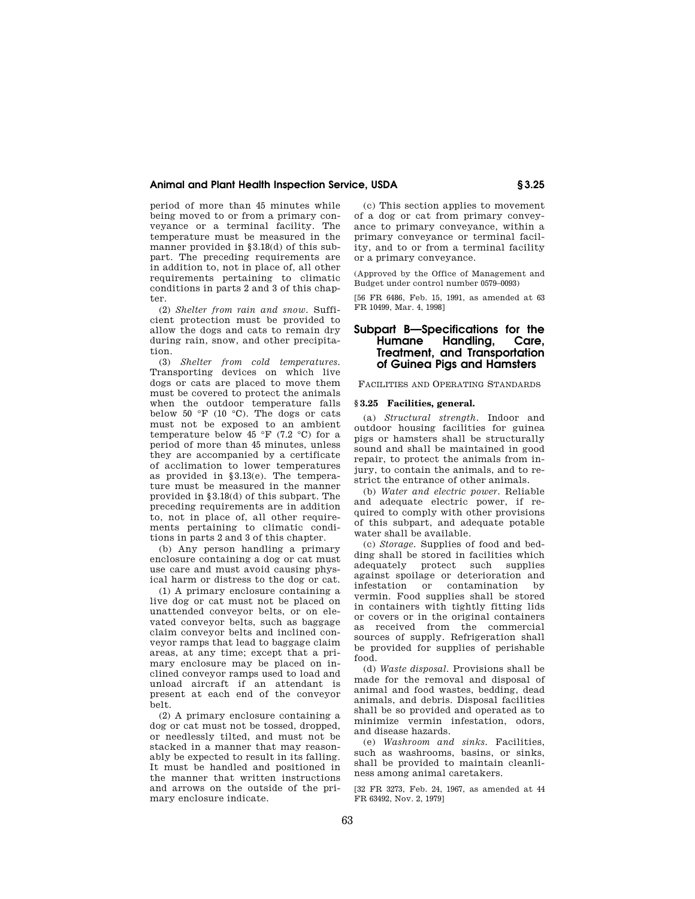period of more than 45 minutes while being moved to or from a primary conveyance or a terminal facility. The temperature must be measured in the manner provided in §3.18(d) of this subpart. The preceding requirements are in addition to, not in place of, all other requirements pertaining to climatic conditions in parts 2 and 3 of this chapter.

(2) *Shelter from rain and snow.* Sufficient protection must be provided to allow the dogs and cats to remain dry during rain, snow, and other precipitation.

(3) *Shelter from cold temperatures.* Transporting devices on which live dogs or cats are placed to move them must be covered to protect the animals when the outdoor temperature falls below 50 °F (10 °C). The dogs or cats must not be exposed to an ambient temperature below 45 °F (7.2 °C) for a period of more than 45 minutes, unless they are accompanied by a certificate of acclimation to lower temperatures as provided in §3.13(e). The temperature must be measured in the manner provided in §3.18(d) of this subpart. The preceding requirements are in addition to, not in place of, all other requirements pertaining to climatic conditions in parts 2 and 3 of this chapter.

(b) Any person handling a primary enclosure containing a dog or cat must use care and must avoid causing physical harm or distress to the dog or cat.

(1) A primary enclosure containing a live dog or cat must not be placed on unattended conveyor belts, or on elevated conveyor belts, such as baggage claim conveyor belts and inclined conveyor ramps that lead to baggage claim areas, at any time; except that a primary enclosure may be placed on inclined conveyor ramps used to load and unload aircraft if an attendant is present at each end of the conveyor belt.

(2) A primary enclosure containing a dog or cat must not be tossed, dropped, or needlessly tilted, and must not be stacked in a manner that may reasonably be expected to result in its falling. It must be handled and positioned in the manner that written instructions and arrows on the outside of the primary enclosure indicate.

(c) This section applies to movement of a dog or cat from primary conveyance to primary conveyance, within a primary conveyance or terminal facility, and to or from a terminal facility or a primary conveyance.

(Approved by the Office of Management and Budget under control number 0579–0093)

[56 FR 6486, Feb. 15, 1991, as amended at 63 FR 10499, Mar. 4, 1998]

## Subpart B—Specifications for the Humane Handling, Care, Treatment, and Transportation of Guinea Pigs and Hamsters

FACILITIES AND OPERATING STANDARDS

### §3.25 Facilities, general.

(a) *Structural strength.* Indoor and outdoor housing facilities for guinea pigs or hamsters shall be structurally sound and shall be maintained in good repair, to protect the animals from injury, to contain the animals, and to restrict the entrance of other animals.

(b) *Water and electric power.* Reliable and adequate electric power, if required to comply with other provisions of this subpart, and adequate potable water shall be available.

(c) *Storage.* Supplies of food and bedding shall be stored in facilities which adequately protect such supplies against spoilage or deterioration and infestation or contamination by vermin. Food supplies shall be stored in containers with tightly fitting lids or covers or in the original containers as received from the commercial sources of supply. Refrigeration shall be provided for supplies of perishable food.

(d) *Waste disposal.* Provisions shall be made for the removal and disposal of animal and food wastes, bedding, dead animals, and debris. Disposal facilities shall be so provided and operated as to minimize vermin infestation, odors, and disease hazards.

(e) *Washroom and sinks.* Facilities, such as washrooms, basins, or sinks, shall be provided to maintain cleanliness among animal caretakers.

[32 FR 3273, Feb. 24, 1967, as amended at 44 FR 63492, Nov. 2, 1979]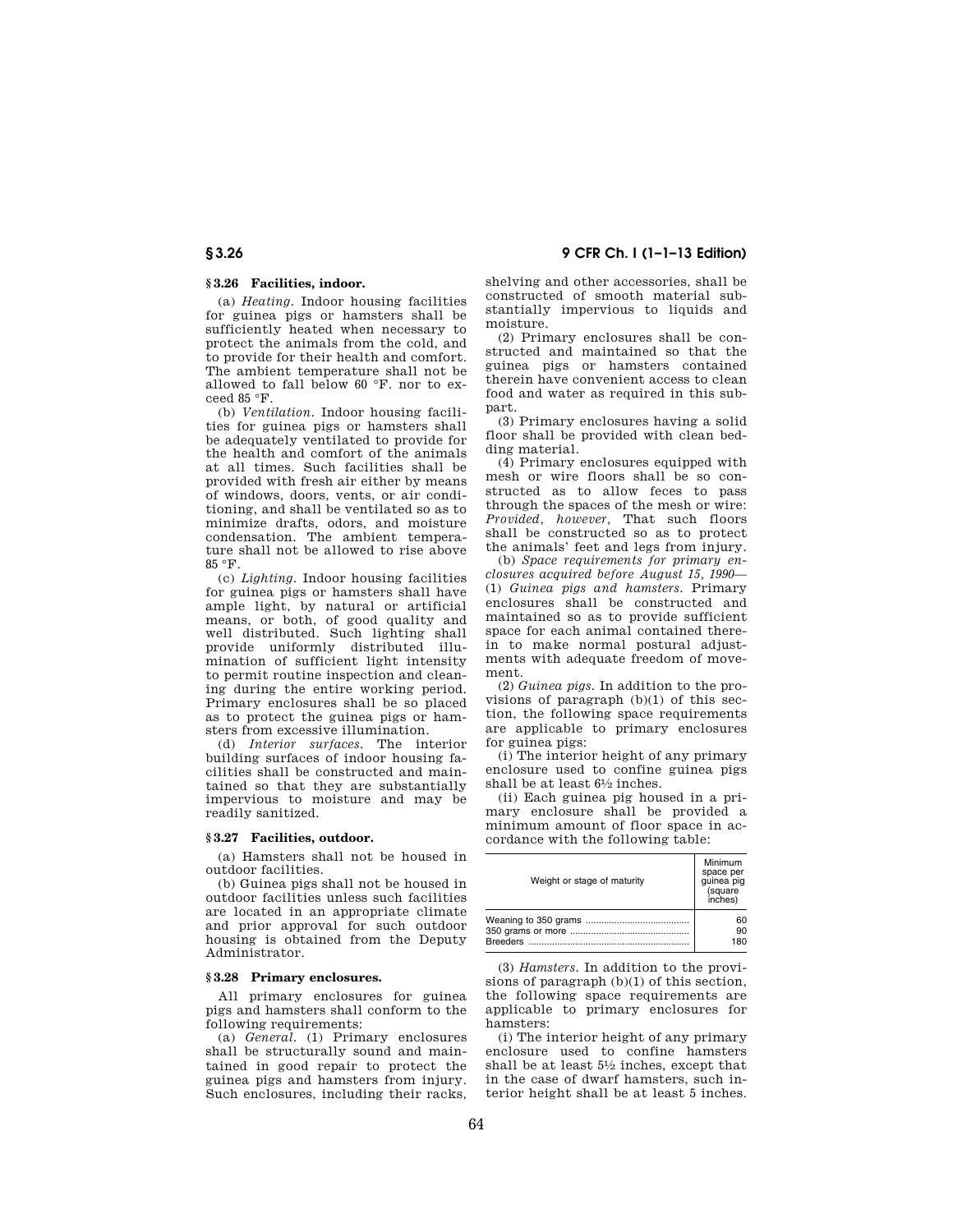### § 3.26 Facilities, indoor.

(a) *Heating.* Indoor housing facilities for guinea pigs or hamsters shall be sufficiently heated when necessary to protect the animals from the cold, and to provide for their health and comfort. The ambient temperature shall not be allowed to fall below 60 °F. nor to exceed 85 °F.

(b) *Ventilation.* Indoor housing facilities for guinea pigs or hamsters shall be adequately ventilated to provide for the health and comfort of the animals at all times. Such facilities shall be provided with fresh air either by means of windows, doors, vents, or air conditioning, and shall be ventilated so as to minimize drafts, odors, and moisture condensation. The ambient temperature shall not be allowed to rise above 85 °F.

(c) *Lighting.* Indoor housing facilities for guinea pigs or hamsters shall have ample light, by natural or artificial means, or both, of good quality and well distributed. Such lighting shall provide uniformly distributed illumination of sufficient light intensity to permit routine inspection and cleaning during the entire working period. Primary enclosures shall be so placed as to protect the guinea pigs or hamsters from excessive illumination.

(d) *Interior surfaces.* The interior building surfaces of indoor housing facilities shall be constructed and maintained so that they are substantially impervious to moisture and may be readily sanitized.

### § 3.27 Facilities, outdoor.

(a) Hamsters shall not be housed in outdoor facilities.

(b) Guinea pigs shall not be housed in outdoor facilities unless such facilities are located in an appropriate climate and prior approval for such outdoor housing is obtained from the Deputy Administrator.

### § 3.28 Primary enclosures.

All primary enclosures for guinea pigs and hamsters shall conform to the following requirements:

(a) *General.* (1) Primary enclosures shall be structurally sound and maintained in good repair to protect the guinea pigs and hamsters from injury. Such enclosures, including their racks, shelving and other accessories, shall be constructed of smooth material substantially impervious to liquids and moisture.

(2) Primary enclosures shall be constructed and maintained so that the guinea pigs or hamsters contained therein have convenient access to clean food and water as required in this subpart.

(3) Primary enclosures having a solid floor shall be provided with clean bedding material.

(4) Primary enclosures equipped with mesh or wire floors shall be so constructed as to allow feces to pass through the spaces of the mesh or wire: *Provided, however,* That such floors shall be constructed so as to protect the animals' feet and legs from injury.

(b) *Space requirements for primary enclosures acquired before August 15, 1990*—(1) *Guinea pigs and hamsters.* Primary enclosures shall be constructed and maintained so as to provide sufficient space for each animal contained therein to make normal postural adjustments with adequate freedom of movement.

(2) *Guinea pigs.* In addition to the provisions of paragraph (b)(1) of this section, the following space requirements are applicable to primary enclosures for guinea pigs:

(i) The interior height of any primary enclosure used to confine guinea pigs shall be at least 6½ inches.

(ii) Each guinea pig housed in a primary enclosure shall be provided a minimum amount of floor space in accordance with the following table:

| Weight or stage of maturity | Minimum space per guinea pig (square inches) |
|---|---|
| Weaning to 350 grams | 60 |
| 350 grams or more | 90 |
| Breeders | 180 |

(3) *Hamsters.* In addition to the provisions of paragraph (b)(1) of this section, the following space requirements are applicable to primary enclosures for hamsters:

(i) The interior height of any primary enclosure used to confine hamsters shall be at least 5½ inches, except that in the case of dwarf hamsters, such interior height shall be at least 5 inches.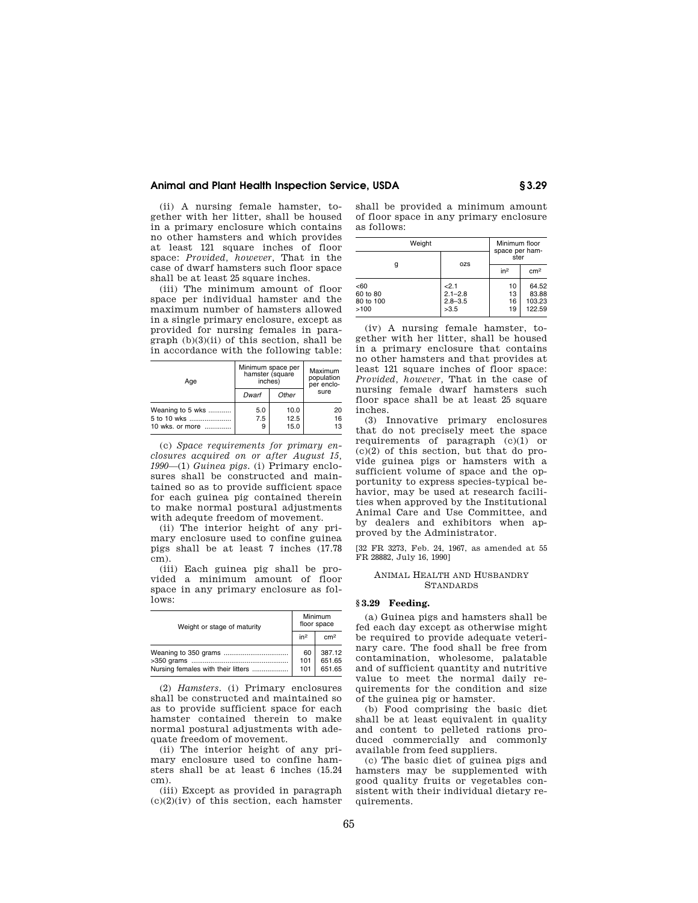(ii) A nursing female hamster, together with her litter, shall be housed in a primary enclosure which contains no other hamsters and which provides at least 121 square inches of floor space: *Provided, however,* That in the case of dwarf hamsters such floor space shall be at least 25 square inches.

(iii) The minimum amount of floor space per individual hamster and the maximum number of hamsters allowed in a single primary enclosure, except as provided for nursing females in paragraph (b)(3)(ii) of this section, shall be in accordance with the following table:

| Age | Minimum space per hamster (square inches) | | Maximum population per enclosure |
|---|---|---|---|
| | *Dwarf* | *Other* | |
| Weaning to 5 wks | 5.0 | 10.0 | 20 |
| 5 to 10 wks | 7.5 | 12.5 | 16 |
| 10 wks. or more | 9 | 15.0 | 13 |

(c) *Space requirements for primary enclosures acquired on or after August 15, 1990*—(1) *Guinea pigs.* (i) Primary enclosures shall be constructed and maintained so as to provide sufficient space for each guinea pig contained therein to make normal postural adjustments with adequte freedom of movement.

(ii) The interior height of any primary enclosure used to confine guinea pigs shall be at least 7 inches (17.78 cm).

(iii) Each guinea pig shall be provided a minimum amount of floor space in any primary enclosure as follows:

| Weight or stage of maturity | Minimum floor space | |
|---|---|---|
| | in² | cm² |
| Weaning to 350 grams | 60 | 387.12 |
| >350 grams | 101 | 651.65 |
| Nursing females with their litters | 101 | 651.65 |

(2) *Hamsters.* (i) Primary enclosures shall be constructed and maintained so as to provide sufficient space for each hamster contained therein to make normal postural adjustments with adequate freedom of movement.

(ii) The interior height of any primary enclosure used to confine hamsters shall be at least 6 inches (15.24 cm).

(iii) Except as provided in paragraph (c)(2)(iv) of this section, each hamster shall be provided a minimum amount of floor space in any primary enclosure as follows:

| Weight | | Minimum floor space per hamster | |
|---|---|---|---|
| g | ozs | in² | cm² |
| <60 | <2.1 | 10 | 64.52 |
| 60 to 80 | 2.1–2.8 | 13 | 83.88 |
| 80 to 100 | 2.8–3.5 | 16 | 103.23 |
| >100 | >3.5 | 19 | 122.59 |

(iv) A nursing female hamster, together with her litter, shall be housed in a primary enclosure that contains no other hamsters and that provides at least 121 square inches of floor space: *Provided, however,* That in the case of nursing female dwarf hamsters such floor space shall be at least 25 square inches.

(3) Innovative primary enclosures that do not precisely meet the space requirements of paragraph (c)(1) or (c)(2) of this section, but that do provide guinea pigs or hamsters with a sufficient volume of space and the opportunity to express species-typical behavior, may be used at research facilities when approved by the Institutional Animal Care and Use Committee, and by dealers and exhibitors when approved by the Administrator.

[32 FR 3273, Feb. 24, 1967, as amended at 55 FR 28882, July 16, 1990]

ANIMAL HEALTH AND HUSBANDRY STANDARDS

## § 3.29 Feeding.

(a) Guinea pigs and hamsters shall be fed each day except as otherwise might be required to provide adequate veterinary care. The food shall be free from contamination, wholesome, palatable and of sufficient quantity and nutritive value to meet the normal daily requirements for the condition and size of the guinea pig or hamster.

(b) Food comprising the basic diet shall be at least equivalent in quality and content to pelleted rations produced commercially and commonly available from feed suppliers.

(c) The basic diet of guinea pigs and hamsters may be supplemented with good quality fruits or vegetables consistent with their individual dietary requirements.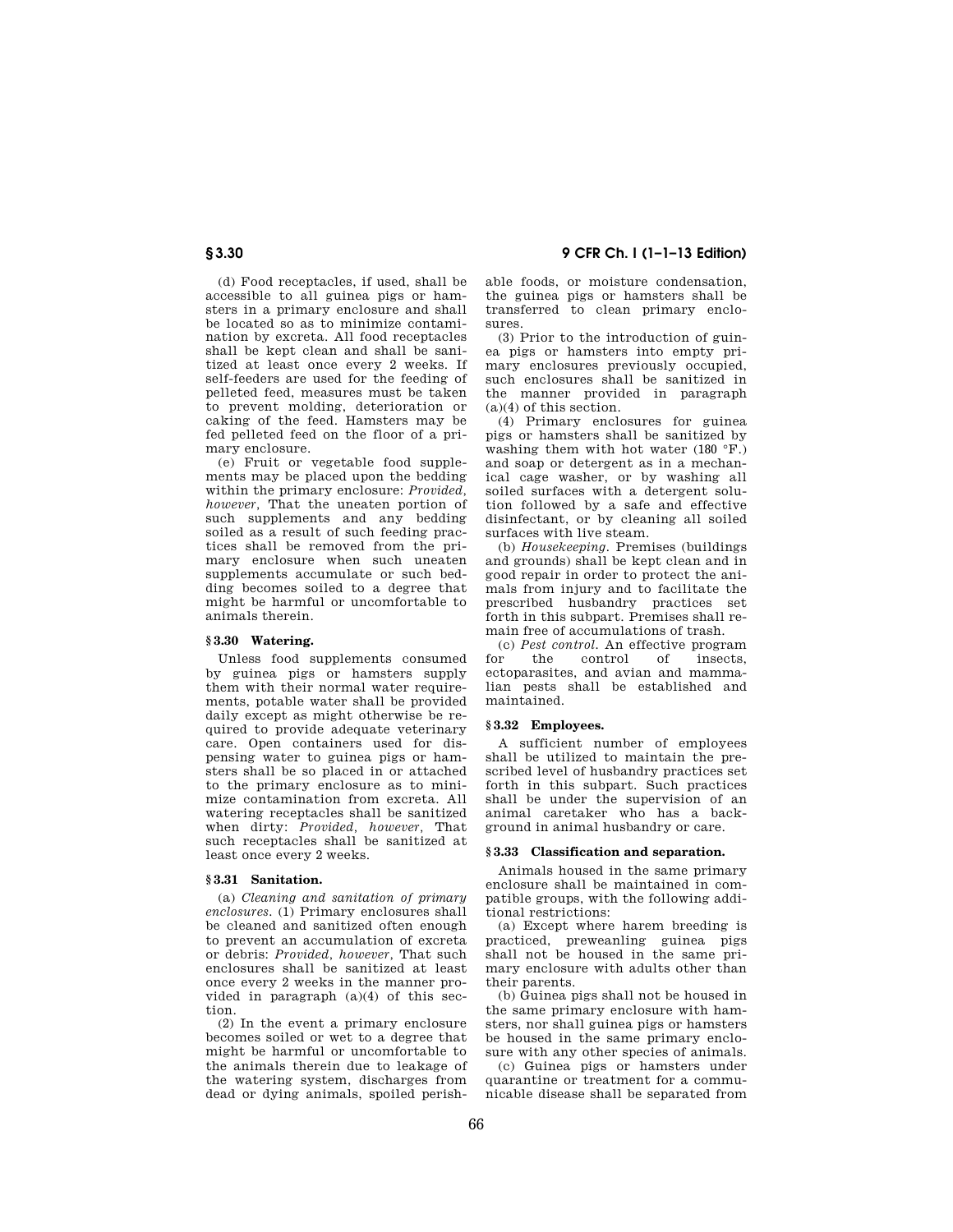(d) Food receptacles, if used, shall be accessible to all guinea pigs or hamsters in a primary enclosure and shall be located so as to minimize contamination by excreta. All food receptacles shall be kept clean and shall be sanitized at least once every 2 weeks. If self-feeders are used for the feeding of pelleted feed, measures must be taken to prevent molding, deterioration or caking of the feed. Hamsters may be fed pelleted feed on the floor of a primary enclosure.

(e) Fruit or vegetable food supplements may be placed upon the bedding within the primary enclosure: *Provided, however,* That the uneaten portion of such supplements and any bedding soiled as a result of such feeding practices shall be removed from the primary enclosure when such uneaten supplements accumulate or such bedding becomes soiled to a degree that might be harmful or uncomfortable to animals therein.

### § 3.30 Watering.

Unless food supplements consumed by guinea pigs or hamsters supply them with their normal water requirements, potable water shall be provided daily except as might otherwise be required to provide adequate veterinary care. Open containers used for dispensing water to guinea pigs or hamsters shall be so placed in or attached to the primary enclosure as to minimize contamination from excreta. All watering receptacles shall be sanitized when dirty: *Provided, however,* That such receptacles shall be sanitized at least once every 2 weeks.

### § 3.31 Sanitation.

(a) *Cleaning and sanitation of primary enclosures.* (1) Primary enclosures shall be cleaned and sanitized often enough to prevent an accumulation of excreta or debris: *Provided, however,* That such enclosures shall be sanitized at least once every 2 weeks in the manner provided in paragraph (a)(4) of this section.

(2) In the event a primary enclosure becomes soiled or wet to a degree that might be harmful or uncomfortable to the animals therein due to leakage of the watering system, discharges from dead or dying animals, spoiled perishable foods, or moisture condensation, the guinea pigs or hamsters shall be transferred to clean primary enclosures.

(3) Prior to the introduction of guinea pigs or hamsters into empty primary enclosures previously occupied, such enclosures shall be sanitized in the manner provided in paragraph (a)(4) of this section.

(4) Primary enclosures for guinea pigs or hamsters shall be sanitized by washing them with hot water (180 °F.) and soap or detergent as in a mechanical cage washer, or by washing all soiled surfaces with a detergent solution followed by a safe and effective disinfectant, or by cleaning all soiled surfaces with live steam.

(b) *Housekeeping.* Premises (buildings and grounds) shall be kept clean and in good repair in order to protect the animals from injury and to facilitate the prescribed husbandry practices set forth in this subpart. Premises shall remain free of accumulations of trash.

(c) *Pest control.* An effective program for the control of insects, ectoparasites, and avian and mammalian pests shall be established and maintained.

### § 3.32 Employees.

A sufficient number of employees shall be utilized to maintain the prescribed level of husbandry practices set forth in this subpart. Such practices shall be under the supervision of an animal caretaker who has a background in animal husbandry or care.

### § 3.33 Classification and separation.

Animals housed in the same primary enclosure shall be maintained in compatible groups, with the following additional restrictions:

(a) Except where harem breeding is practiced, preweanling guinea pigs shall not be housed in the same primary enclosure with adults other than their parents.

(b) Guinea pigs shall not be housed in the same primary enclosure with hamsters, nor shall guinea pigs or hamsters be housed in the same primary enclosure with any other species of animals.

(c) Guinea pigs or hamsters under quarantine or treatment for a communicable disease shall be separated from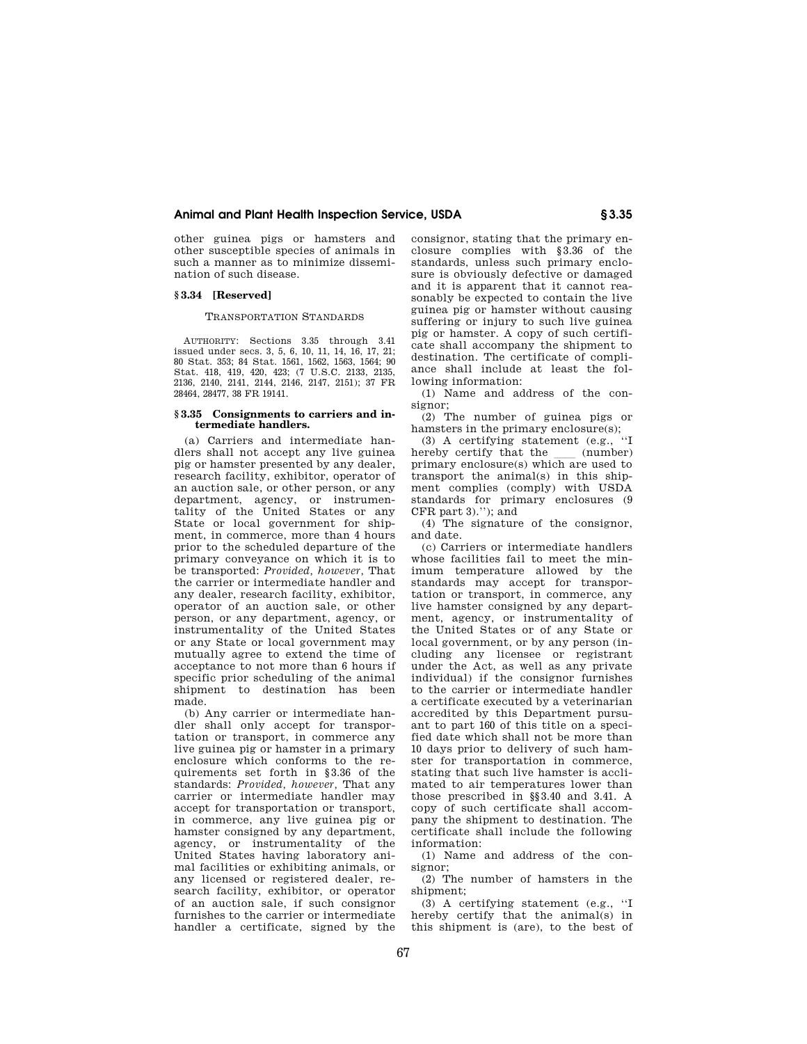other guinea pigs or hamsters and other susceptible species of animals in such a manner as to minimize dissemination of such disease.

### § 3.34 [Reserved]

TRANSPORTATION STANDARDS

AUTHORITY: Sections 3.35 through 3.41 issued under secs. 3, 5, 6, 10, 11, 14, 16, 17, 21; 80 Stat. 353; 84 Stat. 1561, 1562, 1563, 1564; 90 Stat. 418, 419, 420, 423; (7 U.S.C. 2133, 2135, 2136, 2140, 2141, 2144, 2146, 2147, 2151); 37 FR 28464, 28477, 38 FR 19141.

### § 3.35 Consignments to carriers and intermediate handlers.

(a) Carriers and intermediate handlers shall not accept any live guinea pig or hamster presented by any dealer, research facility, exhibitor, operator of an auction sale, or other person, or any department, agency, or instrumentality of the United States or any State or local government for shipment, in commerce, more than 4 hours prior to the scheduled departure of the primary conveyance on which it is to be transported: *Provided, however,* That the carrier or intermediate handler and any dealer, research facility, exhibitor, operator of an auction sale, or other person, or any department, agency, or instrumentality of the United States or any State or local government may mutually agree to extend the time of acceptance to not more than 6 hours if specific prior scheduling of the animal shipment to destination has been made.

(b) Any carrier or intermediate handler shall only accept for transportation or transport, in commerce any live guinea pig or hamster in a primary enclosure which conforms to the requirements set forth in §3.36 of the standards: *Provided, however,* That any carrier or intermediate handler may accept for transportation or transport, in commerce, any live guinea pig or hamster consigned by any department, agency, or instrumentality of the United States having laboratory animal facilities or exhibiting animals, or any licensed or registered dealer, research facility, exhibitor, or operator of an auction sale, if such consignor furnishes to the carrier or intermediate handler a certificate, signed by the consignor, stating that the primary enclosure complies with §3.36 of the standards, unless such primary enclosure is obviously defective or damaged and it is apparent that it cannot reasonably be expected to contain the live guinea pig or hamster without causing suffering or injury to such live guinea pig or hamster. A copy of such certificate shall accompany the shipment to destination. The certificate of compliance shall include at least the following information:

(1) Name and address of the consignor;

(2) The number of guinea pigs or hamsters in the primary enclosure(s);

(3) A certifying statement (e.g., ''I hereby certify that the \_\_\_\_ (number) primary enclosure(s) which are used to transport the animal(s) in this shipment complies (comply) with USDA standards for primary enclosures (9 CFR part 3).''); and

(4) The signature of the consignor, and date.

(c) Carriers or intermediate handlers whose facilities fail to meet the minimum temperature allowed by the standards may accept for transportation or transport, in commerce, any live hamster consigned by any department, agency, or instrumentality of the United States or of any State or local government, or by any person (including any licensee or registrant under the Act, as well as any private individual) if the consignor furnishes to the carrier or intermediate handler a certificate executed by a veterinarian accredited by this Department pursuant to part 160 of this title on a specified date which shall not be more than 10 days prior to delivery of such hamster for transportation in commerce, stating that such live hamster is acclimated to air temperatures lower than those prescribed in §§3.40 and 3.41. A copy of such certificate shall accompany the shipment to destination. The certificate shall include the following information:

(1) Name and address of the consignor;

(2) The number of hamsters in the shipment;

(3) A certifying statement (e.g., ''I hereby certify that the animal(s) in this shipment is (are), to the best of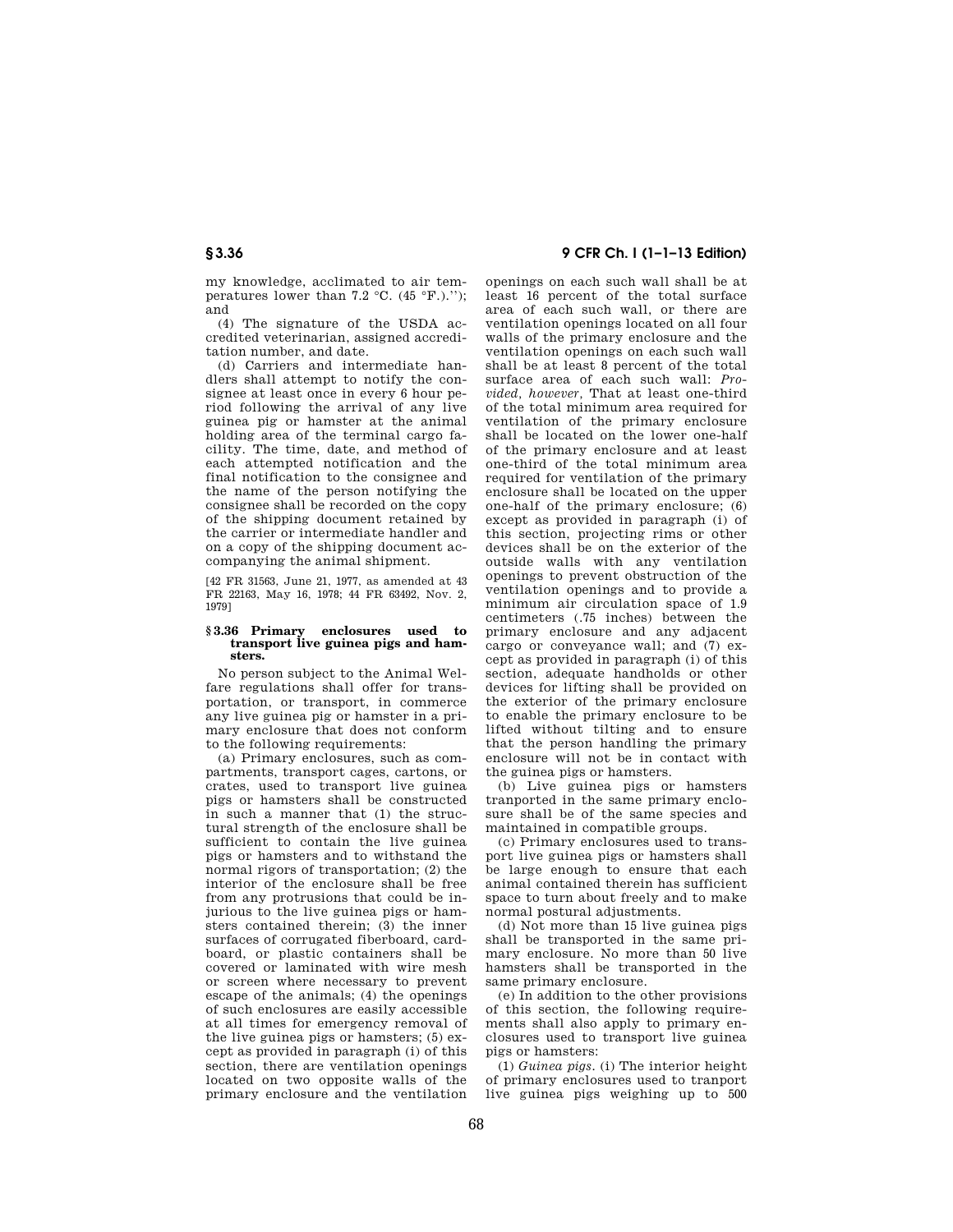my knowledge, acclimated to air temperatures lower than 7.2 °C. (45 °F.).''); and

(4) The signature of the USDA accredited veterinarian, assigned accreditation number, and date.

(d) Carriers and intermediate handlers shall attempt to notify the consignee at least once in every 6 hour period following the arrival of any live guinea pig or hamster at the animal holding area of the terminal cargo facility. The time, date, and method of each attempted notification and the final notification to the consignee and the name of the person notifying the consignee shall be recorded on the copy of the shipping document retained by the carrier or intermediate handler and on a copy of the shipping document accompanying the animal shipment.

[42 FR 31563, June 21, 1977, as amended at 43 FR 22163, May 16, 1978; 44 FR 63492, Nov. 2, 1979]

### § 3.36 Primary enclosures used to transport live guinea pigs and hamsters.

No person subject to the Animal Welfare regulations shall offer for transportation, or transport, in commerce any live guinea pig or hamster in a primary enclosure that does not conform to the following requirements:

(a) Primary enclosures, such as compartments, transport cages, cartons, or crates, used to transport live guinea pigs or hamsters shall be constructed in such a manner that (1) the structural strength of the enclosure shall be sufficient to contain the live guinea pigs or hamsters and to withstand the normal rigors of transportation; (2) the interior of the enclosure shall be free from any protrusions that could be injurious to the live guinea pigs or hamsters contained therein; (3) the inner surfaces of corrugated fiberboard, cardboard, or plastic containers shall be covered or laminated with wire mesh or screen where necessary to prevent escape of the animals; (4) the openings of such enclosures are easily accessible at all times for emergency removal of the live guinea pigs or hamsters; (5) except as provided in paragraph (i) of this section, there are ventilation openings located on two opposite walls of the primary enclosure and the ventilation openings on each such wall shall be at least 16 percent of the total surface area of each such wall, or there are ventilation openings located on all four walls of the primary enclosure and the ventilation openings on each such wall shall be at least 8 percent of the total surface area of each such wall: *Provided, however,* That at least one-third of the total minimum area required for ventilation of the primary enclosure shall be located on the lower one-half of the primary enclosure and at least one-third of the total minimum area required for ventilation of the primary enclosure shall be located on the upper one-half of the primary enclosure; (6) except as provided in paragraph (i) of this section, projecting rims or other devices shall be on the exterior of the outside walls with any ventilation openings to prevent obstruction of the ventilation openings and to provide a minimum air circulation space of 1.9 centimeters (.75 inches) between the primary enclosure and any adjacent cargo or conveyance wall; and (7) except as provided in paragraph (i) of this section, adequate handholds or other devices for lifting shall be provided on the exterior of the primary enclosure to enable the primary enclosure to be lifted without tilting and to ensure that the person handling the primary enclosure will not be in contact with the guinea pigs or hamsters.

(b) Live guinea pigs or hamsters tranported in the same primary enclosure shall be of the same species and maintained in compatible groups.

(c) Primary enclosures used to transport live guinea pigs or hamsters shall be large enough to ensure that each animal contained therein has sufficient space to turn about freely and to make normal postural adjustments.

(d) Not more than 15 live guinea pigs shall be transported in the same primary enclosure. No more than 50 live hamsters shall be transported in the same primary enclosure.

(e) In addition to the other provisions of this section, the following requirements shall also apply to primary enclosures used to transport live guinea pigs or hamsters:

(1) *Guinea pigs.* (i) The interior height of primary enclosures used to tranport live guinea pigs weighing up to 500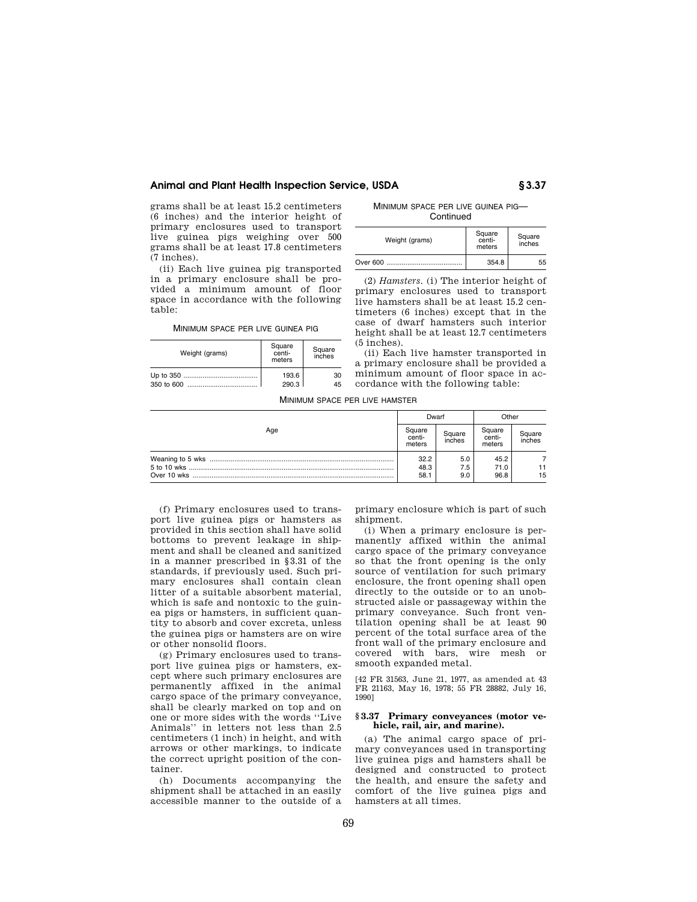grams shall be at least 15.2 centimeters (6 inches) and the interior height of primary enclosures used to transport live guinea pigs weighing over 500 grams shall be at least 17.8 centimeters (7 inches).

(ii) Each live guinea pig transported in a primary enclosure shall be provided a minimum amount of floor space in accordance with the following table:

MINIMUM SPACE PER LIVE GUINEA PIG

| Weight (grams) | Square centimeters | Square inches |
|---|---|---|
| Up to 350 | 193.6 | 30 |
| 350 to 600 | 290.3 | 45 |
| Over 600 | 354.8 | 55 |

(2) *Hamsters.* (i) The interior height of primary enclosures used to transport live hamsters shall be at least 15.2 centimeters (6 inches) except that in the case of dwarf hamsters such interior height shall be at least 12.7 centimeters (5 inches).

(ii) Each live hamster transported in a primary enclosure shall be provided a minimum amount of floor space in accordance with the following table:

MINIMUM SPACE PER LIVE HAMSTER

| Age | Dwarf | | Other | |
|---|---|---|---|---|
| | Square centimeters | Square inches | Square centimeters | Square inches |
| Weaning to 5 wks | 32.2 | 5.0 | 45.2 | 7 |
| 5 to 10 wks | 48.3 | 7.5 | 71.0 | 11 |
| Over 10 wks | 58.1 | 9.0 | 96.8 | 15 |

(f) Primary enclosures used to transport live guinea pigs or hamsters as provided in this section shall have solid bottoms to prevent leakage in shipment and shall be cleaned and sanitized in a manner prescribed in §3.31 of the standards, if previously used. Such primary enclosures shall contain clean litter of a suitable absorbent material, which is safe and nontoxic to the guinea pigs or hamsters, in sufficient quantity to absorb and cover excreta, unless the guinea pigs or hamsters are on wire or other nonsolid floors.

(g) Primary enclosures used to transport live guinea pigs or hamsters, except where such primary enclosures are permanently affixed in the animal cargo space of the primary conveyance, shall be clearly marked on top and on one or more sides with the words ''Live Animals'' in letters not less than 2.5 centimeters (1 inch) in height, and with arrows or other markings, to indicate the correct upright position of the container.

(h) Documents accompanying the shipment shall be attached in an easily accessible manner to the outside of a primary enclosure which is part of such shipment.

(i) When a primary enclosure is permanently affixed within the animal cargo space of the primary conveyance so that the front opening is the only source of ventilation for such primary enclosure, the front opening shall open directly to the outside or to an unobstructed aisle or passageway within the primary conveyance. Such front ventilation opening shall be at least 90 percent of the total surface area of the front wall of the primary enclosure and covered with bars, wire mesh or smooth expanded metal.

[42 FR 31563, June 21, 1977, as amended at 43 FR 21163, May 16, 1978; 55 FR 28882, July 16, 1990]

### § 3.37 Primary conveyances (motor vehicle, rail, air, and marine).

(a) The animal cargo space of primary conveyances used in transporting live guinea pigs and hamsters shall be designed and constructed to protect the health, and ensure the safety and comfort of the live guinea pigs and hamsters at all times.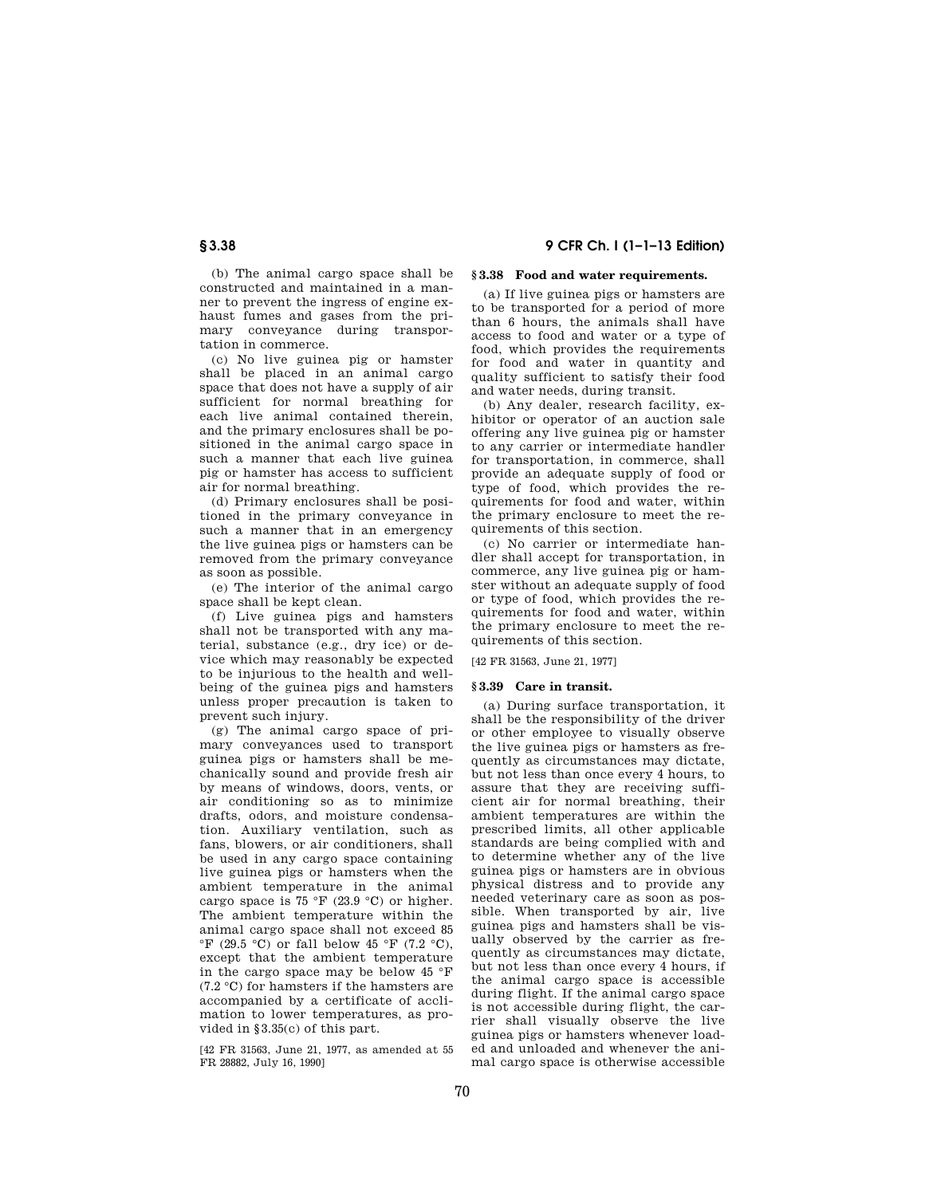(b) The animal cargo space shall be constructed and maintained in a manner to prevent the ingress of engine exhaust fumes and gases from the primary conveyance during transportation in commerce.

(c) No live guinea pig or hamster shall be placed in an animal cargo space that does not have a supply of air sufficient for normal breathing for each live animal contained therein, and the primary enclosures shall be positioned in the animal cargo space in such a manner that each live guinea pig or hamster has access to sufficient air for normal breathing.

(d) Primary enclosures shall be positioned in the primary conveyance in such a manner that in an emergency the live guinea pigs or hamsters can be removed from the primary conveyance as soon as possible.

(e) The interior of the animal cargo space shall be kept clean.

(f) Live guinea pigs and hamsters shall not be transported with any material, substance (e.g., dry ice) or device which may reasonably be expected to be injurious to the health and well-being of the guinea pigs and hamsters unless proper precaution is taken to prevent such injury.

(g) The animal cargo space of primary conveyances used to transport guinea pigs or hamsters shall be mechanically sound and provide fresh air by means of windows, doors, vents, or air conditioning so as to minimize drafts, odors, and moisture condensation. Auxiliary ventilation, such as fans, blowers, or air conditioners, shall be used in any cargo space containing live guinea pigs or hamsters when the ambient temperature in the animal cargo space is 75 °F (23.9 °C) or higher. The ambient temperature within the animal cargo space shall not exceed 85 °F (29.5 °C) or fall below 45 °F (7.2 °C), except that the ambient temperature in the cargo space may be below 45 °F (7.2 °C) for hamsters if the hamsters are accompanied by a certificate of acclimation to lower temperatures, as provided in §3.35(c) of this part.

[42 FR 31563, June 21, 1977, as amended at 55 FR 28882, July 16, 1990]

### § 3.38 Food and water requirements.

(a) If live guinea pigs or hamsters are to be transported for a period of more than 6 hours, the animals shall have access to food and water or a type of food, which provides the requirements for food and water in quantity and quality sufficient to satisfy their food and water needs, during transit.

(b) Any dealer, research facility, exhibitor or operator of an auction sale offering any live guinea pig or hamster to any carrier or intermediate handler for transportation, in commerce, shall provide an adequate supply of food or type of food, which provides the requirements for food and water, within the primary enclosure to meet the requirements of this section.

(c) No carrier or intermediate handler shall accept for transportation, in commerce, any live guinea pig or hamster without an adequate supply of food or type of food, which provides the requirements for food and water, within the primary enclosure to meet the requirements of this section.

[42 FR 31563, June 21, 1977]

### § 3.39 Care in transit.

(a) During surface transportation, it shall be the responsibility of the driver or other employee to visually observe the live guinea pigs or hamsters as frequently as circumstances may dictate, but not less than once every 4 hours, to assure that they are receiving sufficient air for normal breathing, their ambient temperatures are within the prescribed limits, all other applicable standards are being complied with and to determine whether any of the live guinea pigs or hamsters are in obvious physical distress and to provide any needed veterinary care as soon as possible. When transported by air, live guinea pigs and hamsters shall be visually observed by the carrier as frequently as circumstances may dictate, but not less than once every 4 hours, if the animal cargo space is accessible during flight. If the animal cargo space is not accessible during flight, the carrier shall visually observe the live guinea pigs or hamsters whenever loaded and unloaded and whenever the animal cargo space is otherwise accessible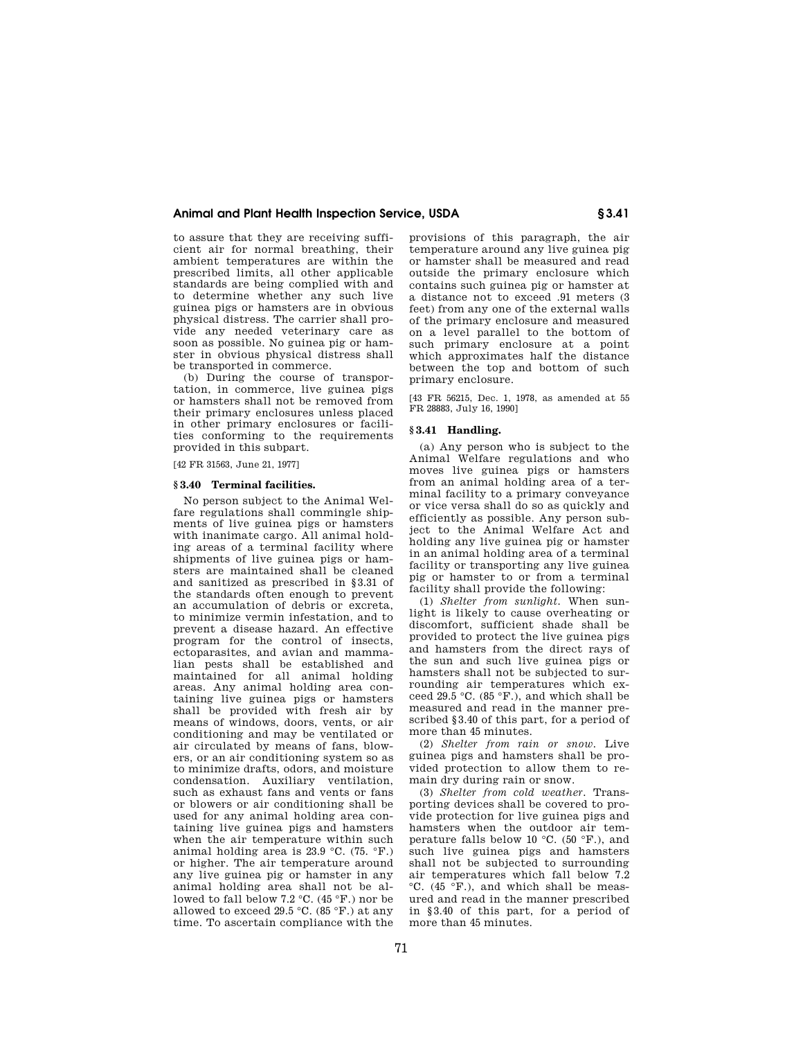to assure that they are receiving sufficient air for normal breathing, their ambient temperatures are within the prescribed limits, all other applicable standards are being complied with and to determine whether any such live guinea pigs or hamsters are in obvious physical distress. The carrier shall provide any needed veterinary care as soon as possible. No guinea pig or hamster in obvious physical distress shall be transported in commerce.

(b) During the course of transportation, in commerce, live guinea pigs or hamsters shall not be removed from their primary enclosures unless placed in other primary enclosures or facilities conforming to the requirements provided in this subpart.

[42 FR 31563, June 21, 1977]

## § 3.40 Terminal facilities.

No person subject to the Animal Welfare regulations shall commingle shipments of live guinea pigs or hamsters with inanimate cargo. All animal holding areas of a terminal facility where shipments of live guinea pigs or hamsters are maintained shall be cleaned and sanitized as prescribed in § 3.31 of the standards often enough to prevent an accumulation of debris or excreta, to minimize vermin infestation, and to prevent a disease hazard. An effective program for the control of insects, ectoparasites, and avian and mammalian pests shall be established and maintained for all animal holding areas. Any animal holding area containing live guinea pigs or hamsters shall be provided with fresh air by means of windows, doors, vents, or air conditioning and may be ventilated or air circulated by means of fans, blowers, or an air conditioning system so as to minimize drafts, odors, and moisture condensation. Auxiliary ventilation, such as exhaust fans and vents or fans or blowers or air conditioning shall be used for any animal holding area containing live guinea pigs and hamsters when the air temperature within such animal holding area is 23.9 °C. (75. °F.) or higher. The air temperature around any live guinea pig or hamster in any animal holding area shall not be allowed to fall below 7.2 °C. (45 °F.) nor be allowed to exceed 29.5 °C. (85 °F.) at any time. To ascertain compliance with the provisions of this paragraph, the air temperature around any live guinea pig or hamster shall be measured and read outside the primary enclosure which contains such guinea pig or hamster at a distance not to exceed .91 meters (3 feet) from any one of the external walls of the primary enclosure and measured on a level parallel to the bottom of such primary enclosure at a point which approximates half the distance between the top and bottom of such primary enclosure.

[43 FR 56215, Dec. 1, 1978, as amended at 55 FR 28883, July 16, 1990]

## § 3.41 Handling.

(a) Any person who is subject to the Animal Welfare regulations and who moves live guinea pigs or hamsters from an animal holding area of a terminal facility to a primary conveyance or vice versa shall do so as quickly and efficiently as possible. Any person subject to the Animal Welfare Act and holding any live guinea pig or hamster in an animal holding area of a terminal facility or transporting any live guinea pig or hamster to or from a terminal facility shall provide the following:

(1) *Shelter from sunlight.* When sunlight is likely to cause overheating or discomfort, sufficient shade shall be provided to protect the live guinea pigs and hamsters from the direct rays of the sun and such live guinea pigs or hamsters shall not be subjected to surrounding air temperatures which exceed 29.5 °C. (85 °F.), and which shall be measured and read in the manner prescribed § 3.40 of this part, for a period of more than 45 minutes.

(2) *Shelter from rain or snow.* Live guinea pigs and hamsters shall be provided protection to allow them to remain dry during rain or snow.

(3) *Shelter from cold weather.* Transporting devices shall be covered to provide protection for live guinea pigs and hamsters when the outdoor air temperature falls below 10 °C. (50 °F.), and such live guinea pigs and hamsters shall not be subjected to surrounding air temperatures which fall below 7.2 °C. (45 °F.), and which shall be measured and read in the manner prescribed in § 3.40 of this part, for a period of more than 45 minutes.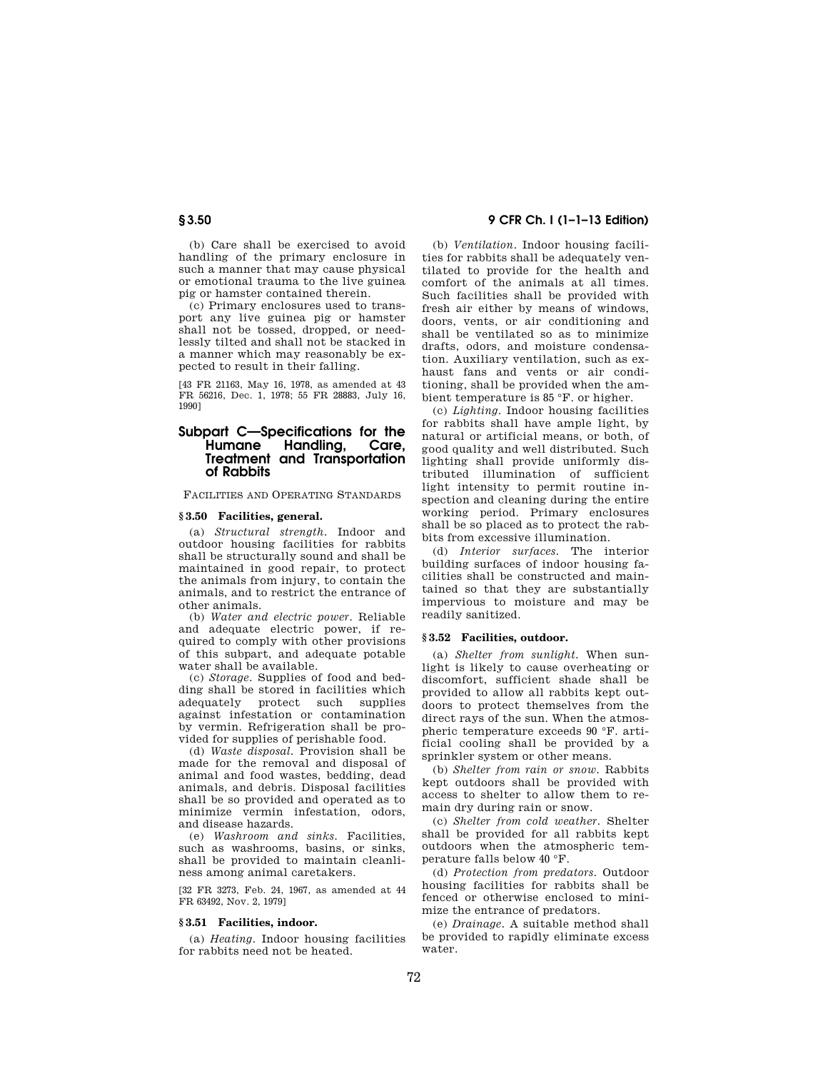(b) Care shall be exercised to avoid handling of the primary enclosure in such a manner that may cause physical or emotional trauma to the live guinea pig or hamster contained therein.

(c) Primary enclosures used to transport any live guinea pig or hamster shall not be tossed, dropped, or needlessly tilted and shall not be stacked in a manner which may reasonably be expected to result in their falling.

[43 FR 21163, May 16, 1978, as amended at 43 FR 56216, Dec. 1, 1978; 55 FR 28883, July 16, 1990]

## Subpart C—Specifications for the Humane Handling, Care, Treatment and Transportation of Rabbits

FACILITIES AND OPERATING STANDARDS

### § 3.50 Facilities, general.

(a) *Structural strength.* Indoor and outdoor housing facilities for rabbits shall be structurally sound and shall be maintained in good repair, to protect the animals from injury, to contain the animals, and to restrict the entrance of other animals.

(b) *Water and electric power.* Reliable and adequate electric power, if required to comply with other provisions of this subpart, and adequate potable water shall be available.

(c) *Storage.* Supplies of food and bedding shall be stored in facilities which adequately protect such supplies against infestation or contamination by vermin. Refrigeration shall be provided for supplies of perishable food.

(d) *Waste disposal.* Provision shall be made for the removal and disposal of animal and food wastes, bedding, dead animals, and debris. Disposal facilities shall be so provided and operated as to minimize vermin infestation, odors, and disease hazards.

(e) *Washroom and sinks.* Facilities, such as washrooms, basins, or sinks, shall be provided to maintain cleanliness among animal caretakers.

[32 FR 3273, Feb. 24, 1967, as amended at 44 FR 63492, Nov. 2, 1979]

### § 3.51 Facilities, indoor.

(a) *Heating.* Indoor housing facilities for rabbits need not be heated.

(b) *Ventilation.* Indoor housing facilities for rabbits shall be adequately ventilated to provide for the health and comfort of the animals at all times. Such facilities shall be provided with fresh air either by means of windows, doors, vents, or air conditioning and shall be ventilated so as to minimize drafts, odors, and moisture condensation. Auxiliary ventilation, such as exhaust fans and vents or air conditioning, shall be provided when the ambient temperature is 85 °F. or higher.

(c) *Lighting.* Indoor housing facilities for rabbits shall have ample light, by natural or artificial means, or both, of good quality and well distributed. Such lighting shall provide uniformly distributed illumination of sufficient light intensity to permit routine inspection and cleaning during the entire working period. Primary enclosures shall be so placed as to protect the rabbits from excessive illumination.

(d) *Interior surfaces.* The interior building surfaces of indoor housing facilities shall be constructed and maintained so that they are substantially impervious to moisture and may be readily sanitized.

### § 3.52 Facilities, outdoor.

(a) *Shelter from sunlight.* When sunlight is likely to cause overheating or discomfort, sufficient shade shall be provided to allow all rabbits kept outdoors to protect themselves from the direct rays of the sun. When the atmospheric temperature exceeds 90 °F. artificial cooling shall be provided by a sprinkler system or other means.

(b) *Shelter from rain or snow.* Rabbits kept outdoors shall be provided with access to shelter to allow them to remain dry during rain or snow.

(c) *Shelter from cold weather.* Shelter shall be provided for all rabbits kept outdoors when the atmospheric temperature falls below 40 °F.

(d) *Protection from predators.* Outdoor housing facilities for rabbits shall be fenced or otherwise enclosed to minimize the entrance of predators.

(e) *Drainage.* A suitable method shall be provided to rapidly eliminate excess water.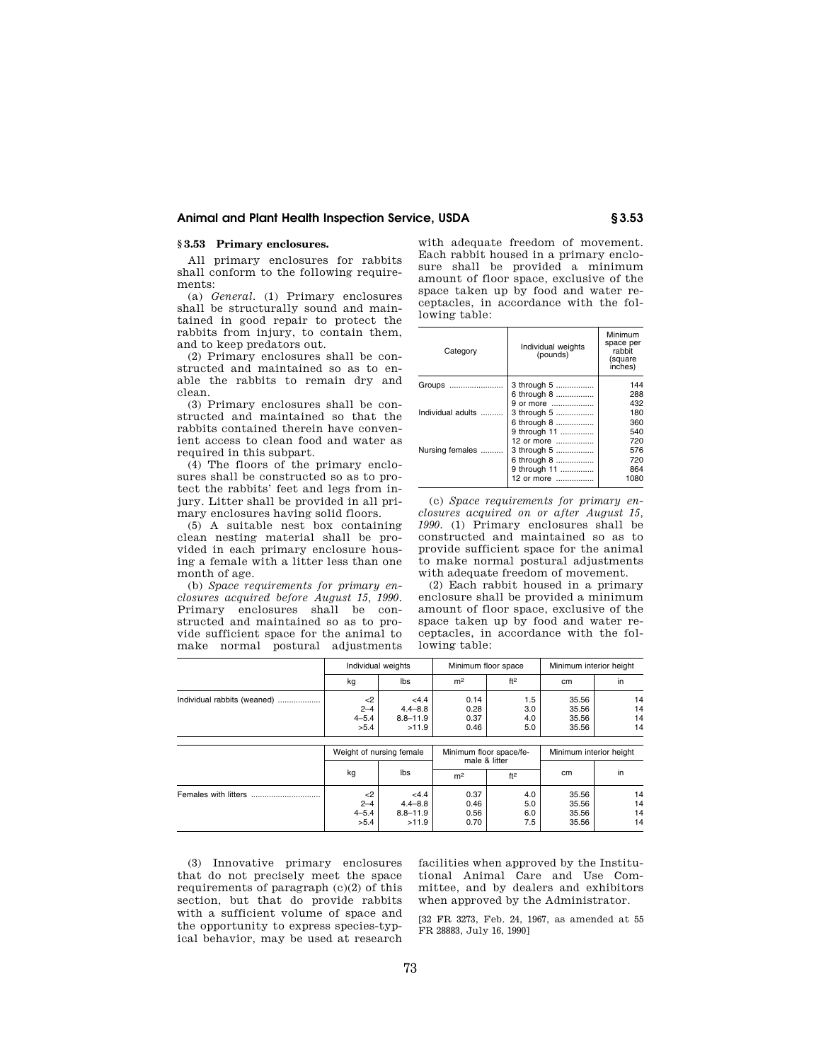## § 3.53 Primary enclosures.

All primary enclosures for rabbits shall conform to the following requirements:

(a) *General.* (1) Primary enclosures shall be structurally sound and maintained in good repair to protect the rabbits from injury, to contain them, and to keep predators out.

(2) Primary enclosures shall be constructed and maintained so as to enable the rabbits to remain dry and clean.

(3) Primary enclosures shall be constructed and maintained so that the rabbits contained therein have convenient access to clean food and water as required in this subpart.

(4) The floors of the primary enclosures shall be constructed so as to protect the rabbits' feet and legs from injury. Litter shall be provided in all primary enclosures having solid floors.

(5) A suitable nest box containing clean nesting material shall be provided in each primary enclosure housing a female with a litter less than one month of age.

(b) *Space requirements for primary enclosures acquired before August 15, 1990.* Primary enclosures shall be constructed and maintained so as to provide sufficient space for the animal to make normal postural adjustments with adequate freedom of movement. Each rabbit housed in a primary enclosure shall be provided a minimum amount of floor space, exclusive of the space taken up by food and water receptacles, in accordance with the following table:

| Category | Individual weights (pounds) | Minimum space per rabbit (square inches) |
|---|---|---|
| Groups | 3 through 5 | 144 |
| | 6 through 8 | 288 |
| | 9 or more | 432 |
| Individual adults | 3 through 5 | 180 |
| | 6 through 8 | 360 |
| | 9 through 11 | 540 |
| | 12 or more | 720 |
| Nursing females | 3 through 5 | 576 |
| | 6 through 8 | 720 |
| | 9 through 11 | 864 |
| | 12 or more | 1080 |

(c) *Space requirements for primary enclosures acquired on or after August 15, 1990.* (1) Primary enclosures shall be constructed and maintained so as to provide sufficient space for the animal to make normal postural adjustments with adequate freedom of movement.

(2) Each rabbit housed in a primary enclosure shall be provided a minimum amount of floor space, exclusive of the space taken up by food and water receptacles, in accordance with the following table:

| | Individual weights | | Minimum floor space | | Minimum interior height | |
|---|---|---|---|---|---|---|
| | kg | lbs | m² | ft² | cm | in |
| Individual rabbits (weaned) | <2 | <4.4 | 0.14 | 1.5 | 35.56 | 14 |
| | 2–4 | 4.4–8.8 | 0.28 | 3.0 | 35.56 | 14 |
| | 4–5.4 | 8.8–11.9 | 0.37 | 4.0 | 35.56 | 14 |
| | >5.4 | >11.9 | 0.46 | 5.0 | 35.56 | 14 |

| | Weight of nursing female | | Minimum floor space/female & litter | | Minimum interior height | |
|---|---|---|---|---|---|---|
| | kg | lbs | m² | ft² | cm | in |
| Females with litters | <2 | <4.4 | 0.37 | 4.0 | 35.56 | 14 |
| | 2–4 | 4.4–8.8 | 0.46 | 5.0 | 35.56 | 14 |
| | 4–5.4 | 8.8–11.9 | 0.56 | 6.0 | 35.56 | 14 |
| | >5.4 | >11.9 | 0.70 | 7.5 | 35.56 | 14 |

(3) Innovative primary enclosures that do not precisely meet the space requirements of paragraph (c)(2) of this section, but that do provide rabbits with a sufficient volume of space and the opportunity to express species-typical behavior, may be used at research facilities when approved by the Institutional Animal Care and Use Committee, and by dealers and exhibitors when approved by the Administrator.

[32 FR 3273, Feb. 24, 1967, as amended at 55 FR 28883, July 16, 1990]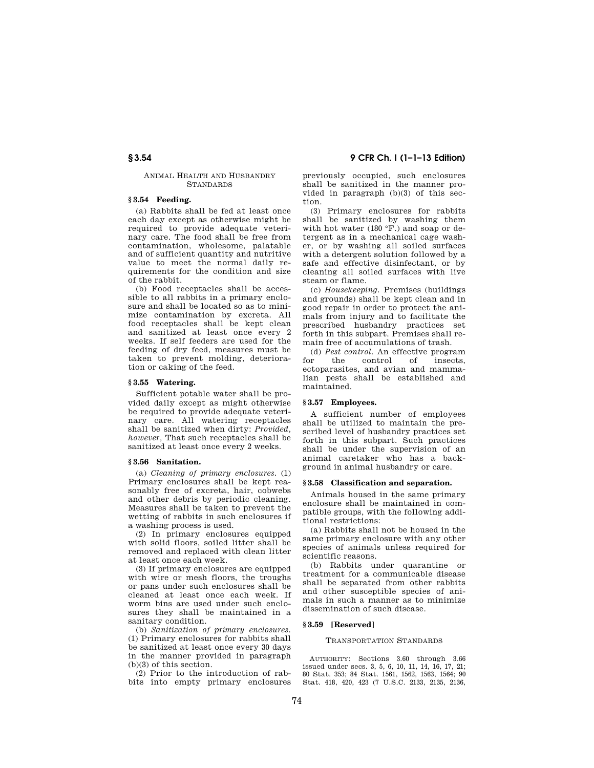ANIMAL HEALTH AND HUSBANDRY STANDARDS

### § 3.54 Feeding.

(a) Rabbits shall be fed at least once each day except as otherwise might be required to provide adequate veterinary care. The food shall be free from contamination, wholesome, palatable and of sufficient quantity and nutritive value to meet the normal daily requirements for the condition and size of the rabbit.

(b) Food receptacles shall be accessible to all rabbits in a primary enclosure and shall be located so as to minimize contamination by excreta. All food receptacles shall be kept clean and sanitized at least once every 2 weeks. If self feeders are used for the feeding of dry feed, measures must be taken to prevent molding, deterioration or caking of the feed.

### § 3.55 Watering.

Sufficient potable water shall be provided daily except as might otherwise be required to provide adequate veterinary care. All watering receptacles shall be sanitized when dirty: *Provided, however*, That such receptacles shall be sanitized at least once every 2 weeks.

### § 3.56 Sanitation.

(a) *Cleaning of primary enclosures.* (1) Primary enclosures shall be kept reasonably free of excreta, hair, cobwebs and other debris by periodic cleaning. Measures shall be taken to prevent the wetting of rabbits in such enclosures if a washing process is used.

(2) In primary enclosures equipped with solid floors, soiled litter shall be removed and replaced with clean litter at least once each week.

(3) If primary enclosures are equipped with wire or mesh floors, the troughs or pans under such enclosures shall be cleaned at least once each week. If worm bins are used under such enclosures they shall be maintained in a sanitary condition.

(b) *Sanitization of primary enclosures.* (1) Primary enclosures for rabbits shall be sanitized at least once every 30 days in the manner provided in paragraph (b)(3) of this section.

(2) Prior to the introduction of rabbits into empty primary enclosures previously occupied, such enclosures shall be sanitized in the manner provided in paragraph (b)(3) of this section.

(3) Primary enclosures for rabbits shall be sanitized by washing them with hot water (180 °F.) and soap or detergent as in a mechanical cage washer, or by washing all soiled surfaces with a detergent solution followed by a safe and effective disinfectant, or by cleaning all soiled surfaces with live steam or flame.

(c) *Housekeeping.* Premises (buildings and grounds) shall be kept clean and in good repair in order to protect the animals from injury and to facilitate the prescribed husbandry practices set forth in this subpart. Premises shall remain free of accumulations of trash.

(d) *Pest control.* An effective program for the control of insects, ectoparasites, and avian and mammalian pests shall be established and maintained.

### § 3.57 Employees.

A sufficient number of employees shall be utilized to maintain the prescribed level of husbandry practices set forth in this subpart. Such practices shall be under the supervision of an animal caretaker who has a background in animal husbandry or care.

### § 3.58 Classification and separation.

Animals housed in the same primary enclosure shall be maintained in compatible groups, with the following additional restrictions:

(a) Rabbits shall not be housed in the same primary enclosure with any other species of animals unless required for scientific reasons.

(b) Rabbits under quarantine or treatment for a communicable disease shall be separated from other rabbits and other susceptible species of animals in such a manner as to minimize dissemination of such disease.

### § 3.59 [Reserved]

TRANSPORTATION STANDARDS

AUTHORITY: Sections 3.60 through 3.66 issued under secs. 3, 5, 6, 10, 11, 14, 16, 17, 21; 80 Stat. 353; 84 Stat. 1561, 1562, 1563, 1564; 90 Stat. 418, 420, 423 (7 U.S.C. 2133, 2135, 2136,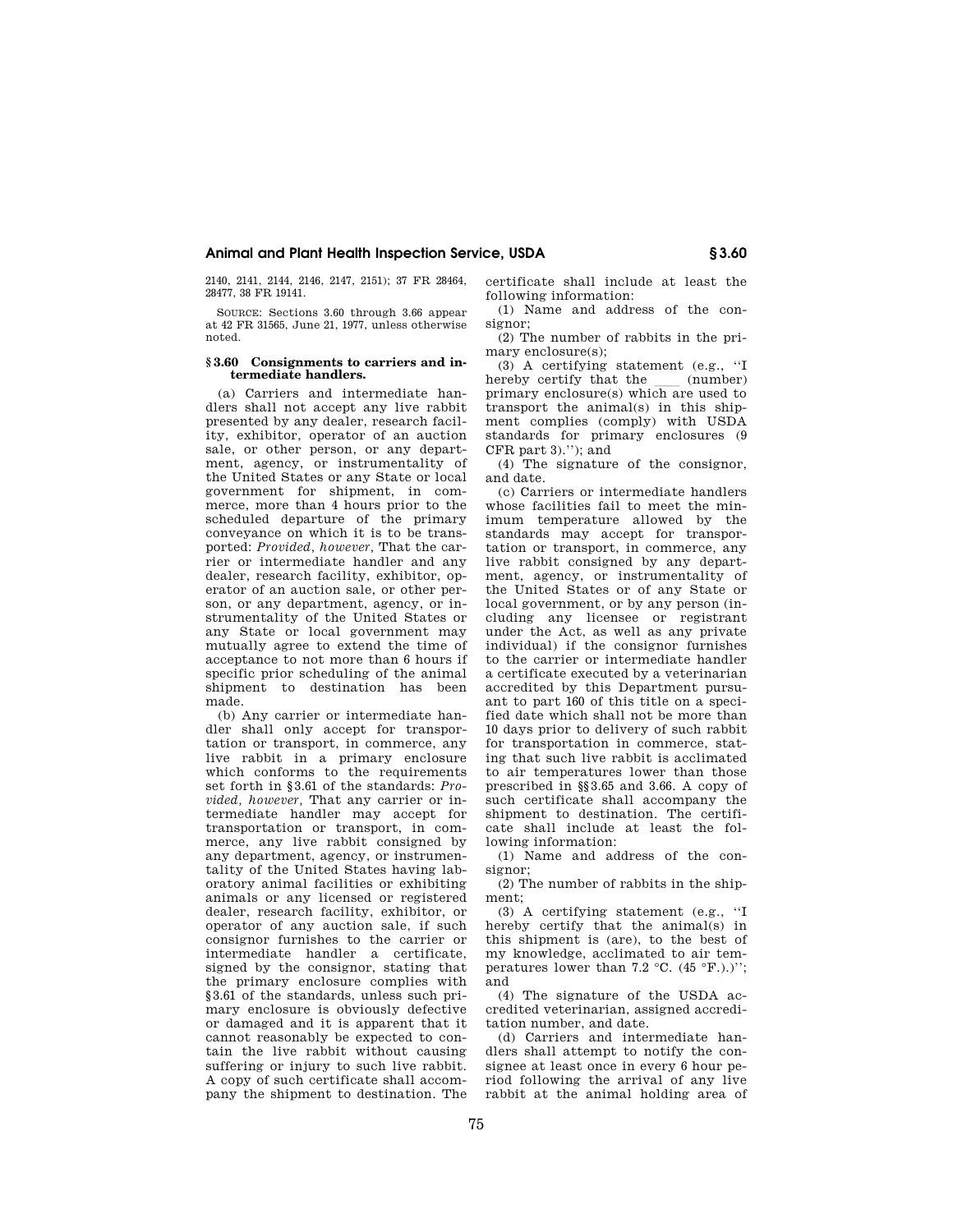2140, 2141, 2144, 2146, 2147, 2151); 37 FR 28464, 28477, 38 FR 19141.

SOURCE: Sections 3.60 through 3.66 appear at 42 FR 31565, June 21, 1977, unless otherwise noted.

### § 3.60 Consignments to carriers and intermediate handlers.

(a) Carriers and intermediate handlers shall not accept any live rabbit presented by any dealer, research facility, exhibitor, operator of an auction sale, or other person, or any department, agency, or instrumentality of the United States or any State or local government for shipment, in commerce, more than 4 hours prior to the scheduled departure of the primary conveyance on which it is to be transported: *Provided, however,* That the carrier or intermediate handler and any dealer, research facility, exhibitor, operator of an auction sale, or other person, or any department, agency, or instrumentality of the United States or any State or local government may mutually agree to extend the time of acceptance to not more than 6 hours if specific prior scheduling of the animal shipment to destination has been made.

(b) Any carrier or intermediate handler shall only accept for transportation or transport, in commerce, any live rabbit in a primary enclosure which conforms to the requirements set forth in §3.61 of the standards: *Provided, however,* That any carrier or intermediate handler may accept for transportation or transport, in commerce, any live rabbit consigned by any department, agency, or instrumentality of the United States having laboratory animal facilities or exhibiting animals or any licensed or registered dealer, research facility, exhibitor, or operator of any auction sale, if such consignor furnishes to the carrier or intermediate handler a certificate, signed by the consignor, stating that the primary enclosure complies with §3.61 of the standards, unless such primary enclosure is obviously defective or damaged and it is apparent that it cannot reasonably be expected to contain the live rabbit without causing suffering or injury to such live rabbit. A copy of such certificate shall accompany the shipment to destination. The certificate shall include at least the following information:

(1) Name and address of the consignor;

(2) The number of rabbits in the primary enclosure(s);

(3) A certifying statement (e.g., ''I hereby certify that the ___ (number) primary enclosure(s) which are used to transport the animal(s) in this shipment complies (comply) with USDA standards for primary enclosures (9 CFR part 3).''); and

(4) The signature of the consignor, and date.

(c) Carriers or intermediate handlers whose facilities fail to meet the minimum temperature allowed by the standards may accept for transportation or transport, in commerce, any live rabbit consigned by any department, agency, or instrumentality of the United States or of any State or local government, or by any person (including any licensee or registrant under the Act, as well as any private individual) if the consignor furnishes to the carrier or intermediate handler a certificate executed by a veterinarian accredited by this Department pursuant to part 160 of this title on a specified date which shall not be more than 10 days prior to delivery of such rabbit for transportation in commerce, stating that such live rabbit is acclimated to air temperatures lower than those prescribed in §§3.65 and 3.66. A copy of such certificate shall accompany the shipment to destination. The certificate shall include at least the following information:

(1) Name and address of the consignor;

(2) The number of rabbits in the shipment;

(3) A certifying statement (e.g., ''I hereby certify that the animal(s) in this shipment is (are), to the best of my knowledge, acclimated to air temperatures lower than 7.2 °C. (45 °F.).)''; and

(4) The signature of the USDA accredited veterinarian, assigned accreditation number, and date.

(d) Carriers and intermediate handlers shall attempt to notify the consignee at least once in every 6 hour period following the arrival of any live rabbit at the animal holding area of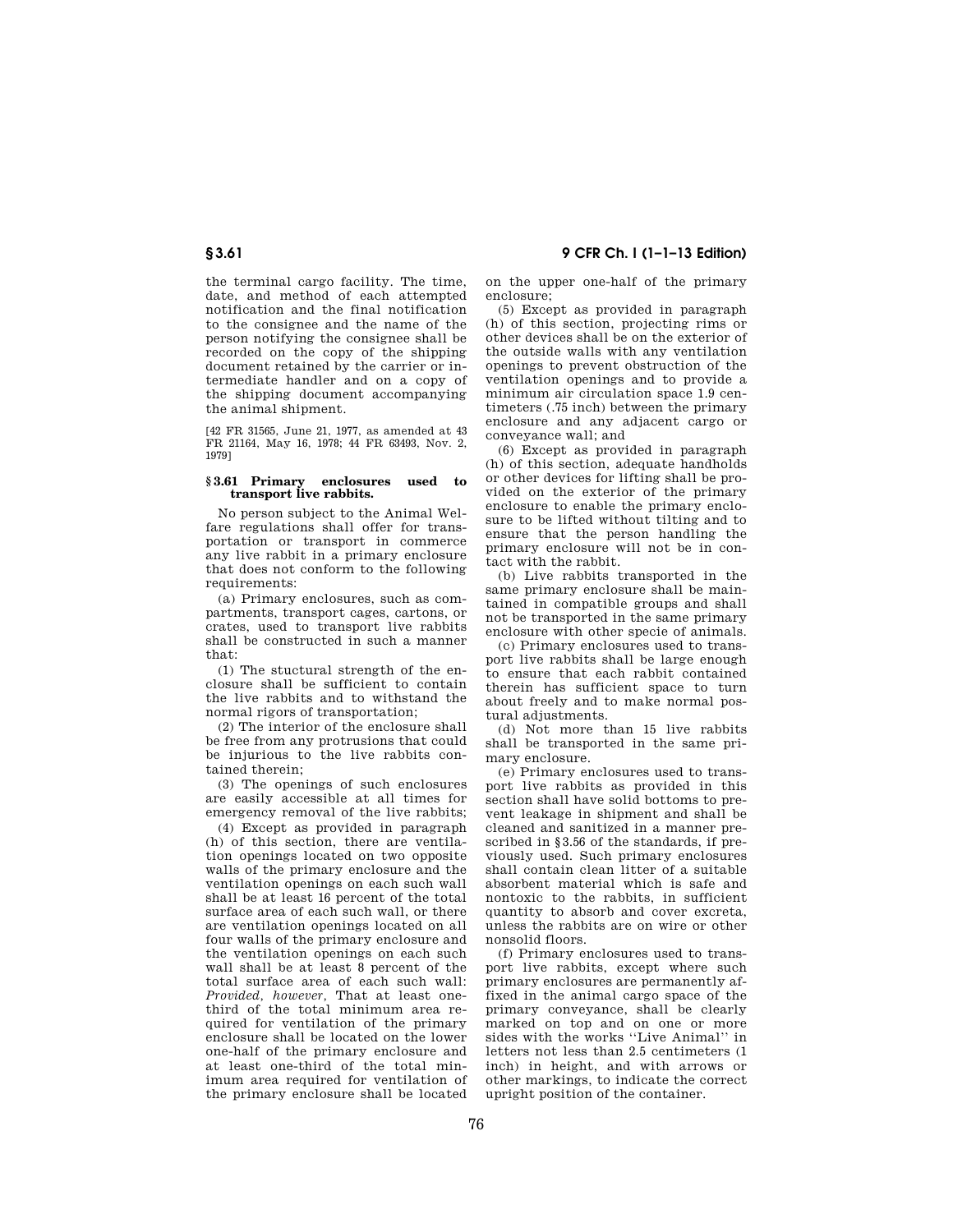the terminal cargo facility. The time, date, and method of each attempted notification and the final notification to the consignee and the name of the person notifying the consignee shall be recorded on the copy of the shipping document retained by the carrier or intermediate handler and on a copy of the shipping document accompanying the animal shipment.

[42 FR 31565, June 21, 1977, as amended at 43 FR 21164, May 16, 1978; 44 FR 63493, Nov. 2, 1979]

### § 3.61 Primary enclosures used to transport live rabbits.

No person subject to the Animal Welfare regulations shall offer for transportation or transport in commerce any live rabbit in a primary enclosure that does not conform to the following requirements:

(a) Primary enclosures, such as compartments, transport cages, cartons, or crates, used to transport live rabbits shall be constructed in such a manner that:

(1) The stuctural strength of the enclosure shall be sufficient to contain the live rabbits and to withstand the normal rigors of transportation;

(2) The interior of the enclosure shall be free from any protrusions that could be injurious to the live rabbits contained therein;

(3) The openings of such enclosures are easily accessible at all times for emergency removal of the live rabbits;

(4) Except as provided in paragraph (h) of this section, there are ventilation openings located on two opposite walls of the primary enclosure and the ventilation openings on each such wall shall be at least 16 percent of the total surface area of each such wall, or there are ventilation openings located on all four walls of the primary enclosure and the ventilation openings on each such wall shall be at least 8 percent of the total surface area of each such wall: *Provided, however,* That at least one-third of the total minimum area required for ventilation of the primary enclosure shall be located on the lower one-half of the primary enclosure and at least one-third of the total minimum area required for ventilation of the primary enclosure shall be located on the upper one-half of the primary enclosure;

(5) Except as provided in paragraph (h) of this section, projecting rims or other devices shall be on the exterior of the outside walls with any ventilation openings to prevent obstruction of the ventilation openings and to provide a minimum air circulation space 1.9 centimeters (.75 inch) between the primary enclosure and any adjacent cargo or conveyance wall; and

(6) Except as provided in paragraph (h) of this section, adequate handholds or other devices for lifting shall be provided on the exterior of the primary enclosure to enable the primary enclosure to be lifted without tilting and to ensure that the person handling the primary enclosure will not be in contact with the rabbit.

(b) Live rabbits transported in the same primary enclosure shall be maintained in compatible groups and shall not be transported in the same primary enclosure with other specie of animals.

(c) Primary enclosures used to transport live rabbits shall be large enough to ensure that each rabbit contained therein has sufficient space to turn about freely and to make normal postural adjustments.

(d) Not more than 15 live rabbits shall be transported in the same primary enclosure.

(e) Primary enclosures used to transport live rabbits as provided in this section shall have solid bottoms to prevent leakage in shipment and shall be cleaned and sanitized in a manner prescribed in §3.56 of the standards, if previously used. Such primary enclosures shall contain clean litter of a suitable absorbent material which is safe and nontoxic to the rabbits, in sufficient quantity to absorb and cover excreta, unless the rabbits are on wire or other nonsolid floors.

(f) Primary enclosures used to transport live rabbits, except where such primary enclosures are permanently affixed in the animal cargo space of the primary conveyance, shall be clearly marked on top and on one or more sides with the works "Live Animal" in letters not less than 2.5 centimeters (1 inch) in height, and with arrows or other markings, to indicate the correct upright position of the container.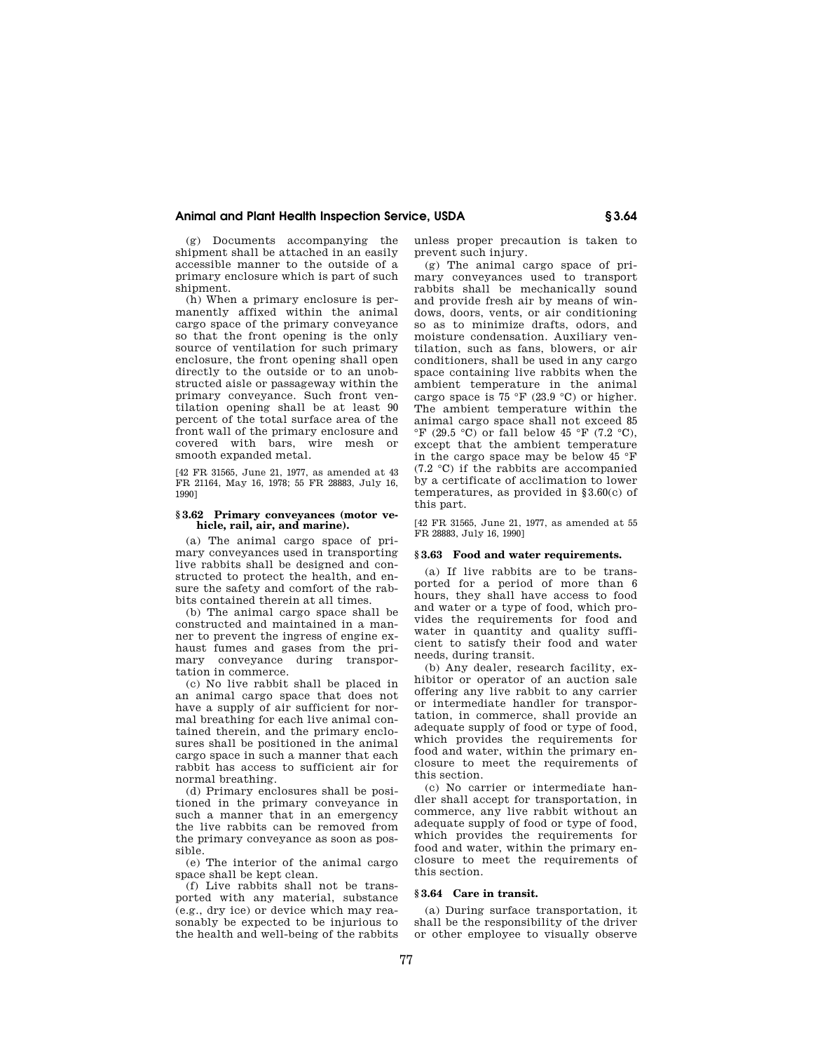(g) Documents accompanying the shipment shall be attached in an easily accessible manner to the outside of a primary enclosure which is part of such shipment.

(h) When a primary enclosure is permanently affixed within the animal cargo space of the primary conveyance so that the front opening is the only source of ventilation for such primary enclosure, the front opening shall open directly to the outside or to an unobstructed aisle or passageway within the primary conveyance. Such front ventilation opening shall be at least 90 percent of the total surface area of the front wall of the primary enclosure and covered with bars, wire mesh or smooth expanded metal.

[42 FR 31565, June 21, 1977, as amended at 43 FR 21164, May 16, 1978; 55 FR 28883, July 16, 1990]

### § 3.62 Primary conveyances (motor vehicle, rail, air, and marine).

(a) The animal cargo space of primary conveyances used in transporting live rabbits shall be designed and constructed to protect the health, and ensure the safety and comfort of the rabbits contained therein at all times.

(b) The animal cargo space shall be constructed and maintained in a manner to prevent the ingress of engine exhaust fumes and gases from the primary conveyance during transportation in commerce.

(c) No live rabbit shall be placed in an animal cargo space that does not have a supply of air sufficient for normal breathing for each live animal contained therein, and the primary enclosures shall be positioned in the animal cargo space in such a manner that each rabbit has access to sufficient air for normal breathing.

(d) Primary enclosures shall be positioned in the primary conveyance in such a manner that in an emergency the live rabbits can be removed from the primary conveyance as soon as possible.

(e) The interior of the animal cargo space shall be kept clean.

(f) Live rabbits shall not be transported with any material, substance (e.g., dry ice) or device which may reasonably be expected to be injurious to the health and well-being of the rabbits unless proper precaution is taken to prevent such injury.

(g) The animal cargo space of primary conveyances used to transport rabbits shall be mechanically sound and provide fresh air by means of windows, doors, vents, or air conditioning so as to minimize drafts, odors, and moisture condensation. Auxiliary ventilation, such as fans, blowers, or air conditioners, shall be used in any cargo space containing live rabbits when the ambient temperature in the animal cargo space is 75 °F (23.9 °C) or higher. The ambient temperature within the animal cargo space shall not exceed 85 °F (29.5 °C) or fall below 45 °F (7.2 °C), except that the ambient temperature in the cargo space may be below 45 °F (7.2 °C) if the rabbits are accompanied by a certificate of acclimation to lower temperatures, as provided in § 3.60(c) of this part.

[42 FR 31565, June 21, 1977, as amended at 55 FR 28883, July 16, 1990]

### § 3.63 Food and water requirements.

(a) If live rabbits are to be transported for a period of more than 6 hours, they shall have access to food and water or a type of food, which provides the requirements for food and water in quantity and quality sufficient to satisfy their food and water needs, during transit.

(b) Any dealer, research facility, exhibitor or operator of an auction sale offering any live rabbit to any carrier or intermediate handler for transportation, in commerce, shall provide an adequate supply of food or type of food, which provides the requirements for food and water, within the primary enclosure to meet the requirements of this section.

(c) No carrier or intermediate handler shall accept for transportation, in commerce, any live rabbit without an adequate supply of food or type of food, which provides the requirements for food and water, within the primary enclosure to meet the requirements of this section.

### § 3.64 Care in transit.

(a) During surface transportation, it shall be the responsibility of the driver or other employee to visually observe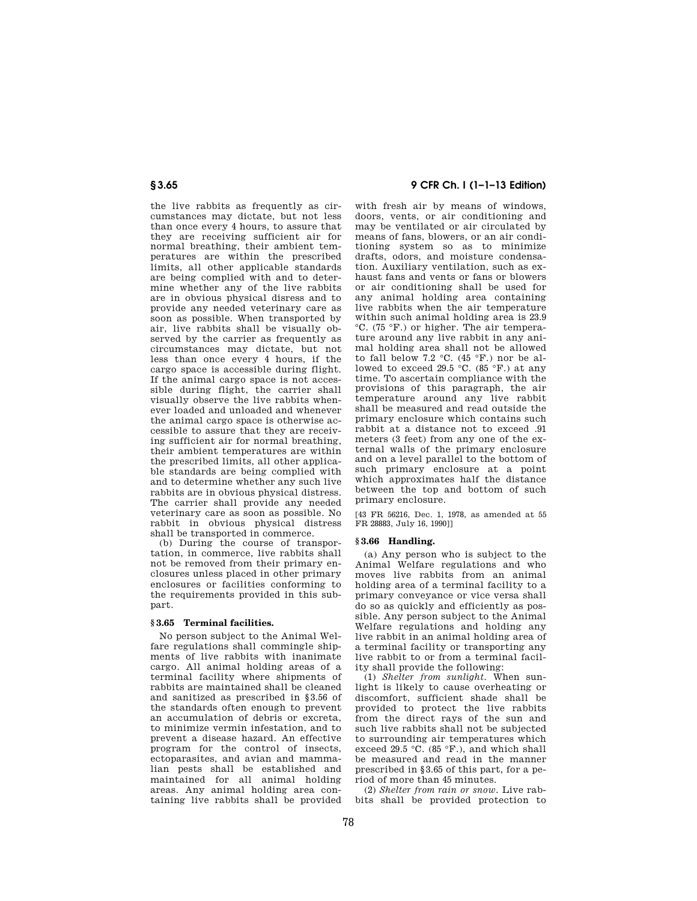the live rabbits as frequently as circumstances may dictate, but not less than once every 4 hours, to assure that they are receiving sufficient air for normal breathing, their ambient temperatures are within the prescribed limits, all other applicable standards are being complied with and to determine whether any of the live rabbits are in obvious physical disress and to provide any needed veterinary care as soon as possible. When transported by air, live rabbits shall be visually observed by the carrier as frequently as circumstances may dictate, but not less than once every 4 hours, if the cargo space is accessible during flight. If the animal cargo space is not accessible during flight, the carrier shall visually observe the live rabbits whenever loaded and unloaded and whenever the animal cargo space is otherwise accessible to assure that they are receiving sufficient air for normal breathing, their ambient temperatures are within the prescribed limits, all other applicable standards are being complied with and to determine whether any such live rabbits are in obvious physical distress. The carrier shall provide any needed veterinary care as soon as possible. No rabbit in obvious physical distress shall be transported in commerce.

(b) During the course of transportation, in commerce, live rabbits shall not be removed from their primary enclosures unless placed in other primary enclosures or facilities conforming to the requirements provided in this subpart.

## § 3.65 Terminal facilities.

No person subject to the Animal Welfare regulations shall commingle shipments of live rabbits with inanimate cargo. All animal holding areas of a terminal facility where shipments of rabbits are maintained shall be cleaned and sanitized as prescribed in §3.56 of the standards often enough to prevent an accumulation of debris or excreta, to minimize vermin infestation, and to prevent a disease hazard. An effective program for the control of insects, ectoparasites, and avian and mammalian pests shall be established and maintained for all animal holding areas. Any animal holding area containing live rabbits shall be provided with fresh air by means of windows, doors, vents, or air conditioning and may be ventilated or air circulated by means of fans, blowers, or an air conditioning system so as to minimize drafts, odors, and moisture condensation. Auxiliary ventilation, such as exhaust fans and vents or fans or blowers or air conditioning shall be used for any animal holding area containing live rabbits when the air temperature within such animal holding area is 23.9 °C. (75 °F.) or higher. The air temperature around any live rabbit in any animal holding area shall not be allowed to fall below 7.2 °C. (45 °F.) nor be allowed to exceed 29.5 °C. (85 °F.) at any time. To ascertain compliance with the provisions of this paragraph, the air temperature around any live rabbit shall be measured and read outside the primary enclosure which contains such rabbit at a distance not to exceed .91 meters (3 feet) from any one of the external walls of the primary enclosure and on a level parallel to the bottom of such primary enclosure at a point which approximates half the distance between the top and bottom of such primary enclosure.

[43 FR 56216, Dec. 1, 1978, as amended at 55 FR 28883, July 16, 1990]

## § 3.66 Handling.

(a) Any person who is subject to the Animal Welfare regulations and who moves live rabbits from an animal holding area of a terminal facility to a primary conveyance or vice versa shall do so as quickly and efficiently as possible. Any person subject to the Animal Welfare regulations and holding any live rabbit in an animal holding area of a terminal facility or transporting any live rabbit to or from a terminal facility shall provide the following:

(1) *Shelter from sunlight.* When sunlight is likely to cause overheating or discomfort, sufficient shade shall be provided to protect the live rabbits from the direct rays of the sun and such live rabbits shall not be subjected to surrounding air temperatures which exceed 29.5 °C. (85 °F.), and which shall be measured and read in the manner prescribed in §3.65 of this part, for a period of more than 45 minutes.

(2) *Shelter from rain or snow.* Live rabbits shall be provided protection to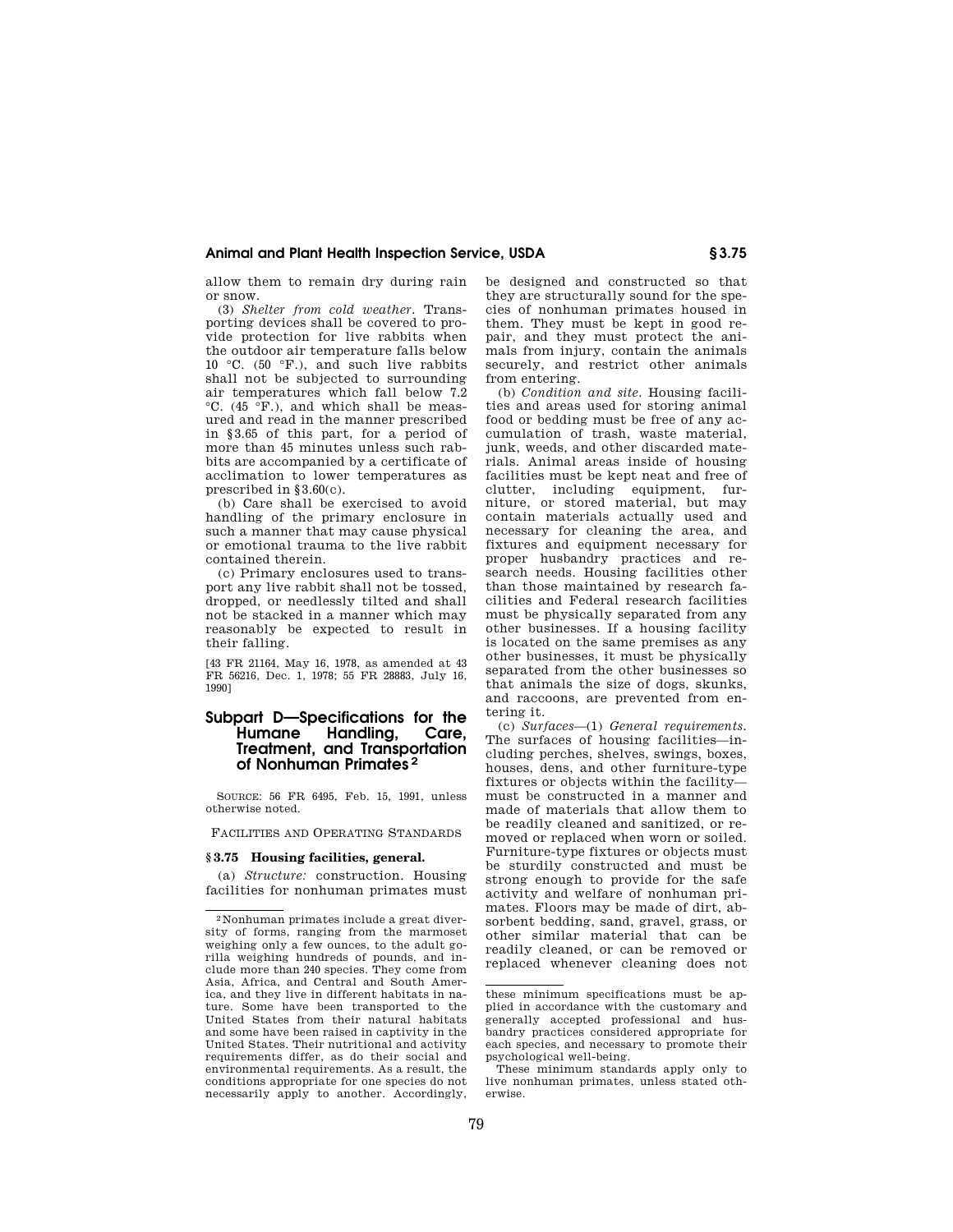allow them to remain dry during rain or snow.

(3) *Shelter from cold weather.* Transporting devices shall be covered to provide protection for live rabbits when the outdoor air temperature falls below 10 °C. (50 °F.), and such live rabbits shall not be subjected to surrounding air temperatures which fall below 7.2 °C. (45 °F.), and which shall be measured and read in the manner prescribed in §3.65 of this part, for a period of more than 45 minutes unless such rabbits are accompanied by a certificate of acclimation to lower temperatures as prescribed in §3.60(c).

(b) Care shall be exercised to avoid handling of the primary enclosure in such a manner that may cause physical or emotional trauma to the live rabbit contained therein.

(c) Primary enclosures used to transport any live rabbit shall not be tossed, dropped, or needlessly tilted and shall not be stacked in a manner which may reasonably be expected to result in their falling.

[43 FR 21164, May 16, 1978, as amended at 43 FR 56216, Dec. 1, 1978; 55 FR 28883, July 16, 1990]

## Subpart D—Specifications for the Humane Handling, Care, Treatment, and Transportation of Nonhuman Primates [2]

SOURCE: 56 FR 6495, Feb. 15, 1991, unless otherwise noted.

FACILITIES AND OPERATING STANDARDS

### § 3.75 Housing facilities, general.

(a) *Structure:* construction. Housing facilities for nonhuman primates must be designed and constructed so that they are structurally sound for the species of nonhuman primates housed in them. They must be kept in good repair, and they must protect the animals from injury, contain the animals securely, and restrict other animals from entering.

(b) *Condition and site.* Housing facilities and areas used for storing animal food or bedding must be free of any accumulation of trash, waste material, junk, weeds, and other discarded materials. Animal areas inside of housing facilities must be kept neat and free of clutter, including equipment, furniture, or stored material, but may contain materials actually used and necessary for cleaning the area, and fixtures and equipment necessary for proper husbandry practices and research needs. Housing facilities other than those maintained by research facilities and Federal research facilities must be physically separated from any other businesses. If a housing facility is located on the same premises as any other businesses, it must be physically separated from the other businesses so that animals the size of dogs, skunks, and raccoons, are prevented from entering it.

(c) *Surfaces*—(1) *General requirements.* The surfaces of housing facilities—including perches, shelves, swings, boxes, houses, dens, and other furniture-type fixtures or objects within the facility—must be constructed in a manner and made of materials that allow them to be readily cleaned and sanitized, or removed or replaced when worn or soiled. Furniture-type fixtures or objects must be sturdily constructed and must be strong enough to provide for the safe activity and welfare of nonhuman primates. Floors may be made of dirt, absorbent bedding, sand, gravel, grass, or other similar material that can be readily cleaned, or can be removed or replaced whenever cleaning does not

---

[2] Nonhuman primates include a great diversity of forms, ranging from the marmoset weighing only a few ounces, to the adult gorilla weighing hundreds of pounds, and include more than 240 species. They come from Asia, Africa, and Central and South America, and they live in different habitats in nature. Some have been transported to the United States from their natural habitats and some have been raised in captivity in the United States. Their nutritional and activity requirements differ, as do their social and environmental requirements. As a result, the conditions appropriate for one species do not necessarily apply to another. Accordingly, these minimum specifications must be applied in accordance with the customary and generally accepted professional and husbandry practices considered appropriate for each species, and necessary to promote their psychological well-being.

These minimum standards apply only to live nonhuman primates, unless stated otherwise.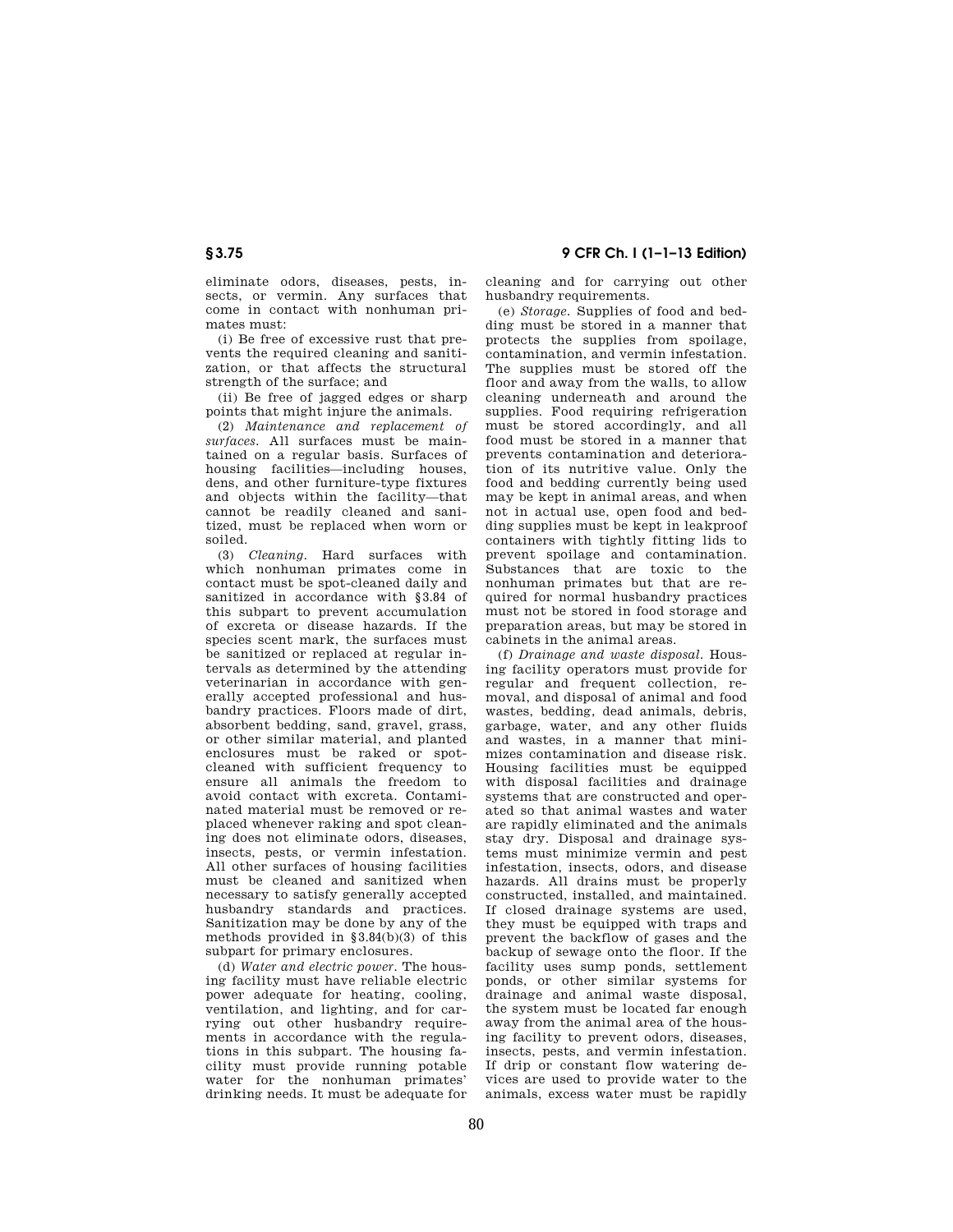eliminate odors, diseases, pests, insects, or vermin. Any surfaces that come in contact with nonhuman primates must:

(i) Be free of excessive rust that prevents the required cleaning and sanitization, or that affects the structural strength of the surface; and

(ii) Be free of jagged edges or sharp points that might injure the animals.

(2) *Maintenance and replacement of surfaces*. All surfaces must be maintained on a regular basis. Surfaces of housing facilities—including houses, dens, and other furniture-type fixtures and objects within the facility—that cannot be readily cleaned and sanitized, must be replaced when worn or soiled.

(3) *Cleaning*. Hard surfaces with which nonhuman primates come in contact must be spot-cleaned daily and sanitized in accordance with §3.84 of this subpart to prevent accumulation of excreta or disease hazards. If the species scent mark, the surfaces must be sanitized or replaced at regular intervals as determined by the attending veterinarian in accordance with generally accepted professional and husbandry practices. Floors made of dirt, absorbent bedding, sand, gravel, grass, or other similar material, and planted enclosures must be raked or spot-cleaned with sufficient frequency to ensure all animals the freedom to avoid contact with excreta. Contaminated material must be removed or replaced whenever raking and spot cleaning does not eliminate odors, diseases, insects, pests, or vermin infestation. All other surfaces of housing facilities must be cleaned and sanitized when necessary to satisfy generally accepted husbandry standards and practices. Sanitization may be done by any of the methods provided in §3.84(b)(3) of this subpart for primary enclosures.

(d) *Water and electric power*. The housing facility must have reliable electric power adequate for heating, cooling, ventilation, and lighting, and for carrying out other husbandry requirements in accordance with the regulations in this subpart. The housing facility must provide running potable water for the nonhuman primates' drinking needs. It must be adequate for cleaning and for carrying out other husbandry requirements.

(e) *Storage*. Supplies of food and bedding must be stored in a manner that protects the supplies from spoilage, contamination, and vermin infestation. The supplies must be stored off the floor and away from the walls, to allow cleaning underneath and around the supplies. Food requiring refrigeration must be stored accordingly, and all food must be stored in a manner that prevents contamination and deterioration of its nutritive value. Only the food and bedding currently being used may be kept in animal areas, and when not in actual use, open food and bedding supplies must be kept in leakproof containers with tightly fitting lids to prevent spoilage and contamination. Substances that are toxic to the nonhuman primates but that are required for normal husbandry practices must not be stored in food storage and preparation areas, but may be stored in cabinets in the animal areas.

(f) *Drainage and waste disposal*. Housing facility operators must provide for regular and frequent collection, removal, and disposal of animal and food wastes, bedding, dead animals, debris, garbage, water, and any other fluids and wastes, in a manner that minimizes contamination and disease risk. Housing facilities must be equipped with disposal facilities and drainage systems that are constructed and operated so that animal wastes and water are rapidly eliminated and the animals stay dry. Disposal and drainage systems must minimize vermin and pest infestation, insects, odors, and disease hazards. All drains must be properly constructed, installed, and maintained. If closed drainage systems are used, they must be equipped with traps and prevent the backflow of gases and the backup of sewage onto the floor. If the facility uses sump ponds, settlement ponds, or other similar systems for drainage and animal waste disposal, the system must be located far enough away from the animal area of the housing facility to prevent odors, diseases, insects, pests, and vermin infestation. If drip or constant flow watering devices are used to provide water to the animals, excess water must be rapidly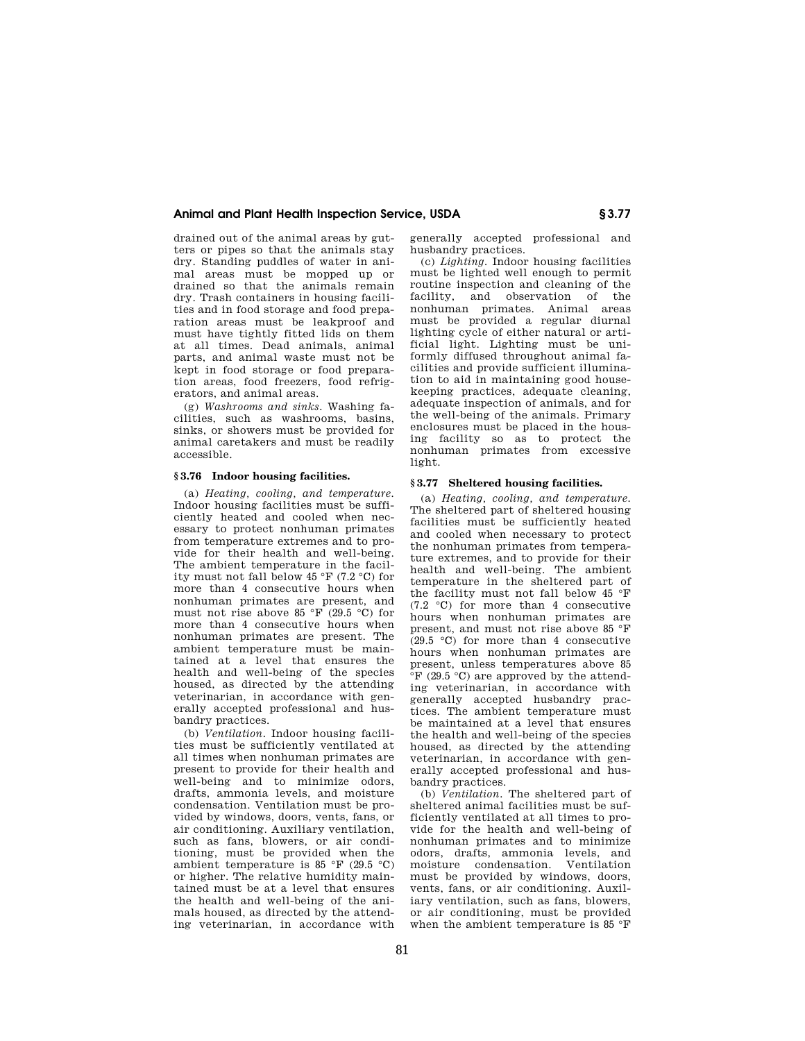drained out of the animal areas by gutters or pipes so that the animals stay dry. Standing puddles of water in animal areas must be mopped up or drained so that the animals remain dry. Trash containers in housing facilities and in food storage and food preparation areas must be leakproof and must have tightly fitted lids on them at all times. Dead animals, animal parts, and animal waste must not be kept in food storage or food preparation areas, food freezers, food refrigerators, and animal areas.

(g) *Washrooms and sinks.* Washing facilities, such as washrooms, basins, sinks, or showers must be provided for animal caretakers and must be readily accessible.

### § 3.76 Indoor housing facilities.

(a) *Heating, cooling, and temperature.* Indoor housing facilities must be sufficiently heated and cooled when necessary to protect nonhuman primates from temperature extremes and to provide for their health and well-being. The ambient temperature in the facility must not fall below 45 °F (7.2 °C) for more than 4 consecutive hours when nonhuman primates are present, and must not rise above 85 °F (29.5 °C) for more than 4 consecutive hours when nonhuman primates are present. The ambient temperature must be maintained at a level that ensures the health and well-being of the species housed, as directed by the attending veterinarian, in accordance with generally accepted professional and husbandry practices.

(b) *Ventilation.* Indoor housing facilities must be sufficiently ventilated at all times when nonhuman primates are present to provide for their health and well-being and to minimize odors, drafts, ammonia levels, and moisture condensation. Ventilation must be provided by windows, doors, vents, fans, or air conditioning. Auxiliary ventilation, such as fans, blowers, or air conditioning, must be provided when the ambient temperature is 85 °F (29.5 °C) or higher. The relative humidity maintained must be at a level that ensures the health and well-being of the animals housed, as directed by the attending veterinarian, in accordance with generally accepted professional and husbandry practices.

(c) *Lighting.* Indoor housing facilities must be lighted well enough to permit routine inspection and cleaning of the facility, and observation of the nonhuman primates. Animal areas must be provided a regular diurnal lighting cycle of either natural or artificial light. Lighting must be uniformly diffused throughout animal facilities and provide sufficient illumination to aid in maintaining good housekeeping practices, adequate cleaning, adequate inspection of animals, and for the well-being of the animals. Primary enclosures must be placed in the housing facility so as to protect the nonhuman primates from excessive light.

### § 3.77 Sheltered housing facilities.

(a) *Heating, cooling, and temperature.* The sheltered part of sheltered housing facilities must be sufficiently heated and cooled when necessary to protect the nonhuman primates from temperature extremes, and to provide for their health and well-being. The ambient temperature in the sheltered part of the facility must not fall below 45 °F (7.2 °C) for more than 4 consecutive hours when nonhuman primates are present, and must not rise above 85 °F (29.5 °C) for more than 4 consecutive hours when nonhuman primates are present, unless temperatures above 85 °F (29.5 °C) are approved by the attending veterinarian, in accordance with generally accepted husbandry practices. The ambient temperature must be maintained at a level that ensures the health and well-being of the species housed, as directed by the attending veterinarian, in accordance with generally accepted professional and husbandry practices.

(b) *Ventilation.* The sheltered part of sheltered animal facilities must be sufficiently ventilated at all times to provide for the health and well-being of nonhuman primates and to minimize odors, drafts, ammonia levels, and moisture condensation. Ventilation must be provided by windows, doors, vents, fans, or air conditioning. Auxiliary ventilation, such as fans, blowers, or air conditioning, must be provided when the ambient temperature is 85 °F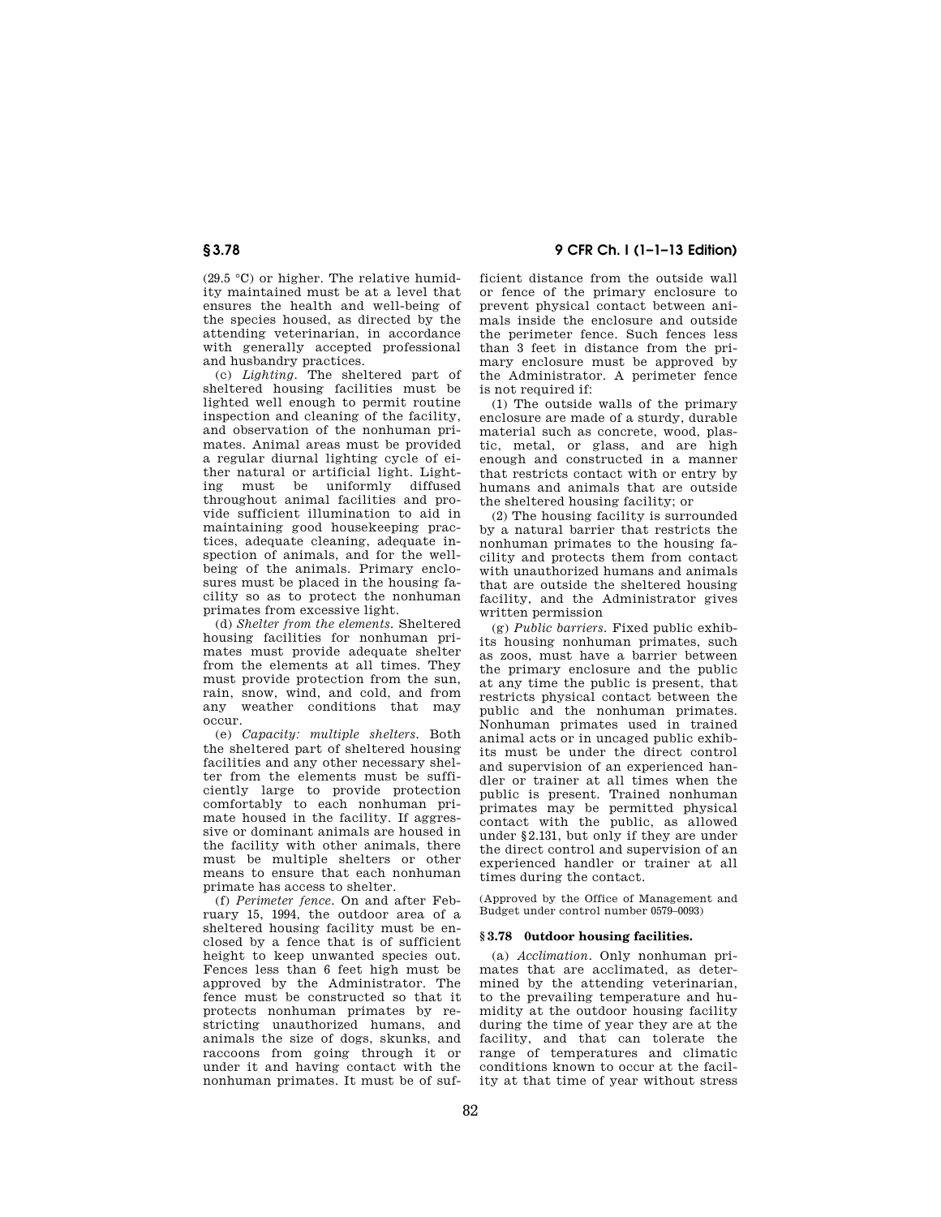(29.5 °C) or higher. The relative humidity maintained must be at a level that ensures the health and well-being of the species housed, as directed by the attending veterinarian, in accordance with generally accepted professional and husbandry practices.

(c) *Lighting.* The sheltered part of sheltered housing facilities must be lighted well enough to permit routine inspection and cleaning of the facility, and observation of the nonhuman primates. Animal areas must be provided a regular diurnal lighting cycle of either natural or artificial light. Lighting must be uniformly diffused throughout animal facilities and provide sufficient illumination to aid in maintaining good housekeeping practices, adequate cleaning, adequate inspection of animals, and for the well-being of the animals. Primary enclosures must be placed in the housing facility so as to protect the nonhuman primates from excessive light.

(d) *Shelter from the elements.* Sheltered housing facilities for nonhuman primates must provide adequate shelter from the elements at all times. They must provide protection from the sun, rain, snow, wind, and cold, and from any weather conditions that may occur.

(e) *Capacity: multiple shelters.* Both the sheltered part of sheltered housing facilities and any other necessary shelter from the elements must be sufficiently large to provide protection comfortably to each nonhuman primate housed in the facility. If aggressive or dominant animals are housed in the facility with other animals, there must be multiple shelters or other means to ensure that each nonhuman primate has access to shelter.

(f) *Perimeter fence.* On and after February 15, 1994, the outdoor area of a sheltered housing facility must be enclosed by a fence that is of sufficient height to keep unwanted species out. Fences less than 6 feet high must be approved by the Administrator. The fence must be constructed so that it protects nonhuman primates by restricting unauthorized humans, and animals the size of dogs, skunks, and raccoons from going through it or under it and having contact with the nonhuman primates. It must be of sufficient distance from the outside wall or fence of the primary enclosure to prevent physical contact between animals inside the enclosure and outside the perimeter fence. Such fences less than 3 feet in distance from the primary enclosure must be approved by the Administrator. A perimeter fence is not required if:

(1) The outside walls of the primary enclosure are made of a sturdy, durable material such as concrete, wood, plastic, metal, or glass, and are high enough and constructed in a manner that restricts contact with or entry by humans and animals that are outside the sheltered housing facility; or

(2) The housing facility is surrounded by a natural barrier that restricts the nonhuman primates to the housing facility and protects them from contact with unauthorized humans and animals that are outside the sheltered housing facility, and the Administrator gives written permission

(g) *Public barriers.* Fixed public exhibits housing nonhuman primates, such as zoos, must have a barrier between the primary enclosure and the public at any time the public is present, that restricts physical contact between the public and the nonhuman primates. Nonhuman primates used in trained animal acts or in uncaged public exhibits must be under the direct control and supervision of an experienced handler or trainer at all times when the public is present. Trained nonhuman primates may be permitted physical contact with the public, as allowed under §2.131, but only if they are under the direct control and supervision of an experienced handler or trainer at all times during the contact.

(Approved by the Office of Management and Budget under control number 0579–0093)

### §3.78 Outdoor housing facilities.

(a) *Acclimation.* Only nonhuman primates that are acclimated, as determined by the attending veterinarian, to the prevailing temperature and humidity at the outdoor housing facility during the time of year they are at the facility, and that can tolerate the range of temperatures and climatic conditions known to occur at the facility at that time of year without stress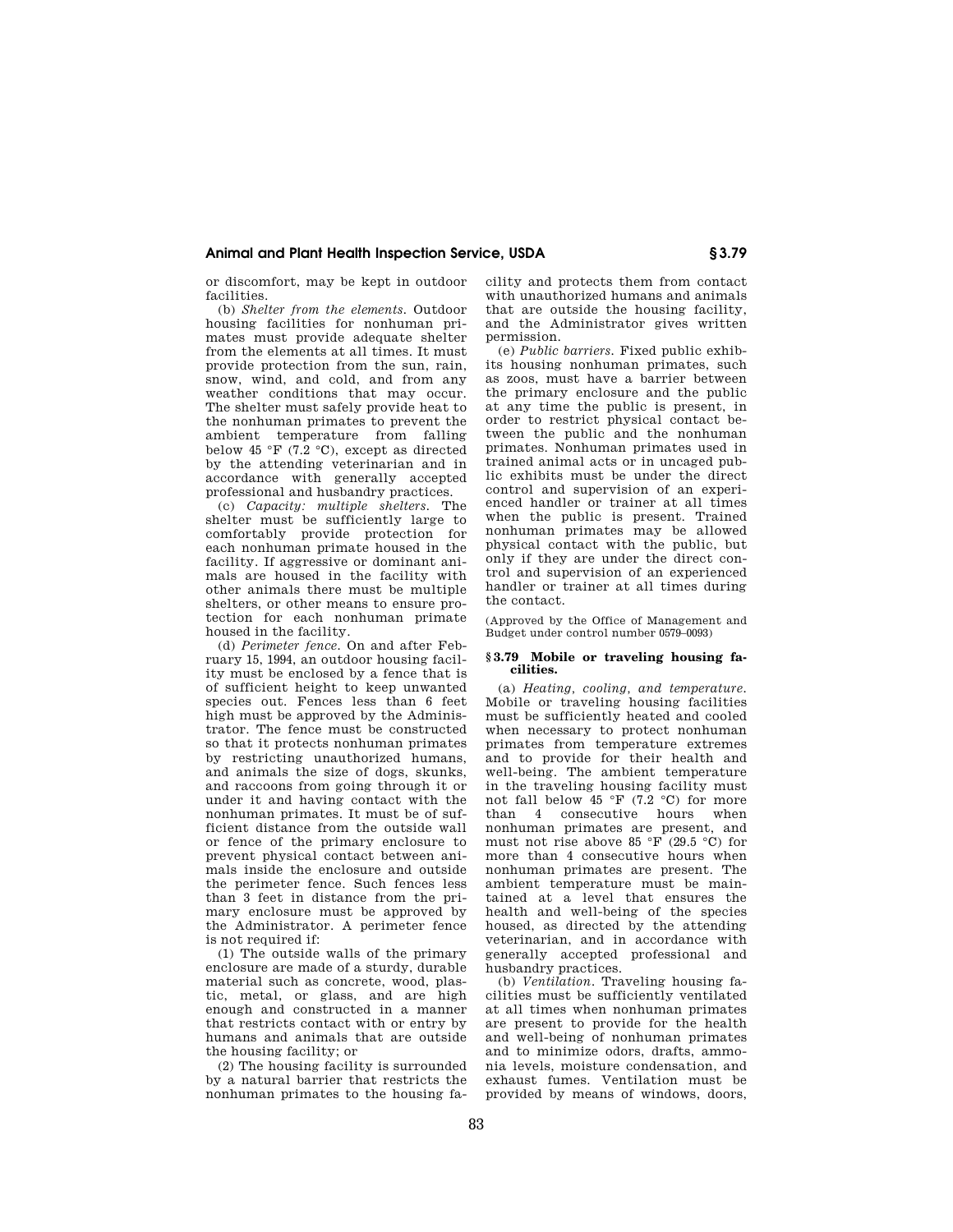or discomfort, may be kept in outdoor facilities.

(b) *Shelter from the elements.* Outdoor housing facilities for nonhuman primates must provide adequate shelter from the elements at all times. It must provide protection from the sun, rain, snow, wind, and cold, and from any weather conditions that may occur. The shelter must safely provide heat to the nonhuman primates to prevent the ambient temperature from falling below 45 °F (7.2 °C), except as directed by the attending veterinarian and in accordance with generally accepted professional and husbandry practices.

(c) *Capacity: multiple shelters.* The shelter must be sufficiently large to comfortably provide protection for each nonhuman primate housed in the facility. If aggressive or dominant animals are housed in the facility with other animals there must be multiple shelters, or other means to ensure protection for each nonhuman primate housed in the facility.

(d) *Perimeter fence.* On and after February 15, 1994, an outdoor housing facility must be enclosed by a fence that is of sufficient height to keep unwanted species out. Fences less than 6 feet high must be approved by the Administrator. The fence must be constructed so that it protects nonhuman primates by restricting unauthorized humans, and animals the size of dogs, skunks, and raccoons from going through it or under it and having contact with the nonhuman primates. It must be of sufficient distance from the outside wall or fence of the primary enclosure to prevent physical contact between animals inside the enclosure and outside the perimeter fence. Such fences less than 3 feet in distance from the primary enclosure must be approved by the Administrator. A perimeter fence is not required if:

(1) The outside walls of the primary enclosure are made of a sturdy, durable material such as concrete, wood, plastic, metal, or glass, and are high enough and constructed in a manner that restricts contact with or entry by humans and animals that are outside the housing facility; or

(2) The housing facility is surrounded by a natural barrier that restricts the nonhuman primates to the housing facility and protects them from contact with unauthorized humans and animals that are outside the housing facility, and the Administrator gives written permission.

(e) *Public barriers.* Fixed public exhibits housing nonhuman primates, such as zoos, must have a barrier between the primary enclosure and the public at any time the public is present, in order to restrict physical contact between the public and the nonhuman primates. Nonhuman primates used in trained animal acts or in uncaged public exhibits must be under the direct control and supervision of an experienced handler or trainer at all times when the public is present. Trained nonhuman primates may be allowed physical contact with the public, but only if they are under the direct control and supervision of an experienced handler or trainer at all times during the contact.

(Approved by the Office of Management and Budget under control number 0579–0093)

### § 3.79 Mobile or traveling housing facilities.

(a) *Heating, cooling, and temperature.* Mobile or traveling housing facilities must be sufficiently heated and cooled when necessary to protect nonhuman primates from temperature extremes and to provide for their health and well-being. The ambient temperature in the traveling housing facility must not fall below 45 °F (7.2 °C) for more than 4 consecutive hours when nonhuman primates are present, and must not rise above 85 °F (29.5 °C) for more than 4 consecutive hours when nonhuman primates are present. The ambient temperature must be maintained at a level that ensures the health and well-being of the species housed, as directed by the attending veterinarian, and in accordance with generally accepted professional and husbandry practices.

(b) *Ventilation.* Traveling housing facilities must be sufficiently ventilated at all times when nonhuman primates are present to provide for the health and well-being of nonhuman primates and to minimize odors, drafts, ammonia levels, moisture condensation, and exhaust fumes. Ventilation must be provided by means of windows, doors,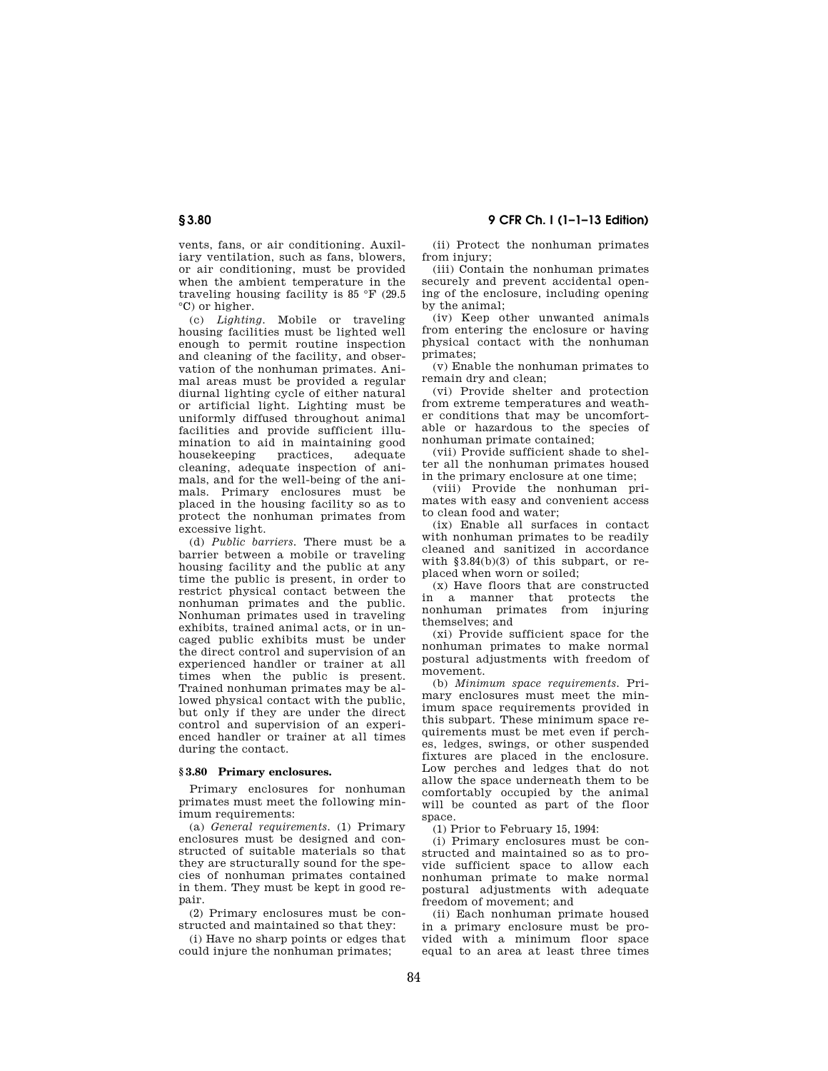vents, fans, or air conditioning. Auxiliary ventilation, such as fans, blowers, or air conditioning, must be provided when the ambient temperature in the traveling housing facility is 85 °F (29.5 °C) or higher.

(c) *Lighting.* Mobile or traveling housing facilities must be lighted well enough to permit routine inspection and cleaning of the facility, and observation of the nonhuman primates. Animal areas must be provided a regular diurnal lighting cycle of either natural or artificial light. Lighting must be uniformly diffused throughout animal facilities and provide sufficient illumination to aid in maintaining good housekeeping practices, adequate cleaning, adequate inspection of animals, and for the well-being of the animals. Primary enclosures must be placed in the housing facility so as to protect the nonhuman primates from excessive light.

(d) *Public barriers.* There must be a barrier between a mobile or traveling housing facility and the public at any time the public is present, in order to restrict physical contact between the nonhuman primates and the public. Nonhuman primates used in traveling exhibits, trained animal acts, or in uncaged public exhibits must be under the direct control and supervision of an experienced handler or trainer at all times when the public is present. Trained nonhuman primates may be allowed physical contact with the public, but only if they are under the direct control and supervision of an experienced handler or trainer at all times during the contact.

### § 3.80 Primary enclosures.

Primary enclosures for nonhuman primates must meet the following minimum requirements:

(a) *General requirements.* (1) Primary enclosures must be designed and constructed of suitable materials so that they are structurally sound for the species of nonhuman primates contained in them. They must be kept in good repair.

(2) Primary enclosures must be constructed and maintained so that they:

(i) Have no sharp points or edges that could injure the nonhuman primates;

(ii) Protect the nonhuman primates from injury;

(iii) Contain the nonhuman primates securely and prevent accidental opening of the enclosure, including opening by the animal;

(iv) Keep other unwanted animals from entering the enclosure or having physical contact with the nonhuman primates;

(v) Enable the nonhuman primates to remain dry and clean;

(vi) Provide shelter and protection from extreme temperatures and weather conditions that may be uncomfortable or hazardous to the species of nonhuman primate contained;

(vii) Provide sufficient shade to shelter all the nonhuman primates housed in the primary enclosure at one time;

(viii) Provide the nonhuman primates with easy and convenient access to clean food and water;

(ix) Enable all surfaces in contact with nonhuman primates to be readily cleaned and sanitized in accordance with §3.84(b)(3) of this subpart, or replaced when worn or soiled;

(x) Have floors that are constructed in a manner that protects the nonhuman primates from injuring themselves; and

(xi) Provide sufficient space for the nonhuman primates to make normal postural adjustments with freedom of movement.

(b) *Minimum space requirements.* Primary enclosures must meet the minimum space requirements provided in this subpart. These minimum space requirements must be met even if perches, ledges, swings, or other suspended fixtures are placed in the enclosure. Low perches and ledges that do not allow the space underneath them to be comfortably occupied by the animal will be counted as part of the floor space.

(1) Prior to February 15, 1994:

(i) Primary enclosures must be constructed and maintained so as to provide sufficient space to allow each nonhuman primate to make normal postural adjustments with adequate freedom of movement; and

(ii) Each nonhuman primate housed in a primary enclosure must be provided with a minimum floor space equal to an area at least three times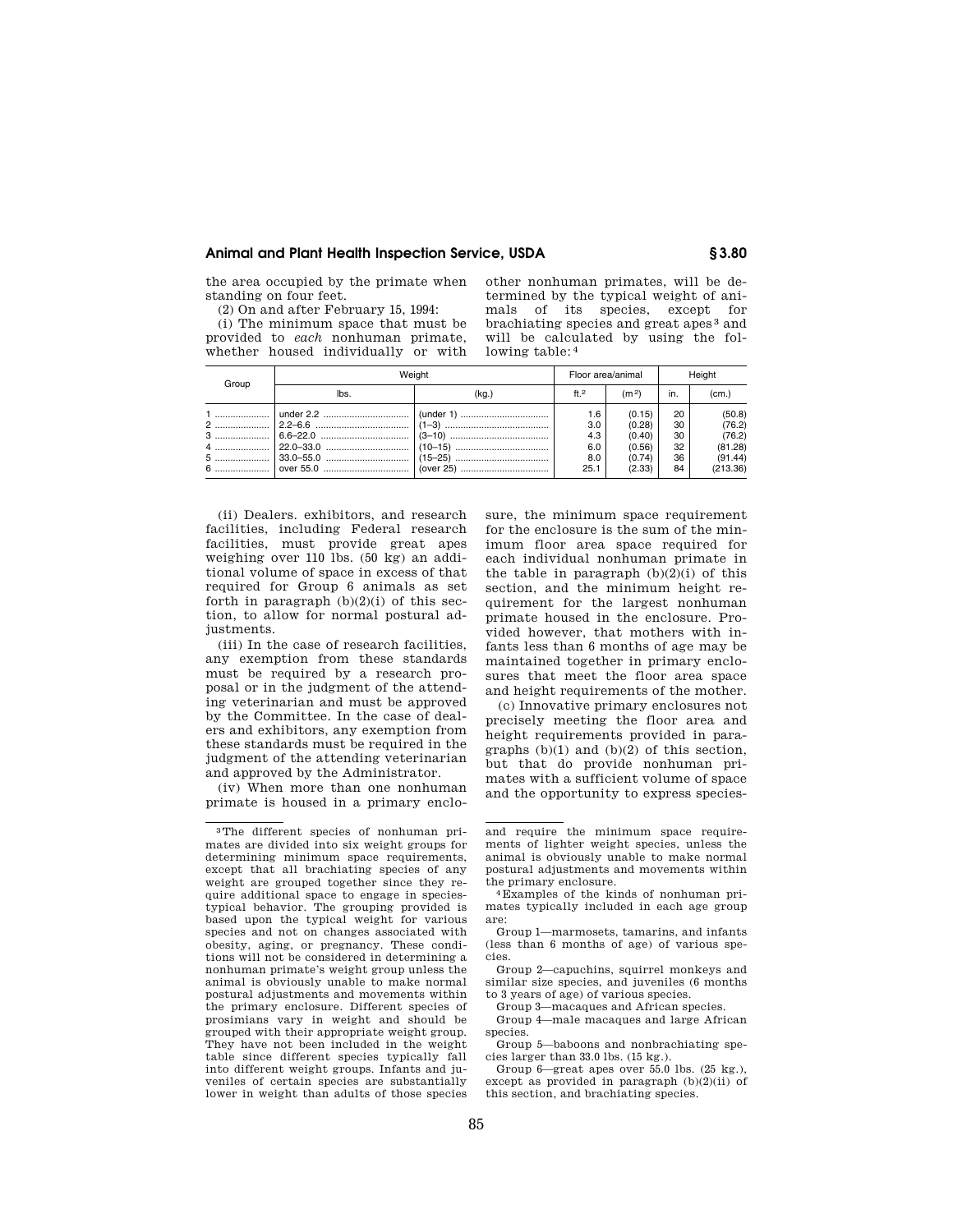the area occupied by the primate when standing on four feet.

(2) On and after February 15, 1994:

(i) The minimum space that must be provided to *each* nonhuman primate, whether housed individually or with other nonhuman primates, will be determined by the typical weight of animals of its species, except for brachiating species and great apes [3] and will be calculated by using the following table: [4]

| Group | Weight | | Floor area/animal | | Height | |
|---|---|---|---|---|---|---|
| | lbs. | (kg.) | ft.² | (m²) | in. | (cm.) |
| 1 | under 2.2 | (under 1) | 1.6 | (0.15) | 20 | (50.8) |
| 2 | 2.2–6.6 | (1–3) | 3.0 | (0.28) | 30 | (76.2) |
| 3 | 6.6–22.0 | (3–10) | 4.3 | (0.40) | 30 | (76.2) |
| 4 | 22.0–33.0 | (10–15) | 6.0 | (0.56) | 32 | (81.28) |
| 5 | 33.0–55.0 | (15–25) | 8.0 | (0.74) | 36 | (91.44) |
| 6 | over 55.0 | (over 25) | 25.1 | (2.33) | 84 | (213.36) |

(ii) Dealers. exhibitors, and research facilities, including Federal research facilities, must provide great apes weighing over 110 lbs. (50 kg) an additional volume of space in excess of that required for Group 6 animals as set forth in paragraph (b)(2)(i) of this section, to allow for normal postural adjustments.

(iii) In the case of research facilities, any exemption from these standards must be required by a research proposal or in the judgment of the attending veterinarian and must be approved by the Committee. In the case of dealers and exhibitors, any exemption from these standards must be required in the judgment of the attending veterinarian and approved by the Administrator.

(iv) When more than one nonhuman primate is housed in a primary enclosure, the minimum space requirement for the enclosure is the sum of the minimum floor area space required for each individual nonhuman primate in the table in paragraph (b)(2)(i) of this section, and the minimum height requirement for the largest nonhuman primate housed in the enclosure. Provided however, that mothers with infants less than 6 months of age may be maintained together in primary enclosures that meet the floor area space and height requirements of the mother.

(c) Innovative primary enclosures not precisely meeting the floor area and height requirements provided in paragraphs (b)(1) and (b)(2) of this section, but that do provide nonhuman primates with a sufficient volume of space and the opportunity to express species-

---

[3] The different species of nonhuman primates are divided into six weight groups for determining minimum space requirements, except that all brachiating species of any weight are grouped together since they require additional space to engage in species-typical behavior. The grouping provided is based upon the typical weight for various species and not on changes associated with obesity, aging, or pregnancy. These conditions will not be considered in determining a nonhuman primate's weight group unless the animal is obviously unable to make normal postural adjustments and movements within the primary enclosure. Different species of prosimians vary in weight and should be grouped with their appropriate weight group. They have not been included in the weight table since different species typically fall into different weight groups. Infants and juveniles of certain species are substantially lower in weight than adults of those species and require the minimum space requirements of lighter weight species, unless the animal is obviously unable to make normal postural adjustments and movements within the primary enclosure.

[4] Examples of the kinds of nonhuman primates typically included in each age group are:

Group 1—marmosets, tamarins, and infants (less than 6 months of age) of various species.

Group 2—capuchins, squirrel monkeys and similar size species, and juveniles (6 months to 3 years of age) of various species.

Group 3—macaques and African species.

Group 4—male macaques and large African species.

Group 5—baboons and nonbrachiating species larger than 33.0 lbs. (15 kg.).

Group 6—great apes over 55.0 lbs. (25 kg.), except as provided in paragraph (b)(2)(ii) of this section, and brachiating species.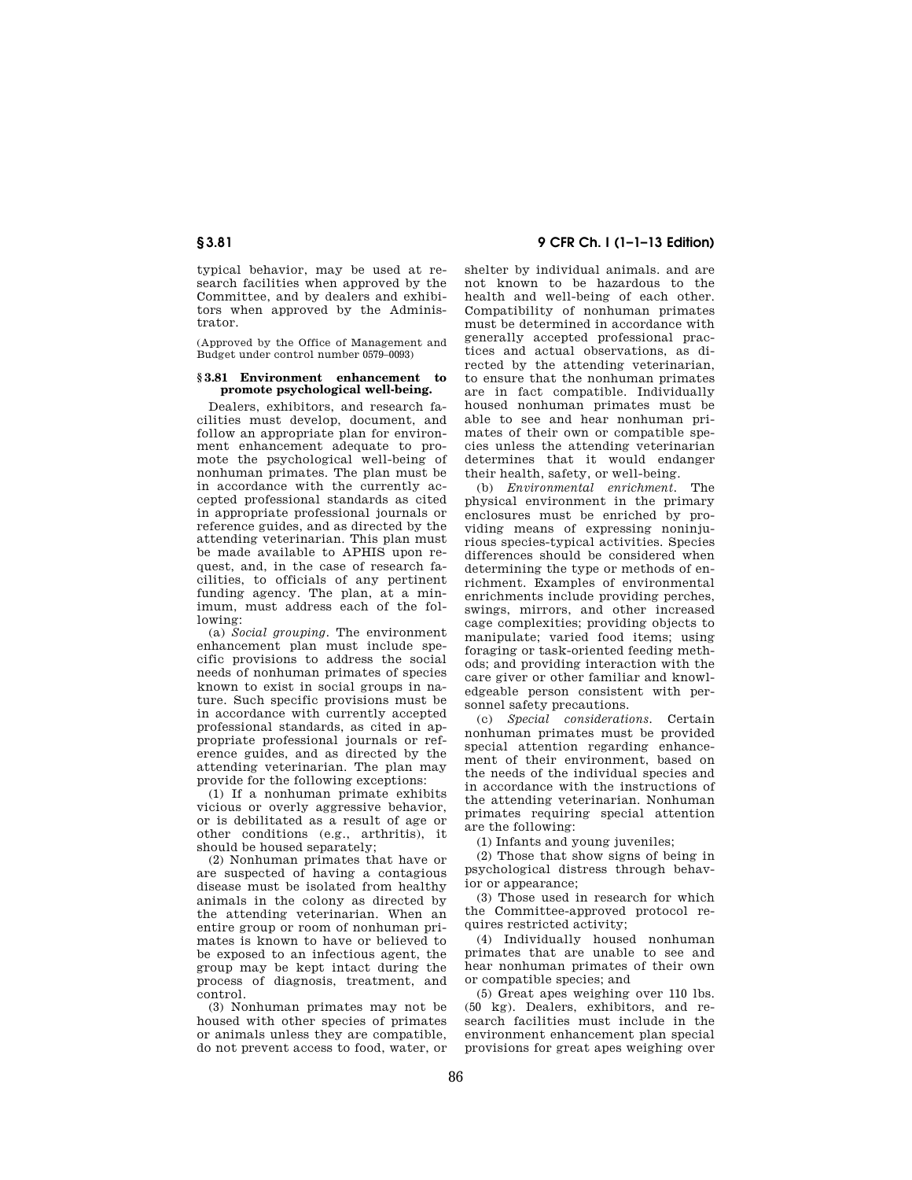typical behavior, may be used at research facilities when approved by the Committee, and by dealers and exhibitors when approved by the Administrator.

(Approved by the Office of Management and Budget under control number 0579–0093)

### § 3.81 Environment enhancement to promote psychological well-being.

Dealers, exhibitors, and research facilities must develop, document, and follow an appropriate plan for environment enhancement adequate to promote the psychological well-being of nonhuman primates. The plan must be in accordance with the currently accepted professional standards as cited in appropriate professional journals or reference guides, and as directed by the attending veterinarian. This plan must be made available to APHIS upon request, and, in the case of research facilities, to officials of any pertinent funding agency. The plan, at a minimum, must address each of the following:

(a) *Social grouping*. The environment enhancement plan must include specific provisions to address the social needs of nonhuman primates of species known to exist in social groups in nature. Such specific provisions must be in accordance with currently accepted professional standards, as cited in appropriate professional journals or reference guides, and as directed by the attending veterinarian. The plan may provide for the following exceptions:

(1) If a nonhuman primate exhibits vicious or overly aggressive behavior, or is debilitated as a result of age or other conditions (e.g., arthritis), it should be housed separately;

(2) Nonhuman primates that have or are suspected of having a contagious disease must be isolated from healthy animals in the colony as directed by the attending veterinarian. When an entire group or room of nonhuman primates is known to have or believed to be exposed to an infectious agent, the group may be kept intact during the process of diagnosis, treatment, and control.

(3) Nonhuman primates may not be housed with other species of primates or animals unless they are compatible, do not prevent access to food, water, or shelter by individual animals. and are not known to be hazardous to the health and well-being of each other. Compatibility of nonhuman primates must be determined in accordance with generally accepted professional practices and actual observations, as directed by the attending veterinarian, to ensure that the nonhuman primates are in fact compatible. Individually housed nonhuman primates must be able to see and hear nonhuman primates of their own or compatible species unless the attending veterinarian determines that it would endanger their health, safety, or well-being.

(b) *Environmental enrichment*. The physical environment in the primary enclosures must be enriched by providing means of expressing noninjurious species-typical activities. Species differences should be considered when determining the type or methods of enrichment. Examples of environmental enrichments include providing perches, swings, mirrors, and other increased cage complexities; providing objects to manipulate; varied food items; using foraging or task-oriented feeding methods; and providing interaction with the care giver or other familiar and knowledgeable person consistent with personnel safety precautions.

(c) *Special considerations*. Certain nonhuman primates must be provided special attention regarding enhancement of their environment, based on the needs of the individual species and in accordance with the instructions of the attending veterinarian. Nonhuman primates requiring special attention are the following:

(1) Infants and young juveniles;

(2) Those that show signs of being in psychological distress through behavior or appearance;

(3) Those used in research for which the Committee-approved protocol requires restricted activity;

(4) Individually housed nonhuman primates that are unable to see and hear nonhuman primates of their own or compatible species; and

(5) Great apes weighing over 110 lbs. (50 kg). Dealers, exhibitors, and research facilities must include in the environment enhancement plan special provisions for great apes weighing over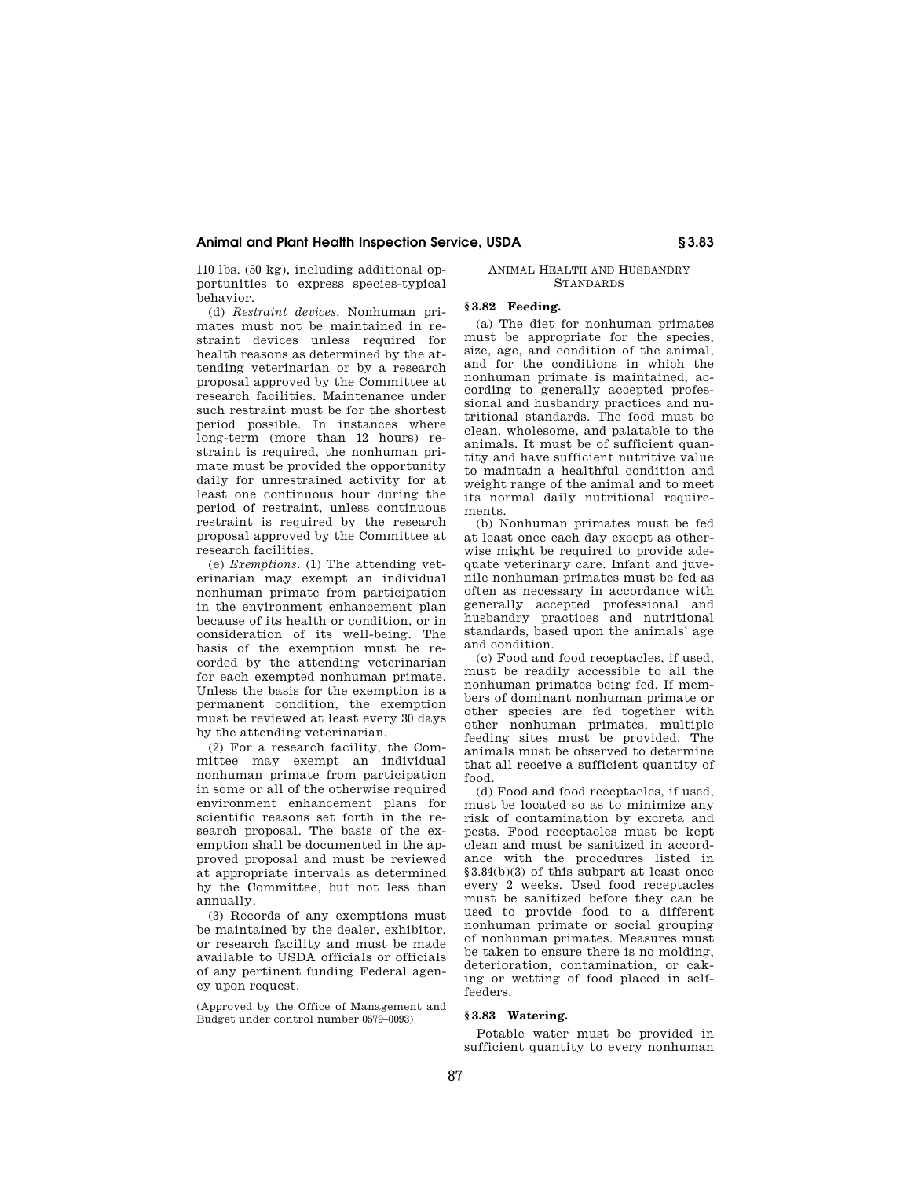110 lbs. (50 kg), including additional opportunities to express species-typical behavior.

(d) *Restraint devices.* Nonhuman primates must not be maintained in restraint devices unless required for health reasons as determined by the attending veterinarian or by a research proposal approved by the Committee at research facilities. Maintenance under such restraint must be for the shortest period possible. In instances where long-term (more than 12 hours) restraint is required, the nonhuman primate must be provided the opportunity daily for unrestrained activity for at least one continuous hour during the period of restraint, unless continuous restraint is required by the research proposal approved by the Committee at research facilities.

(e) *Exemptions.* (1) The attending veterinarian may exempt an individual nonhuman primate from participation in the environment enhancement plan because of its health or condition, or in consideration of its well-being. The basis of the exemption must be recorded by the attending veterinarian for each exempted nonhuman primate. Unless the basis for the exemption is a permanent condition, the exemption must be reviewed at least every 30 days by the attending veterinarian.

(2) For a research facility, the Committee may exempt an individual nonhuman primate from participation in some or all of the otherwise required environment enhancement plans for scientific reasons set forth in the research proposal. The basis of the exemption shall be documented in the approved proposal and must be reviewed at appropriate intervals as determined by the Committee, but not less than annually.

(3) Records of any exemptions must be maintained by the dealer, exhibitor, or research facility and must be made available to USDA officials or officials of any pertinent funding Federal agency upon request.

(Approved by the Office of Management and Budget under control number 0579–0093)

ANIMAL HEALTH AND HUSBANDRY STANDARDS

### § 3.82 Feeding.

(a) The diet for nonhuman primates must be appropriate for the species, size, age, and condition of the animal, and for the conditions in which the nonhuman primate is maintained, according to generally accepted professional and husbandry practices and nutritional standards. The food must be clean, wholesome, and palatable to the animals. It must be of sufficient quantity and have sufficient nutritive value to maintain a healthful condition and weight range of the animal and to meet its normal daily nutritional requirements.

(b) Nonhuman primates must be fed at least once each day except as otherwise might be required to provide adequate veterinary care. Infant and juvenile nonhuman primates must be fed as often as necessary in accordance with generally accepted professional and husbandry practices and nutritional standards, based upon the animals' age and condition.

(c) Food and food receptacles, if used, must be readily accessible to all the nonhuman primates being fed. If members of dominant nonhuman primate or other species are fed together with other nonhuman primates, multiple feeding sites must be provided. The animals must be observed to determine that all receive a sufficient quantity of food.

(d) Food and food receptacles, if used, must be located so as to minimize any risk of contamination by excreta and pests. Food receptacles must be kept clean and must be sanitized in accordance with the procedures listed in §3.84(b)(3) of this subpart at least once every 2 weeks. Used food receptacles must be sanitized before they can be used to provide food to a different nonhuman primate or social grouping of nonhuman primates. Measures must be taken to ensure there is no molding, deterioration, contamination, or caking or wetting of food placed in self-feeders.

### § 3.83 Watering.

Potable water must be provided in sufficient quantity to every nonhuman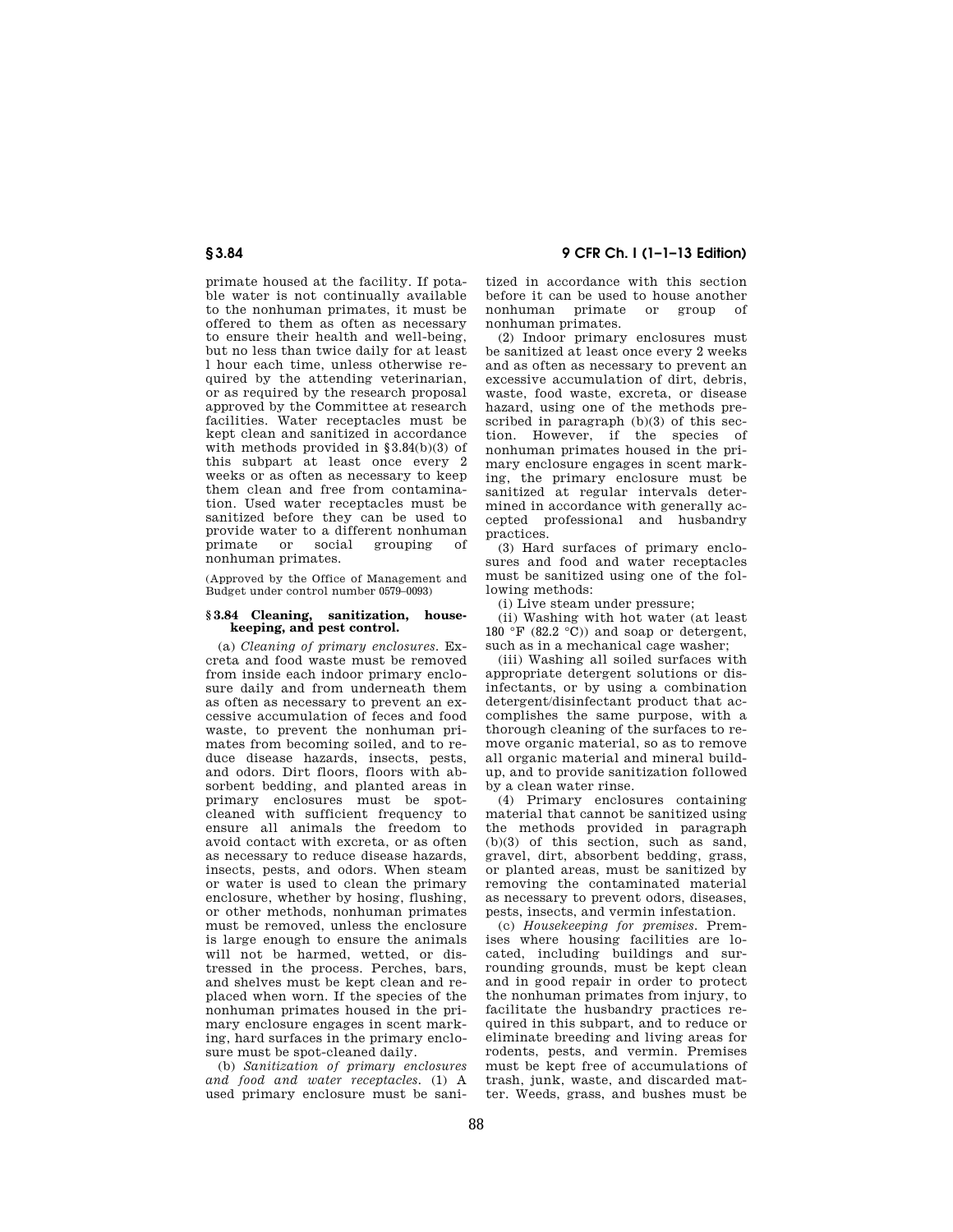primate housed at the facility. If potable water is not continually available to the nonhuman primates, it must be offered to them as often as necessary to ensure their health and well-being, but no less than twice daily for at least 1 hour each time, unless otherwise required by the attending veterinarian, or as required by the research proposal approved by the Committee at research facilities. Water receptacles must be kept clean and sanitized in accordance with methods provided in §3.84(b)(3) of this subpart at least once every 2 weeks or as often as necessary to keep them clean and free from contamination. Used water receptacles must be sanitized before they can be used to provide water to a different nonhuman primate or social grouping of nonhuman primates.

(Approved by the Office of Management and Budget under control number 0579–0093)

### §3.84 Cleaning, sanitization, housekeeping, and pest control.

(a) *Cleaning of primary enclosures.* Excreta and food waste must be removed from inside each indoor primary enclosure daily and from underneath them as often as necessary to prevent an excessive accumulation of feces and food waste, to prevent the nonhuman primates from becoming soiled, and to reduce disease hazards, insects, pests, and odors. Dirt floors, floors with absorbent bedding, and planted areas in primary enclosures must be spot-cleaned with sufficient frequency to ensure all animals the freedom to avoid contact with excreta, or as often as necessary to reduce disease hazards, insects, pests, and odors. When steam or water is used to clean the primary enclosure, whether by hosing, flushing, or other methods, nonhuman primates must be removed, unless the enclosure is large enough to ensure the animals will not be harmed, wetted, or distressed in the process. Perches, bars, and shelves must be kept clean and replaced when worn. If the species of the nonhuman primates housed in the primary enclosure engages in scent marking, hard surfaces in the primary enclosure must be spot-cleaned daily.

(b) *Sanitization of primary enclosures and food and water receptacles.* (1) A used primary enclosure must be sanitized in accordance with this section before it can be used to house another nonhuman primate or group of nonhuman primates.

(2) Indoor primary enclosures must be sanitized at least once every 2 weeks and as often as necessary to prevent an excessive accumulation of dirt, debris, waste, food waste, excreta, or disease hazard, using one of the methods prescribed in paragraph (b)(3) of this section. However, if the species of nonhuman primates housed in the primary enclosure engages in scent marking, the primary enclosure must be sanitized at regular intervals determined in accordance with generally accepted professional and husbandry practices.

(3) Hard surfaces of primary enclosures and food and water receptacles must be sanitized using one of the following methods:

(i) Live steam under pressure;

(ii) Washing with hot water (at least 180 °F (82.2 °C)) and soap or detergent, such as in a mechanical cage washer;

(iii) Washing all soiled surfaces with appropriate detergent solutions or disinfectants, or by using a combination detergent/disinfectant product that accomplishes the same purpose, with a thorough cleaning of the surfaces to remove organic material, so as to remove all organic material and mineral buildup, and to provide sanitization followed by a clean water rinse.

(4) Primary enclosures containing material that cannot be sanitized using the methods provided in paragraph (b)(3) of this section, such as sand, gravel, dirt, absorbent bedding, grass, or planted areas, must be sanitized by removing the contaminated material as necessary to prevent odors, diseases, pests, insects, and vermin infestation.

(c) *Housekeeping for premises.* Premises where housing facilities are located, including buildings and surrounding grounds, must be kept clean and in good repair in order to protect the nonhuman primates from injury, to facilitate the husbandry practices required in this subpart, and to reduce or eliminate breeding and living areas for rodents, pests, and vermin. Premises must be kept free of accumulations of trash, junk, waste, and discarded matter. Weeds, grass, and bushes must be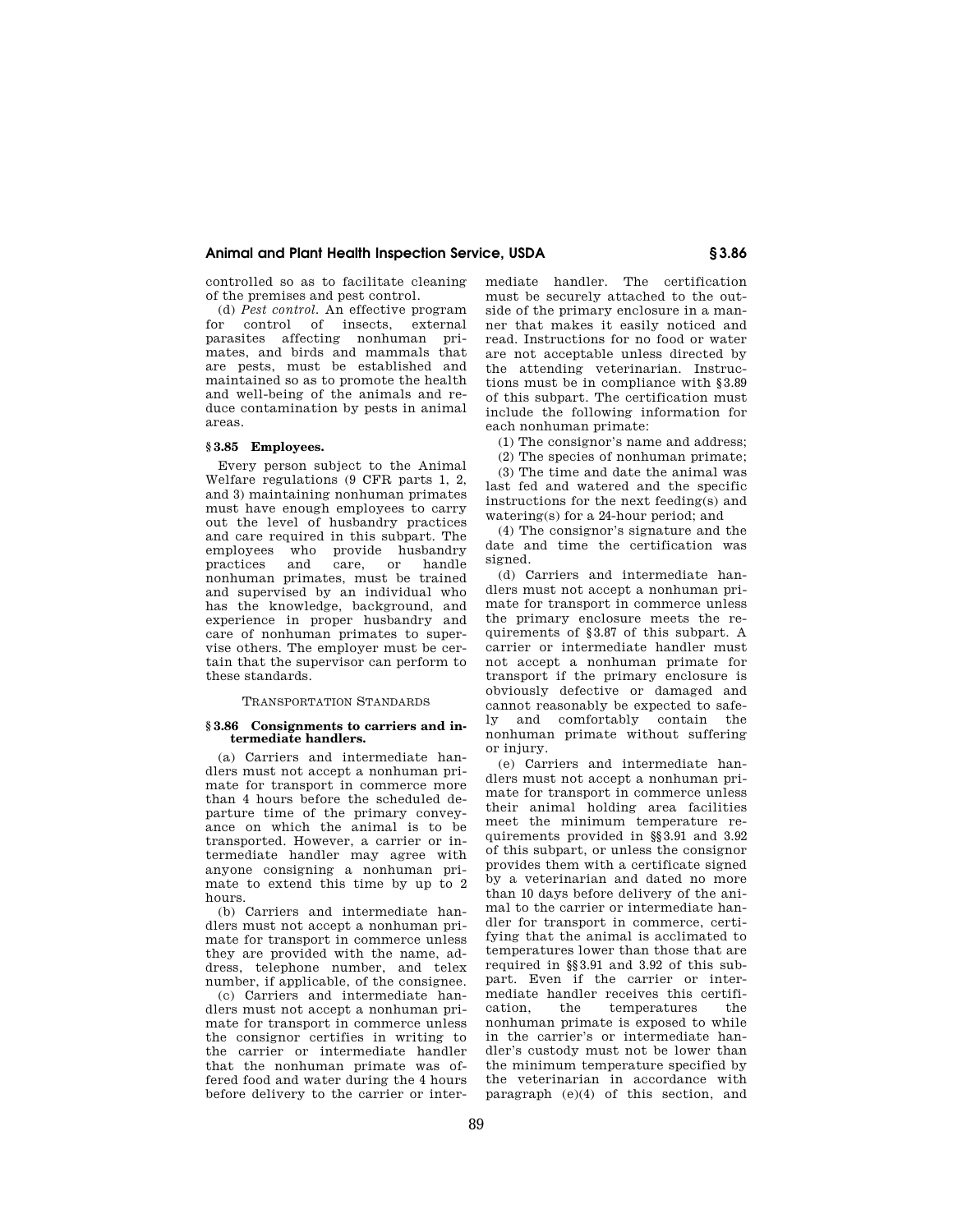controlled so as to facilitate cleaning of the premises and pest control.

(d) *Pest control.* An effective program for control of insects, external parasites affecting nonhuman primates, and birds and mammals that are pests, must be established and maintained so as to promote the health and well-being of the animals and reduce contamination by pests in animal areas.

### § 3.85 Employees.

Every person subject to the Animal Welfare regulations (9 CFR parts 1, 2, and 3) maintaining nonhuman primates must have enough employees to carry out the level of husbandry practices and care required in this subpart. The employees who provide husbandry practices and care, or handle nonhuman primates, must be trained and supervised by an individual who has the knowledge, background, and experience in proper husbandry and care of nonhuman primates to supervise others. The employer must be certain that the supervisor can perform to these standards.

## TRANSPORTATION STANDARDS

### § 3.86 Consignments to carriers and intermediate handlers.

(a) Carriers and intermediate handlers must not accept a nonhuman primate for transport in commerce more than 4 hours before the scheduled departure time of the primary conveyance on which the animal is to be transported. However, a carrier or intermediate handler may agree with anyone consigning a nonhuman primate to extend this time by up to 2 hours.

(b) Carriers and intermediate handlers must not accept a nonhuman primate for transport in commerce unless they are provided with the name, address, telephone number, and telex number, if applicable, of the consignee.

(c) Carriers and intermediate handlers must not accept a nonhuman primate for transport in commerce unless the consignor certifies in writing to the carrier or intermediate handler that the nonhuman primate was offered food and water during the 4 hours before delivery to the carrier or intermediate handler. The certification must be securely attached to the outside of the primary enclosure in a manner that makes it easily noticed and read. Instructions for no food or water are not acceptable unless directed by the attending veterinarian. Instructions must be in compliance with § 3.89 of this subpart. The certification must include the following information for each nonhuman primate:

(1) The consignor's name and address;

(2) The species of nonhuman primate;

(3) The time and date the animal was last fed and watered and the specific instructions for the next feeding(s) and watering(s) for a 24-hour period; and

(4) The consignor's signature and the date and time the certification was signed.

(d) Carriers and intermediate handlers must not accept a nonhuman primate for transport in commerce unless the primary enclosure meets the requirements of § 3.87 of this subpart. A carrier or intermediate handler must not accept a nonhuman primate for transport if the primary enclosure is obviously defective or damaged and cannot reasonably be expected to safely and comfortably contain the nonhuman primate without suffering or injury.

(e) Carriers and intermediate handlers must not accept a nonhuman primate for transport in commerce unless their animal holding area facilities meet the minimum temperature requirements provided in §§ 3.91 and 3.92 of this subpart, or unless the consignor provides them with a certificate signed by a veterinarian and dated no more than 10 days before delivery of the animal to the carrier or intermediate handler for transport in commerce, certifying that the animal is acclimated to temperatures lower than those that are required in §§ 3.91 and 3.92 of this subpart. Even if the carrier or intermediate handler receives this certification, the temperatures the nonhuman primate is exposed to while in the carrier's or intermediate handler's custody must not be lower than the minimum temperature specified by the veterinarian in accordance with paragraph (e)(4) of this section, and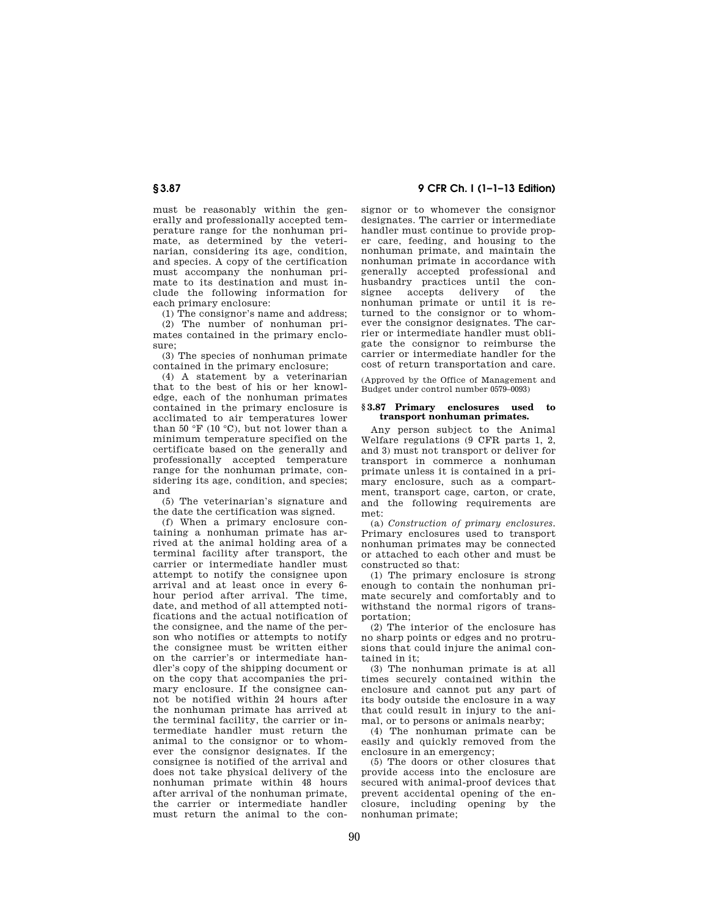must be reasonably within the generally and professionally accepted temperature range for the nonhuman primate, as determined by the veterinarian, considering its age, condition, and species. A copy of the certification must accompany the nonhuman primate to its destination and must include the following information for each primary enclosure:

(1) The consignor's name and address;

(2) The number of nonhuman primates contained in the primary enclosure;

(3) The species of nonhuman primate contained in the primary enclosure;

(4) A statement by a veterinarian that to the best of his or her knowledge, each of the nonhuman primates contained in the primary enclosure is acclimated to air temperatures lower than 50 °F (10 °C), but not lower than a minimum temperature specified on the certificate based on the generally and professionally accepted temperature range for the nonhuman primate, considering its age, condition, and species; and

(5) The veterinarian's signature and the date the certification was signed.

(f) When a primary enclosure containing a nonhuman primate has arrived at the animal holding area of a terminal facility after transport, the carrier or intermediate handler must attempt to notify the consignee upon arrival and at least once in every 6-hour period after arrival. The time, date, and method of all attempted notifications and the actual notification of the consignee, and the name of the person who notifies or attempts to notify the consignee must be written either on the carrier's or intermediate handler's copy of the shipping document or on the copy that accompanies the primary enclosure. If the consignee cannot be notified within 24 hours after the nonhuman primate has arrived at the terminal facility, the carrier or intermediate handler must return the animal to the consignor or to whomever the consignor designates. If the consignee is notified of the arrival and does not take physical delivery of the nonhuman primate within 48 hours after arrival of the nonhuman primate, the carrier or intermediate handler must return the animal to the consignor or to whomever the consignor designates. The carrier or intermediate handler must continue to provide proper care, feeding, and housing to the nonhuman primate, and maintain the nonhuman primate in accordance with generally accepted professional and husbandry practices until the consignee accepts delivery of the nonhuman primate or until it is returned to the consignor or to whomever the consignor designates. The carrier or intermediate handler must obligate the consignor to reimburse the carrier or intermediate handler for the cost of return transportation and care.

(Approved by the Office of Management and Budget under control number 0579–0093)

## § 3.87 Primary enclosures used to transport nonhuman primates.

Any person subject to the Animal Welfare regulations (9 CFR parts 1, 2, and 3) must not transport or deliver for transport in commerce a nonhuman primate unless it is contained in a primary enclosure, such as a compartment, transport cage, carton, or crate, and the following requirements are met:

(a) *Construction of primary enclosures.* Primary enclosures used to transport nonhuman primates may be connected or attached to each other and must be constructed so that:

(1) The primary enclosure is strong enough to contain the nonhuman primate securely and comfortably and to withstand the normal rigors of transportation;

(2) The interior of the enclosure has no sharp points or edges and no protrusions that could injure the animal contained in it;

(3) The nonhuman primate is at all times securely contained within the enclosure and cannot put any part of its body outside the enclosure in a way that could result in injury to the animal, or to persons or animals nearby;

(4) The nonhuman primate can be easily and quickly removed from the enclosure in an emergency;

(5) The doors or other closures that provide access into the enclosure are secured with animal-proof devices that prevent accidental opening of the enclosure, including opening by the nonhuman primate;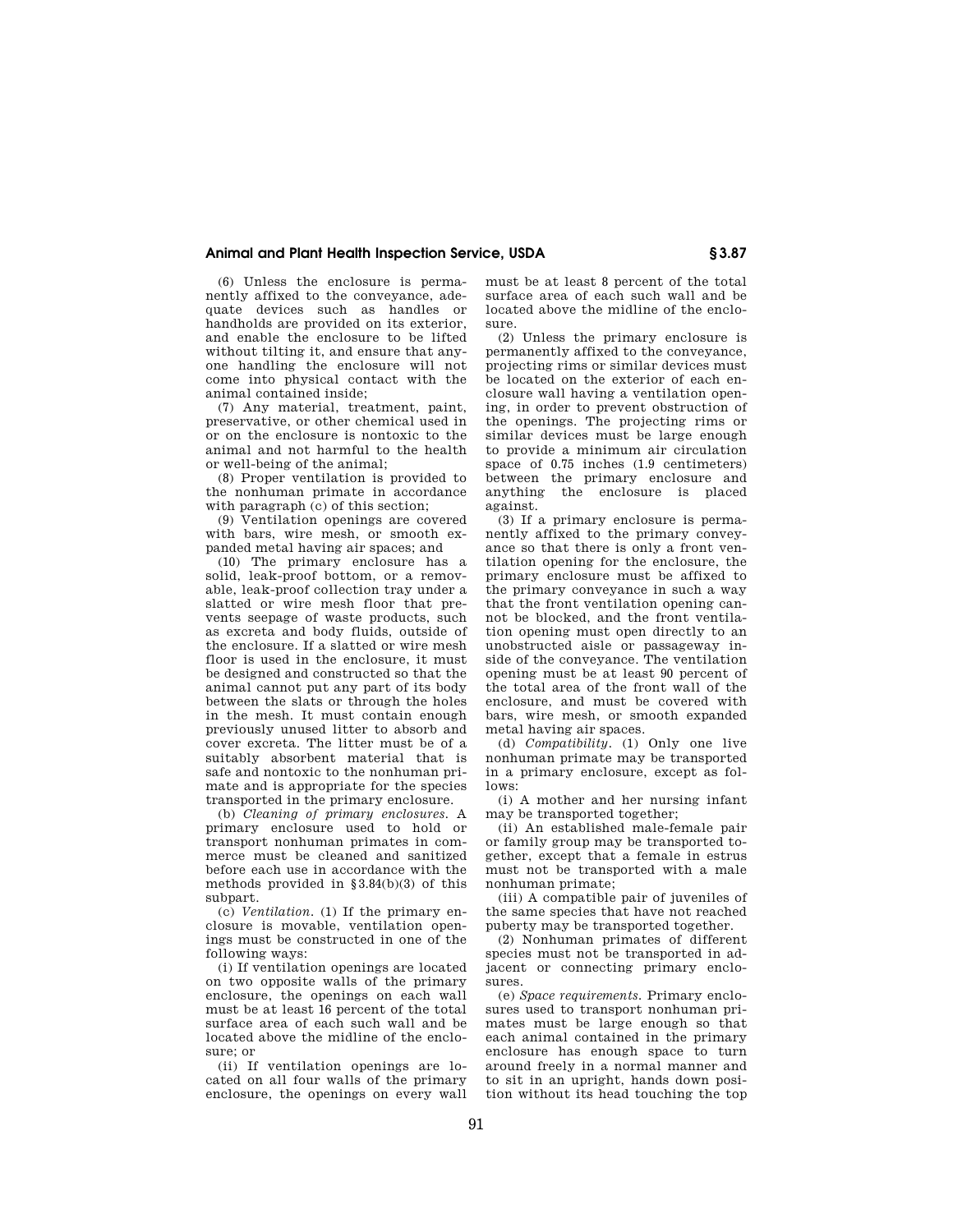(6) Unless the enclosure is permanently affixed to the conveyance, adequate devices such as handles or handholds are provided on its exterior, and enable the enclosure to be lifted without tilting it, and ensure that anyone handling the enclosure will not come into physical contact with the animal contained inside;

(7) Any material, treatment, paint, preservative, or other chemical used in or on the enclosure is nontoxic to the animal and not harmful to the health or well-being of the animal;

(8) Proper ventilation is provided to the nonhuman primate in accordance with paragraph (c) of this section;

(9) Ventilation openings are covered with bars, wire mesh, or smooth expanded metal having air spaces; and

(10) The primary enclosure has a solid, leak-proof bottom, or a removable, leak-proof collection tray under a slatted or wire mesh floor that prevents seepage of waste products, such as excreta and body fluids, outside of the enclosure. If a slatted or wire mesh floor is used in the enclosure, it must be designed and constructed so that the animal cannot put any part of its body between the slats or through the holes in the mesh. It must contain enough previously unused litter to absorb and cover excreta. The litter must be of a suitably absorbent material that is safe and nontoxic to the nonhuman primate and is appropriate for the species transported in the primary enclosure.

(b) *Cleaning of primary enclosures.* A primary enclosure used to hold or transport nonhuman primates in commerce must be cleaned and sanitized before each use in accordance with the methods provided in §3.84(b)(3) of this subpart.

(c) *Ventilation.* (1) If the primary enclosure is movable, ventilation openings must be constructed in one of the following ways:

(i) If ventilation openings are located on two opposite walls of the primary enclosure, the openings on each wall must be at least 16 percent of the total surface area of each such wall and be located above the midline of the enclosure; or

(ii) If ventilation openings are located on all four walls of the primary enclosure, the openings on every wall must be at least 8 percent of the total surface area of each such wall and be located above the midline of the enclosure.

(2) Unless the primary enclosure is permanently affixed to the conveyance, projecting rims or similar devices must be located on the exterior of each enclosure wall having a ventilation opening, in order to prevent obstruction of the openings. The projecting rims or similar devices must be large enough to provide a minimum air circulation space of 0.75 inches (1.9 centimeters) between the primary enclosure and anything the enclosure is placed against.

(3) If a primary enclosure is permanently affixed to the primary conveyance so that there is only a front ventilation opening for the enclosure, the primary enclosure must be affixed to the primary conveyance in such a way that the front ventilation opening cannot be blocked, and the front ventilation opening must open directly to an unobstructed aisle or passageway inside of the conveyance. The ventilation opening must be at least 90 percent of the total area of the front wall of the enclosure, and must be covered with bars, wire mesh, or smooth expanded metal having air spaces.

(d) *Compatibility.* (1) Only one live nonhuman primate may be transported in a primary enclosure, except as follows:

(i) A mother and her nursing infant may be transported together;

(ii) An established male-female pair or family group may be transported together, except that a female in estrus must not be transported with a male nonhuman primate;

(iii) A compatible pair of juveniles of the same species that have not reached puberty may be transported together.

(2) Nonhuman primates of different species must not be transported in adjacent or connecting primary enclosures.

(e) *Space requirements.* Primary enclosures used to transport nonhuman primates must be large enough so that each animal contained in the primary enclosure has enough space to turn around freely in a normal manner and to sit in an upright, hands down position without its head touching the top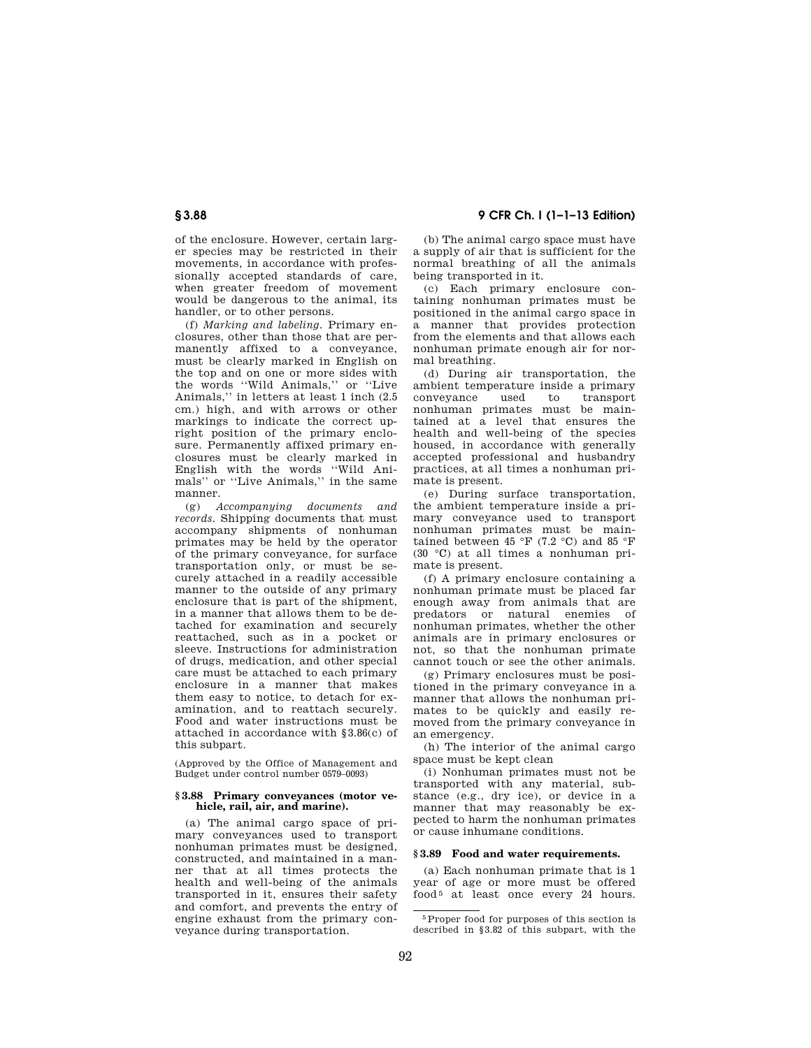of the enclosure. However, certain larger species may be restricted in their movements, in accordance with professionally accepted standards of care, when greater freedom of movement would be dangerous to the animal, its handler, or to other persons.

(f) *Marking and labeling.* Primary enclosures, other than those that are permanently affixed to a conveyance, must be clearly marked in English on the top and on one or more sides with the words ''Wild Animals,'' or ''Live Animals,'' in letters at least 1 inch (2.5 cm.) high, and with arrows or other markings to indicate the correct upright position of the primary enclosure. Permanently affixed primary enclosures must be clearly marked in English with the words ''Wild Animals'' or ''Live Animals,'' in the same manner.

(g) *Accompanying documents and records.* Shipping documents that must accompany shipments of nonhuman primates may be held by the operator of the primary conveyance, for surface transportation only, or must be securely attached in a readily accessible manner to the outside of any primary enclosure that is part of the shipment, in a manner that allows them to be detached for examination and securely reattached, such as in a pocket or sleeve. Instructions for administration of drugs, medication, and other special care must be attached to each primary enclosure in a manner that makes them easy to notice, to detach for examination, and to reattach securely. Food and water instructions must be attached in accordance with §3.86(c) of this subpart.

(Approved by the Office of Management and Budget under control number 0579–0093)

#### §3.88 Primary conveyances (motor vehicle, rail, air, and marine).

(a) The animal cargo space of primary conveyances used to transport nonhuman primates must be designed, constructed, and maintained in a manner that at all times protects the health and well-being of the animals transported in it, ensures their safety and comfort, and prevents the entry of engine exhaust from the primary conveyance during transportation.

(b) The animal cargo space must have a supply of air that is sufficient for the normal breathing of all the animals being transported in it.

(c) Each primary enclosure containing nonhuman primates must be positioned in the animal cargo space in a manner that provides protection from the elements and that allows each nonhuman primate enough air for normal breathing.

(d) During air transportation, the ambient temperature inside a primary conveyance used to transport nonhuman primates must be maintained at a level that ensures the health and well-being of the species housed, in accordance with generally accepted professional and husbandry practices, at all times a nonhuman primate is present.

(e) During surface transportation, the ambient temperature inside a primary conveyance used to transport nonhuman primates must be maintained between 45 °F (7.2 °C) and 85 °F (30 °C) at all times a nonhuman primate is present.

(f) A primary enclosure containing a nonhuman primate must be placed far enough away from animals that are predators or natural enemies of nonhuman primates, whether the other animals are in primary enclosures or not, so that the nonhuman primate cannot touch or see the other animals.

(g) Primary enclosures must be positioned in the primary conveyance in a manner that allows the nonhuman primates to be quickly and easily removed from the primary conveyance in an emergency.

(h) The interior of the animal cargo space must be kept clean

(i) Nonhuman primates must not be transported with any material, substance (e.g., dry ice), or device in a manner that may reasonably be expected to harm the nonhuman primates or cause inhumane conditions.

#### §3.89 Food and water requirements.

(a) Each nonhuman primate that is 1 year of age or more must be offered food[5] at least once every 24 hours.

[5] Proper food for purposes of this section is described in §3.82 of this subpart, with the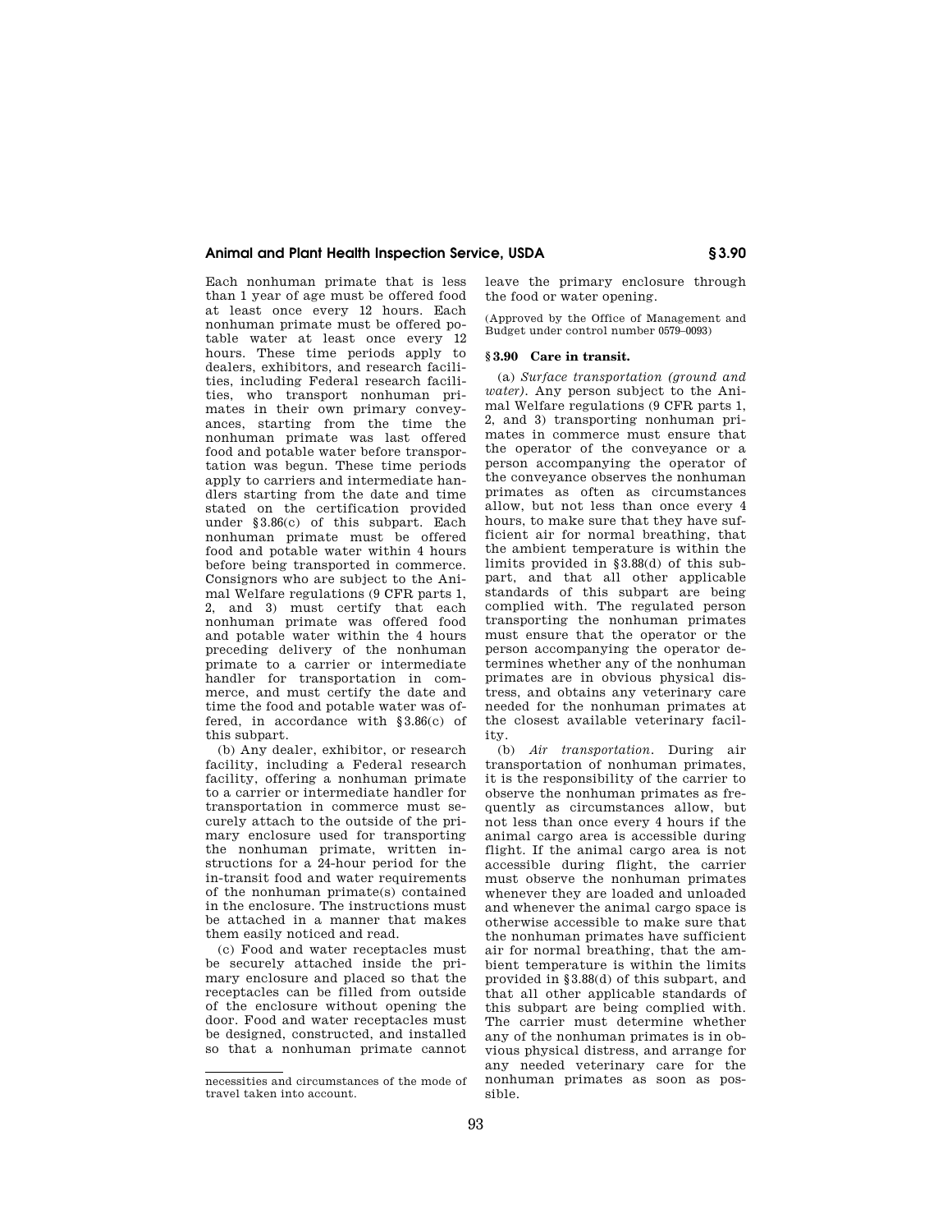Each nonhuman primate that is less than 1 year of age must be offered food at least once every 12 hours. Each nonhuman primate must be offered potable water at least once every 12 hours. These time periods apply to dealers, exhibitors, and research facilities, including Federal research facilities, who transport nonhuman primates in their own primary conveyances, starting from the time the nonhuman primate was last offered food and potable water before transportation was begun. These time periods apply to carriers and intermediate handlers starting from the date and time stated on the certification provided under §3.86(c) of this subpart. Each nonhuman primate must be offered food and potable water within 4 hours before being transported in commerce. Consignors who are subject to the Animal Welfare regulations (9 CFR parts 1, 2, and 3) must certify that each nonhuman primate was offered food and potable water within the 4 hours preceding delivery of the nonhuman primate to a carrier or intermediate handler for transportation in commerce, and must certify the date and time the food and potable water was offered, in accordance with §3.86(c) of this subpart.

(b) Any dealer, exhibitor, or research facility, including a Federal research facility, offering a nonhuman primate to a carrier or intermediate handler for transportation in commerce must securely attach to the outside of the primary enclosure used for transporting the nonhuman primate, written instructions for a 24-hour period for the in-transit food and water requirements of the nonhuman primate(s) contained in the enclosure. The instructions must be attached in a manner that makes them easily noticed and read.

(c) Food and water receptacles must be securely attached inside the primary enclosure and placed so that the receptacles can be filled from outside of the enclosure without opening the door. Food and water receptacles must be designed, constructed, and installed so that a nonhuman primate cannot leave the primary enclosure through the food or water opening.

(Approved by the Office of Management and Budget under control number 0579–0093)

necessities and circumstances of the mode of travel taken into account.

## § 3.90 Care in transit.

(a) *Surface transportation (ground and water).* Any person subject to the Animal Welfare regulations (9 CFR parts 1, 2, and 3) transporting nonhuman primates in commerce must ensure that the operator of the conveyance or a person accompanying the operator of the conveyance observes the nonhuman primates as often as circumstances allow, but not less than once every 4 hours, to make sure that they have sufficient air for normal breathing, that the ambient temperature is within the limits provided in §3.88(d) of this subpart, and that all other applicable standards of this subpart are being complied with. The regulated person transporting the nonhuman primates must ensure that the operator or the person accompanying the operator determines whether any of the nonhuman primates are in obvious physical distress, and obtains any veterinary care needed for the nonhuman primates at the closest available veterinary facility.

(b) *Air transportation.* During air transportation of nonhuman primates, it is the responsibility of the carrier to observe the nonhuman primates as frequently as circumstances allow, but not less than once every 4 hours if the animal cargo area is accessible during flight. If the animal cargo area is not accessible during flight, the carrier must observe the nonhuman primates whenever they are loaded and unloaded and whenever the animal cargo space is otherwise accessible to make sure that the nonhuman primates have sufficient air for normal breathing, that the ambient temperature is within the limits provided in §3.88(d) of this subpart, and that all other applicable standards of this subpart are being complied with. The carrier must determine whether any of the nonhuman primates is in obvious physical distress, and arrange for any needed veterinary care for the nonhuman primates as soon as possible.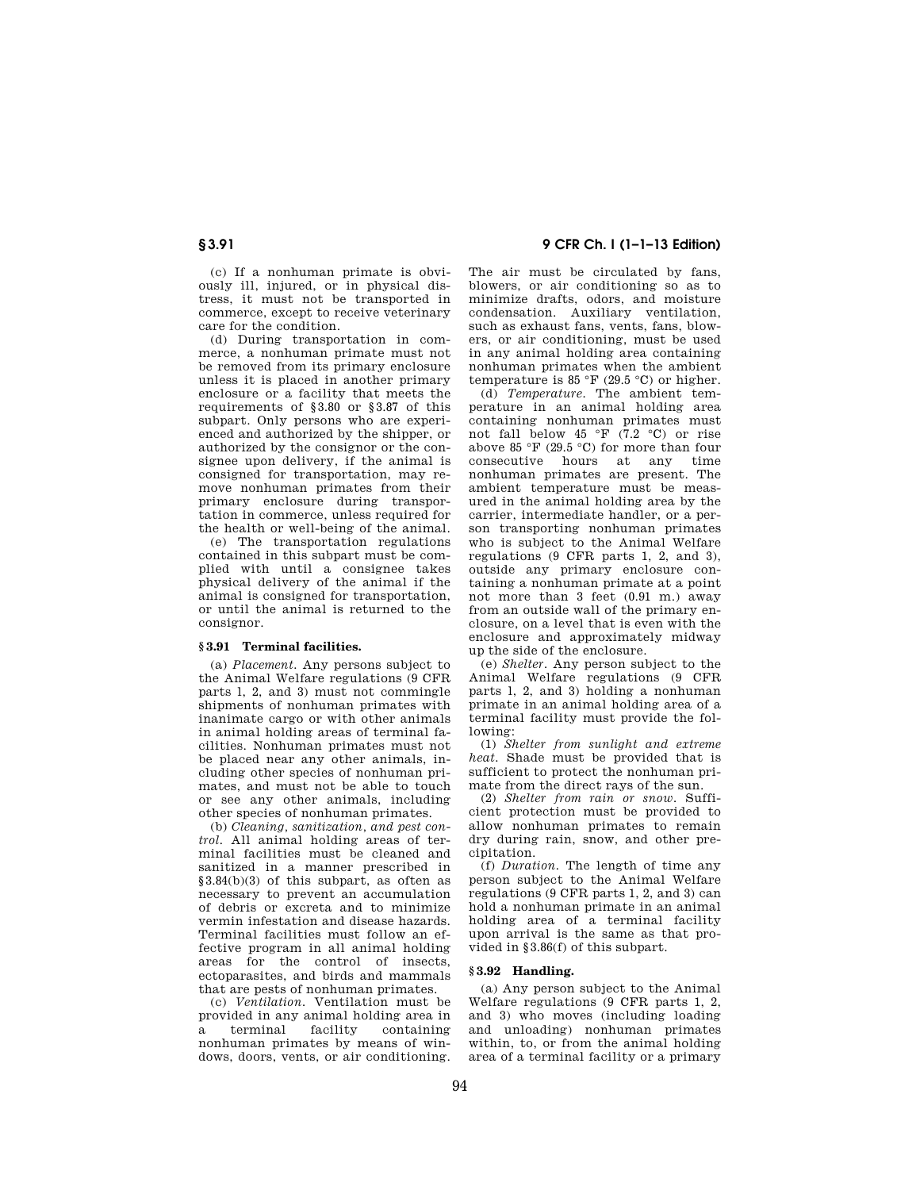(c) If a nonhuman primate is obviously ill, injured, or in physical distress, it must not be transported in commerce, except to receive veterinary care for the condition.

(d) During transportation in commerce, a nonhuman primate must not be removed from its primary enclosure unless it is placed in another primary enclosure or a facility that meets the requirements of §3.80 or §3.87 of this subpart. Only persons who are experienced and authorized by the shipper, or authorized by the consignor or the consignee upon delivery, if the animal is consigned for transportation, may remove nonhuman primates from their primary enclosure during transportation in commerce, unless required for the health or well-being of the animal.

(e) The transportation regulations contained in this subpart must be complied with until a consignee takes physical delivery of the animal if the animal is consigned for transportation, or until the animal is returned to the consignor.

### §3.91 Terminal facilities.

(a) *Placement.* Any persons subject to the Animal Welfare regulations (9 CFR parts 1, 2, and 3) must not commingle shipments of nonhuman primates with inanimate cargo or with other animals in animal holding areas of terminal facilities. Nonhuman primates must not be placed near any other animals, including other species of nonhuman primates, and must not be able to touch or see any other animals, including other species of nonhuman primates.

(b) *Cleaning, sanitization, and pest control.* All animal holding areas of terminal facilities must be cleaned and sanitized in a manner prescribed in §3.84(b)(3) of this subpart, as often as necessary to prevent an accumulation of debris or excreta and to minimize vermin infestation and disease hazards. Terminal facilities must follow an effective program in all animal holding areas for the control of insects, ectoparasites, and birds and mammals that are pests of nonhuman primates.

(c) *Ventilation.* Ventilation must be provided in any animal holding area in a terminal facility containing nonhuman primates by means of windows, doors, vents, or air conditioning. The air must be circulated by fans, blowers, or air conditioning so as to minimize drafts, odors, and moisture condensation. Auxiliary ventilation, such as exhaust fans, vents, fans, blowers, or air conditioning, must be used in any animal holding area containing nonhuman primates when the ambient temperature is 85 °F (29.5 °C) or higher.

(d) *Temperature.* The ambient temperature in an animal holding area containing nonhuman primates must not fall below 45 °F (7.2 °C) or rise above 85 °F (29.5 °C) for more than four consecutive hours at any time nonhuman primates are present. The ambient temperature must be measured in the animal holding area by the carrier, intermediate handler, or a person transporting nonhuman primates who is subject to the Animal Welfare regulations (9 CFR parts 1, 2, and 3), outside any primary enclosure containing a nonhuman primate at a point not more than 3 feet (0.91 m.) away from an outside wall of the primary enclosure, on a level that is even with the enclosure and approximately midway up the side of the enclosure.

(e) *Shelter.* Any person subject to the Animal Welfare regulations (9 CFR parts 1, 2, and 3) holding a nonhuman primate in an animal holding area of a terminal facility must provide the following:

(1) *Shelter from sunlight and extreme heat.* Shade must be provided that is sufficient to protect the nonhuman primate from the direct rays of the sun.

(2) *Shelter from rain or snow.* Sufficient protection must be provided to allow nonhuman primates to remain dry during rain, snow, and other precipitation.

(f) *Duration.* The length of time any person subject to the Animal Welfare regulations (9 CFR parts 1, 2, and 3) can hold a nonhuman primate in an animal holding area of a terminal facility upon arrival is the same as that provided in §3.86(f) of this subpart.

### §3.92 Handling.

(a) Any person subject to the Animal Welfare regulations (9 CFR parts 1, 2, and 3) who moves (including loading and unloading) nonhuman primates within, to, or from the animal holding area of a terminal facility or a primary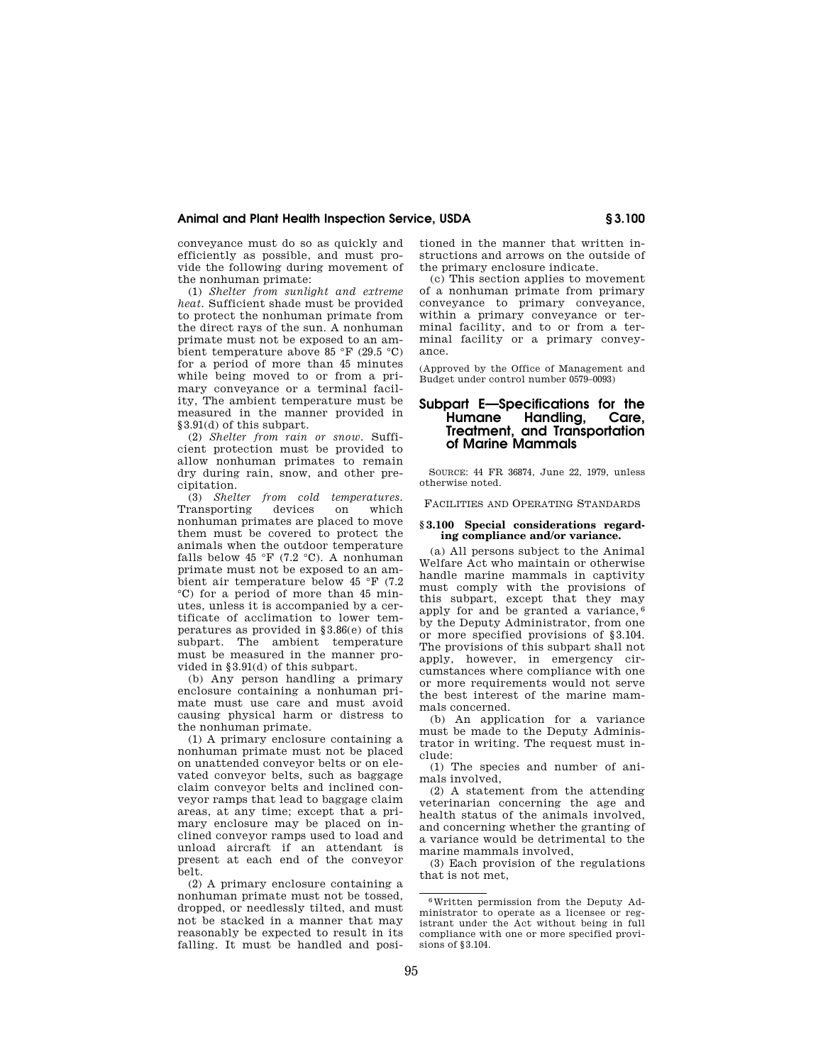conveyance must do so as quickly and efficiently as possible, and must provide the following during movement of the nonhuman primate:

(1) *Shelter from sunlight and extreme heat.* Sufficient shade must be provided to protect the nonhuman primate from the direct rays of the sun. A nonhuman primate must not be exposed to an ambient temperature above 85 °F (29.5 °C) for a period of more than 45 minutes while being moved to or from a primary conveyance or a terminal facility, The ambient temperature must be measured in the manner provided in §3.91(d) of this subpart.

(2) *Shelter from rain or snow.* Sufficient protection must be provided to allow nonhuman primates to remain dry during rain, snow, and other precipitation.

(3) *Shelter from cold temperatures.* Transporting devices on which nonhuman primates are placed to move them must be covered to protect the animals when the outdoor temperature falls below 45 °F (7.2 °C). A nonhuman primate must not be exposed to an ambient air temperature below 45 °F (7.2 °C) for a period of more than 45 minutes, unless it is accompanied by a certificate of acclimation to lower temperatures as provided in §3.86(e) of this subpart. The ambient temperature must be measured in the manner provided in §3.91(d) of this subpart.

(b) Any person handling a primary enclosure containing a nonhuman primate must use care and must avoid causing physical harm or distress to the nonhuman primate.

(1) A primary enclosure containing a nonhuman primate must not be placed on unattended conveyor belts or on elevated conveyor belts, such as baggage claim conveyor belts and inclined conveyor ramps that lead to baggage claim areas, at any time; except that a primary enclosure may be placed on inclined conveyor ramps used to load and unload aircraft if an attendant is present at each end of the conveyor belt.

(2) A primary enclosure containing a nonhuman primate must not be tossed, dropped, or needlessly tilted, and must not be stacked in a manner that may reasonably be expected to result in its falling. It must be handled and positioned in the manner that written instructions and arrows on the outside of the primary enclosure indicate.

(c) This section applies to movement of a nonhuman primate from primary conveyance to primary conveyance, within a primary conveyance or terminal facility, and to or from a terminal facility or a primary conveyance.

(Approved by the Office of Management and Budget under control number 0579–0093)

## Subpart E—Specifications for the Humane Handling, Care, Treatment, and Transportation of Marine Mammals

SOURCE: 44 FR 36874, June 22, 1979, unless otherwise noted.

FACILITIES AND OPERATING STANDARDS

### §3.100 Special considerations regarding compliance and/or variance.

(a) All persons subject to the Animal Welfare Act who maintain or otherwise handle marine mammals in captivity must comply with the provisions of this subpart, except that they may apply for and be granted a variance,[6] by the Deputy Administrator, from one or more specified provisions of §3.104. The provisions of this subpart shall not apply, however, in emergency circumstances where compliance with one or more requirements would not serve the best interest of the marine mammals concerned.

(b) An application for a variance must be made to the Deputy Administrator in writing. The request must include:

(1) The species and number of animals involved,

(2) A statement from the attending veterinarian concerning the age and health status of the animals involved, and concerning whether the granting of a variance would be detrimental to the marine mammals involved,

(3) Each provision of the regulations that is not met,

[6] Written permission from the Deputy Administrator to operate as a licensee or registrant under the Act without being in full compliance with one or more specified provisions of §3.104.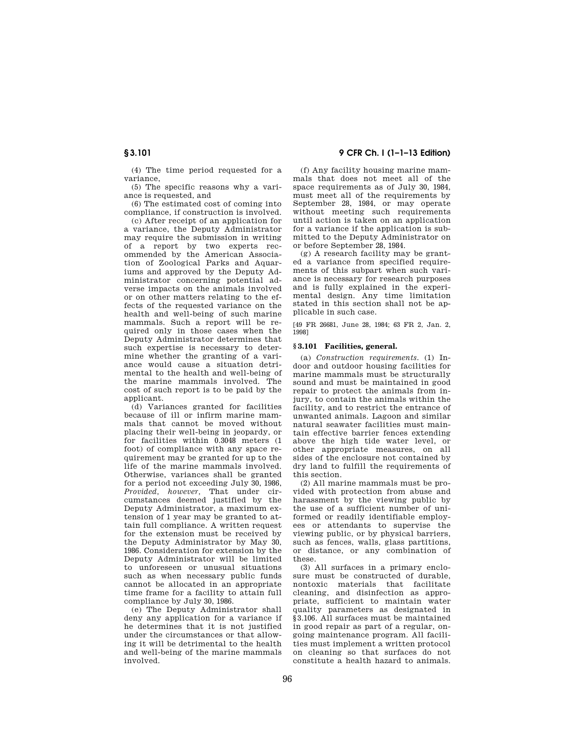(4) The time period requested for a variance,

(5) The specific reasons why a variance is requested, and

(6) The estimated cost of coming into compliance, if construction is involved.

(c) After receipt of an application for a variance, the Deputy Administrator may require the submission in writing of a report by two experts recommended by the American Association of Zoological Parks and Aquariums and approved by the Deputy Administrator concerning potential adverse impacts on the animals involved or on other matters relating to the effects of the requested variance on the health and well-being of such marine mammals. Such a report will be required only in those cases when the Deputy Administrator determines that such expertise is necessary to determine whether the granting of a variance would cause a situation detrimental to the health and well-being of the marine mammals involved. The cost of such report is to be paid by the applicant.

(d) Variances granted for facilities because of ill or infirm marine mammals that cannot be moved without placing their well-being in jeopardy, or for facilities within 0.3048 meters (1 foot) of compliance with any space requirement may be granted for up to the life of the marine mammals involved. Otherwise, variances shall be granted for a period not exceeding July 30, 1986, *Provided, however,* That under circumstances deemed justified by the Deputy Administrator, a maximum extension of 1 year may be granted to attain full compliance. A written request for the extension must be received by the Deputy Administrator by May 30, 1986. Consideration for extension by the Deputy Administrator will be limited to unforeseen or unusual situations such as when necessary public funds cannot be allocated in an appropriate time frame for a facility to attain full compliance by July 30, 1986.

(e) The Deputy Administrator shall deny any application for a variance if he determines that it is not justified under the circumstances or that allowing it will be detrimental to the health and well-being of the marine mammals involved.

(f) Any facility housing marine mammals that does not meet all of the space requirements as of July 30, 1984, must meet all of the requirements by September 28, 1984, or may operate without meeting such requirements until action is taken on an application for a variance if the application is submitted to the Deputy Administrator on or before September 28, 1984.

(g) A research facility may be granted a variance from specified requirements of this subpart when such variance is necessary for research purposes and is fully explained in the experimental design. Any time limitation stated in this section shall not be applicable in such case.

[49 FR 26681, June 28, 1984; 63 FR 2, Jan. 2, 1998]

## § 3.101 Facilities, general.

(a) *Construction requirements.* (1) Indoor and outdoor housing facilities for marine mammals must be structurally sound and must be maintained in good repair to protect the animals from injury, to contain the animals within the facility, and to restrict the entrance of unwanted animals. Lagoon and similar natural seawater facilities must maintain effective barrier fences extending above the high tide water level, or other appropriate measures, on all sides of the enclosure not contained by dry land to fulfill the requirements of this section.

(2) All marine mammals must be provided with protection from abuse and harassment by the viewing public by the use of a sufficient number of uniformed or readily identifiable employees or attendants to supervise the viewing public, or by physical barriers, such as fences, walls, glass partitions, or distance, or any combination of these.

(3) All surfaces in a primary enclosure must be constructed of durable, nontoxic materials that facilitate cleaning, and disinfection as appropriate, sufficient to maintain water quality parameters as designated in §3.106. All surfaces must be maintained in good repair as part of a regular, ongoing maintenance program. All facilities must implement a written protocol on cleaning so that surfaces do not constitute a health hazard to animals.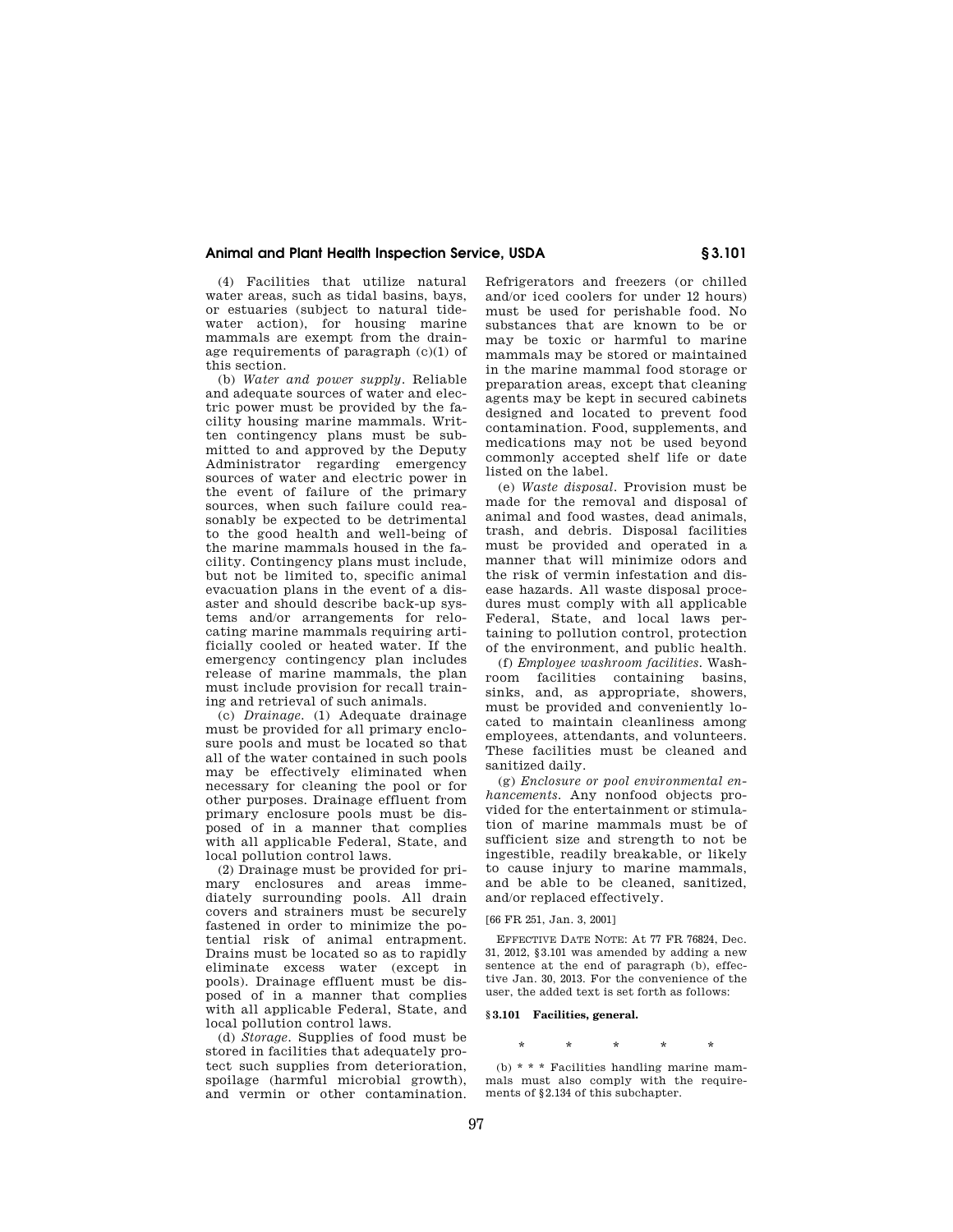(4) Facilities that utilize natural water areas, such as tidal basins, bays, or estuaries (subject to natural tidewater action), for housing marine mammals are exempt from the drainage requirements of paragraph (c)(1) of this section.

(b) *Water and power supply.* Reliable and adequate sources of water and electric power must be provided by the facility housing marine mammals. Written contingency plans must be submitted to and approved by the Deputy Administrator regarding emergency sources of water and electric power in the event of failure of the primary sources, when such failure could reasonably be expected to be detrimental to the good health and well-being of the marine mammals housed in the facility. Contingency plans must include, but not be limited to, specific animal evacuation plans in the event of a disaster and should describe back-up systems and/or arrangements for relocating marine mammals requiring artificially cooled or heated water. If the emergency contingency plan includes release of marine mammals, the plan must include provision for recall training and retrieval of such animals.

(c) *Drainage.* (1) Adequate drainage must be provided for all primary enclosure pools and must be located so that all of the water contained in such pools may be effectively eliminated when necessary for cleaning the pool or for other purposes. Drainage effluent from primary enclosure pools must be disposed of in a manner that complies with all applicable Federal, State, and local pollution control laws.

(2) Drainage must be provided for primary enclosures and areas immediately surrounding pools. All drain covers and strainers must be securely fastened in order to minimize the potential risk of animal entrapment. Drains must be located so as to rapidly eliminate excess water (except in pools). Drainage effluent must be disposed of in a manner that complies with all applicable Federal, State, and local pollution control laws.

(d) *Storage.* Supplies of food must be stored in facilities that adequately protect such supplies from deterioration, spoilage (harmful microbial growth), and vermin or other contamination. Refrigerators and freezers (or chilled and/or iced coolers for under 12 hours) must be used for perishable food. No substances that are known to be or may be toxic or harmful to marine mammals may be stored or maintained in the marine mammal food storage or preparation areas, except that cleaning agents may be kept in secured cabinets designed and located to prevent food contamination. Food, supplements, and medications may not be used beyond commonly accepted shelf life or date listed on the label.

(e) *Waste disposal.* Provision must be made for the removal and disposal of animal and food wastes, dead animals, trash, and debris. Disposal facilities must be provided and operated in a manner that will minimize odors and the risk of vermin infestation and disease hazards. All waste disposal procedures must comply with all applicable Federal, State, and local laws pertaining to pollution control, protection of the environment, and public health.

(f) *Employee washroom facilities.* Washroom facilities containing basins, sinks, and, as appropriate, showers, must be provided and conveniently located to maintain cleanliness among employees, attendants, and volunteers. These facilities must be cleaned and sanitized daily.

(g) *Enclosure or pool environmental enhancements.* Any nonfood objects provided for the entertainment or stimulation of marine mammals must be of sufficient size and strength to not be ingestible, readily breakable, or likely to cause injury to marine mammals, and be able to be cleaned, sanitized, and/or replaced effectively.

[66 FR 251, Jan. 3, 2001]

EFFECTIVE DATE NOTE: At 77 FR 76824, Dec. 31, 2012, §3.101 was amended by adding a new sentence at the end of paragraph (b), effective Jan. 30, 2013. For the convenience of the user, the added text is set forth as follows:

**§3.101 Facilities, general.**

\* \* \* \* \*

(b) \* \* \* Facilities handling marine mammals must also comply with the requirements of §2.134 of this subchapter.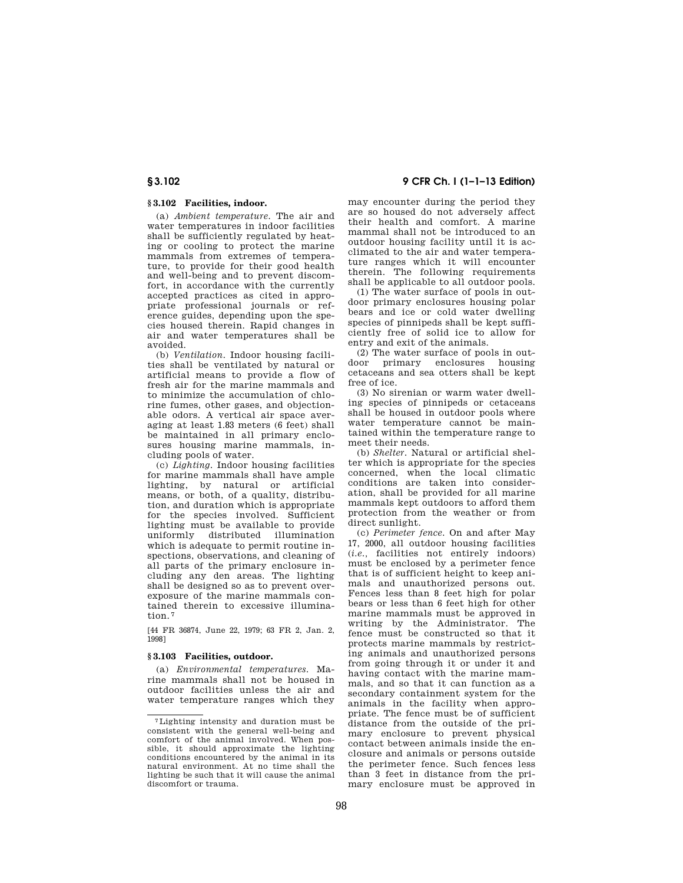## § 3.102 Facilities, indoor.

(a) *Ambient temperature.* The air and water temperatures in indoor facilities shall be sufficiently regulated by heating or cooling to protect the marine mammals from extremes of temperature, to provide for their good health and well-being and to prevent discomfort, in accordance with the currently accepted practices as cited in appropriate professional journals or reference guides, depending upon the species housed therein. Rapid changes in air and water temperatures shall be avoided.

(b) *Ventilation.* Indoor housing facilities shall be ventilated by natural or artificial means to provide a flow of fresh air for the marine mammals and to minimize the accumulation of chlorine fumes, other gases, and objectionable odors. A vertical air space averaging at least 1.83 meters (6 feet) shall be maintained in all primary enclosures housing marine mammals, including pools of water.

(c) *Lighting.* Indoor housing facilities for marine mammals shall have ample lighting, by natural or artificial means, or both, of a quality, distribution, and duration which is appropriate for the species involved. Sufficient lighting must be available to provide uniformly distributed illumination which is adequate to permit routine inspections, observations, and cleaning of all parts of the primary enclosure including any den areas. The lighting shall be designed so as to prevent overexposure of the marine mammals contained therein to excessive illumination.[7]

[44 FR 36874, June 22, 1979; 63 FR 2, Jan. 2, 1998]

## § 3.103 Facilities, outdoor.

(a) *Environmental temperatures.* Marine mammals shall not be housed in outdoor facilities unless the air and water temperature ranges which they may encounter during the period they are so housed do not adversely affect their health and comfort. A marine mammal shall not be introduced to an outdoor housing facility until it is acclimated to the air and water temperature ranges which it will encounter therein. The following requirements shall be applicable to all outdoor pools.

(1) The water surface of pools in outdoor primary enclosures housing polar bears and ice or cold water dwelling species of pinnipeds shall be kept sufficiently free of solid ice to allow for entry and exit of the animals.

(2) The water surface of pools in outdoor primary enclosures housing cetaceans and sea otters shall be kept free of ice.

(3) No sirenian or warm water dwelling species of pinnipeds or cetaceans shall be housed in outdoor pools where water temperature cannot be maintained within the temperature range to meet their needs.

(b) *Shelter.* Natural or artificial shelter which is appropriate for the species concerned, when the local climatic conditions are taken into consideration, shall be provided for all marine mammals kept outdoors to afford them protection from the weather or from direct sunlight.

(c) *Perimeter fence.* On and after May 17, 2000, all outdoor housing facilities (*i.e.,* facilities not entirely indoors) must be enclosed by a perimeter fence that is of sufficient height to keep animals and unauthorized persons out. Fences less than 8 feet high for polar bears or less than 6 feet high for other marine mammals must be approved in writing by the Administrator. The fence must be constructed so that it protects marine mammals by restricting animals and unauthorized persons from going through it or under it and having contact with the marine mammals, and so that it can function as a secondary containment system for the animals in the facility when appropriate. The fence must be of sufficient distance from the outside of the primary enclosure to prevent physical contact between animals inside the enclosure and animals or persons outside the perimeter fence. Such fences less than 3 feet in distance from the primary enclosure must be approved in

---

[7] Lighting intensity and duration must be consistent with the general well-being and comfort of the animal involved. When possible, it should approximate the lighting conditions encountered by the animal in its natural environment. At no time shall the lighting be such that it will cause the animal discomfort or trauma.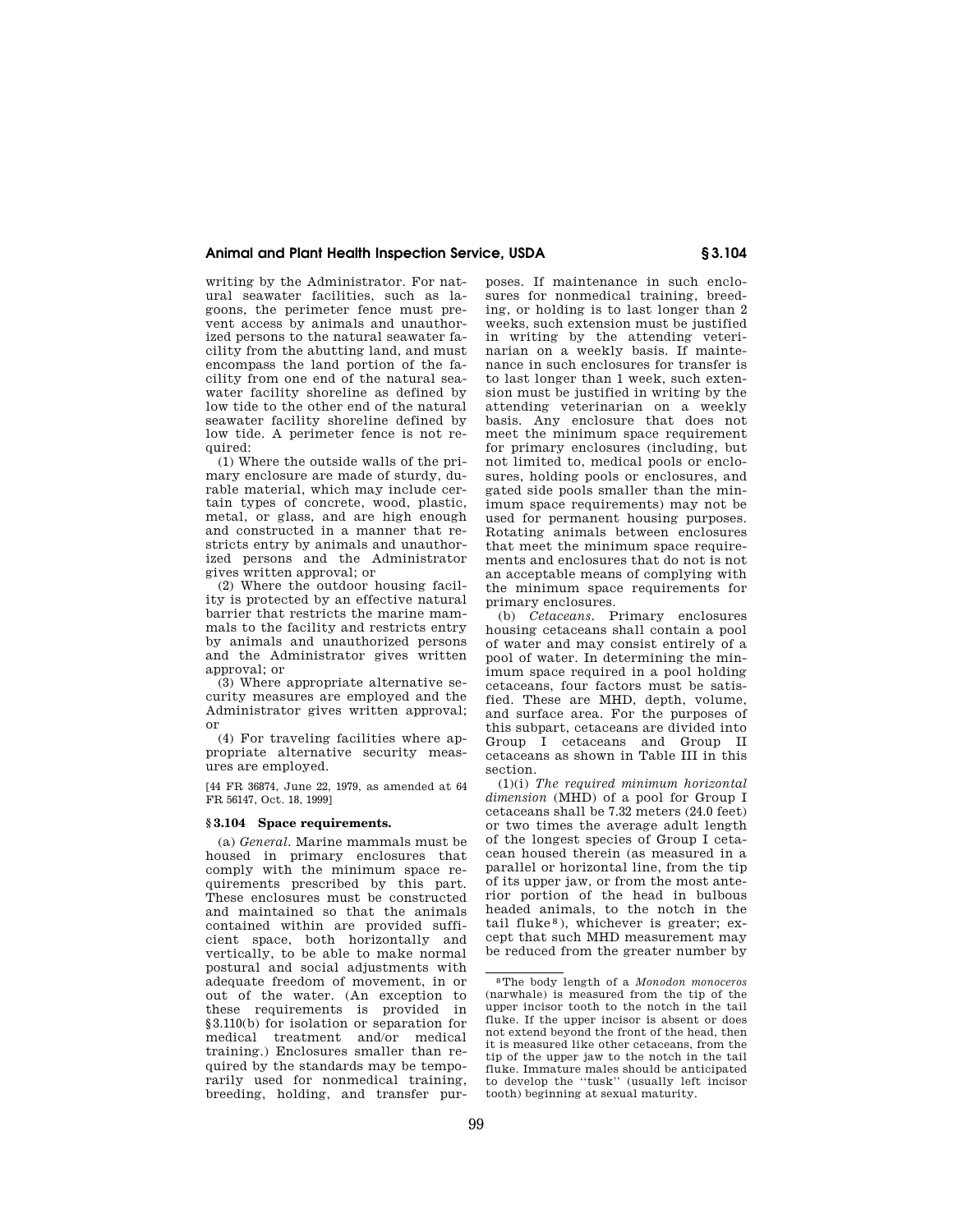writing by the Administrator. For natural seawater facilities, such as lagoons, the perimeter fence must prevent access by animals and unauthorized persons to the natural seawater facility from the abutting land, and must encompass the land portion of the facility from one end of the natural seawater facility shoreline as defined by low tide to the other end of the natural seawater facility shoreline defined by low tide. A perimeter fence is not required:

(1) Where the outside walls of the primary enclosure are made of sturdy, durable material, which may include certain types of concrete, wood, plastic, metal, or glass, and are high enough and constructed in a manner that restricts entry by animals and unauthorized persons and the Administrator gives written approval; or

(2) Where the outdoor housing facility is protected by an effective natural barrier that restricts the marine mammals to the facility and restricts entry by animals and unauthorized persons and the Administrator gives written approval; or

(3) Where appropriate alternative security measures are employed and the Administrator gives written approval; or

(4) For traveling facilities where appropriate alternative security measures are employed.

[44 FR 36874, June 22, 1979, as amended at 64 FR 56147, Oct. 18, 1999]

## § 3.104 Space requirements.

(a) *General.* Marine mammals must be housed in primary enclosures that comply with the minimum space requirements prescribed by this part. These enclosures must be constructed and maintained so that the animals contained within are provided sufficient space, both horizontally and vertically, to be able to make normal postural and social adjustments with adequate freedom of movement, in or out of the water. (An exception to these requirements is provided in §3.110(b) for isolation or separation for medical treatment and/or medical training.) Enclosures smaller than required by the standards may be temporarily used for nonmedical training, breeding, holding, and transfer purposes. If maintenance in such enclosures for nonmedical training, breeding, or holding is to last longer than 2 weeks, such extension must be justified in writing by the attending veterinarian on a weekly basis. If maintenance in such enclosures for transfer is to last longer than 1 week, such extension must be justified in writing by the attending veterinarian on a weekly basis. Any enclosure that does not meet the minimum space requirement for primary enclosures (including, but not limited to, medical pools or enclosures, holding pools or enclosures, and gated side pools smaller than the minimum space requirements) may not be used for permanent housing purposes. Rotating animals between enclosures that meet the minimum space requirements and enclosures that do not is not an acceptable means of complying with the minimum space requirements for primary enclosures.

(b) *Cetaceans.* Primary enclosures housing cetaceans shall contain a pool of water and may consist entirely of a pool of water. In determining the minimum space required in a pool holding cetaceans, four factors must be satisfied. These are MHD, depth, volume, and surface area. For the purposes of this subpart, cetaceans are divided into Group I cetaceans and Group II cetaceans as shown in Table III in this section.

(1)(i) *The required minimum horizontal dimension* (MHD) of a pool for Group I cetaceans shall be 7.32 meters (24.0 feet) or two times the average adult length of the longest species of Group I cetacean housed therein (as measured in a parallel or horizontal line, from the tip of its upper jaw, or from the most anterior portion of the head in bulbous headed animals, to the notch in the tail fluke[8]), whichever is greater; except that such MHD measurement may be reduced from the greater number by

---

[8] The body length of a *Monodon monoceros* (narwhale) is measured from the tip of the upper incisor tooth to the notch in the tail fluke. If the upper incisor is absent or does not extend beyond the front of the head, then it is measured like other cetaceans, from the tip of the upper jaw to the notch in the tail fluke. Immature males should be anticipated to develop the ''tusk'' (usually left incisor tooth) beginning at sexual maturity.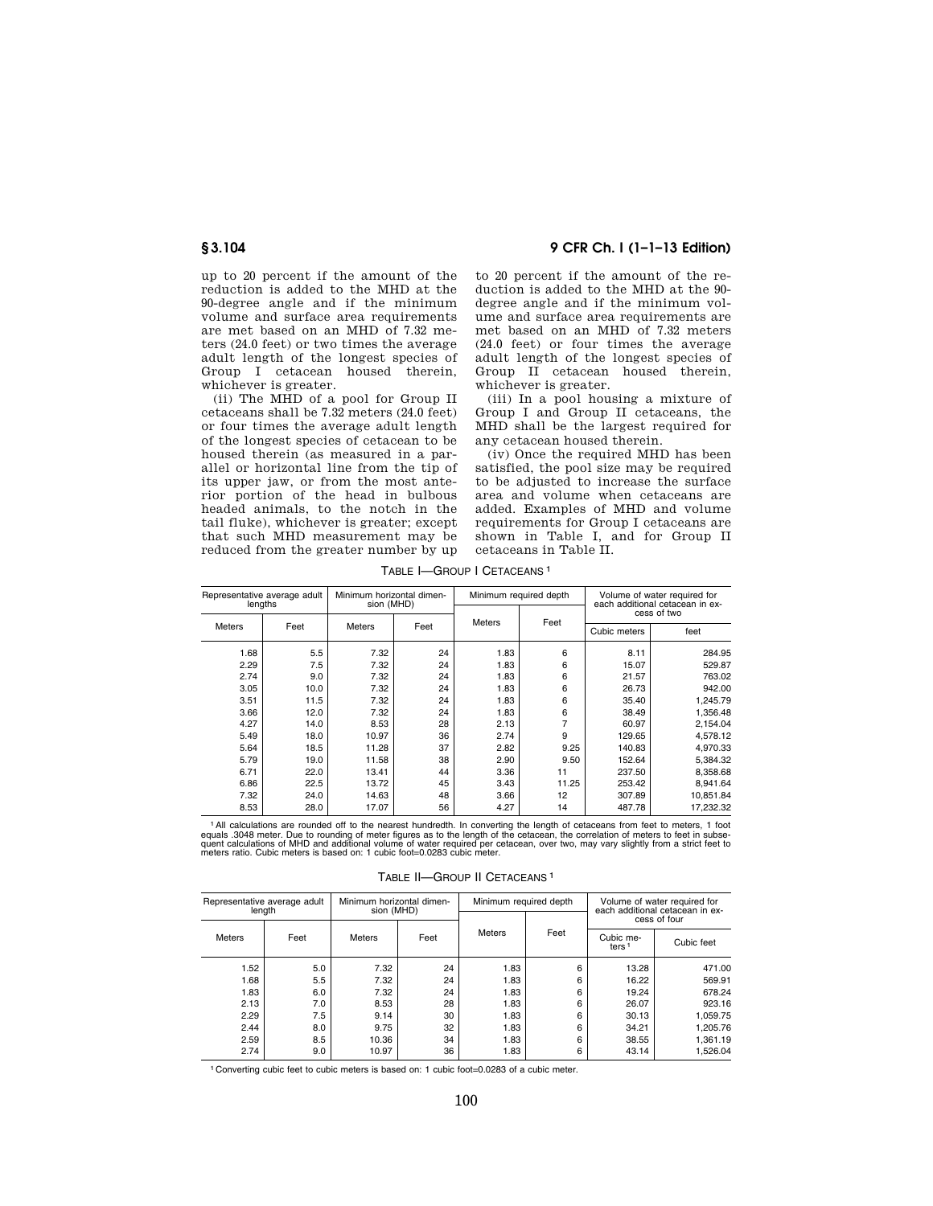up to 20 percent if the amount of the reduction is added to the MHD at the 90-degree angle and if the minimum volume and surface area requirements are met based on an MHD of 7.32 meters (24.0 feet) or two times the average adult length of the longest species of Group I cetacean housed therein, whichever is greater.

(ii) The MHD of a pool for Group II cetaceans shall be 7.32 meters (24.0 feet) or four times the average adult length of the longest species of cetacean to be housed therein (as measured in a parallel or horizontal line from the tip of its upper jaw, or from the most anterior portion of the head in bulbous headed animals, to the notch in the tail fluke), whichever is greater; except that such MHD measurement may be reduced from the greater number by up to 20 percent if the amount of the reduction is added to the MHD at the 90-degree angle and if the minimum volume and surface area requirements are met based on an MHD of 7.32 meters (24.0 feet) or four times the average adult length of the longest species of Group II cetacean housed therein, whichever is greater.

(iii) In a pool housing a mixture of Group I and Group II cetaceans, the MHD shall be the largest required for any cetacean housed therein.

(iv) Once the required MHD has been satisfied, the pool size may be required to be adjusted to increase the surface area and volume when cetaceans are added. Examples of MHD and volume requirements for Group I cetaceans are shown in Table I, and for Group II cetaceans in Table II.

TABLE I—GROUP I CETACEANS [1]

| Representative average adult lengths | | Minimum horizontal dimension (MHD) | | Minimum required depth | | Volume of water required for each additional cetacean in excess of two | |
|---|---|---|---|---|---|---|---|
| Meters | Feet | Meters | Feet | Meters | Feet | Cubic meters | feet |
| 1.68 | 5.5 | 7.32 | 24 | 1.83 | 6 | 8.11 | 284.95 |
| 2.29 | 7.5 | 7.32 | 24 | 1.83 | 6 | 15.07 | 529.87 |
| 2.74 | 9.0 | 7.32 | 24 | 1.83 | 6 | 21.57 | 763.02 |
| 3.05 | 10.0 | 7.32 | 24 | 1.83 | 6 | 26.73 | 942.00 |
| 3.51 | 11.5 | 7.32 | 24 | 1.83 | 6 | 35.40 | 1,245.79 |
| 3.66 | 12.0 | 7.32 | 24 | 1.83 | 6 | 38.49 | 1,356.48 |
| 4.27 | 14.0 | 8.53 | 28 | 2.13 | 7 | 60.97 | 2,154.04 |
| 5.49 | 18.0 | 10.97 | 36 | 2.74 | 9 | 129.65 | 4,578.12 |
| 5.64 | 18.5 | 11.28 | 37 | 2.82 | 9.25 | 140.83 | 4,970.33 |
| 5.79 | 19.0 | 11.58 | 38 | 2.90 | 9.50 | 152.64 | 5,384.32 |
| 6.71 | 22.0 | 13.41 | 44 | 3.36 | 11 | 237.50 | 8,358.68 |
| 6.86 | 22.5 | 13.72 | 45 | 3.43 | 11.25 | 253.42 | 8,941.64 |
| 7.32 | 24.0 | 14.63 | 48 | 3.66 | 12 | 307.89 | 10,851.84 |
| 8.53 | 28.0 | 17.07 | 56 | 4.27 | 14 | 487.78 | 17,232.32 |

[1] All calculations are rounded off to the nearest hundredth. In converting the length of cetaceans from feet to meters, 1 foot equals .3048 meter. Due to rounding of meter figures as to the length of the cetacean, the correlation of meters to feet in subsequent calculations of MHD and additional volume of water required per cetacean, over two, may vary slightly from a strict feet to meters ratio. Cubic meters is based on: 1 cubic foot=0.0283 cubic meter.

TABLE II—GROUP II CETACEANS [1]

| Representative average adult length | | Minimum horizontal dimension (MHD) | | Minimum required depth | | Volume of water required for each additional cetacean in excess of four | |
|---|---|---|---|---|---|---|---|
| Meters | Feet | Meters | Feet | Meters | Feet | Cubic meters [1] | Cubic feet |
| 1.52 | 5.0 | 7.32 | 24 | 1.83 | 6 | 13.28 | 471.00 |
| 1.68 | 5.5 | 7.32 | 24 | 1.83 | 6 | 16.22 | 569.91 |
| 1.83 | 6.0 | 7.32 | 24 | 1.83 | 6 | 19.24 | 678.24 |
| 2.13 | 7.0 | 8.53 | 28 | 1.83 | 6 | 26.07 | 923.16 |
| 2.29 | 7.5 | 9.14 | 30 | 1.83 | 6 | 30.13 | 1,059.75 |
| 2.44 | 8.0 | 9.75 | 32 | 1.83 | 6 | 34.21 | 1,205.76 |
| 2.59 | 8.5 | 10.36 | 34 | 1.83 | 6 | 38.55 | 1,361.19 |
| 2.74 | 9.0 | 10.97 | 36 | 1.83 | 6 | 43.14 | 1,526.04 |

[1] Converting cubic feet to cubic meters is based on: 1 cubic foot=0.0283 of a cubic meter.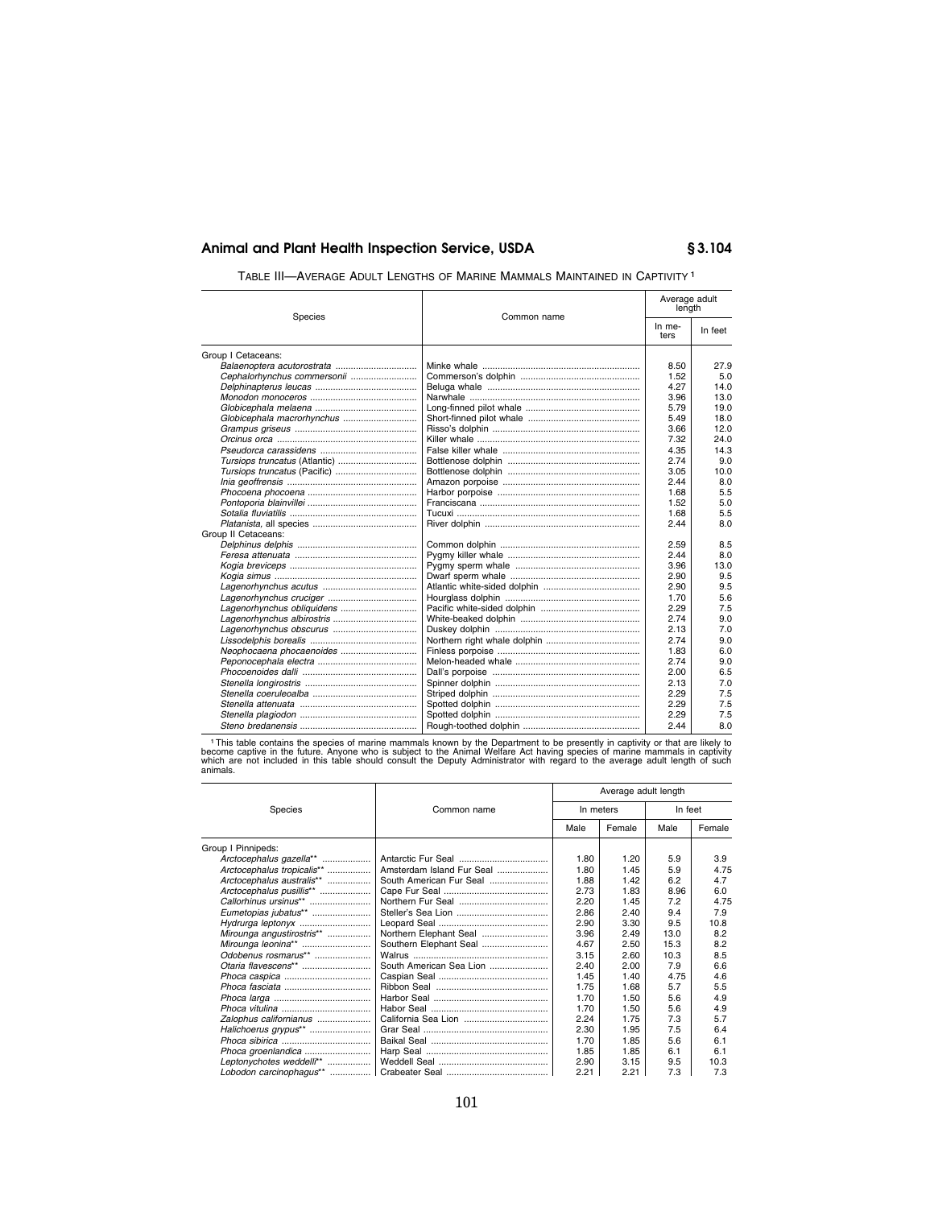TABLE III—AVERAGE ADULT LENGTHS OF MARINE MAMMALS MAINTAINED IN CAPTIVITY [1]

| Species | Common name | Average adult length | |
|---|---|---|---|
| | | In meters | In feet |
| Group I Cetaceans: | | | |
| *Balaenoptera acutorostrata* | Minke whale | 8.50 | 27.9 |
| *Cephalorhynchus commersonii* | Commerson's dolphin | 1.52 | 5.0 |
| *Delphinapterus leucas* | Beluga whale | 4.27 | 14.0 |
| *Monodon monoceros* | Narwhale | 3.96 | 13.0 |
| *Globicephala melaena* | Long-finned pilot whale | 5.79 | 19.0 |
| *Globicephala macrorhynchus* | Short-finned pilot whale | 5.49 | 18.0 |
| *Grampus griseus* | Risso's dolphin | 3.66 | 12.0 |
| *Orcinus orca* | Killer whale | 7.32 | 24.0 |
| *Pseudorca carassidens* | False killer whale | 4.35 | 14.3 |
| *Tursiops truncatus* (Atlantic) | Bottlenose dolphin | 2.74 | 9.0 |
| *Tursiops truncatus* (Pacific) | Bottlenose dolphin | 3.05 | 10.0 |
| *Inia geoffrensis* | Amazon porpoise | 2.44 | 8.0 |
| *Phocoena phocoena* | Harbor porpoise | 1.68 | 5.5 |
| *Pontoporia blainvillei* | Franciscana | 1.52 | 5.0 |
| *Sotalia fluviatilis* | Tucuxi | 1.68 | 5.5 |
| *Platanista*, all species | River dolphin | 2.44 | 8.0 |
| Group II Cetaceans: | | | |
| *Delphinus delphis* | Common dolphin | 2.59 | 8.5 |
| *Feresa attenuata* | Pygmy killer whale | 2.44 | 8.0 |
| *Kogia breviceps* | Pygmy sperm whale | 3.96 | 13.0 |
| *Kogia simus* | Dwarf sperm whale | 2.90 | 9.5 |
| *Lagenorhynchus acutus* | Atlantic white-sided dolphin | 2.90 | 9.5 |
| *Lagenorhynchus cruciger* | Hourglass dolphin | 1.70 | 5.6 |
| *Lagenorhynchus obliquidens* | Pacific white-sided dolphin | 2.29 | 7.5 |
| *Lagenorhynchus albirostris* | White-beaked dolphin | 2.74 | 9.0 |
| *Lagenorhynchus obscurus* | Duskey dolphin | 2.13 | 7.0 |
| *Lissodelphis borealis* | Northern right whale dolphin | 2.74 | 9.0 |
| *Neophocaena phocaenoides* | Finless porpoise | 1.83 | 6.0 |
| *Peponocephala electra* | Melon-headed whale | 2.74 | 9.0 |
| *Phocoenoides dalli* | Dall's porpoise | 2.00 | 6.5 |
| *Stenella longirostris* | Spinner dolphin | 2.13 | 7.0 |
| *Stenella coeruleoalba* | Striped dolphin | 2.29 | 7.5 |
| *Stenella attenuata* | Spotted dolphin | 2.29 | 7.5 |
| *Stenella plagiodon* | Spotted dolphin | 2.29 | 7.5 |
| *Steno bredanensis* | Rough-toothed dolphin | 2.44 | 8.0 |

[1] This table contains the species of marine mammals known by the Department to be presently in captivity or that are likely to become captive in the future. Anyone who is subject to the Animal Welfare Act having species of marine mammals in captivity which are not included in this table should consult the Deputy Administrator with regard to the average adult length of such animals.

| Species | Common name | Average adult length | | | |
|---|---|---|---|---|---|
| | | In meters | | In feet | |
| | | Male | Female | Male | Female |
| Group I Pinnipeds: | | | | | |
| *Arctocephalus gazella*** | Antarctic Fur Seal | 1.80 | 1.20 | 5.9 | 3.9 |
| *Arctocephalus tropicalis*** | Amsterdam Island Fur Seal | 1.80 | 1.45 | 5.9 | 4.75 |
| *Arctocephalus australis*** | South American Fur Seal | 1.88 | 1.42 | 6.2 | 4.7 |
| *Arctocephalus pusillis*** | Cape Fur Seal | 2.73 | 1.83 | 8.96 | 6.0 |
| *Callorhinus ursinus*** | Northern Fur Seal | 2.20 | 1.45 | 7.2 | 4.75 |
| *Eumetopias jubatus*** | Steller's Sea Lion | 2.86 | 2.40 | 9.4 | 7.9 |
| *Hydrurga leptonyx* | Leopard Seal | 2.90 | 3.30 | 9.5 | 10.8 |
| *Mirounga angustirostris*** | Northern Elephant Seal | 3.96 | 2.49 | 13.0 | 8.2 |
| *Mirounga leonina*** | Southern Elephant Seal | 4.67 | 2.50 | 15.3 | 8.2 |
| *Odobenus rosmarus*** | Walrus | 3.15 | 2.60 | 10.3 | 8.5 |
| *Otaria flavescens*** | South American Sea Lion | 2.40 | 2.00 | 7.9 | 6.6 |
| *Phoca caspica* | Caspian Seal | 1.45 | 1.40 | 4.75 | 4.6 |
| *Phoca fasciata* | Ribbon Seal | 1.75 | 1.68 | 5.7 | 5.5 |
| *Phoca larga* | Harbor Seal | 1.70 | 1.50 | 5.6 | 4.9 |
| *Phoca vitulina* | Habor Seal | 1.70 | 1.50 | 5.6 | 4.9 |
| *Zalophus californianus* | California Sea Lion | 2.24 | 1.75 | 7.3 | 5.7 |
| *Halichoerus grypus*** | Grar Seal | 2.30 | 1.95 | 7.5 | 6.4 |
| *Phoca sibirica* | Baikal Seal | 1.70 | 1.85 | 5.6 | 6.1 |
| *Phoca groenlandica* | Harp Seal | 1.85 | 1.85 | 6.1 | 6.1 |
| *Leptonychotes weddelli*** | Weddell Seal | 2.90 | 3.15 | 9.5 | 10.3 |
| *Lobodon carcinophagus*** | Crabeater Seal | 2.21 | 2.21 | 7.3 | 7.3 |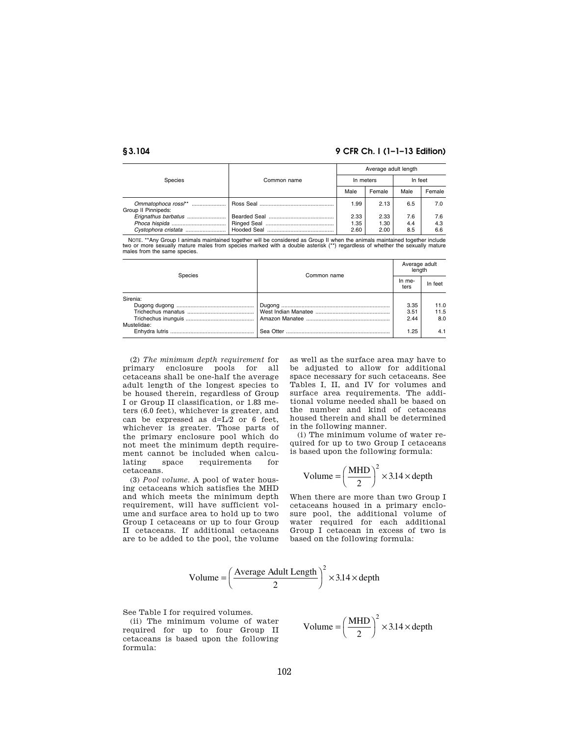| Species | Common name | Average adult length | | | |
|---|---|---|---|---|---|
| | | In meters | | In feet | |
| | | Male | Female | Male | Female |
| *Ommatophoca rossi*** | Ross Seal | 1.99 | 2.13 | 6.5 | 7.0 |
| Group II Pinnipeds: | | | | | |
| *Erignathus barbatus* | Bearded Seal | 2.33 | 2.33 | 7.6 | 7.6 |
| *Phoca hispida* | Ringed Seal | 1.35 | 1.30 | 4.4 | 4.3 |
| *Cystophora cristata* | Hooded Seal | 2.60 | 2.00 | 8.5 | 6.6 |

NOTE. **Any Group I animals maintained together will be considered as Group II when the animals maintained together include two or more sexually mature males from species marked with a double asterisk (**) regardless of whether the sexually mature males from the same species.

| Species | Common name | Average adult length | |
|---|---|---|---|
| | | In meters | In feet |
| Sirenia: | | | |
| Dugong dugong | Dugong | 3.35 | 11.0 |
| Trichechus manatus | West Indian Manatee | 3.51 | 11.5 |
| Trichechus inunguis | Amazon Manatee | 2.44 | 8.0 |
| Mustelidae: | | | |
| Enhydra lutris | Sea Otter | 1.25 | 4.1 |

(2) *The minimum depth requirement* for primary enclosure pools for all cetaceans shall be one-half the average adult length of the longest species to be housed therein, regardless of Group I or Group II classification, or 1.83 meters (6.0 feet), whichever is greater, and can be expressed as d=L/2 or 6 feet, whichever is greater. Those parts of the primary enclosure pool which do not meet the minimum depth requirement cannot be included when calculating space requirements for cetaceans.

(3) *Pool volume.* A pool of water housing cetaceans which satisfies the MHD and which meets the minimum depth requirement, will have sufficient volume and surface area to hold up to two Group I cetaceans or up to four Group II cetaceans. If additional cetaceans are to be added to the pool, the volume as well as the surface area may have to be adjusted to allow for additional space necessary for such cetaceans. See Tables I, II, and IV for volumes and surface area requirements. The additional volume needed shall be based on the number and kind of cetaceans housed therein and shall be determined in the following manner.

(i) The minimum volume of water required for up to two Group I cetaceans is based upon the following formula:

$$\text{Volume} = \left(\frac{\text{MHD}}{2}\right)^2 \times 3.14 \times \text{depth}$$

When there are more than two Group I cetaceans housed in a primary enclosure pool, the additional volume of water required for each additional Group I cetacean in excess of two is based on the following formula:

$$\text{Volume} = \left(\frac{\text{Average Adult Length}}{2}\right)^2 \times 3.14 \times \text{depth}$$

See Table I for required volumes.

(ii) The minimum volume of water required for up to four Group II cetaceans is based upon the following formula:

$$\text{Volume} = \left(\frac{\text{MHD}}{2}\right)^2 \times 3.14 \times \text{depth}$$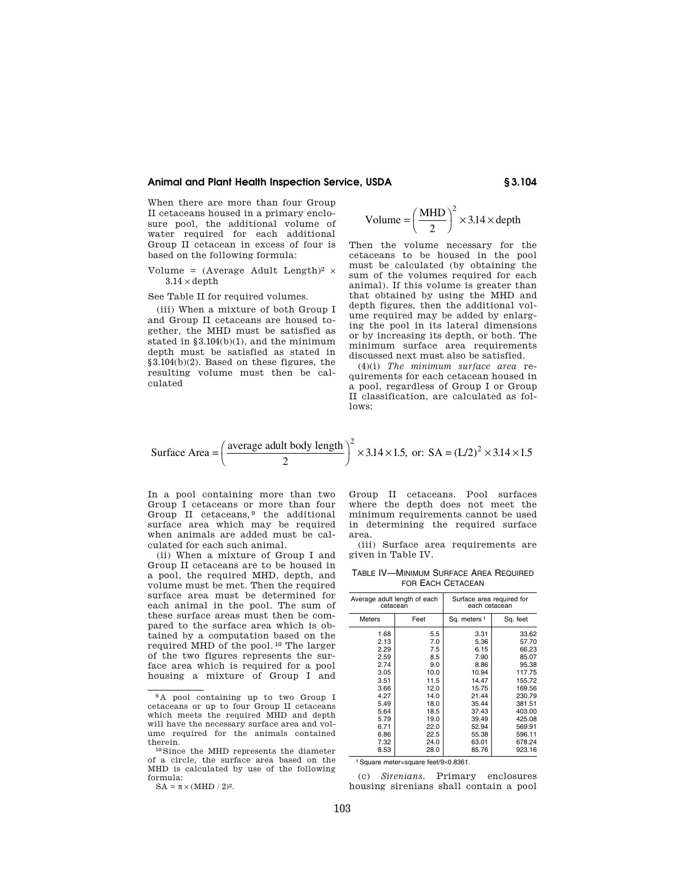When there are more than four Group II cetaceans housed in a primary enclosure pool, the additional volume of water required for each additional Group II cetacean in excess of four is based on the following formula:

Volume = (Average Adult Length)$^2$ × 3.14 × depth

See Table II for required volumes.

(iii) When a mixture of both Group I and Group II cetaceans are housed together, the MHD must be satisfied as stated in §3.104(b)(1), and the minimum depth must be satisfied as stated in §3.104(b)(2). Based on these figures, the resulting volume must then be calculated

$$\text{Volume} = \left(\frac{\text{MHD}}{2}\right)^2 \times 3.14 \times \text{depth}$$

Then the volume necessary for the cetaceans to be housed in the pool must be calculated (by obtaining the sum of the volumes required for each animal). If this volume is greater than that obtained by using the MHD and depth figures, then the additional volume required may be added by enlarging the pool in its lateral dimensions or by increasing its depth, or both. The minimum surface area requirements discussed next must also be satisfied.

(4)(i) *The minimum surface area* requirements for each cetacean housed in a pool, regardless of Group I or Group II classification, are calculated as follows:

$$\text{Surface Area} = \left(\frac{\text{average adult body length}}{2}\right)^2 \times 3.14 \times 1.5, \text{ or: } SA = (L/2)^2 \times 3.14 \times 1.5$$

In a pool containing more than two Group I cetaceans or more than four Group II cetaceans,[9] the additional surface area which may be required when animals are added must be calculated for each such animal.

(ii) When a mixture of Group I and Group II cetaceans are to be housed in a pool, the required MHD, depth, and volume must be met. Then the required surface area must be determined for each animal in the pool. The sum of these surface areas must then be compared to the surface area which is obtained by a computation based on the required MHD of the pool.[10] The larger of the two figures represents the surface area which is required for a pool housing a mixture of Group I and Group II cetaceans. Pool surfaces where the depth does not meet the minimum requirements cannot be used in determining the required surface area.

(iii) Surface area requirements are given in Table IV.

TABLE IV—MINIMUM SURFACE AREA REQUIRED FOR EACH CETACEAN

| Average adult length of each cetacean | | Surface area required for each cetacean | |
|---|---|---|---|
| Meters | Feet | Sq. meters[1] | Sq. feet |
| 1.68 | 5.5 | 3.31 | 33.62 |
| 2.13 | 7.0 | 5.36 | 57.70 |
| 2.29 | 7.5 | 6.15 | 66.23 |
| 2.59 | 8.5 | 7.90 | 85.07 |
| 2.74 | 9.0 | 8.86 | 95.38 |
| 3.05 | 10.0 | 10.94 | 117.75 |
| 3.51 | 11.5 | 14.47 | 155.72 |
| 3.66 | 12.0 | 15.75 | 169.56 |
| 4.27 | 14.0 | 21.44 | 230.79 |
| 5.49 | 18.0 | 35.44 | 381.51 |
| 5.64 | 18.5 | 37.43 | 403.00 |
| 5.79 | 19.0 | 39.49 | 425.08 |
| 6.71 | 22.0 | 52.94 | 569.91 |
| 6.86 | 22.5 | 55.38 | 596.11 |
| 7.32 | 24.0 | 63.01 | 678.24 |
| 8.53 | 28.0 | 85.76 | 923.16 |

[1] Square meter=square feet/9×0.8361.

(c) *Sirenians.* Primary enclosures housing sirenians shall contain a pool

---

[9] A pool containing up to two Group I cetaceans or up to four Group II cetaceans which meets the required MHD and depth will have the necessary surface area and volume required for the animals contained therein.

[10] Since the MHD represents the diameter of a circle, the surface area based on the MHD is calculated by use of the following formula:

$SA = \pi \times (MHD / 2)^2$.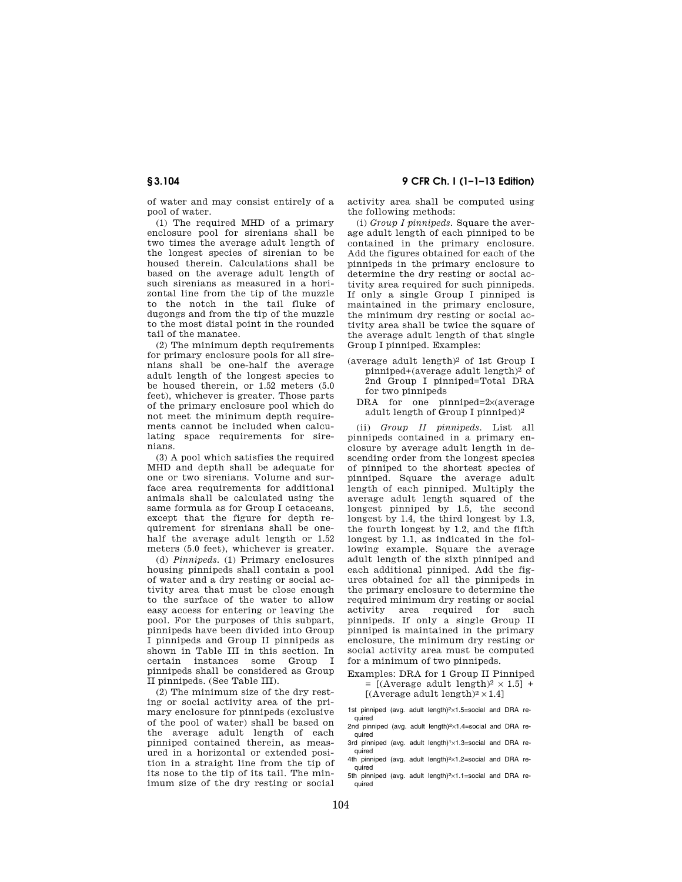of water and may consist entirely of a pool of water.

(1) The required MHD of a primary enclosure pool for sirenians shall be two times the average adult length of the longest species of sirenian to be housed therein. Calculations shall be based on the average adult length of such sirenians as measured in a horizontal line from the tip of the muzzle to the notch in the tail fluke of dugongs and from the tip of the muzzle to the most distal point in the rounded tail of the manatee.

(2) The minimum depth requirements for primary enclosure pools for all sirenians shall be one-half the average adult length of the longest species to be housed therein, or 1.52 meters (5.0 feet), whichever is greater. Those parts of the primary enclosure pool which do not meet the minimum depth requirements cannot be included when calculating space requirements for sirenians.

(3) A pool which satisfies the required MHD and depth shall be adequate for one or two sirenians. Volume and surface area requirements for additional animals shall be calculated using the same formula as for Group I cetaceans, except that the figure for depth requirement for sirenians shall be one-half the average adult length or 1.52 meters (5.0 feet), whichever is greater.

(d) *Pinnipeds.* (1) Primary enclosures housing pinnipeds shall contain a pool of water and a dry resting or social activity area that must be close enough to the surface of the water to allow easy access for entering or leaving the pool. For the purposes of this subpart, pinnipeds have been divided into Group I pinnipeds and Group II pinnipeds as shown in Table III in this section. In certain instances some Group I pinnipeds shall be considered as Group II pinnipeds. (See Table III).

(2) The minimum size of the dry resting or social activity area of the primary enclosure for pinnipeds (exclusive of the pool of water) shall be based on the average adult length of each pinniped contained therein, as measured in a horizontal or extended position in a straight line from the tip of its nose to the tip of its tail. The minimum size of the dry resting or social activity area shall be computed using the following methods:

(i) *Group I pinnipeds.* Square the average adult length of each pinniped to be contained in the primary enclosure. Add the figures obtained for each of the pinnipeds in the primary enclosure to determine the dry resting or social activity area required for such pinnipeds. If only a single Group I pinniped is maintained in the primary enclosure, the minimum dry resting or social activity area shall be twice the square of the average adult length of that single Group I pinniped. Examples:

(average adult length)$^2$ of 1st Group I pinniped+(average adult length)$^2$ of 2nd Group I pinniped=Total DRA for two pinnipeds

DRA for one pinniped=2×(average adult length of Group I pinniped)$^2$

(ii) *Group II pinnipeds.* List all pinnipeds contained in a primary enclosure by average adult length in descending order from the longest species of pinniped to the shortest species of pinniped. Square the average adult length of each pinniped. Multiply the average adult length squared of the longest pinniped by 1.5, the second longest by 1.4, the third longest by 1.3, the fourth longest by 1.2, and the fifth longest by 1.1, as indicated in the following example. Square the average adult length of the sixth pinniped and each additional pinniped. Add the figures obtained for all the pinnipeds in the primary enclosure to determine the required minimum dry resting or social activity area required for such pinnipeds. If only a single Group II pinniped is maintained in the primary enclosure, the minimum dry resting or social activity area must be computed for a minimum of two pinnipeds.

Examples: DRA for 1 Group II Pinniped = [(Average adult length)$^2$ × 1.5] + [(Average adult length)$^2$ × 1.4]

1st pinniped (avg. adult length)$^2$×1.5=social and DRA required
2nd pinniped (avg. adult length)$^2$×1.4=social and DRA required
3rd pinniped (avg. adult length)$^1$×1.3=social and DRA required
4th pinniped (avg. adult length)$^2$×1.2=social and DRA required
5th pinniped (avg. adult length)$^2$×1.1=social and DRA required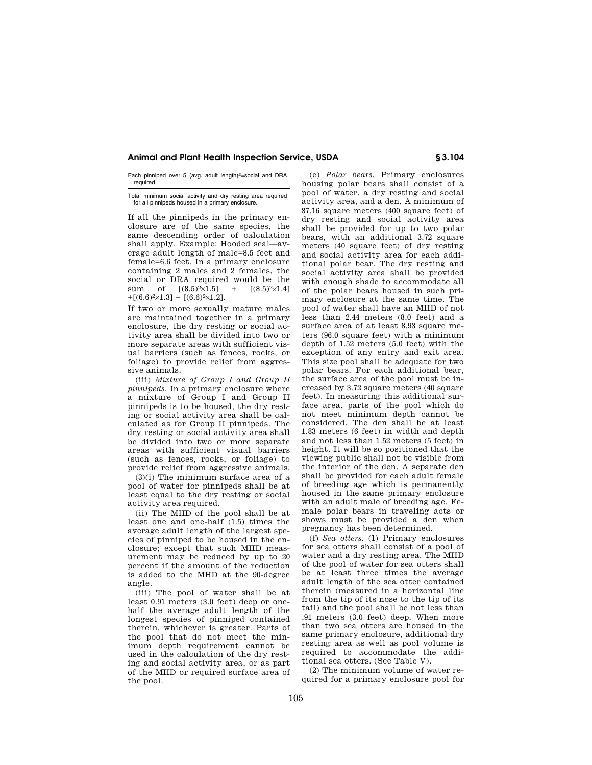Each pinniped over 5 (avg. adult length)$^2$=social and DRA required

Total minimum social activity and dry resting area required for all pinnipeds housed in a primary enclosure.

If all the pinnipeds in the primary enclosure are of the same species, the same descending order of calculation shall apply. Example: Hooded seal—average adult length of male=8.5 feet and female=6.6 feet. In a primary enclosure containing 2 males and 2 females, the social or DRA required would be the sum of $[(8.5)^2 \times 1.5] + [(8.5)^2 \times 1.4] + [(6.6)^2 \times 1.3] + [(6.6)^2 \times 1.2]$.

If two or more sexually mature males are maintained together in a primary enclosure, the dry resting or social activity area shall be divided into two or more separate areas with sufficient visual barriers (such as fences, rocks, or foliage) to provide relief from aggressive animals.

(iii) *Mixture of Group I and Group II pinnipeds.* In a primary enclosure where a mixture of Group I and Group II pinnipeds is to be housed, the dry resting or social activity area shall be calculated as for Group II pinnipeds. The dry resting or social activity area shall be divided into two or more separate areas with sufficient visual barriers (such as fences, rocks, or foliage) to provide relief from aggressive animals.

(3)(i) The minimum surface area of a pool of water for pinnipeds shall be at least equal to the dry resting or social activity area required.

(ii) The MHD of the pool shall be at least one and one-half (1.5) times the average adult length of the largest species of pinniped to be housed in the enclosure; except that such MHD measurement may be reduced by up to 20 percent if the amount of the reduction is added to the MHD at the 90-degree angle.

(iii) The pool of water shall be at least 0.91 meters (3.0 feet) deep or one-half the average adult length of the longest species of pinniped contained therein, whichever is greater. Parts of the pool that do not meet the minimum depth requirement cannot be used in the calculation of the dry resting and social activity area, or as part of the MHD or required surface area of the pool.

(e) *Polar bears.* Primary enclosures housing polar bears shall consist of a pool of water, a dry resting and social activity area, and a den. A minimum of 37.16 square meters (400 square feet) of dry resting and social activity area shall be provided for up to two polar bears, with an additional 3.72 square meters (40 square feet) of dry resting and social activity area for each additional polar bear. The dry resting and social activity area shall be provided with enough shade to accommodate all of the polar bears housed in such primary enclosure at the same time. The pool of water shall have an MHD of not less than 2.44 meters (8.0 feet) and a surface area of at least 8.93 square meters (96.0 square feet) with a minimum depth of 1.52 meters (5.0 feet) with the exception of any entry and exit area. This size pool shall be adequate for two polar bears. For each additional bear, the surface area of the pool must be increased by 3.72 square meters (40 square feet). In measuring this additional surface area, parts of the pool which do not meet minimum depth cannot be considered. The den shall be at least 1.83 meters (6 feet) in width and depth and not less than 1.52 meters (5 feet) in height. It will be so positioned that the viewing public shall not be visible from the interior of the den. A separate den shall be provided for each adult female of breeding age which is permanently housed in the same primary enclosure with an adult male of breeding age. Female polar bears in traveling acts or shows must be provided a den when pregnancy has been determined.

(f) *Sea otters.* (1) Primary enclosures for sea otters shall consist of a pool of water and a dry resting area. The MHD of the pool of water for sea otters shall be at least three times the average adult length of the sea otter contained therein (measured in a horizontal line from the tip of its nose to the tip of its tail) and the pool shall be not less than .91 meters (3.0 feet) deep. When more than two sea otters are housed in the same primary enclosure, additional dry resting area as well as pool volume is required to accommodate the additional sea otters. (See Table V).

(2) The minimum volume of water required for a primary enclosure pool for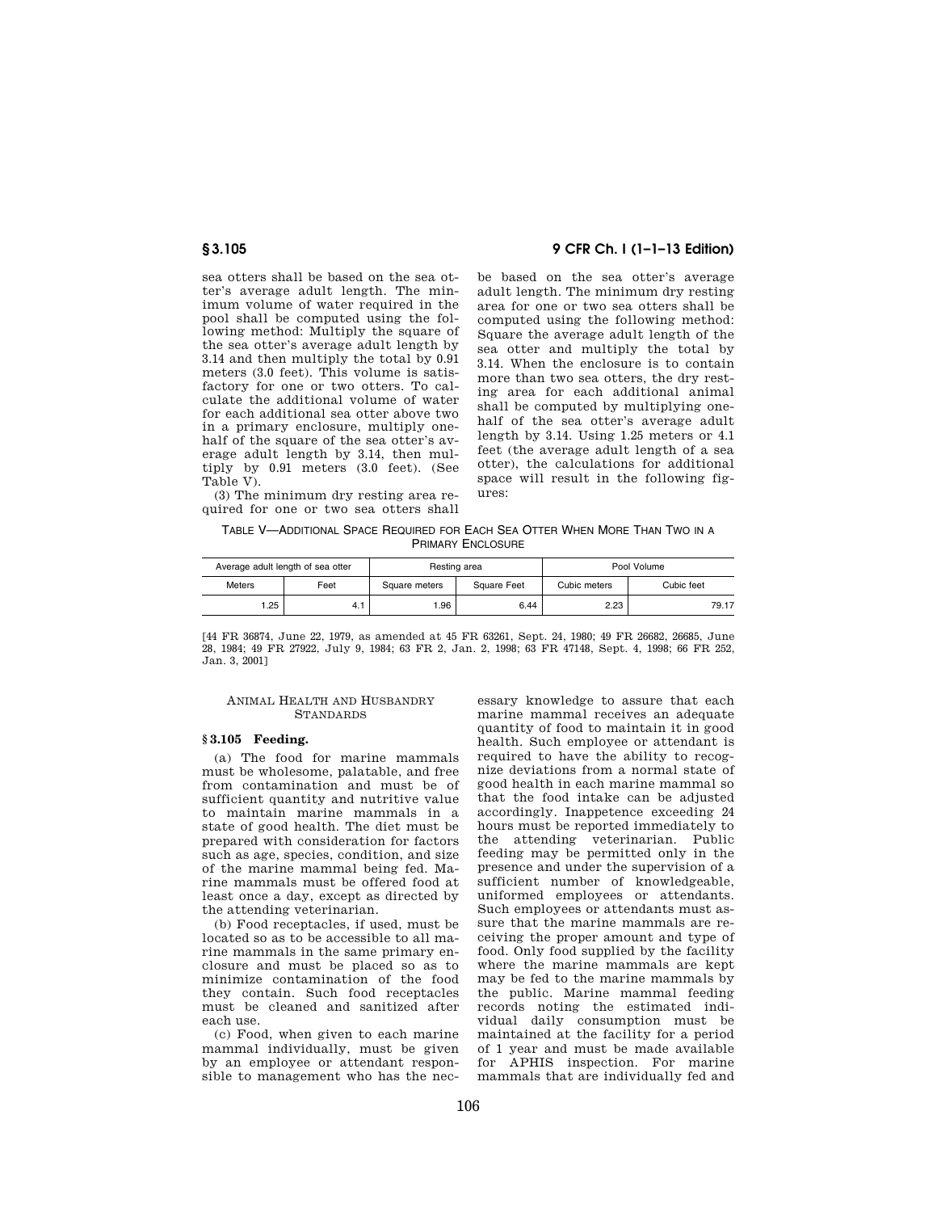sea otters shall be based on the sea otter's average adult length. The minimum volume of water required in the pool shall be computed using the following method: Multiply the square of the sea otter's average adult length by 3.14 and then multiply the total by 0.91 meters (3.0 feet). This volume is satisfactory for one or two otters. To calculate the additional volume of water for each additional sea otter above two in a primary enclosure, multiply one-half of the square of the sea otter's average adult length by 3.14, then multiply by 0.91 meters (3.0 feet). (See Table V).

(3) The minimum dry resting area required for one or two sea otters shall be based on the sea otter's average adult length. The minimum dry resting area for one or two sea otters shall be computed using the following method: Square the average adult length of the sea otter and multiply the total by 3.14. When the enclosure is to contain more than two sea otters, the dry resting area for each additional animal shall be computed by multiplying one-half of the sea otter's average adult length by 3.14. Using 1.25 meters or 4.1 feet (the average adult length of a sea otter), the calculations for additional space will result in the following figures:

TABLE V—ADDITIONAL SPACE REQUIRED FOR EACH SEA OTTER WHEN MORE THAN TWO IN A PRIMARY ENCLOSURE

| Average adult length of sea otter | | Resting area | | Pool Volume | |
|---|---|---|---|---|---|
| Meters | Feet | Square meters | Square Feet | Cubic meters | Cubic feet |
| 1.25 | 4.1 | 1.96 | 6.44 | 2.23 | 79.17 |

[44 FR 36874, June 22, 1979, as amended at 45 FR 63261, Sept. 24, 1980; 49 FR 26682, 26685, June 28, 1984; 49 FR 27922, July 9, 1984; 63 FR 2, Jan. 2, 1998; 63 FR 47148, Sept. 4, 1998; 66 FR 252, Jan. 3, 2001]

ANIMAL HEALTH AND HUSBANDRY STANDARDS

### § 3.105 Feeding.

(a) The food for marine mammals must be wholesome, palatable, and free from contamination and must be of sufficient quantity and nutritive value to maintain marine mammals in a state of good health. The diet must be prepared with consideration for factors such as age, species, condition, and size of the marine mammal being fed. Marine mammals must be offered food at least once a day, except as directed by the attending veterinarian.

(b) Food receptacles, if used, must be located so as to be accessible to all marine mammals in the same primary enclosure and must be placed so as to minimize contamination of the food they contain. Such food receptacles must be cleaned and sanitized after each use.

(c) Food, when given to each marine mammal individually, must be given by an employee or attendant responsible to management who has the necessary knowledge to assure that each marine mammal receives an adequate quantity of food to maintain it in good health. Such employee or attendant is required to have the ability to recognize deviations from a normal state of good health in each marine mammal so that the food intake can be adjusted accordingly. Inappetence exceeding 24 hours must be reported immediately to the attending veterinarian. Public feeding may be permitted only in the presence and under the supervision of a sufficient number of knowledgeable, uniformed employees or attendants. Such employees or attendants must assure that the marine mammals are receiving the proper amount and type of food. Only food supplied by the facility where the marine mammals are kept may be fed to the marine mammals by the public. Marine mammal feeding records noting the estimated individual daily consumption must be maintained at the facility for a period of 1 year and must be made available for APHIS inspection. For marine mammals that are individually fed and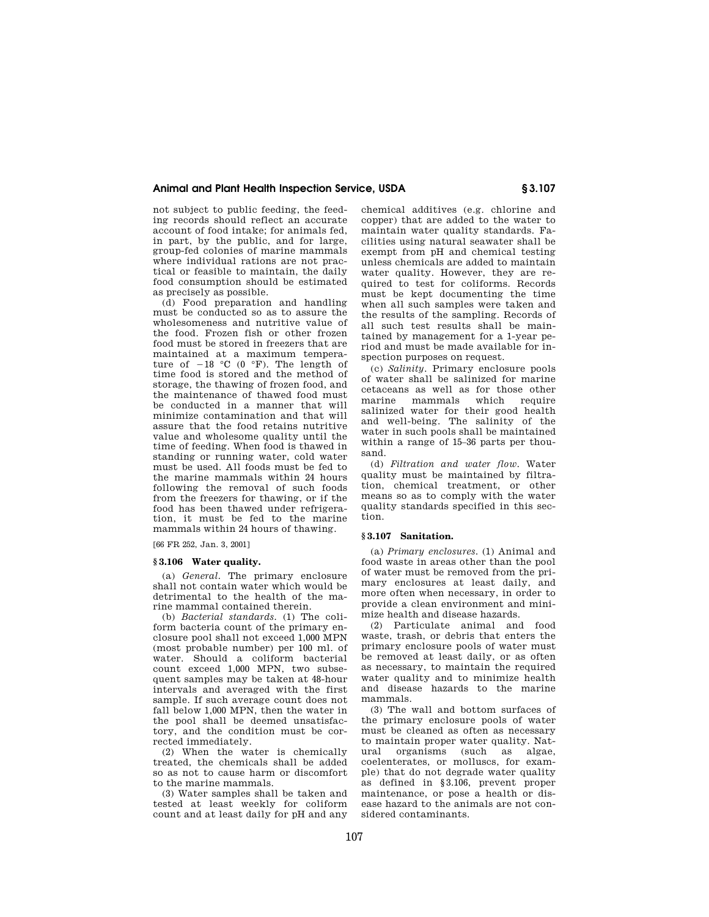not subject to public feeding, the feeding records should reflect an accurate account of food intake; for animals fed, in part, by the public, and for large, group-fed colonies of marine mammals where individual rations are not practical or feasible to maintain, the daily food consumption should be estimated as precisely as possible.

(d) Food preparation and handling must be conducted so as to assure the wholesomeness and nutritive value of the food. Frozen fish or other frozen food must be stored in freezers that are maintained at a maximum temperature of −18 °C (0 °F). The length of time food is stored and the method of storage, the thawing of frozen food, and the maintenance of thawed food must be conducted in a manner that will minimize contamination and that will assure that the food retains nutritive value and wholesome quality until the time of feeding. When food is thawed in standing or running water, cold water must be used. All foods must be fed to the marine mammals within 24 hours following the removal of such foods from the freezers for thawing, or if the food has been thawed under refrigeration, it must be fed to the marine mammals within 24 hours of thawing.

[66 FR 252, Jan. 3, 2001]

### § 3.106 Water quality.

(a) *General.* The primary enclosure shall not contain water which would be detrimental to the health of the marine mammal contained therein.

(b) *Bacterial standards.* (1) The coliform bacteria count of the primary enclosure pool shall not exceed 1,000 MPN (most probable number) per 100 ml. of water. Should a coliform bacterial count exceed 1,000 MPN, two subsequent samples may be taken at 48-hour intervals and averaged with the first sample. If such average count does not fall below 1,000 MPN, then the water in the pool shall be deemed unsatisfactory, and the condition must be corrected immediately.

(2) When the water is chemically treated, the chemicals shall be added so as not to cause harm or discomfort to the marine mammals.

(3) Water samples shall be taken and tested at least weekly for coliform count and at least daily for pH and any chemical additives (e.g. chlorine and copper) that are added to the water to maintain water quality standards. Facilities using natural seawater shall be exempt from pH and chemical testing unless chemicals are added to maintain water quality. However, they are required to test for coliforms. Records must be kept documenting the time when all such samples were taken and the results of the sampling. Records of all such test results shall be maintained by management for a 1-year period and must be made available for inspection purposes on request.

(c) *Salinity.* Primary enclosure pools of water shall be salinized for marine cetaceans as well as for those other marine mammals which require salinized water for their good health and well-being. The salinity of the water in such pools shall be maintained within a range of 15–36 parts per thousand.

(d) *Filtration and water flow.* Water quality must be maintained by filtration, chemical treatment, or other means so as to comply with the water quality standards specified in this section.

### § 3.107 Sanitation.

(a) *Primary enclosures.* (1) Animal and food waste in areas other than the pool of water must be removed from the primary enclosures at least daily, and more often when necessary, in order to provide a clean environment and minimize health and disease hazards.

(2) Particulate animal and food waste, trash, or debris that enters the primary enclosure pools of water must be removed at least daily, or as often as necessary, to maintain the required water quality and to minimize health and disease hazards to the marine mammals.

(3) The wall and bottom surfaces of the primary enclosure pools of water must be cleaned as often as necessary to maintain proper water quality. Natural organisms (such as algae, coelenterates, or molluscs, for example) that do not degrade water quality as defined in § 3.106, prevent proper maintenance, or pose a health or disease hazard to the animals are not considered contaminants.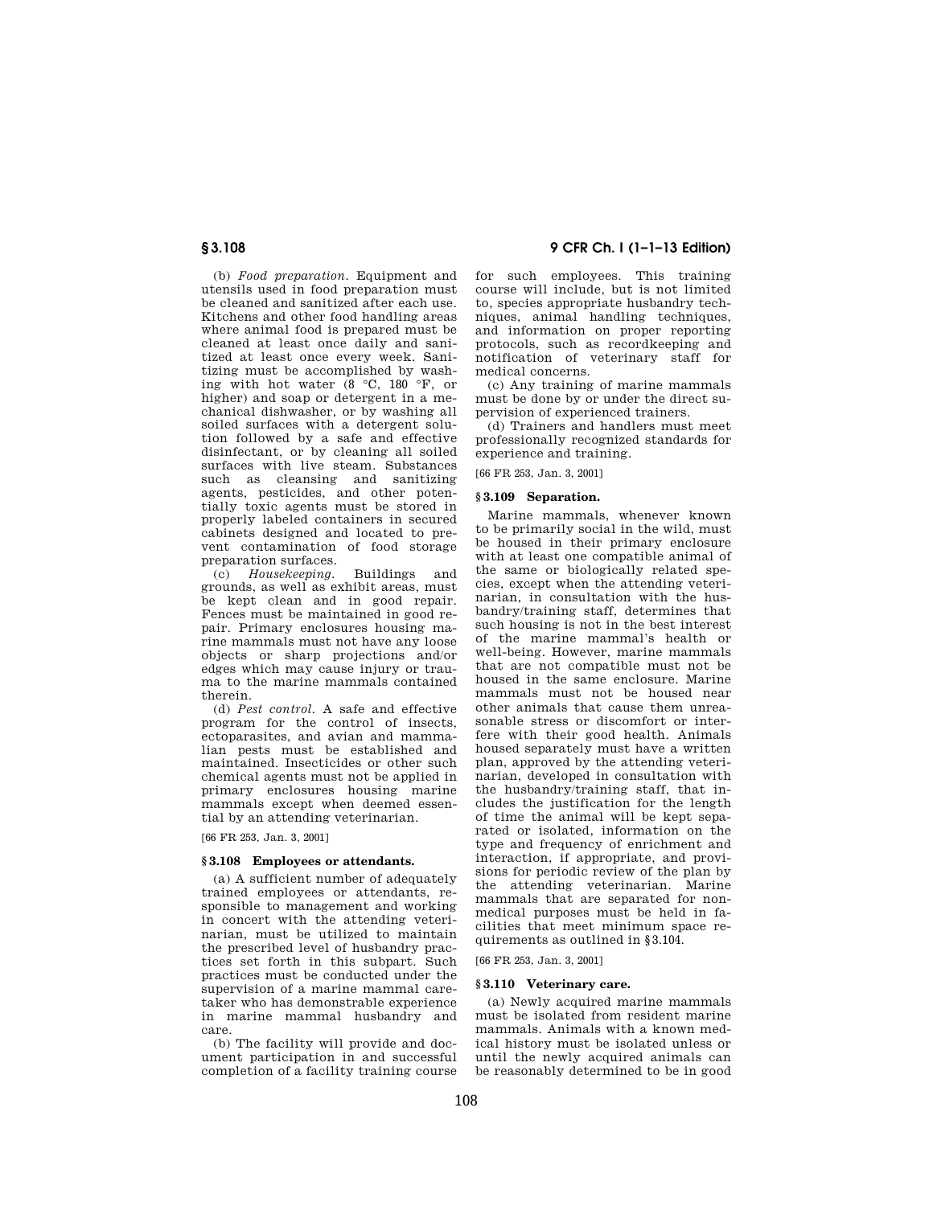(b) *Food preparation.* Equipment and utensils used in food preparation must be cleaned and sanitized after each use. Kitchens and other food handling areas where animal food is prepared must be cleaned at least once daily and sanitized at least once every week. Sanitizing must be accomplished by washing with hot water (8 °C, 180 °F, or higher) and soap or detergent in a mechanical dishwasher, or by washing all soiled surfaces with a detergent solution followed by a safe and effective disinfectant, or by cleaning all soiled surfaces with live steam. Substances such as cleansing and sanitizing agents, pesticides, and other potentially toxic agents must be stored in properly labeled containers in secured cabinets designed and located to prevent contamination of food storage preparation surfaces.

(c) *Housekeeping.* Buildings and grounds, as well as exhibit areas, must be kept clean and in good repair. Fences must be maintained in good repair. Primary enclosures housing marine mammals must not have any loose objects or sharp projections and/or edges which may cause injury or trauma to the marine mammals contained therein.

(d) *Pest control.* A safe and effective program for the control of insects, ectoparasites, and avian and mammalian pests must be established and maintained. Insecticides or other such chemical agents must not be applied in primary enclosures housing marine mammals except when deemed essential by an attending veterinarian.

[66 FR 253, Jan. 3, 2001]

### § 3.108 Employees or attendants.

(a) A sufficient number of adequately trained employees or attendants, responsible to management and working in concert with the attending veterinarian, must be utilized to maintain the prescribed level of husbandry practices set forth in this subpart. Such practices must be conducted under the supervision of a marine mammal caretaker who has demonstrable experience in marine mammal husbandry and care.

(b) The facility will provide and document participation in and successful completion of a facility training course for such employees. This training course will include, but is not limited to, species appropriate husbandry techniques, animal handling techniques, and information on proper reporting protocols, such as recordkeeping and notification of veterinary staff for medical concerns.

(c) Any training of marine mammals must be done by or under the direct supervision of experienced trainers.

(d) Trainers and handlers must meet professionally recognized standards for experience and training.

[66 FR 253, Jan. 3, 2001]

### § 3.109 Separation.

Marine mammals, whenever known to be primarily social in the wild, must be housed in their primary enclosure with at least one compatible animal of the same or biologically related species, except when the attending veterinarian, in consultation with the husbandry/training staff, determines that such housing is not in the best interest of the marine mammal's health or well-being. However, marine mammals that are not compatible must not be housed in the same enclosure. Marine mammals must not be housed near other animals that cause them unreasonable stress or discomfort or interfere with their good health. Animals housed separately must have a written plan, approved by the attending veterinarian, developed in consultation with the husbandry/training staff, that includes the justification for the length of time the animal will be kept separated or isolated, information on the type and frequency of enrichment and interaction, if appropriate, and provisions for periodic review of the plan by the attending veterinarian. Marine mammals that are separated for nonmedical purposes must be held in facilities that meet minimum space requirements as outlined in § 3.104.

[66 FR 253, Jan. 3, 2001]

### § 3.110 Veterinary care.

(a) Newly acquired marine mammals must be isolated from resident marine mammals. Animals with a known medical history must be isolated unless or until the newly acquired animals can be reasonably determined to be in good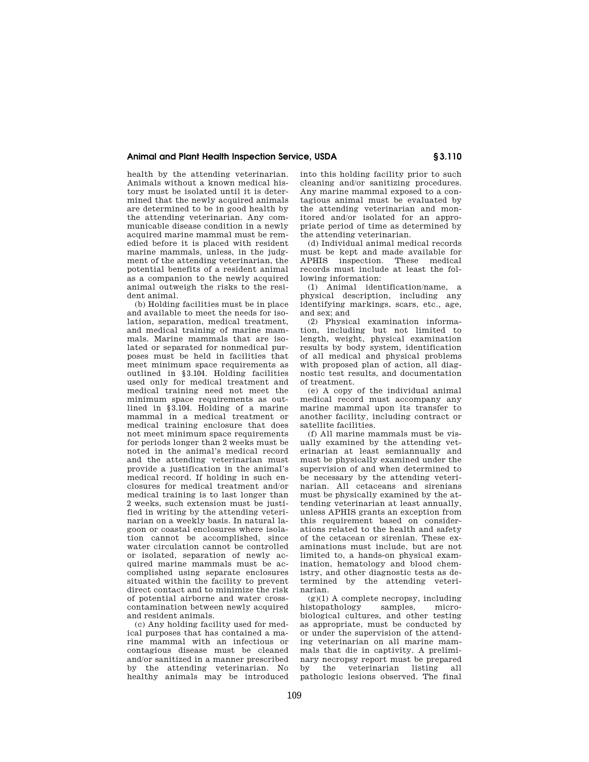health by the attending veterinarian. Animals without a known medical history must be isolated until it is determined that the newly acquired animals are determined to be in good health by the attending veterinarian. Any communicable disease condition in a newly acquired marine mammal must be remedied before it is placed with resident marine mammals, unless, in the judgment of the attending veterinarian, the potential benefits of a resident animal as a companion to the newly acquired animal outweigh the risks to the resident animal.

(b) Holding facilities must be in place and available to meet the needs for isolation, separation, medical treatment, and medical training of marine mammals. Marine mammals that are isolated or separated for nonmedical purposes must be held in facilities that meet minimum space requirements as outlined in §3.104. Holding facilities used only for medical treatment and medical training need not meet the minimum space requirements as outlined in §3.104. Holding of a marine mammal in a medical treatment or medical training enclosure that does not meet minimum space requirements for periods longer than 2 weeks must be noted in the animal's medical record and the attending veterinarian must provide a justification in the animal's medical record. If holding in such enclosures for medical treatment and/or medical training is to last longer than 2 weeks, such extension must be justified in writing by the attending veterinarian on a weekly basis. In natural lagoon or coastal enclosures where isolation cannot be accomplished, since water circulation cannot be controlled or isolated, separation of newly acquired marine mammals must be accomplished using separate enclosures situated within the facility to prevent direct contact and to minimize the risk of potential airborne and water cross-contamination between newly acquired and resident animals.

(c) Any holding facility used for medical purposes that has contained a marine mammal with an infectious or contagious disease must be cleaned and/or sanitized in a manner prescribed by the attending veterinarian. No healthy animals may be introduced into this holding facility prior to such cleaning and/or sanitizing procedures. Any marine mammal exposed to a contagious animal must be evaluated by the attending veterinarian and monitored and/or isolated for an appropriate period of time as determined by the attending veterinarian.

(d) Individual animal medical records must be kept and made available for APHIS inspection. These medical records must include at least the following information:

(1) Animal identification/name, a physical description, including any identifying markings, scars, etc., age, and sex; and

(2) Physical examination information, including but not limited to length, weight, physical examination results by body system, identification of all medical and physical problems with proposed plan of action, all diagnostic test results, and documentation of treatment.

(e) A copy of the individual animal medical record must accompany any marine mammal upon its transfer to another facility, including contract or satellite facilities.

(f) All marine mammals must be visually examined by the attending veterinarian at least semiannually and must be physically examined under the supervision of and when determined to be necessary by the attending veterinarian. All cetaceans and sirenians must be physically examined by the attending veterinarian at least annually, unless APHIS grants an exception from this requirement based on considerations related to the health and safety of the cetacean or sirenian. These examinations must include, but are not limited to, a hands-on physical examination, hematology and blood chemistry, and other diagnostic tests as determined by the attending veterinarian.

(g)(1) A complete necropsy, including histopathology samples, microbiological cultures, and other testing as appropriate, must be conducted by or under the supervision of the attending veterinarian on all marine mammals that die in captivity. A preliminary necropsy report must be prepared by the veterinarian listing all pathologic lesions observed. The final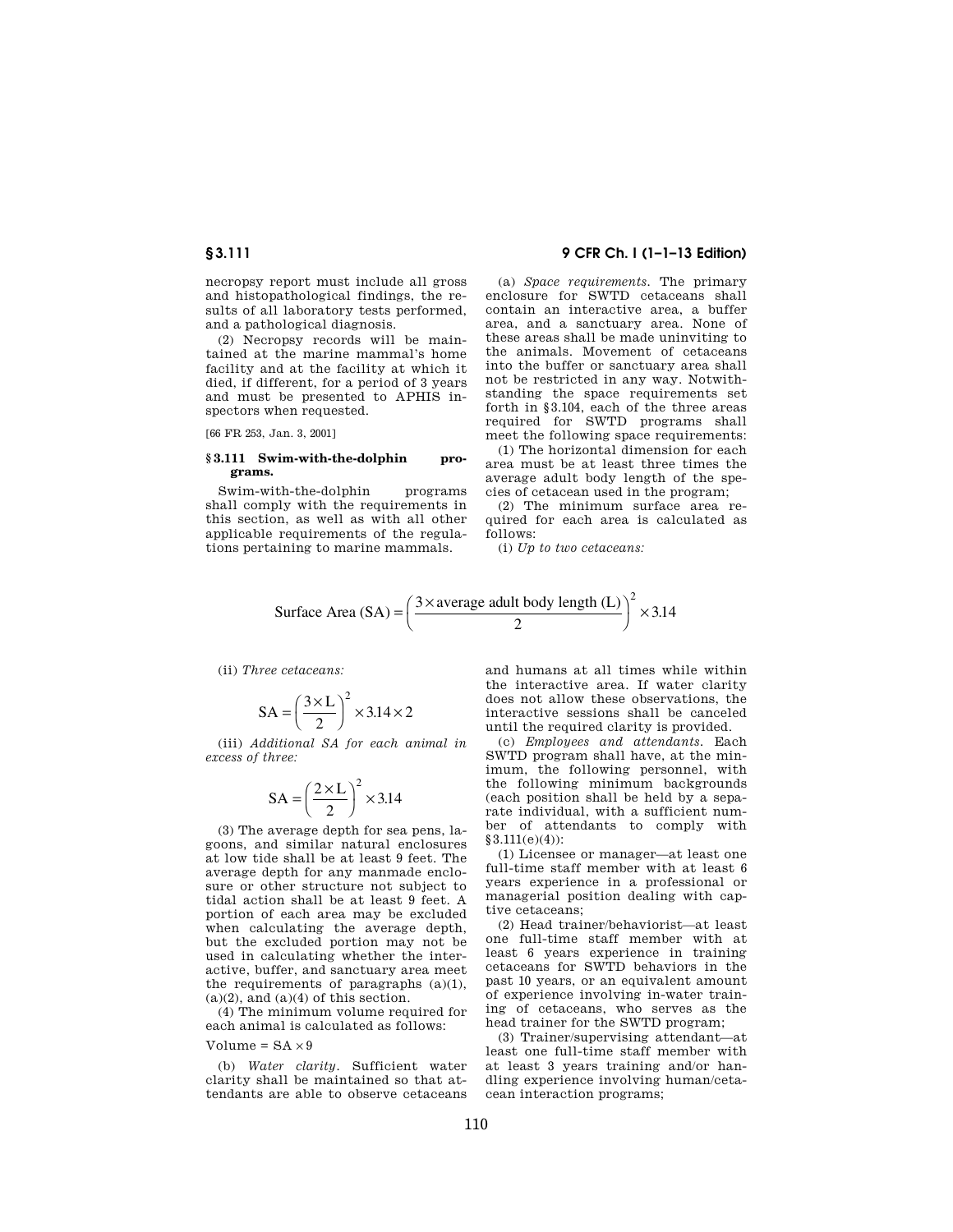necropsy report must include all gross and histopathological findings, the results of all laboratory tests performed, and a pathological diagnosis.

(2) Necropsy records will be maintained at the marine mammal's home facility and at the facility at which it died, if different, for a period of 3 years and must be presented to APHIS inspectors when requested.

[66 FR 253, Jan. 3, 2001]

### § 3.111 Swim-with-the-dolphin programs.

Swim-with-the-dolphin programs shall comply with the requirements in this section, as well as with all other applicable requirements of the regulations pertaining to marine mammals.

(a) *Space requirements.* The primary enclosure for SWTD cetaceans shall contain an interactive area, a buffer area, and a sanctuary area. None of these areas shall be made uninviting to the animals. Movement of cetaceans into the buffer or sanctuary area shall not be restricted in any way. Notwithstanding the space requirements set forth in §3.104, each of the three areas required for SWTD programs shall meet the following space requirements:

(1) The horizontal dimension for each area must be at least three times the average adult body length of the species of cetacean used in the program;

(2) The minimum surface area required for each area is calculated as follows:

(i) *Up to two cetaceans:*

$$\text{Surface Area (SA)} = \left(\frac{3 \times \text{average adult body length (L)}}{2}\right)^2 \times 3.14$$

(ii) *Three cetaceans:*

$$\text{SA} = \left(\frac{3 \times \text{L}}{2}\right)^2 \times 3.14 \times 2$$

(iii) *Additional SA for each animal in excess of three:*

$$\text{SA} = \left(\frac{2 \times \text{L}}{2}\right)^2 \times 3.14$$

(3) The average depth for sea pens, lagoons, and similar natural enclosures at low tide shall be at least 9 feet. The average depth for any manmade enclosure or other structure not subject to tidal action shall be at least 9 feet. A portion of each area may be excluded when calculating the average depth, but the excluded portion may not be used in calculating whether the interactive, buffer, and sanctuary area meet the requirements of paragraphs (a)(1), (a)(2), and (a)(4) of this section.

(4) The minimum volume required for each animal is calculated as follows:

$\text{Volume} = \text{SA} \times 9$

(b) *Water clarity.* Sufficient water clarity shall be maintained so that attendants are able to observe cetaceans and humans at all times while within the interactive area. If water clarity does not allow these observations, the interactive sessions shall be canceled until the required clarity is provided.

(c) *Employees and attendants.* Each SWTD program shall have, at the minimum, the following personnel, with the following minimum backgrounds (each position shall be held by a separate individual, with a sufficient number of attendants to comply with §3.111(e)(4)):

(1) Licensee or manager—at least one full-time staff member with at least 6 years experience in a professional or managerial position dealing with captive cetaceans;

(2) Head trainer/behaviorist—at least one full-time staff member with at least 6 years experience in training cetaceans for SWTD behaviors in the past 10 years, or an equivalent amount of experience involving in-water training of cetaceans, who serves as the head trainer for the SWTD program;

(3) Trainer/supervising attendant—at least one full-time staff member with at least 3 years training and/or handling experience involving human/cetacean interaction programs;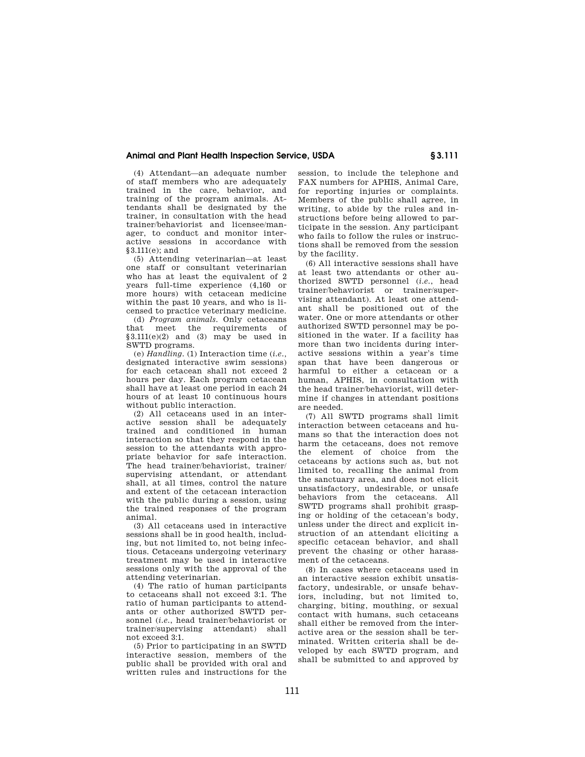(4) Attendant—an adequate number of staff members who are adequately trained in the care, behavior, and training of the program animals. Attendants shall be designated by the trainer, in consultation with the head trainer/behaviorist and licensee/manager, to conduct and monitor interactive sessions in accordance with §3.111(e); and

(5) Attending veterinarian—at least one staff or consultant veterinarian who has at least the equivalent of 2 years full-time experience (4,160 or more hours) with cetacean medicine within the past 10 years, and who is licensed to practice veterinary medicine.

(d) *Program animals.* Only cetaceans that meet the requirements of §3.111(e)(2) and (3) may be used in SWTD programs.

(e) *Handling.* (1) Interaction time (*i.e.*, designated interactive swim sessions) for each cetacean shall not exceed 2 hours per day. Each program cetacean shall have at least one period in each 24 hours of at least 10 continuous hours without public interaction.

(2) All cetaceans used in an interactive session shall be adequately trained and conditioned in human interaction so that they respond in the session to the attendants with appropriate behavior for safe interaction. The head trainer/behaviorist, trainer/supervising attendant, or attendant shall, at all times, control the nature and extent of the cetacean interaction with the public during a session, using the trained responses of the program animal.

(3) All cetaceans used in interactive sessions shall be in good health, including, but not limited to, not being infectious. Cetaceans undergoing veterinary treatment may be used in interactive sessions only with the approval of the attending veterinarian.

(4) The ratio of human participants to cetaceans shall not exceed 3:1. The ratio of human participants to attendants or other authorized SWTD personnel (*i.e.*, head trainer/behaviorist or trainer/supervising attendant) shall not exceed 3:1.

(5) Prior to participating in an SWTD interactive session, members of the public shall be provided with oral and written rules and instructions for the session, to include the telephone and FAX numbers for APHIS, Animal Care, for reporting injuries or complaints. Members of the public shall agree, in writing, to abide by the rules and instructions before being allowed to participate in the session. Any participant who fails to follow the rules or instructions shall be removed from the session by the facility.

(6) All interactive sessions shall have at least two attendants or other authorized SWTD personnel (*i.e.*, head trainer/behaviorist or trainer/supervising attendant). At least one attendant shall be positioned out of the water. One or more attendants or other authorized SWTD personnel may be positioned in the water. If a facility has more than two incidents during interactive sessions within a year's time span that have been dangerous or harmful to either a cetacean or a human, APHIS, in consultation with the head trainer/behaviorist, will determine if changes in attendant positions are needed.

(7) All SWTD programs shall limit interaction between cetaceans and humans so that the interaction does not harm the cetaceans, does not remove the element of choice from the cetaceans by actions such as, but not limited to, recalling the animal from the sanctuary area, and does not elicit unsatisfactory, undesirable, or unsafe behaviors from the cetaceans. All SWTD programs shall prohibit grasping or holding of the cetacean's body, unless under the direct and explicit instruction of an attendant eliciting a specific cetacean behavior, and shall prevent the chasing or other harassment of the cetaceans.

(8) In cases where cetaceans used in an interactive session exhibit unsatisfactory, undesirable, or unsafe behaviors, including, but not limited to, charging, biting, mouthing, or sexual contact with humans, such cetaceans shall either be removed from the interactive area or the session shall be terminated. Written criteria shall be developed by each SWTD program, and shall be submitted to and approved by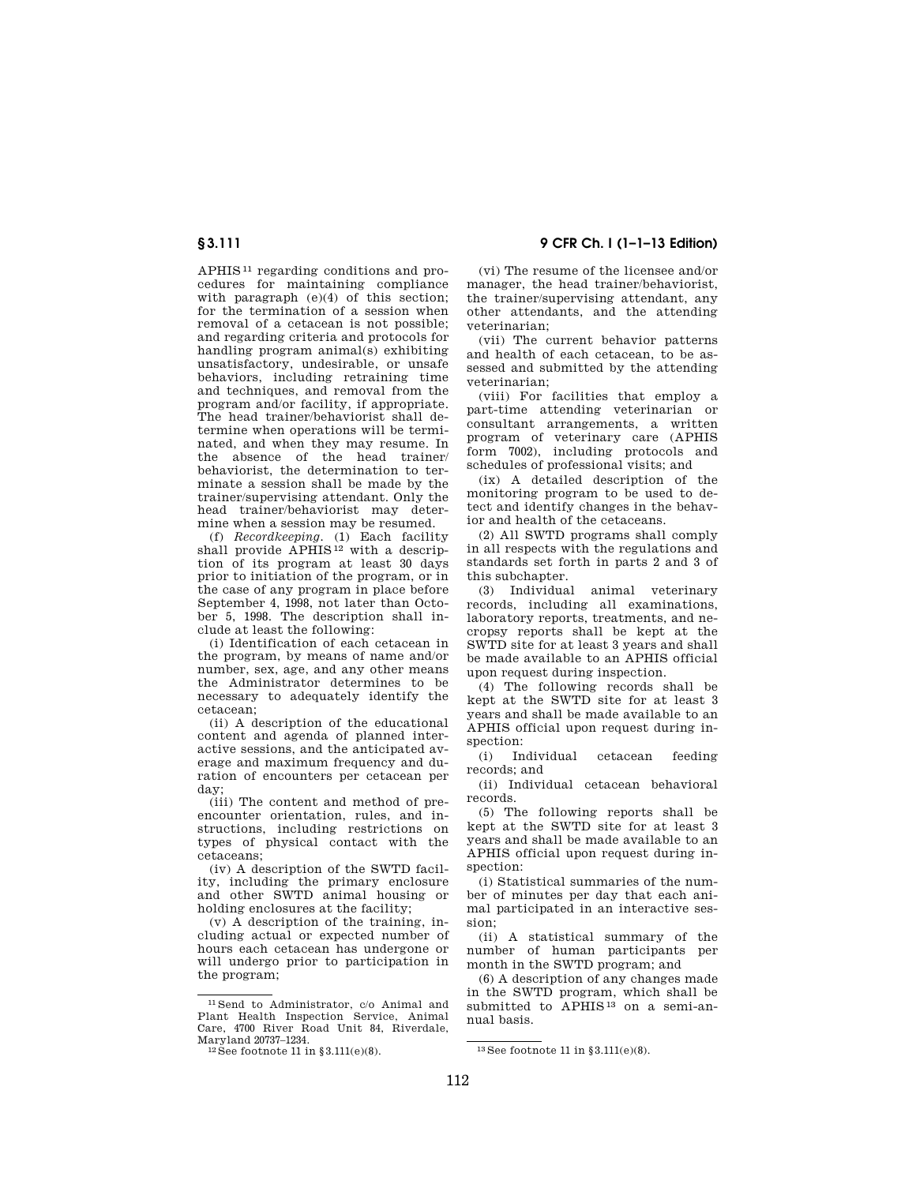APHIS[11] regarding conditions and procedures for maintaining compliance with paragraph (e)(4) of this section; for the termination of a session when removal of a cetacean is not possible; and regarding criteria and protocols for handling program animal(s) exhibiting unsatisfactory, undesirable, or unsafe behaviors, including retraining time and techniques, and removal from the program and/or facility, if appropriate. The head trainer/behaviorist shall determine when operations will be terminated, and when they may resume. In the absence of the head trainer/behaviorist, the determination to terminate a session shall be made by the trainer/supervising attendant. Only the head trainer/behaviorist may determine when a session may be resumed.

(f) *Recordkeeping.* (1) Each facility shall provide APHIS[12] with a description of its program at least 30 days prior to initiation of the program, or in the case of any program in place before September 4, 1998, not later than October 5, 1998. The description shall include at least the following:

(i) Identification of each cetacean in the program, by means of name and/or number, sex, age, and any other means the Administrator determines to be necessary to adequately identify the cetacean;

(ii) A description of the educational content and agenda of planned interactive sessions, and the anticipated average and maximum frequency and duration of encounters per cetacean per day;

(iii) The content and method of pre-encounter orientation, rules, and instructions, including restrictions on types of physical contact with the cetaceans;

(iv) A description of the SWTD facility, including the primary enclosure and other SWTD animal housing or holding enclosures at the facility;

(v) A description of the training, including actual or expected number of hours each cetacean has undergone or will undergo prior to participation in the program;

(vi) The resume of the licensee and/or manager, the head trainer/behaviorist, the trainer/supervising attendant, any other attendants, and the attending veterinarian;

(vii) The current behavior patterns and health of each cetacean, to be assessed and submitted by the attending veterinarian;

(viii) For facilities that employ a part-time attending veterinarian or consultant arrangements, a written program of veterinary care (APHIS form 7002), including protocols and schedules of professional visits; and

(ix) A detailed description of the monitoring program to be used to detect and identify changes in the behavior and health of the cetaceans.

(2) All SWTD programs shall comply in all respects with the regulations and standards set forth in parts 2 and 3 of this subchapter.

(3) Individual animal veterinary records, including all examinations, laboratory reports, treatments, and necropsy reports shall be kept at the SWTD site for at least 3 years and shall be made available to an APHIS official upon request during inspection.

(4) The following records shall be kept at the SWTD site for at least 3 years and shall be made available to an APHIS official upon request during inspection:

(i) Individual cetacean feeding records; and

(ii) Individual cetacean behavioral records.

(5) The following reports shall be kept at the SWTD site for at least 3 years and shall be made available to an APHIS official upon request during inspection:

(i) Statistical summaries of the number of minutes per day that each animal participated in an interactive session;

(ii) A statistical summary of the number of human participants per month in the SWTD program; and

(6) A description of any changes made in the SWTD program, which shall be submitted to APHIS[13] on a semi-annual basis.

---

[11] Send to Administrator, c/o Animal and Plant Health Inspection Service, Animal Care, 4700 River Road Unit 84, Riverdale, Maryland 20737–1234.

[12] See footnote 11 in §3.111(e)(8).

[13] See footnote 11 in §3.111(e)(8).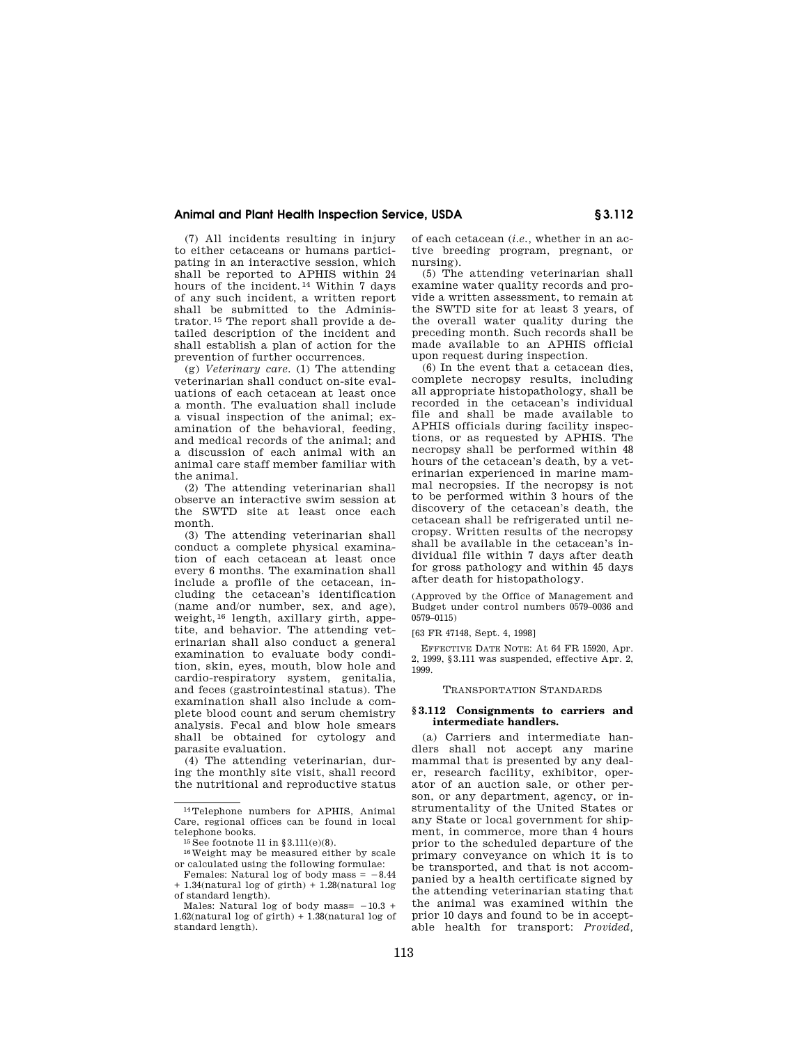(7) All incidents resulting in injury to either cetaceans or humans participating in an interactive session, which shall be reported to APHIS within 24 hours of the incident.[14] Within 7 days of any such incident, a written report shall be submitted to the Administrator.[15] The report shall provide a detailed description of the incident and shall establish a plan of action for the prevention of further occurrences.

(g) *Veterinary care.* (1) The attending veterinarian shall conduct on-site evaluations of each cetacean at least once a month. The evaluation shall include a visual inspection of the animal; examination of the behavioral, feeding, and medical records of the animal; and a discussion of each animal with an animal care staff member familiar with the animal.

(2) The attending veterinarian shall observe an interactive swim session at the SWTD site at least once each month.

(3) The attending veterinarian shall conduct a complete physical examination of each cetacean at least once every 6 months. The examination shall include a profile of the cetacean, including the cetacean's identification (name and/or number, sex, and age), weight,[16] length, axillary girth, appetite, and behavior. The attending veterinarian shall also conduct a general examination to evaluate body condition, skin, eyes, mouth, blow hole and cardio-respiratory system, genitalia, and feces (gastrointestinal status). The examination shall also include a complete blood count and serum chemistry analysis. Fecal and blow hole smears shall be obtained for cytology and parasite evaluation.

(4) The attending veterinarian, during the monthly site visit, shall record the nutritional and reproductive status of each cetacean (*i.e.*, whether in an active breeding program, pregnant, or nursing).

(5) The attending veterinarian shall examine water quality records and provide a written assessment, to remain at the SWTD site for at least 3 years, of the overall water quality during the preceding month. Such records shall be made available to an APHIS official upon request during inspection.

(6) In the event that a cetacean dies, complete necropsy results, including all appropriate histopathology, shall be recorded in the cetacean's individual file and shall be made available to APHIS officials during facility inspections, or as requested by APHIS. The necropsy shall be performed within 48 hours of the cetacean's death, by a veterinarian experienced in marine mammal necropsies. If the necropsy is not to be performed within 3 hours of the discovery of the cetacean's death, the cetacean shall be refrigerated until necropsy. Written results of the necropsy shall be available in the cetacean's individual file within 7 days after death for gross pathology and within 45 days after death for histopathology.

(Approved by the Office of Management and Budget under control numbers 0579–0036 and 0579–0115)

[63 FR 47148, Sept. 4, 1998]

EFFECTIVE DATE NOTE: At 64 FR 15920, Apr. 2, 1999, §3.111 was suspended, effective Apr. 2, 1999.

TRANSPORTATION STANDARDS

### §3.112 Consignments to carriers and intermediate handlers.

(a) Carriers and intermediate handlers shall not accept any marine mammal that is presented by any dealer, research facility, exhibitor, operator of an auction sale, or other person, or any department, agency, or instrumentality of the United States or any State or local government for shipment, in commerce, more than 4 hours prior to the scheduled departure of the primary conveyance on which it is to be transported, and that is not accompanied by a health certificate signed by the attending veterinarian stating that the animal was examined within the prior 10 days and found to be in acceptable health for transport: *Provided,*

---

[14] Telephone numbers for APHIS, Animal Care, regional offices can be found in local telephone books.

[15] See footnote 11 in §3.111(e)(8).

[16] Weight may be measured either by scale or calculated using the following formulae:

Females: Natural log of body mass = $-8.44 + 1.34$(natural log of girth) + $1.28$(natural log of standard length).

Males: Natural log of body mass= $-10.3 + 1.62$(natural log of girth) + $1.38$(natural log of standard length).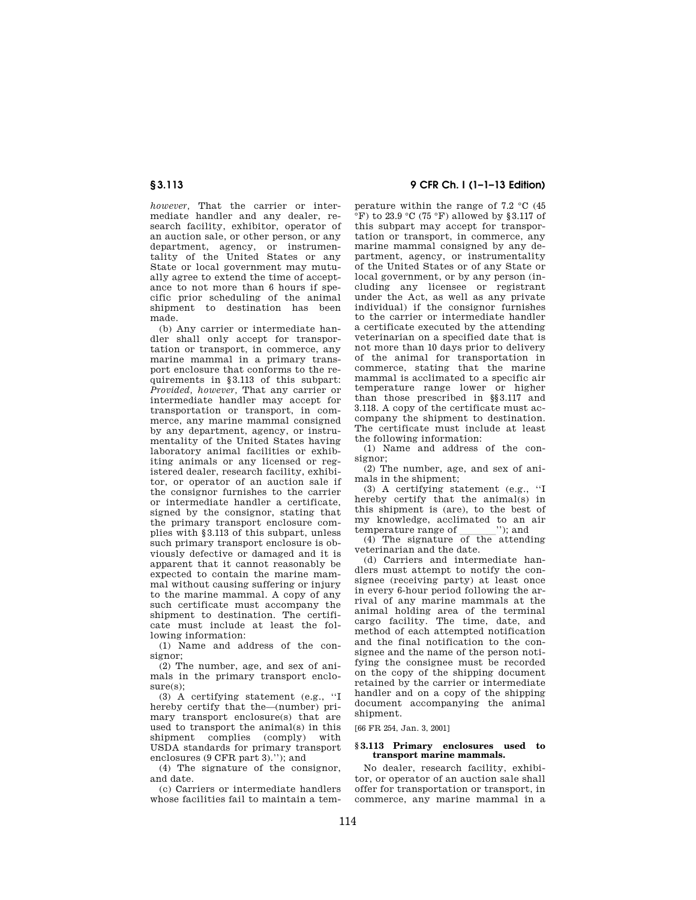*however,* That the carrier or intermediate handler and any dealer, research facility, exhibitor, operator of an auction sale, or other person, or any department, agency, or instrumentality of the United States or any State or local government may mutually agree to extend the time of acceptance to not more than 6 hours if specific prior scheduling of the animal shipment to destination has been made.

(b) Any carrier or intermediate handler shall only accept for transportation or transport, in commerce, any marine mammal in a primary transport enclosure that conforms to the requirements in §3.113 of this subpart: *Provided, however,* That any carrier or intermediate handler may accept for transportation or transport, in commerce, any marine mammal consigned by any department, agency, or instrumentality of the United States having laboratory animal facilities or exhibiting animals or any licensed or registered dealer, research facility, exhibitor, or operator of an auction sale if the consignor furnishes to the carrier or intermediate handler a certificate, signed by the consignor, stating that the primary transport enclosure complies with §3.113 of this subpart, unless such primary transport enclosure is obviously defective or damaged and it is apparent that it cannot reasonably be expected to contain the marine mammal without causing suffering or injury to the marine mammal. A copy of any such certificate must accompany the shipment to destination. The certificate must include at least the following information:

(1) Name and address of the consignor;

(2) The number, age, and sex of animals in the primary transport enclosure(s);

(3) A certifying statement (e.g., ''I hereby certify that the—(number) primary transport enclosure(s) that are used to transport the animal(s) in this shipment complies (comply) with USDA standards for primary transport enclosures (9 CFR part 3).''); and

(4) The signature of the consignor, and date.

(c) Carriers or intermediate handlers whose facilities fail to maintain a temperature within the range of 7.2 °C (45 °F) to 23.9 °C (75 °F) allowed by §3.117 of this subpart may accept for transportation or transport, in commerce, any marine mammal consigned by any department, agency, or instrumentality of the United States or of any State or local government, or by any person (including any licensee or registrant under the Act, as well as any private individual) if the consignor furnishes to the carrier or intermediate handler a certificate executed by the attending veterinarian on a specified date that is not more than 10 days prior to delivery of the animal for transportation in commerce, stating that the marine mammal is acclimated to a specific air temperature range lower or higher than those prescribed in §§3.117 and 3.118. A copy of the certificate must accompany the shipment to destination. The certificate must include at least the following information:

(1) Name and address of the consignor;

(2) The number, age, and sex of animals in the shipment;

(3) A certifying statement (e.g., ''I hereby certify that the animal(s) in this shipment is (are), to the best of my knowledge, acclimated to an air temperature range of \_\_\_\_\_\_\_''); and

(4) The signature of the attending veterinarian and the date.

(d) Carriers and intermediate handlers must attempt to notify the consignee (receiving party) at least once in every 6-hour period following the arrival of any marine mammals at the animal holding area of the terminal cargo facility. The time, date, and method of each attempted notification and the final notification to the consignee and the name of the person notifying the consignee must be recorded on the copy of the shipping document retained by the carrier or intermediate handler and on a copy of the shipping document accompanying the animal shipment.

[66 FR 254, Jan. 3, 2001]

### §3.113 Primary enclosures used to transport marine mammals.

No dealer, research facility, exhibitor, or operator of an auction sale shall offer for transportation or transport, in commerce, any marine mammal in a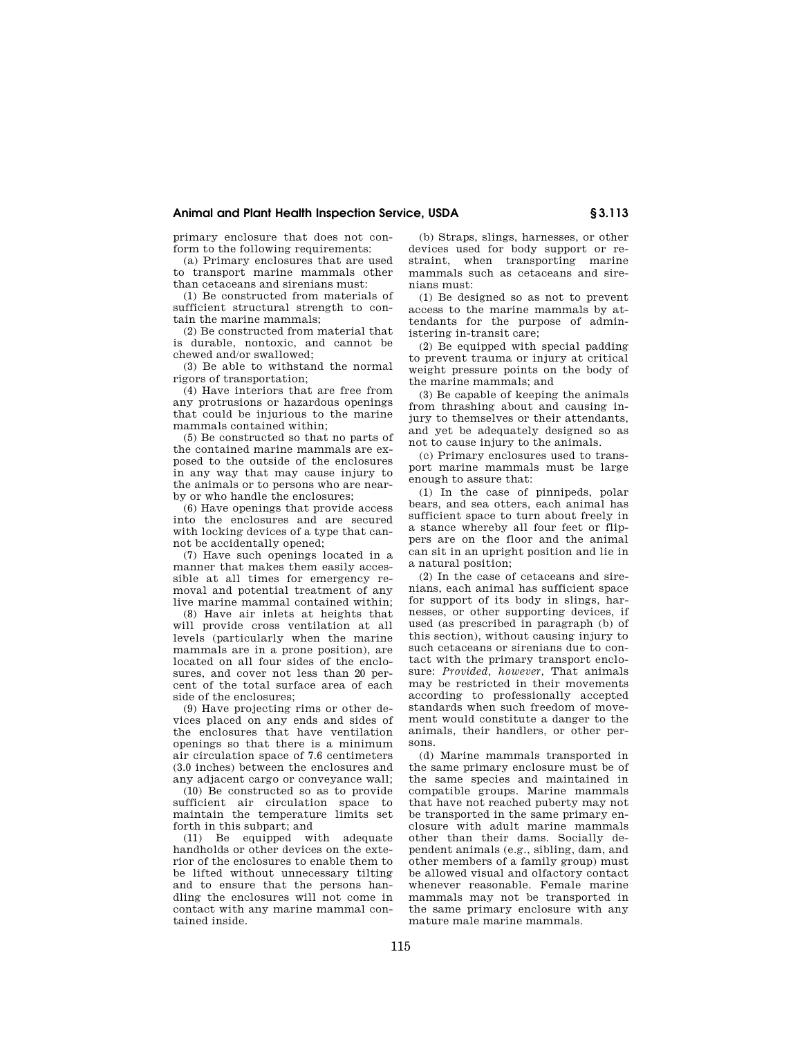primary enclosure that does not conform to the following requirements:

(a) Primary enclosures that are used to transport marine mammals other than cetaceans and sirenians must:

(1) Be constructed from materials of sufficient structural strength to contain the marine mammals;

(2) Be constructed from material that is durable, nontoxic, and cannot be chewed and/or swallowed;

(3) Be able to withstand the normal rigors of transportation;

(4) Have interiors that are free from any protrusions or hazardous openings that could be injurious to the marine mammals contained within;

(5) Be constructed so that no parts of the contained marine mammals are exposed to the outside of the enclosures in any way that may cause injury to the animals or to persons who are nearby or who handle the enclosures;

(6) Have openings that provide access into the enclosures and are secured with locking devices of a type that cannot be accidentally opened;

(7) Have such openings located in a manner that makes them easily accessible at all times for emergency removal and potential treatment of any live marine mammal contained within;

(8) Have air inlets at heights that will provide cross ventilation at all levels (particularly when the marine mammals are in a prone position), are located on all four sides of the enclosures, and cover not less than 20 percent of the total surface area of each side of the enclosures;

(9) Have projecting rims or other devices placed on any ends and sides of the enclosures that have ventilation openings so that there is a minimum air circulation space of 7.6 centimeters (3.0 inches) between the enclosures and any adjacent cargo or conveyance wall;

(10) Be constructed so as to provide sufficient air circulation space to maintain the temperature limits set forth in this subpart; and

(11) Be equipped with adequate handholds or other devices on the exterior of the enclosures to enable them to be lifted without unnecessary tilting and to ensure that the persons handling the enclosures will not come in contact with any marine mammal contained inside.

(b) Straps, slings, harnesses, or other devices used for body support or restraint, when transporting marine mammals such as cetaceans and sirenians must:

(1) Be designed so as not to prevent access to the marine mammals by attendants for the purpose of administering in-transit care;

(2) Be equipped with special padding to prevent trauma or injury at critical weight pressure points on the body of the marine mammals; and

(3) Be capable of keeping the animals from thrashing about and causing injury to themselves or their attendants, and yet be adequately designed so as not to cause injury to the animals.

(c) Primary enclosures used to transport marine mammals must be large enough to assure that:

(1) In the case of pinnipeds, polar bears, and sea otters, each animal has sufficient space to turn about freely in a stance whereby all four feet or flippers are on the floor and the animal can sit in an upright position and lie in a natural position;

(2) In the case of cetaceans and sirenians, each animal has sufficient space for support of its body in slings, harnesses, or other supporting devices, if used (as prescribed in paragraph (b) of this section), without causing injury to such cetaceans or sirenians due to contact with the primary transport enclosure: *Provided, however,* That animals may be restricted in their movements according to professionally accepted standards when such freedom of movement would constitute a danger to the animals, their handlers, or other persons.

(d) Marine mammals transported in the same primary enclosure must be of the same species and maintained in compatible groups. Marine mammals that have not reached puberty may not be transported in the same primary enclosure with adult marine mammals other than their dams. Socially dependent animals (e.g., sibling, dam, and other members of a family group) must be allowed visual and olfactory contact whenever reasonable. Female marine mammals may not be transported in the same primary enclosure with any mature male marine mammals.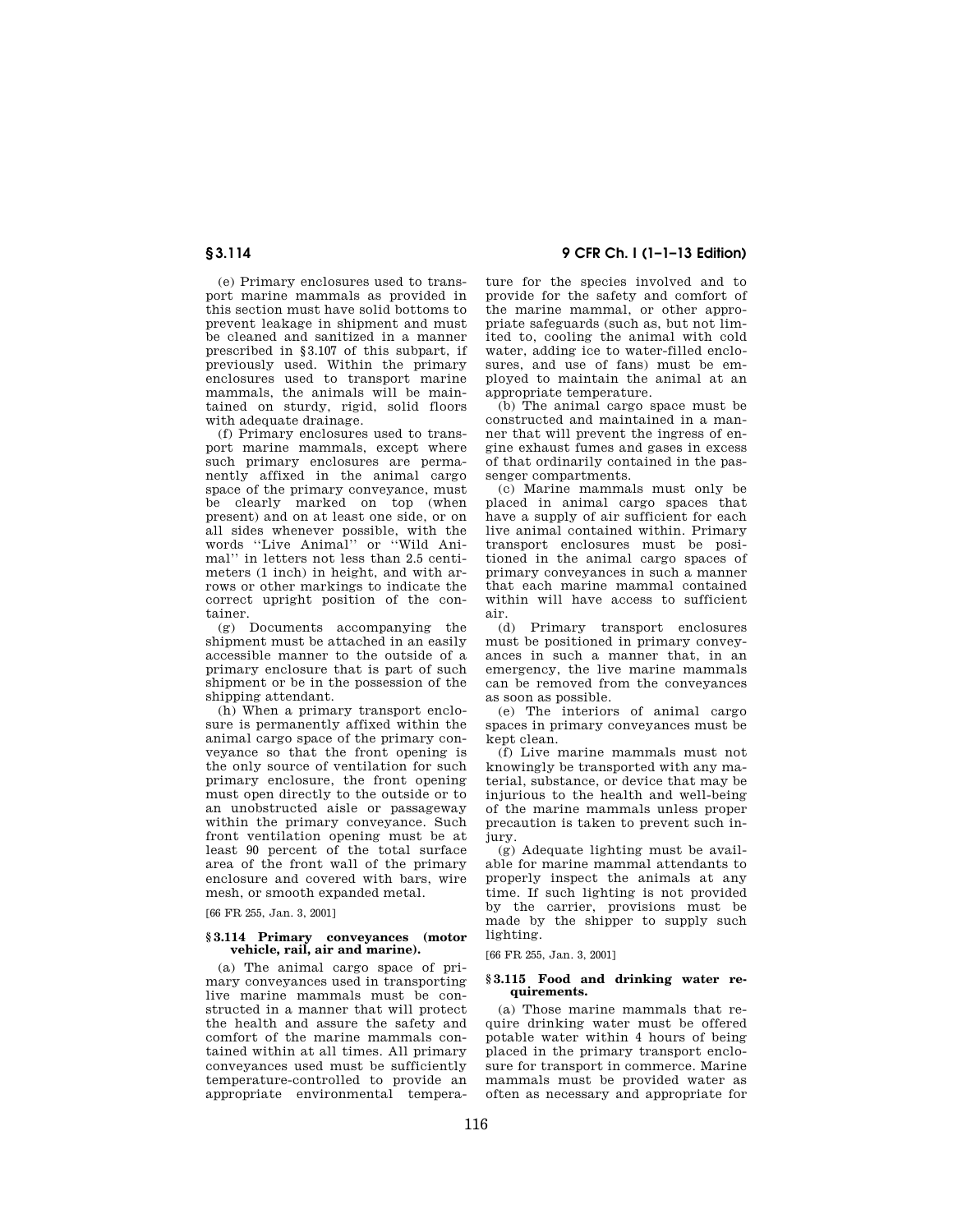(e) Primary enclosures used to transport marine mammals as provided in this section must have solid bottoms to prevent leakage in shipment and must be cleaned and sanitized in a manner prescribed in §3.107 of this subpart, if previously used. Within the primary enclosures used to transport marine mammals, the animals will be maintained on sturdy, rigid, solid floors with adequate drainage.

(f) Primary enclosures used to transport marine mammals, except where such primary enclosures are permanently affixed in the animal cargo space of the primary conveyance, must be clearly marked on top (when present) and on at least one side, or on all sides whenever possible, with the words ''Live Animal'' or ''Wild Animal'' in letters not less than 2.5 centimeters (1 inch) in height, and with arrows or other markings to indicate the correct upright position of the container.

(g) Documents accompanying the shipment must be attached in an easily accessible manner to the outside of a primary enclosure that is part of such shipment or be in the possession of the shipping attendant.

(h) When a primary transport enclosure is permanently affixed within the animal cargo space of the primary conveyance so that the front opening is the only source of ventilation for such primary enclosure, the front opening must open directly to the outside or to an unobstructed aisle or passageway within the primary conveyance. Such front ventilation opening must be at least 90 percent of the total surface area of the front wall of the primary enclosure and covered with bars, wire mesh, or smooth expanded metal.

[66 FR 255, Jan. 3, 2001]

### §3.114 Primary conveyances (motor vehicle, rail, air and marine).

(a) The animal cargo space of primary conveyances used in transporting live marine mammals must be constructed in a manner that will protect the health and assure the safety and comfort of the marine mammals contained within at all times. All primary conveyances used must be sufficiently temperature-controlled to provide an appropriate environmental temperature for the species involved and to provide for the safety and comfort of the marine mammal, or other appropriate safeguards (such as, but not limited to, cooling the animal with cold water, adding ice to water-filled enclosures, and use of fans) must be employed to maintain the animal at an appropriate temperature.

(b) The animal cargo space must be constructed and maintained in a manner that will prevent the ingress of engine exhaust fumes and gases in excess of that ordinarily contained in the passenger compartments.

(c) Marine mammals must only be placed in animal cargo spaces that have a supply of air sufficient for each live animal contained within. Primary transport enclosures must be positioned in the animal cargo spaces of primary conveyances in such a manner that each marine mammal contained within will have access to sufficient air.

(d) Primary transport enclosures must be positioned in primary conveyances in such a manner that, in an emergency, the live marine mammals can be removed from the conveyances as soon as possible.

(e) The interiors of animal cargo spaces in primary conveyances must be kept clean.

(f) Live marine mammals must not knowingly be transported with any material, substance, or device that may be injurious to the health and well-being of the marine mammals unless proper precaution is taken to prevent such injury.

(g) Adequate lighting must be available for marine mammal attendants to properly inspect the animals at any time. If such lighting is not provided by the carrier, provisions must be made by the shipper to supply such lighting.

[66 FR 255, Jan. 3, 2001]

### §3.115 Food and drinking water requirements.

(a) Those marine mammals that require drinking water must be offered potable water within 4 hours of being placed in the primary transport enclosure for transport in commerce. Marine mammals must be provided water as often as necessary and appropriate for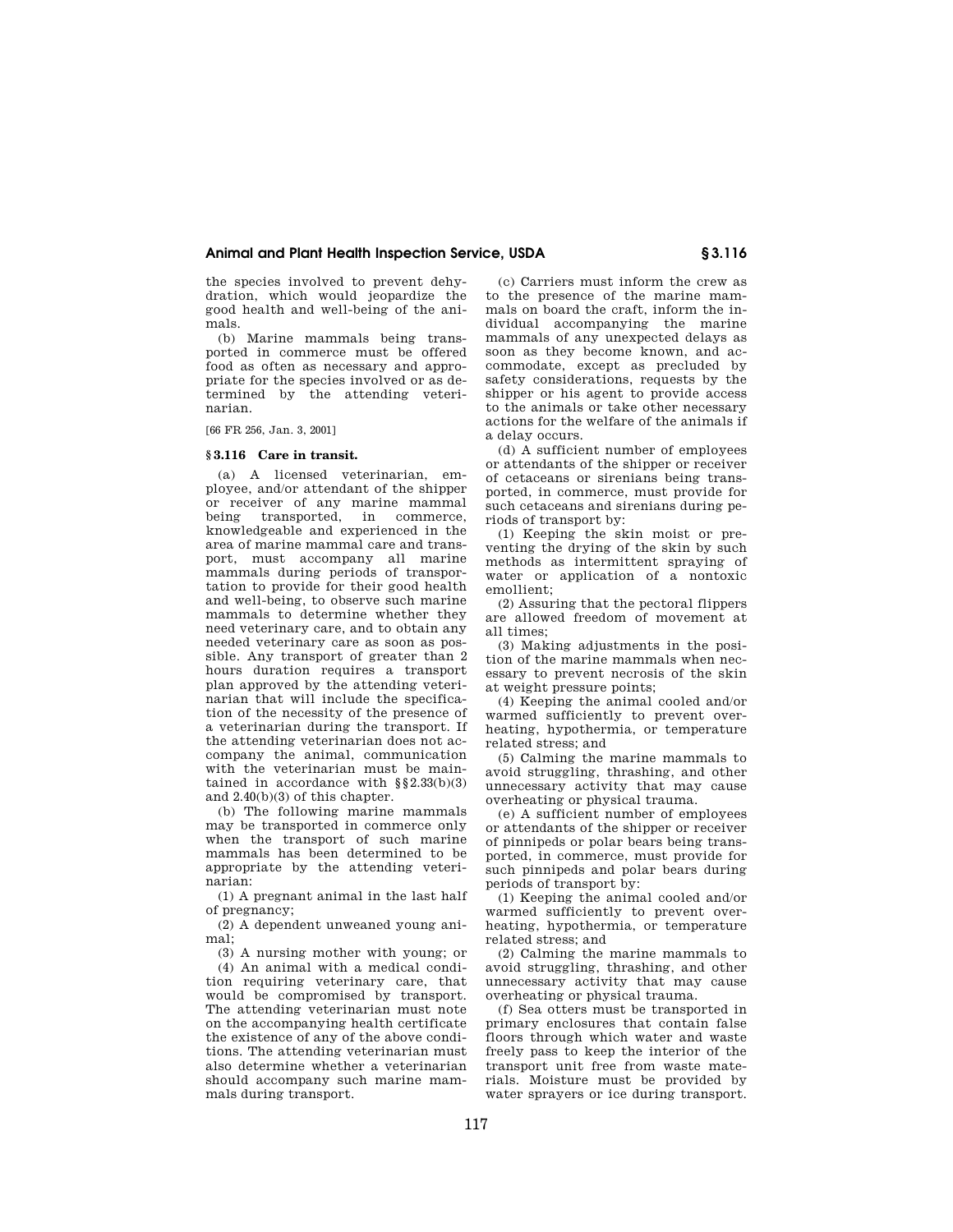the species involved to prevent dehydration, which would jeopardize the good health and well-being of the animals.

(b) Marine mammals being transported in commerce must be offered food as often as necessary and appropriate for the species involved or as determined by the attending veterinarian.

[66 FR 256, Jan. 3, 2001]

### § 3.116 Care in transit.

(a) A licensed veterinarian, employee, and/or attendant of the shipper or receiver of any marine mammal being transported, in commerce, knowledgeable and experienced in the area of marine mammal care and transport, must accompany all marine mammals during periods of transportation to provide for their good health and well-being, to observe such marine mammals to determine whether they need veterinary care, and to obtain any needed veterinary care as soon as possible. Any transport of greater than 2 hours duration requires a transport plan approved by the attending veterinarian that will include the specification of the necessity of the presence of a veterinarian during the transport. If the attending veterinarian does not accompany the animal, communication with the veterinarian must be maintained in accordance with §§ 2.33(b)(3) and 2.40(b)(3) of this chapter.

(b) The following marine mammals may be transported in commerce only when the transport of such marine mammals has been determined to be appropriate by the attending veterinarian:

(1) A pregnant animal in the last half of pregnancy;

(2) A dependent unweaned young animal;

(3) A nursing mother with young; or

(4) An animal with a medical condition requiring veterinary care, that would be compromised by transport. The attending veterinarian must note on the accompanying health certificate the existence of any of the above conditions. The attending veterinarian must also determine whether a veterinarian should accompany such marine mammals during transport.

(c) Carriers must inform the crew as to the presence of the marine mammals on board the craft, inform the individual accompanying the marine mammals of any unexpected delays as soon as they become known, and accommodate, except as precluded by safety considerations, requests by the shipper or his agent to provide access to the animals or take other necessary actions for the welfare of the animals if a delay occurs.

(d) A sufficient number of employees or attendants of the shipper or receiver of cetaceans or sirenians being transported, in commerce, must provide for such cetaceans and sirenians during periods of transport by:

(1) Keeping the skin moist or preventing the drying of the skin by such methods as intermittent spraying of water or application of a nontoxic emollient;

(2) Assuring that the pectoral flippers are allowed freedom of movement at all times;

(3) Making adjustments in the position of the marine mammals when necessary to prevent necrosis of the skin at weight pressure points;

(4) Keeping the animal cooled and/or warmed sufficiently to prevent overheating, hypothermia, or temperature related stress; and

(5) Calming the marine mammals to avoid struggling, thrashing, and other unnecessary activity that may cause overheating or physical trauma.

(e) A sufficient number of employees or attendants of the shipper or receiver of pinnipeds or polar bears being transported, in commerce, must provide for such pinnipeds and polar bears during periods of transport by:

(1) Keeping the animal cooled and/or warmed sufficiently to prevent overheating, hypothermia, or temperature related stress; and

(2) Calming the marine mammals to avoid struggling, thrashing, and other unnecessary activity that may cause overheating or physical trauma.

(f) Sea otters must be transported in primary enclosures that contain false floors through which water and waste freely pass to keep the interior of the transport unit free from waste materials. Moisture must be provided by water sprayers or ice during transport.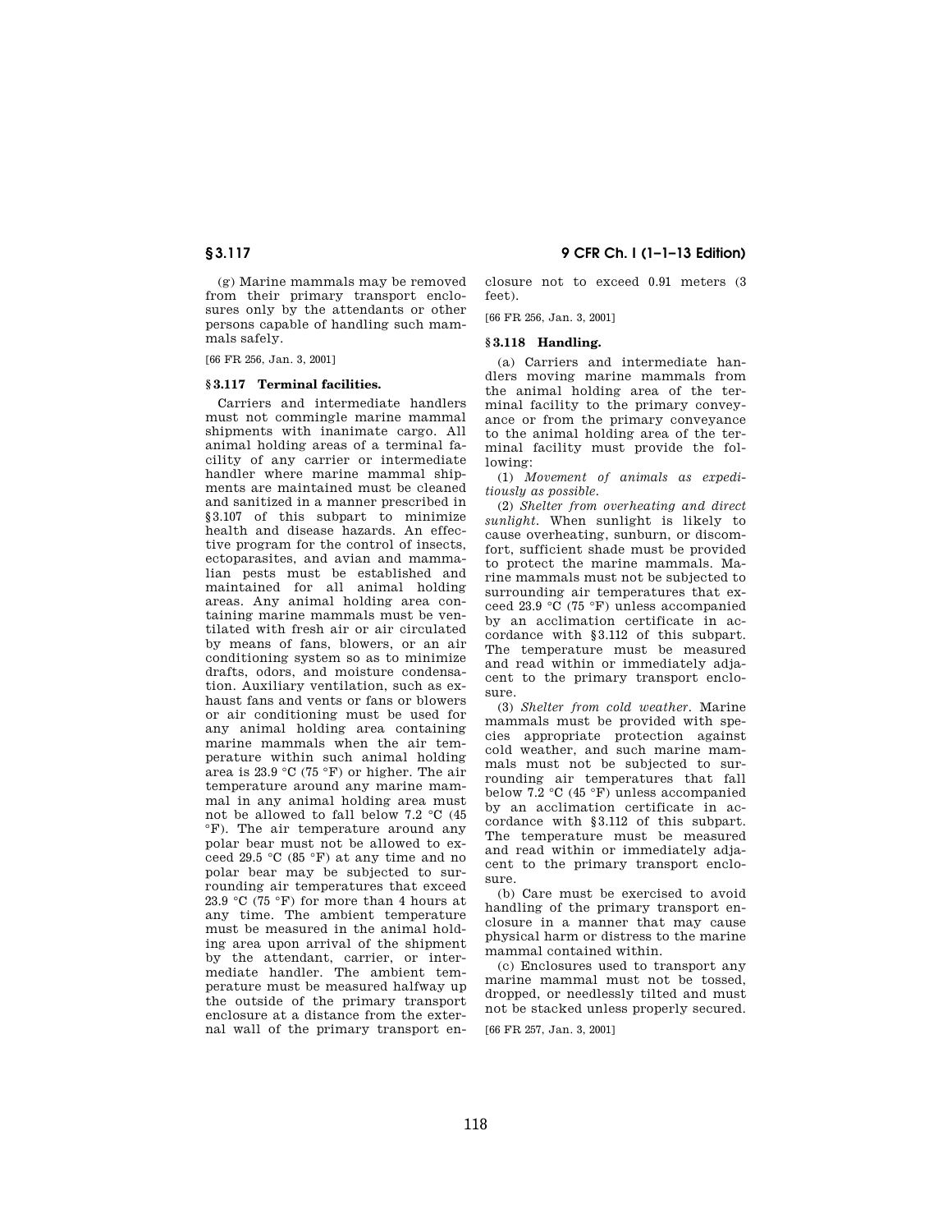(g) Marine mammals may be removed from their primary transport enclosures only by the attendants or other persons capable of handling such mammals safely.

[66 FR 256, Jan. 3, 2001]

### § 3.117 Terminal facilities.

Carriers and intermediate handlers must not commingle marine mammal shipments with inanimate cargo. All animal holding areas of a terminal facility of any carrier or intermediate handler where marine mammal shipments are maintained must be cleaned and sanitized in a manner prescribed in § 3.107 of this subpart to minimize health and disease hazards. An effective program for the control of insects, ectoparasites, and avian and mammalian pests must be established and maintained for all animal holding areas. Any animal holding area containing marine mammals must be ventilated with fresh air or air circulated by means of fans, blowers, or an air conditioning system so as to minimize drafts, odors, and moisture condensation. Auxiliary ventilation, such as exhaust fans and vents or fans or blowers or air conditioning must be used for any animal holding area containing marine mammals when the air temperature within such animal holding area is 23.9 °C (75 °F) or higher. The air temperature around any marine mammal in any animal holding area must not be allowed to fall below 7.2 °C (45 °F). The air temperature around any polar bear must not be allowed to exceed 29.5 °C (85 °F) at any time and no polar bear may be subjected to surrounding air temperatures that exceed 23.9 °C (75 °F) for more than 4 hours at any time. The ambient temperature must be measured in the animal holding area upon arrival of the shipment by the attendant, carrier, or intermediate handler. The ambient temperature must be measured halfway up the outside of the primary transport enclosure at a distance from the external wall of the primary transport enclosure not to exceed 0.91 meters (3 feet).

[66 FR 256, Jan. 3, 2001]

### § 3.118 Handling.

(a) Carriers and intermediate handlers moving marine mammals from the animal holding area of the terminal facility to the primary conveyance or from the primary conveyance to the animal holding area of the terminal facility must provide the following:

(1) *Movement of animals as expeditiously as possible.*

(2) *Shelter from overheating and direct sunlight.* When sunlight is likely to cause overheating, sunburn, or discomfort, sufficient shade must be provided to protect the marine mammals. Marine mammals must not be subjected to surrounding air temperatures that exceed 23.9 °C (75 °F) unless accompanied by an acclimation certificate in accordance with § 3.112 of this subpart. The temperature must be measured and read within or immediately adjacent to the primary transport enclosure.

(3) *Shelter from cold weather.* Marine mammals must be provided with species appropriate protection against cold weather, and such marine mammals must not be subjected to surrounding air temperatures that fall below 7.2 °C (45 °F) unless accompanied by an acclimation certificate in accordance with § 3.112 of this subpart. The temperature must be measured and read within or immediately adjacent to the primary transport enclosure.

(b) Care must be exercised to avoid handling of the primary transport enclosure in a manner that may cause physical harm or distress to the marine mammal contained within.

(c) Enclosures used to transport any marine mammal must not be tossed, dropped, or needlessly tilted and must not be stacked unless properly secured.

[66 FR 257, Jan. 3, 2001]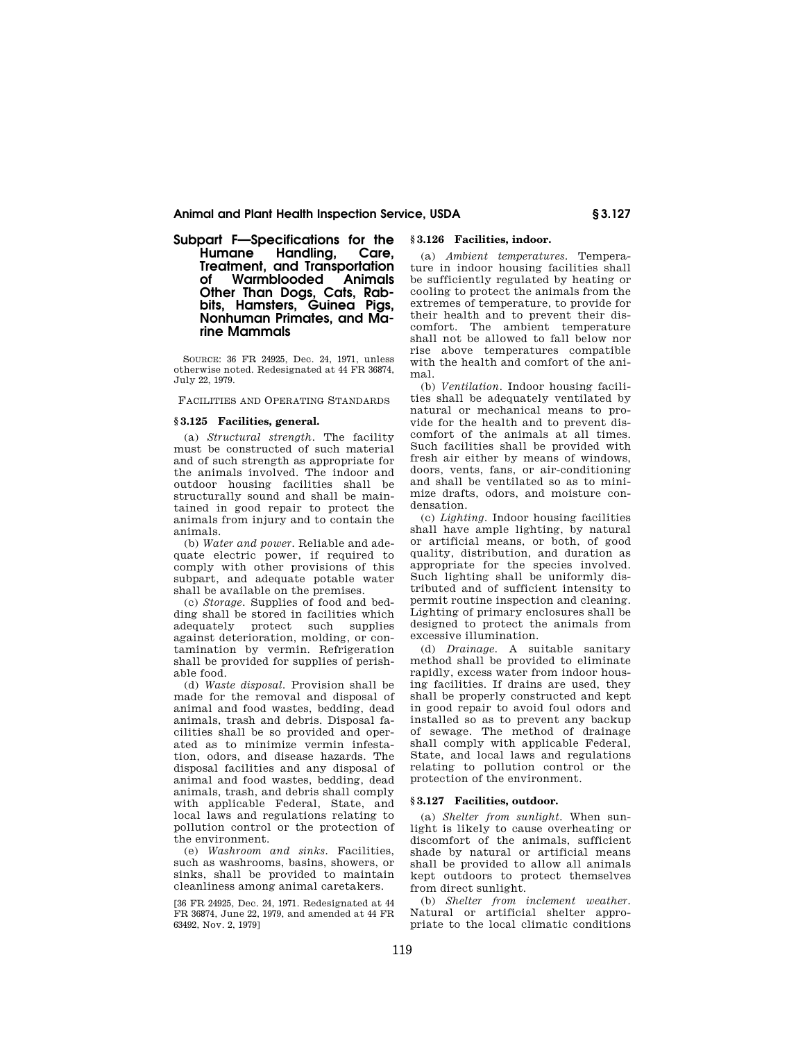## Subpart F—Specifications for the Humane Handling, Care, Treatment, and Transportation of Warmblooded Animals Other Than Dogs, Cats, Rabbits, Hamsters, Guinea Pigs, Nonhuman Primates, and Marine Mammals

SOURCE: 36 FR 24925, Dec. 24, 1971, unless otherwise noted. Redesignated at 44 FR 36874, July 22, 1979.

FACILITIES AND OPERATING STANDARDS

### § 3.125 Facilities, general.

(a) *Structural strength*. The facility must be constructed of such material and of such strength as appropriate for the animals involved. The indoor and outdoor housing facilities shall be structurally sound and shall be maintained in good repair to protect the animals from injury and to contain the animals.

(b) *Water and power*. Reliable and adequate electric power, if required to comply with other provisions of this subpart, and adequate potable water shall be available on the premises.

(c) *Storage*. Supplies of food and bedding shall be stored in facilities which adequately protect such supplies against deterioration, molding, or contamination by vermin. Refrigeration shall be provided for supplies of perishable food.

(d) *Waste disposal*. Provision shall be made for the removal and disposal of animal and food wastes, bedding, dead animals, trash and debris. Disposal facilities shall be so provided and operated as to minimize vermin infestation, odors, and disease hazards. The disposal facilities and any disposal of animal and food wastes, bedding, dead animals, trash, and debris shall comply with applicable Federal, State, and local laws and regulations relating to pollution control or the protection of the environment.

(e) *Washroom and sinks*. Facilities, such as washrooms, basins, showers, or sinks, shall be provided to maintain cleanliness among animal caretakers.

[36 FR 24925, Dec. 24, 1971. Redesignated at 44 FR 36874, June 22, 1979, and amended at 44 FR 63492, Nov. 2, 1979]

### § 3.126 Facilities, indoor.

(a) *Ambient temperatures*. Temperature in indoor housing facilities shall be sufficiently regulated by heating or cooling to protect the animals from the extremes of temperature, to provide for their health and to prevent their discomfort. The ambient temperature shall not be allowed to fall below nor rise above temperatures compatible with the health and comfort of the animal.

(b) *Ventilation*. Indoor housing facilities shall be adequately ventilated by natural or mechanical means to provide for the health and to prevent discomfort of the animals at all times. Such facilities shall be provided with fresh air either by means of windows, doors, vents, fans, or air-conditioning and shall be ventilated so as to minimize drafts, odors, and moisture condensation.

(c) *Lighting*. Indoor housing facilities shall have ample lighting, by natural or artificial means, or both, of good quality, distribution, and duration as appropriate for the species involved. Such lighting shall be uniformly distributed and of sufficient intensity to permit routine inspection and cleaning. Lighting of primary enclosures shall be designed to protect the animals from excessive illumination.

(d) *Drainage*. A suitable sanitary method shall be provided to eliminate rapidly, excess water from indoor housing facilities. If drains are used, they shall be properly constructed and kept in good repair to avoid foul odors and installed so as to prevent any backup of sewage. The method of drainage shall comply with applicable Federal, State, and local laws and regulations relating to pollution control or the protection of the environment.

### § 3.127 Facilities, outdoor.

(a) *Shelter from sunlight*. When sunlight is likely to cause overheating or discomfort of the animals, sufficient shade by natural or artificial means shall be provided to allow all animals kept outdoors to protect themselves from direct sunlight.

(b) *Shelter from inclement weather*. Natural or artificial shelter appropriate to the local climatic conditions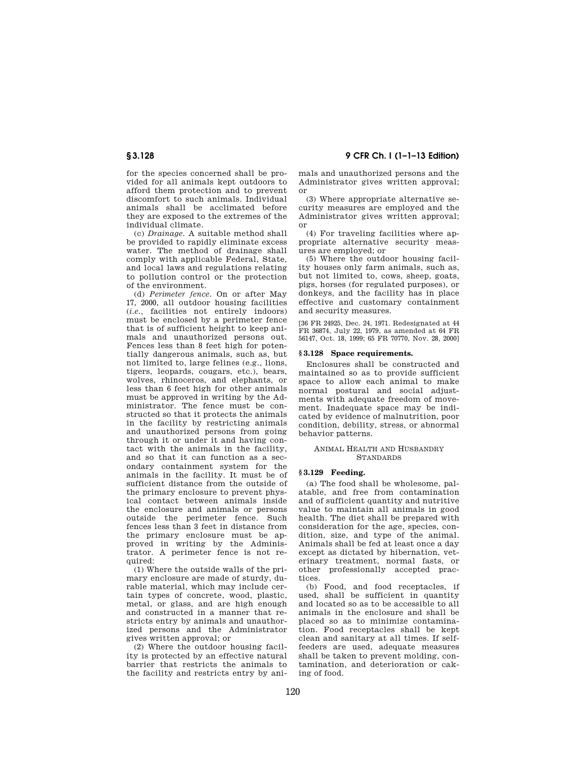for the species concerned shall be provided for all animals kept outdoors to afford them protection and to prevent discomfort to such animals. Individual animals shall be acclimated before they are exposed to the extremes of the individual climate.

(c) *Drainage.* A suitable method shall be provided to rapidly eliminate excess water. The method of drainage shall comply with applicable Federal, State, and local laws and regulations relating to pollution control or the protection of the environment.

(d) *Perimeter fence.* On or after May 17, 2000, all outdoor housing facilities (*i.e.*, facilities not entirely indoors) must be enclosed by a perimeter fence that is of sufficient height to keep animals and unauthorized persons out. Fences less than 8 feet high for potentially dangerous animals, such as, but not limited to, large felines (e.g., lions, tigers, leopards, cougars, etc.), bears, wolves, rhinoceros, and elephants, or less than 6 feet high for other animals must be approved in writing by the Administrator. The fence must be constructed so that it protects the animals in the facility by restricting animals and unauthorized persons from going through it or under it and having contact with the animals in the facility, and so that it can function as a secondary containment system for the animals in the facility. It must be of sufficient distance from the outside of the primary enclosure to prevent physical contact between animals inside the enclosure and animals or persons outside the perimeter fence. Such fences less than 3 feet in distance from the primary enclosure must be approved in writing by the Administrator. A perimeter fence is not required:

(1) Where the outside walls of the primary enclosure are made of sturdy, durable material, which may include certain types of concrete, wood, plastic, metal, or glass, and are high enough and constructed in a manner that restricts entry by animals and unauthorized persons and the Administrator gives written approval; or

(2) Where the outdoor housing facility is protected by an effective natural barrier that restricts the animals to the facility and restricts entry by animals and unauthorized persons and the Administrator gives written approval; or

(3) Where appropriate alternative security measures are employed and the Administrator gives written approval; or

(4) For traveling facilities where appropriate alternative security measures are employed; or

(5) Where the outdoor housing facility houses only farm animals, such as, but not limited to, cows, sheep, goats, pigs, horses (for regulated purposes), or donkeys, and the facility has in place effective and customary containment and security measures.

[36 FR 24925, Dec. 24, 1971. Redesignated at 44 FR 36874, July 22, 1979, as amended at 64 FR 56147, Oct. 18, 1999; 65 FR 70770, Nov. 28, 2000]

### § 3.128 Space requirements.

Enclosures shall be constructed and maintained so as to provide sufficient space to allow each animal to make normal postural and social adjustments with adequate freedom of movement. Inadequate space may be indicated by evidence of malnutrition, poor condition, debility, stress, or abnormal behavior patterns.

## Animal Health and Husbandry Standards

### § 3.129 Feeding.

(a) The food shall be wholesome, palatable, and free from contamination and of sufficient quantity and nutritive value to maintain all animals in good health. The diet shall be prepared with consideration for the age, species, condition, size, and type of the animal. Animals shall be fed at least once a day except as dictated by hibernation, veterinary treatment, normal fasts, or other professionally accepted practices.

(b) Food, and food receptacles, if used, shall be sufficient in quantity and located so as to be accessible to all animals in the enclosure and shall be placed so as to minimize contamination. Food receptacles shall be kept clean and sanitary at all times. If self-feeders are used, adequate measures shall be taken to prevent molding, contamination, and deterioration or caking of food.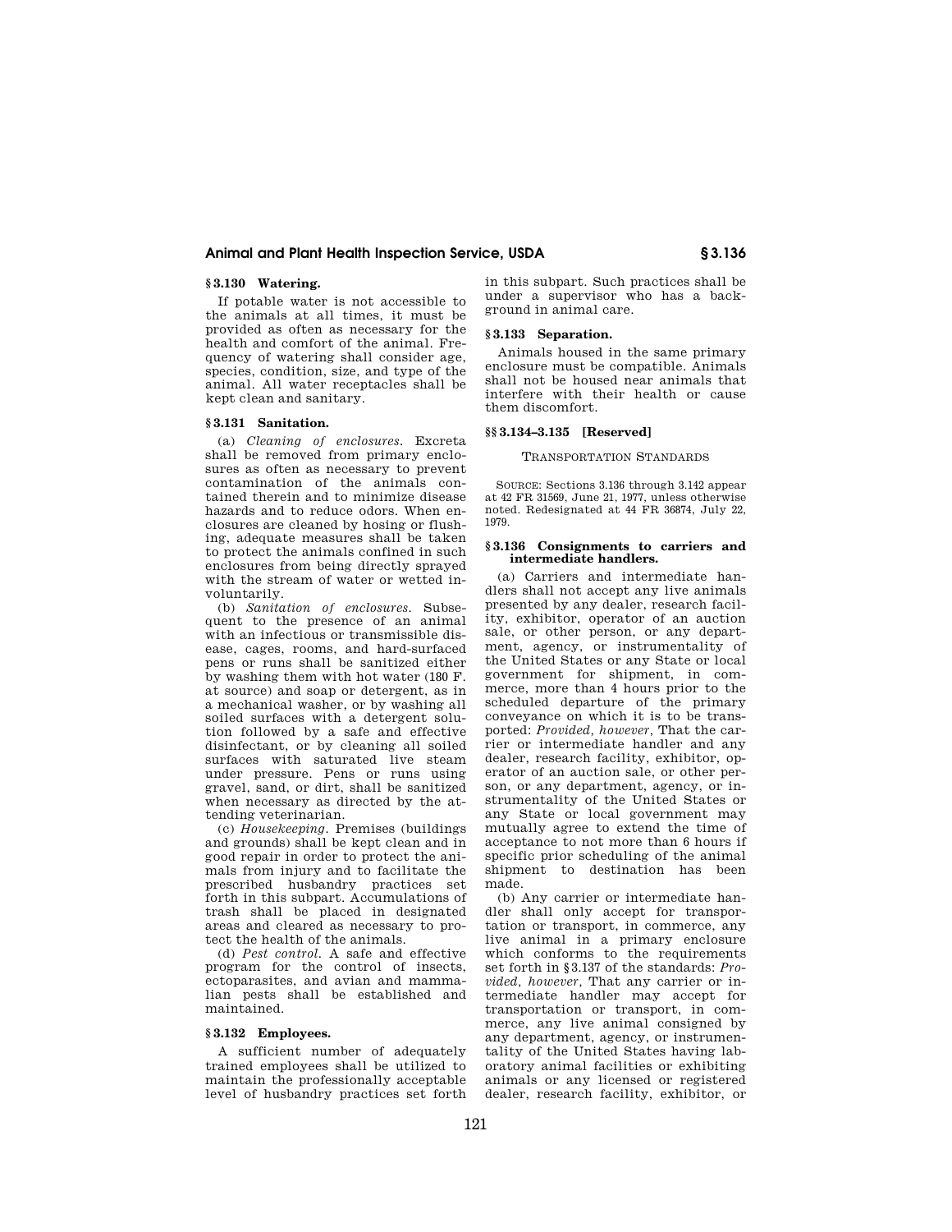### § 3.130 Watering.

If potable water is not accessible to the animals at all times, it must be provided as often as necessary for the health and comfort of the animal. Frequency of watering shall consider age, species, condition, size, and type of the animal. All water receptacles shall be kept clean and sanitary.

### § 3.131 Sanitation.

(a) *Cleaning of enclosures.* Excreta shall be removed from primary enclosures as often as necessary to prevent contamination of the animals contained therein and to minimize disease hazards and to reduce odors. When enclosures are cleaned by hosing or flushing, adequate measures shall be taken to protect the animals confined in such enclosures from being directly sprayed with the stream of water or wetted involuntarily.

(b) *Sanitation of enclosures.* Subsequent to the presence of an animal with an infectious or transmissible disease, cages, rooms, and hard-surfaced pens or runs shall be sanitized either by washing them with hot water (180 F. at source) and soap or detergent, as in a mechanical washer, or by washing all soiled surfaces with a detergent solution followed by a safe and effective disinfectant, or by cleaning all soiled surfaces with saturated live steam under pressure. Pens or runs using gravel, sand, or dirt, shall be sanitized when necessary as directed by the attending veterinarian.

(c) *Housekeeping.* Premises (buildings and grounds) shall be kept clean and in good repair in order to protect the animals from injury and to facilitate the prescribed husbandry practices set forth in this subpart. Accumulations of trash shall be placed in designated areas and cleared as necessary to protect the health of the animals.

(d) *Pest control.* A safe and effective program for the control of insects, ectoparasites, and avian and mammalian pests shall be established and maintained.

### § 3.132 Employees.

A sufficient number of adequately trained employees shall be utilized to maintain the professionally acceptable level of husbandry practices set forth in this subpart. Such practices shall be under a supervisor who has a background in animal care.

### § 3.133 Separation.

Animals housed in the same primary enclosure must be compatible. Animals shall not be housed near animals that interfere with their health or cause them discomfort.

### §§ 3.134–3.135 [Reserved]

TRANSPORTATION STANDARDS

SOURCE: Sections 3.136 through 3.142 appear at 42 FR 31569, June 21, 1977, unless otherwise noted. Redesignated at 44 FR 36874, July 22, 1979.

### § 3.136 Consignments to carriers and intermediate handlers.

(a) Carriers and intermediate handlers shall not accept any live animals presented by any dealer, research facility, exhibitor, operator of an auction sale, or other person, or any department, agency, or instrumentality of the United States or any State or local government for shipment, in commerce, more than 4 hours prior to the scheduled departure of the primary conveyance on which it is to be transported: *Provided, however,* That the carrier or intermediate handler and any dealer, research facility, exhibitor, operator of an auction sale, or other person, or any department, agency, or instrumentality of the United States or any State or local government may mutually agree to extend the time of acceptance to not more than 6 hours if specific prior scheduling of the animal shipment to destination has been made.

(b) Any carrier or intermediate handler shall only accept for transportation or transport, in commerce, any live animal in a primary enclosure which conforms to the requirements set forth in § 3.137 of the standards: *Provided, however,* That any carrier or intermediate handler may accept for transportation or transport, in commerce, any live animal consigned by any department, agency, or instrumentality of the United States having laboratory animal facilities or exhibiting animals or any licensed or registered dealer, research facility, exhibitor, or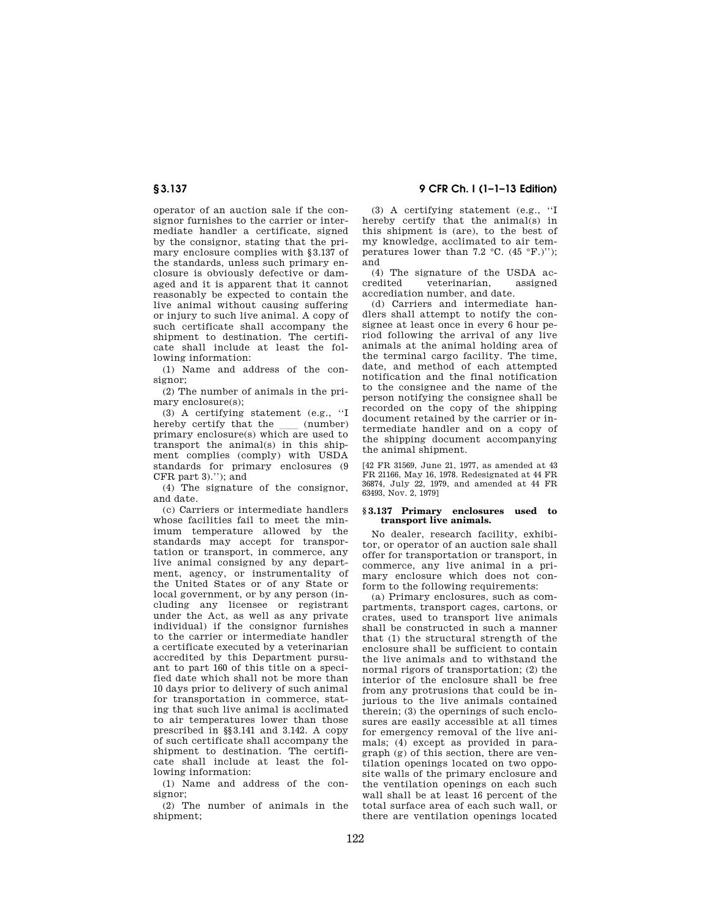operator of an auction sale if the consignor furnishes to the carrier or intermediate handler a certificate, signed by the consignor, stating that the primary enclosure complies with §3.137 of the standards, unless such primary enclosure is obviously defective or damaged and it is apparent that it cannot reasonably be expected to contain the live animal without causing suffering or injury to such live animal. A copy of such certificate shall accompany the shipment to destination. The certificate shall include at least the following information:

(1) Name and address of the consignor;

(2) The number of animals in the primary enclosure(s);

(3) A certifying statement (e.g., ''I hereby certify that the ___ (number) primary enclosure(s) which are used to transport the animal(s) in this shipment complies (comply) with USDA standards for primary enclosures (9 CFR part 3).''); and

(4) The signature of the consignor, and date.

(c) Carriers or intermediate handlers whose facilities fail to meet the minimum temperature allowed by the standards may accept for transportation or transport, in commerce, any live animal consigned by any department, agency, or instrumentality of the United States or of any State or local government, or by any person (including any licensee or registrant under the Act, as well as any private individual) if the consignor furnishes to the carrier or intermediate handler a certificate executed by a veterinarian accredited by this Department pursuant to part 160 of this title on a specified date which shall not be more than 10 days prior to delivery of such animal for transportation in commerce, stating that such live animal is acclimated to air temperatures lower than those prescribed in §§3.141 and 3.142. A copy of such certificate shall accompany the shipment to destination. The certificate shall include at least the following information:

(1) Name and address of the consignor;

(2) The number of animals in the shipment;

(3) A certifying statement (e.g., ''I hereby certify that the animal(s) in this shipment is (are), to the best of my knowledge, acclimated to air temperatures lower than 7.2 °C. (45 °F.)''); and

(4) The signature of the USDA accredited veterinarian, assigned accrediation number, and date.

(d) Carriers and intermediate handlers shall attempt to notify the consignee at least once in every 6 hour period following the arrival of any live animals at the animal holding area of the terminal cargo facility. The time, date, and method of each attempted notification and the final notification to the consignee and the name of the person notifying the consignee shall be recorded on the copy of the shipping document retained by the carrier or intermediate handler and on a copy of the shipping document accompanying the animal shipment.

[42 FR 31569, June 21, 1977, as amended at 43 FR 21166, May 16, 1978. Redesignated at 44 FR 36874, July 22, 1979, and amended at 44 FR 63493, Nov. 2, 1979]

## §3.137 Primary enclosures used to transport live animals.

No dealer, research facility, exhibitor, or operator of an auction sale shall offer for transportation or transport, in commerce, any live animal in a primary enclosure which does not conform to the following requirements:

(a) Primary enclosures, such as compartments, transport cages, cartons, or crates, used to transport live animals shall be constructed in such a manner that (1) the structural strength of the enclosure shall be sufficient to contain the live animals and to withstand the normal rigors of transportation; (2) the interior of the enclosure shall be free from any protrusions that could be injurious to the live animals contained therein; (3) the opernings of such enclosures are easily accessible at all times for emergency removal of the live animals; (4) except as provided in paragraph (g) of this section, there are ventilation openings located on two opposite walls of the primary enclosure and the ventilation openings on each such wall shall be at least 16 percent of the total surface area of each such wall, or there are ventilation openings located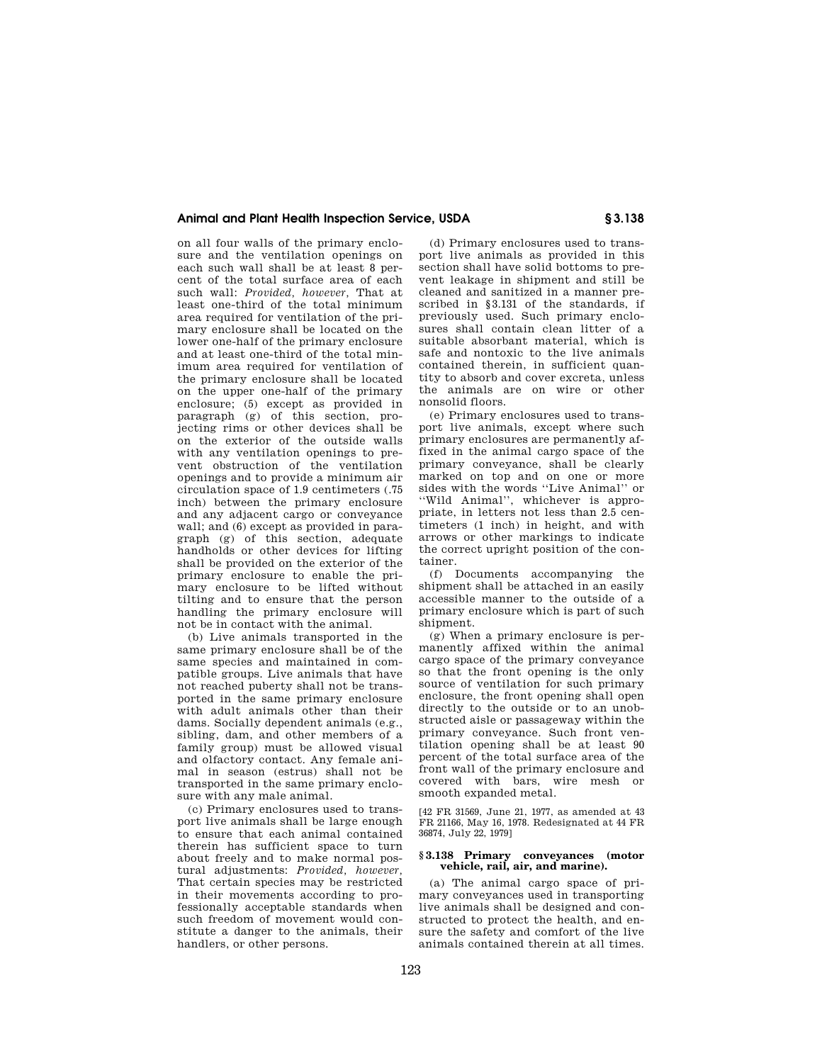on all four walls of the primary enclosure and the ventilation openings on each such wall shall be at least 8 percent of the total surface area of each such wall: *Provided, however,* That at least one-third of the total minimum area required for ventilation of the primary enclosure shall be located on the lower one-half of the primary enclosure and at least one-third of the total minimum area required for ventilation of the primary enclosure shall be located on the upper one-half of the primary enclosure; (5) except as provided in paragraph (g) of this section, projecting rims or other devices shall be on the exterior of the outside walls with any ventilation openings to prevent obstruction of the ventilation openings and to provide a minimum air circulation space of 1.9 centimeters (.75 inch) between the primary enclosure and any adjacent cargo or conveyance wall; and (6) except as provided in paragraph (g) of this section, adequate handholds or other devices for lifting shall be provided on the exterior of the primary enclosure to enable the primary enclosure to be lifted without tilting and to ensure that the person handling the primary enclosure will not be in contact with the animal.

(b) Live animals transported in the same primary enclosure shall be of the same species and maintained in compatible groups. Live animals that have not reached puberty shall not be transported in the same primary enclosure with adult animals other than their dams. Socially dependent animals (e.g., sibling, dam, and other members of a family group) must be allowed visual and olfactory contact. Any female animal in season (estrus) shall not be transported in the same primary enclosure with any male animal.

(c) Primary enclosures used to transport live animals shall be large enough to ensure that each animal contained therein has sufficient space to turn about freely and to make normal postural adjustments: *Provided, however,* That certain species may be restricted in their movements according to professionally acceptable standards when such freedom of movement would constitute a danger to the animals, their handlers, or other persons.

(d) Primary enclosures used to transport live animals as provided in this section shall have solid bottoms to prevent leakage in shipment and still be cleaned and sanitized in a manner prescribed in §3.131 of the standards, if previously used. Such primary enclosures shall contain clean litter of a suitable absorbant material, which is safe and nontoxic to the live animals contained therein, in sufficient quantity to absorb and cover excreta, unless the animals are on wire or other nonsolid floors.

(e) Primary enclosures used to transport live animals, except where such primary enclosures are permanently affixed in the animal cargo space of the primary conveyance, shall be clearly marked on top and on one or more sides with the words ''Live Animal'' or ''Wild Animal'', whichever is appropriate, in letters not less than 2.5 centimeters (1 inch) in height, and with arrows or other markings to indicate the correct upright position of the container.

(f) Documents accompanying the shipment shall be attached in an easily accessible manner to the outside of a primary enclosure which is part of such shipment.

(g) When a primary enclosure is permanently affixed within the animal cargo space of the primary conveyance so that the front opening is the only source of ventilation for such primary enclosure, the front opening shall open directly to the outside or to an unobstructed aisle or passageway within the primary conveyance. Such front ventilation opening shall be at least 90 percent of the total surface area of the front wall of the primary enclosure and covered with bars, wire mesh or smooth expanded metal.

[42 FR 31569, June 21, 1977, as amended at 43 FR 21166, May 16, 1978. Redesignated at 44 FR 36874, July 22, 1979]

### § 3.138 Primary conveyances (motor vehicle, rail, air, and marine).

(a) The animal cargo space of primary conveyances used in transporting live animals shall be designed and constructed to protect the health, and ensure the safety and comfort of the live animals contained therein at all times.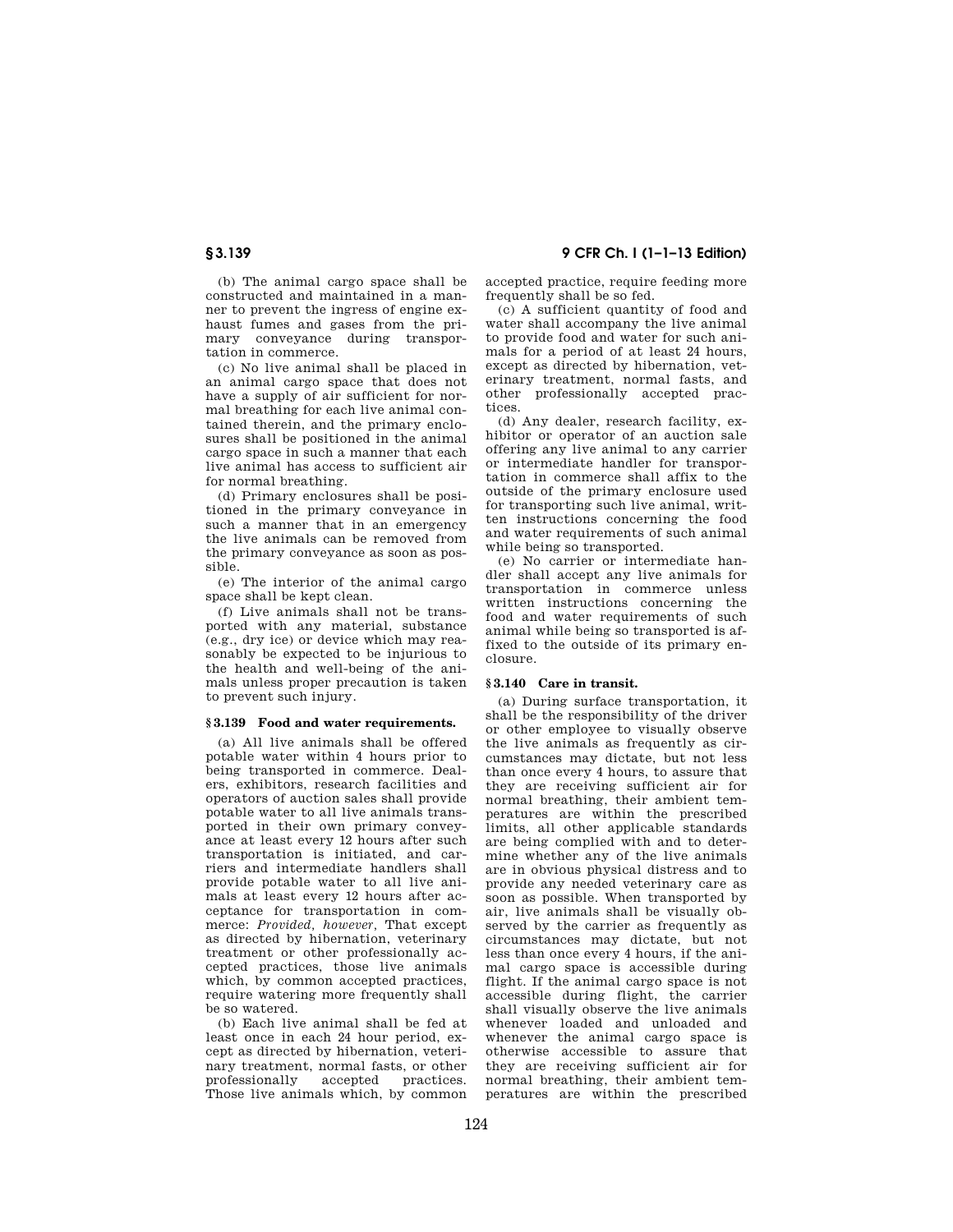(b) The animal cargo space shall be constructed and maintained in a manner to prevent the ingress of engine exhaust fumes and gases from the primary conveyance during transportation in commerce.

(c) No live animal shall be placed in an animal cargo space that does not have a supply of air sufficient for normal breathing for each live animal contained therein, and the primary enclosures shall be positioned in the animal cargo space in such a manner that each live animal has access to sufficient air for normal breathing.

(d) Primary enclosures shall be positioned in the primary conveyance in such a manner that in an emergency the live animals can be removed from the primary conveyance as soon as possible.

(e) The interior of the animal cargo space shall be kept clean.

(f) Live animals shall not be transported with any material, substance (e.g., dry ice) or device which may reasonably be expected to be injurious to the health and well-being of the animals unless proper precaution is taken to prevent such injury.

### § 3.139 Food and water requirements.

(a) All live animals shall be offered potable water within 4 hours prior to being transported in commerce. Dealers, exhibitors, research facilities and operators of auction sales shall provide potable water to all live animals transported in their own primary conveyance at least every 12 hours after such transportation is initiated, and carriers and intermediate handlers shall provide potable water to all live animals at least every 12 hours after acceptance for transportation in commerce: *Provided, however,* That except as directed by hibernation, veterinary treatment or other professionally accepted practices, those live animals which, by common accepted practices, require watering more frequently shall be so watered.

(b) Each live animal shall be fed at least once in each 24 hour period, except as directed by hibernation, veterinary treatment, normal fasts, or other professionally accepted practices. Those live animals which, by common accepted practice, require feeding more frequently shall be so fed.

(c) A sufficient quantity of food and water shall accompany the live animal to provide food and water for such animals for a period of at least 24 hours, except as directed by hibernation, veterinary treatment, normal fasts, and other professionally accepted practices.

(d) Any dealer, research facility, exhibitor or operator of an auction sale offering any live animal to any carrier or intermediate handler for transportation in commerce shall affix to the outside of the primary enclosure used for transporting such live animal, written instructions concerning the food and water requirements of such animal while being so transported.

(e) No carrier or intermediate handler shall accept any live animals for transportation in commerce unless written instructions concerning the food and water requirements of such animal while being so transported is affixed to the outside of its primary enclosure.

### § 3.140 Care in transit.

(a) During surface transportation, it shall be the responsibility of the driver or other employee to visually observe the live animals as frequently as circumstances may dictate, but not less than once every 4 hours, to assure that they are receiving sufficient air for normal breathing, their ambient temperatures are within the prescribed limits, all other applicable standards are being complied with and to determine whether any of the live animals are in obvious physical distress and to provide any needed veterinary care as soon as possible. When transported by air, live animals shall be visually observed by the carrier as frequently as circumstances may dictate, but not less than once every 4 hours, if the animal cargo space is accessible during flight. If the animal cargo space is not accessible during flight, the carrier shall visually observe the live animals whenever loaded and unloaded and whenever the animal cargo space is otherwise accessible to assure that they are receiving sufficient air for normal breathing, their ambient temperatures are within the prescribed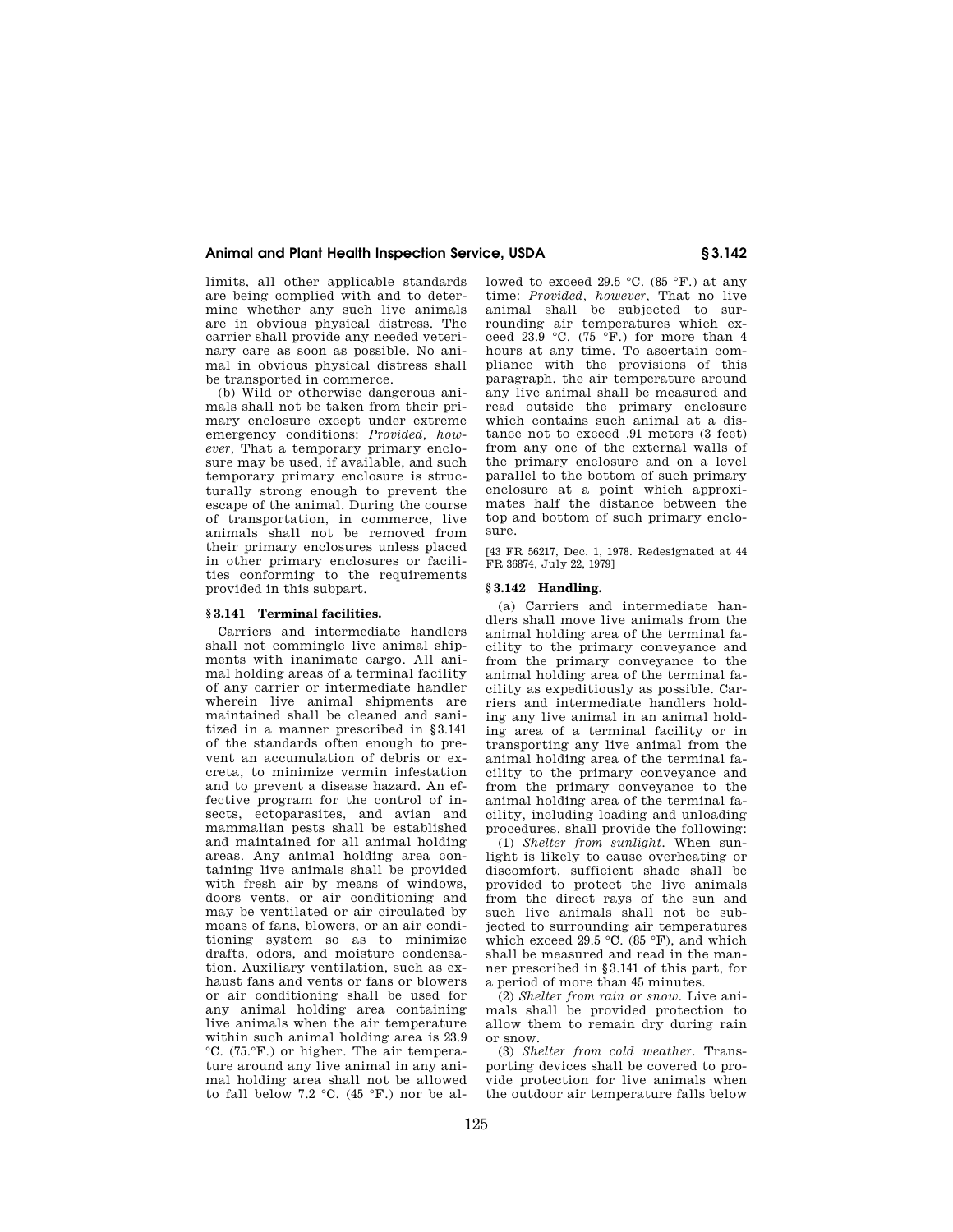limits, all other applicable standards are being complied with and to determine whether any such live animals are in obvious physical distress. The carrier shall provide any needed veterinary care as soon as possible. No animal in obvious physical distress shall be transported in commerce.

(b) Wild or otherwise dangerous animals shall not be taken from their primary enclosure except under extreme emergency conditions: *Provided, however*, That a temporary primary enclosure may be used, if available, and such temporary primary enclosure is structurally strong enough to prevent the escape of the animal. During the course of transportation, in commerce, live animals shall not be removed from their primary enclosures unless placed in other primary enclosures or facilities conforming to the requirements provided in this subpart.

### § 3.141 Terminal facilities.

Carriers and intermediate handlers shall not commingle live animal shipments with inanimate cargo. All animal holding areas of a terminal facility of any carrier or intermediate handler wherein live animal shipments are maintained shall be cleaned and sanitized in a manner prescribed in §3.141 of the standards often enough to prevent an accumulation of debris or excreta, to minimize vermin infestation and to prevent a disease hazard. An effective program for the control of insects, ectoparasites, and avian and mammalian pests shall be established and maintained for all animal holding areas. Any animal holding area containing live animals shall be provided with fresh air by means of windows, doors vents, or air conditioning and may be ventilated or air circulated by means of fans, blowers, or an air conditioning system so as to minimize drafts, odors, and moisture condensation. Auxiliary ventilation, such as exhaust fans and vents or fans or blowers or air conditioning shall be used for any animal holding area containing live animals when the air temperature within such animal holding area is 23.9 °C. (75.°F.) or higher. The air temperature around any live animal in any animal holding area shall not be allowed to fall below 7.2 °C. (45 °F.) nor be allowed to exceed 29.5 °C. (85 °F.) at any time: *Provided, however*, That no live animal shall be subjected to surrounding air temperatures which exceed 23.9 °C. (75 °F.) for more than 4 hours at any time. To ascertain compliance with the provisions of this paragraph, the air temperature around any live animal shall be measured and read outside the primary enclosure which contains such animal at a distance not to exceed .91 meters (3 feet) from any one of the external walls of the primary enclosure and on a level parallel to the bottom of such primary enclosure at a point which approximates half the distance between the top and bottom of such primary enclosure.

[43 FR 56217, Dec. 1, 1978. Redesignated at 44 FR 36874, July 22, 1979]

### § 3.142 Handling.

(a) Carriers and intermediate handlers shall move live animals from the animal holding area of the terminal facility to the primary conveyance and from the primary conveyance to the animal holding area of the terminal facility as expeditiously as possible. Carriers and intermediate handlers holding any live animal in an animal holding area of a terminal facility or in transporting any live animal from the animal holding area of the terminal facility to the primary conveyance and from the primary conveyance to the animal holding area of the terminal facility, including loading and unloading procedures, shall provide the following:

(1) *Shelter from sunlight*. When sunlight is likely to cause overheating or discomfort, sufficient shade shall be provided to protect the live animals from the direct rays of the sun and such live animals shall not be subjected to surrounding air temperatures which exceed 29.5 °C. (85 °F), and which shall be measured and read in the manner prescribed in §3.141 of this part, for a period of more than 45 minutes.

(2) *Shelter from rain or snow*. Live animals shall be provided protection to allow them to remain dry during rain or snow.

(3) *Shelter from cold weather*. Transporting devices shall be covered to provide protection for live animals when the outdoor air temperature falls below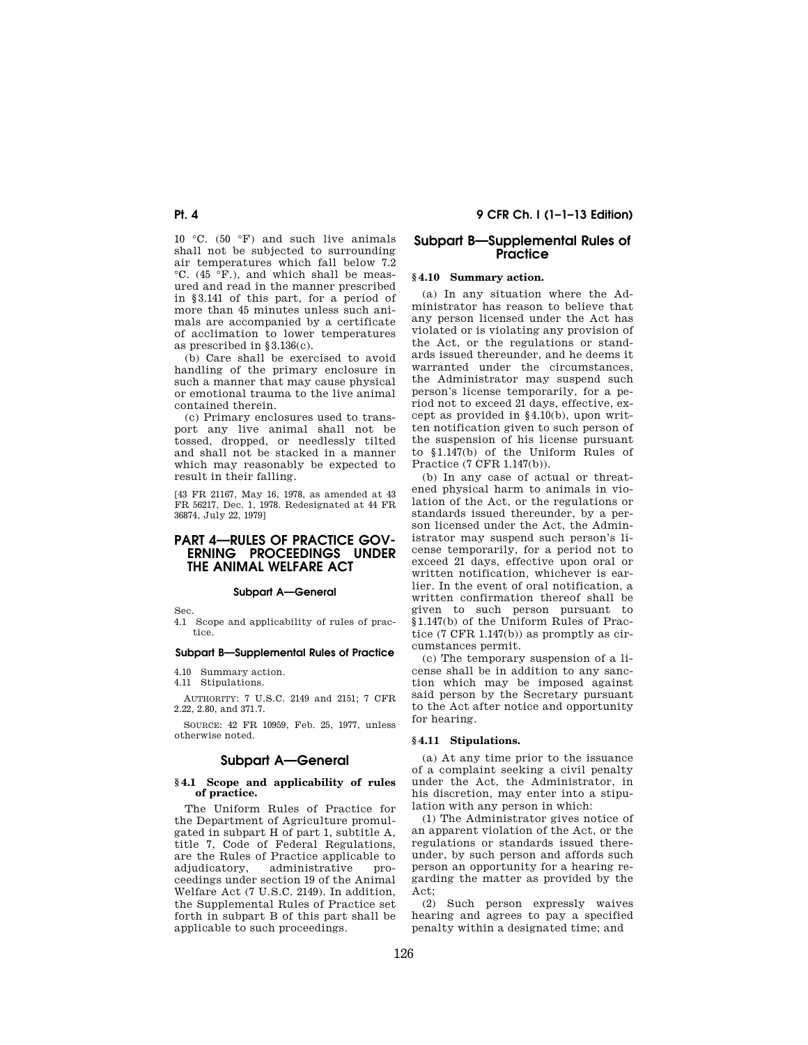10 °C. (50 °F) and such live animals shall not be subjected to surrounding air temperatures which fall below 7.2 °C. (45 °F.), and which shall be measured and read in the manner prescribed in §3.141 of this part, for a period of more than 45 minutes unless such animals are accompanied by a certificate of acclimation to lower temperatures as prescribed in §3.136(c).

(b) Care shall be exercised to avoid handling of the primary enclosure in such a manner that may cause physical or emotional trauma to the live animal contained therein.

(c) Primary enclosures used to transport any live animal shall not be tossed, dropped, or needlessly tilted and shall not be stacked in a manner which may reasonably be expected to result in their falling.

[43 FR 21167, May 16, 1978, as amended at 43 FR 56217, Dec. 1, 1978. Redesignated at 44 FR 36874, July 22, 1979]

# PART 4—RULES OF PRACTICE GOVERNING PROCEEDINGS UNDER THE ANIMAL WELFARE ACT

**Subpart A—General**

Sec.

4.1 Scope and applicability of rules of practice.

**Subpart B—Supplemental Rules of Practice**

4.10 Summary action.

4.11 Stipulations.

AUTHORITY: 7 U.S.C. 2149 and 2151; 7 CFR 2.22, 2.80, and 371.7.

SOURCE: 42 FR 10959, Feb. 25, 1977, unless otherwise noted.

## Subpart A—General

### §4.1 Scope and applicability of rules of practice.

The Uniform Rules of Practice for the Department of Agriculture promulgated in subpart H of part 1, subtitle A, title 7, Code of Federal Regulations, are the Rules of Practice applicable to adjudicatory, administrative proceedings under section 19 of the Animal Welfare Act (7 U.S.C. 2149). In addition, the Supplemental Rules of Practice set forth in subpart B of this part shall be applicable to such proceedings.

## Subpart B—Supplemental Rules of Practice

### §4.10 Summary action.

(a) In any situation where the Administrator has reason to believe that any person licensed under the Act has violated or is violating any provision of the Act, or the regulations or standards issued thereunder, and he deems it warranted under the circumstances, the Administrator may suspend such person's license temporarily, for a period not to exceed 21 days, effective, except as provided in §4.10(b), upon written notification given to such person of the suspension of his license pursuant to §1.147(b) of the Uniform Rules of Practice (7 CFR 1.147(b)).

(b) In any case of actual or threatened physical harm to animals in violation of the Act, or the regulations or standards issued thereunder, by a person licensed under the Act, the Administrator may suspend such person's license temporarily, for a period not to exceed 21 days, effective upon oral or written notification, whichever is earlier. In the event of oral notification, a written confirmation thereof shall be given to such person pursuant to §1.147(b) of the Uniform Rules of Practice (7 CFR 1.147(b)) as promptly as circumstances permit.

(c) The temporary suspension of a license shall be in addition to any sanction which may be imposed against said person by the Secretary pursuant to the Act after notice and opportunity for hearing.

### §4.11 Stipulations.

(a) At any time prior to the issuance of a complaint seeking a civil penalty under the Act, the Administrator, in his discretion, may enter into a stipulation with any person in which:

(1) The Administrator gives notice of an apparent violation of the Act, or the regulations or standards issued thereunder, by such person and affords such person an opportunity for a hearing regarding the matter as provided by the Act;

(2) Such person expressly waives hearing and agrees to pay a specified penalty within a designated time; and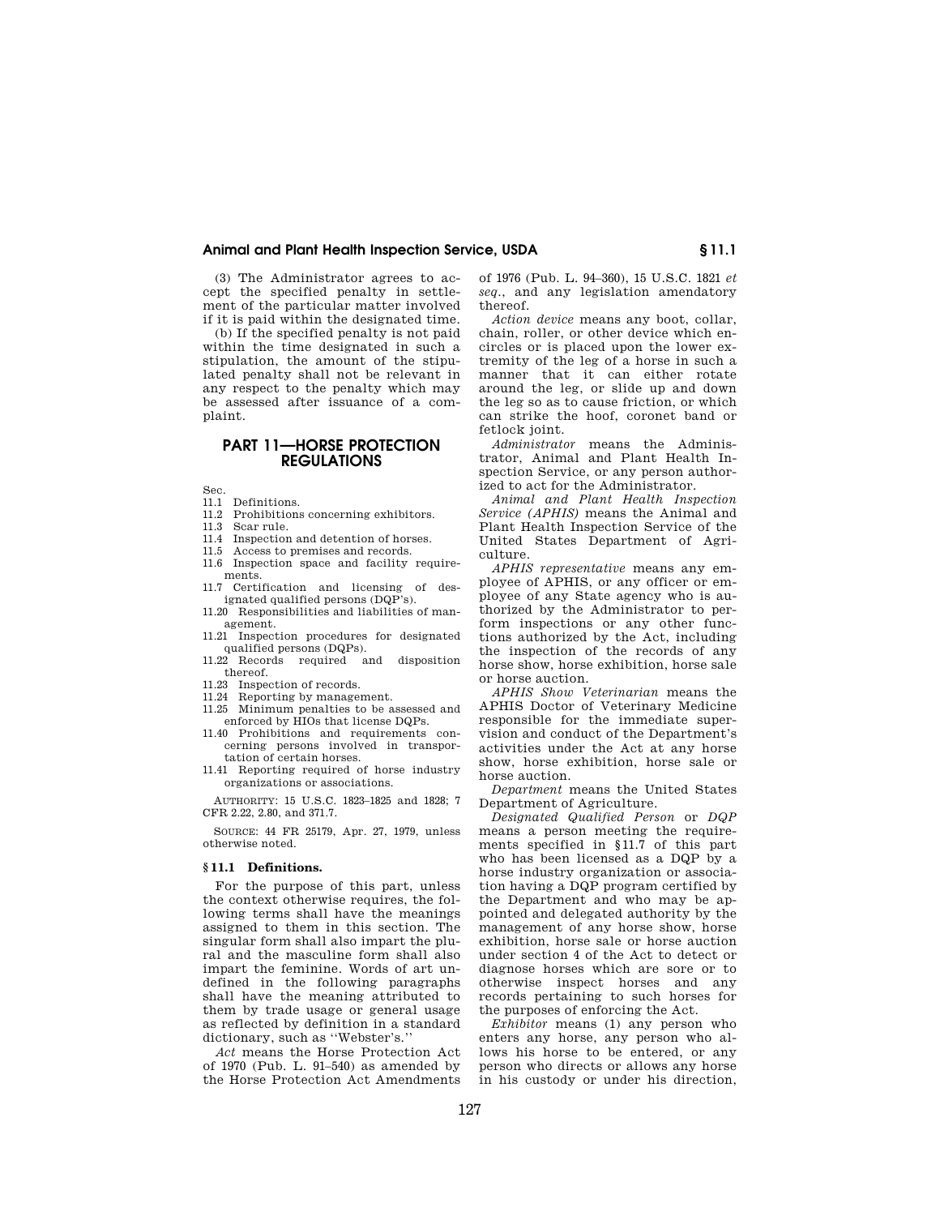(3) The Administrator agrees to accept the specified penalty in settlement of the particular matter involved if it is paid within the designated time.

(b) If the specified penalty is not paid within the time designated in such a stipulation, the amount of the stipulated penalty shall not be relevant in any respect to the penalty which may be assessed after issuance of a complaint.

## PART 11—HORSE PROTECTION REGULATIONS

Sec.
11.1 Definitions.
11.2 Prohibitions concerning exhibitors.
11.3 Scar rule.
11.4 Inspection and detention of horses.
11.5 Access to premises and records.
11.6 Inspection space and facility requirements.
11.7 Certification and licensing of designated qualified persons (DQP's).
11.20 Responsibilities and liabilities of management.
11.21 Inspection procedures for designated qualified persons (DQPs).
11.22 Records required and disposition thereof.
11.23 Inspection of records.
11.24 Reporting by management.
11.25 Minimum penalties to be assessed and enforced by HIOs that license DQPs.
11.40 Prohibitions and requirements concerning persons involved in transportation of certain horses.
11.41 Reporting required of horse industry organizations or associations.

AUTHORITY: 15 U.S.C. 1823–1825 and 1828; 7 CFR 2.22, 2.80, and 371.7.

SOURCE: 44 FR 25179, Apr. 27, 1979, unless otherwise noted.

### § 11.1 Definitions.

For the purpose of this part, unless the context otherwise requires, the following terms shall have the meanings assigned to them in this section. The singular form shall also impart the plural and the masculine form shall also impart the feminine. Words of art undefined in the following paragraphs shall have the meaning attributed to them by trade usage or general usage as reflected by definition in a standard dictionary, such as ''Webster's.''

*Act* means the Horse Protection Act of 1970 (Pub. L. 91–540) as amended by the Horse Protection Act Amendments of 1976 (Pub. L. 94–360), 15 U.S.C. 1821 *et seq.*, and any legislation amendatory thereof.

*Action device* means any boot, collar, chain, roller, or other device which encircles or is placed upon the lower extremity of the leg of a horse in such a manner that it can either rotate around the leg, or slide up and down the leg so as to cause friction, or which can strike the hoof, coronet band or fetlock joint.

*Administrator* means the Administrator, Animal and Plant Health Inspection Service, or any person authorized to act for the Administrator.

*Animal and Plant Health Inspection Service (APHIS)* means the Animal and Plant Health Inspection Service of the United States Department of Agriculture.

*APHIS representative* means any employee of APHIS, or any officer or employee of any State agency who is authorized by the Administrator to perform inspections or any other functions authorized by the Act, including the inspection of the records of any horse show, horse exhibition, horse sale or horse auction.

*APHIS Show Veterinarian* means the APHIS Doctor of Veterinary Medicine responsible for the immediate supervision and conduct of the Department's activities under the Act at any horse show, horse exhibition, horse sale or horse auction.

*Department* means the United States Department of Agriculture.

*Designated Qualified Person* or *DQP* means a person meeting the requirements specified in §11.7 of this part who has been licensed as a DQP by a horse industry organization or association having a DQP program certified by the Department and who may be appointed and delegated authority by the management of any horse show, horse exhibition, horse sale or horse auction under section 4 of the Act to detect or diagnose horses which are sore or to otherwise inspect horses and any records pertaining to such horses for the purposes of enforcing the Act.

*Exhibitor* means (1) any person who enters any horse, any person who allows his horse to be entered, or any person who directs or allows any horse in his custody or under his direction,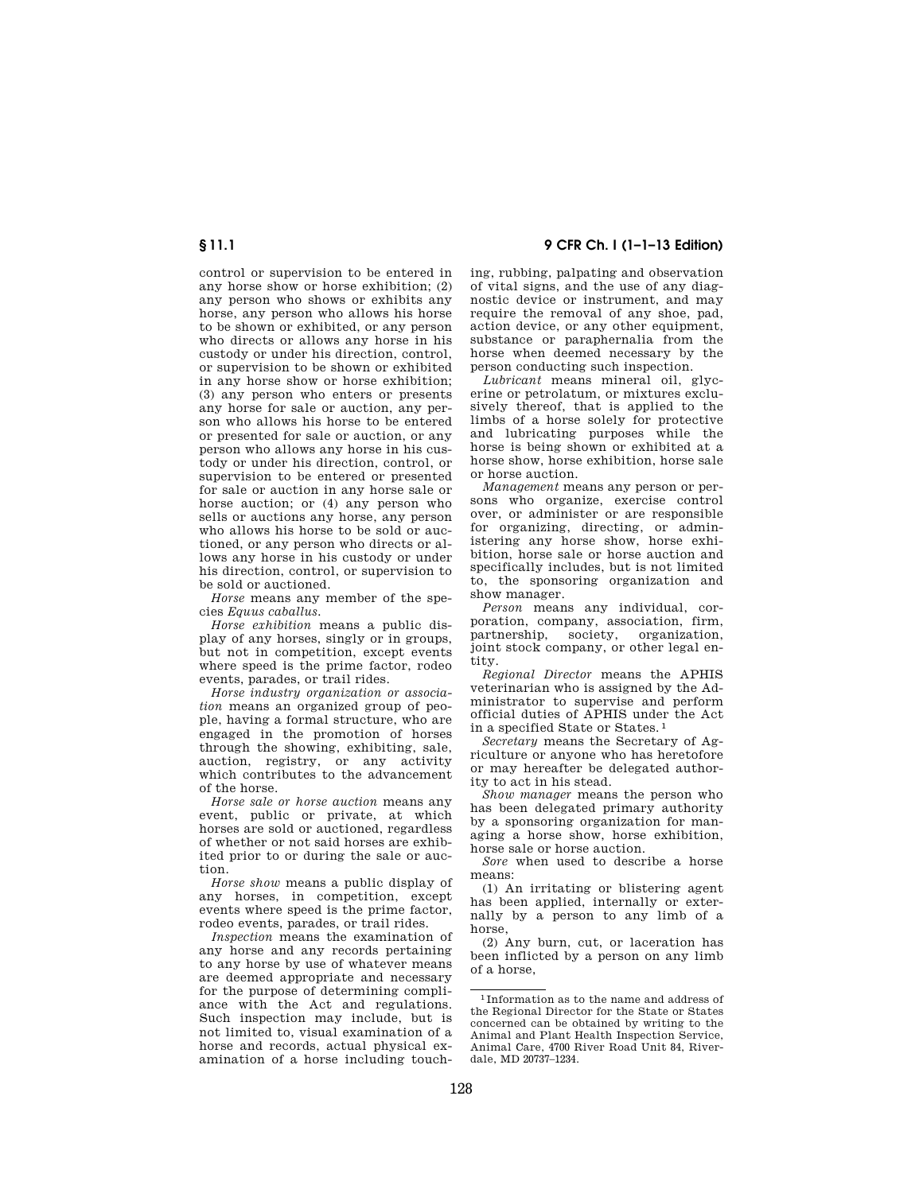control or supervision to be entered in any horse show or horse exhibition; (2) any person who shows or exhibits any horse, any person who allows his horse to be shown or exhibited, or any person who directs or allows any horse in his custody or under his direction, control, or supervision to be shown or exhibited in any horse show or horse exhibition; (3) any person who enters or presents any horse for sale or auction, any person who allows his horse to be entered or presented for sale or auction, or any person who allows any horse in his custody or under his direction, control, or supervision to be entered or presented for sale or auction in any horse sale or horse auction; or (4) any person who sells or auctions any horse, any person who allows his horse to be sold or auctioned, or any person who directs or allows any horse in his custody or under his direction, control, or supervision to be sold or auctioned.

*Horse* means any member of the species *Equus caballus*.

*Horse exhibition* means a public display of any horses, singly or in groups, but not in competition, except events where speed is the prime factor, rodeo events, parades, or trail rides.

*Horse industry organization or association* means an organized group of people, having a formal structure, who are engaged in the promotion of horses through the showing, exhibiting, sale, auction, registry, or any activity which contributes to the advancement of the horse.

*Horse sale or horse auction* means any event, public or private, at which horses are sold or auctioned, regardless of whether or not said horses are exhibited prior to or during the sale or auction.

*Horse show* means a public display of any horses, in competition, except events where speed is the prime factor, rodeo events, parades, or trail rides.

*Inspection* means the examination of any horse and any records pertaining to any horse by use of whatever means are deemed appropriate and necessary for the purpose of determining compliance with the Act and regulations. Such inspection may include, but is not limited to, visual examination of a horse and records, actual physical examination of a horse including touching, rubbing, palpating and observation of vital signs, and the use of any diagnostic device or instrument, and may require the removal of any shoe, pad, action device, or any other equipment, substance or paraphernalia from the horse when deemed necessary by the person conducting such inspection.

*Lubricant* means mineral oil, glycerine or petrolatum, or mixtures exclusively thereof, that is applied to the limbs of a horse solely for protective and lubricating purposes while the horse is being shown or exhibited at a horse show, horse exhibition, horse sale or horse auction.

*Management* means any person or persons who organize, exercise control over, or administer or are responsible for organizing, directing, or administering any horse show, horse exhibition, horse sale or horse auction and specifically includes, but is not limited to, the sponsoring organization and show manager.

*Person* means any individual, corporation, company, association, firm, partnership, society, organization, joint stock company, or other legal entity.

*Regional Director* means the APHIS veterinarian who is assigned by the Administrator to supervise and perform official duties of APHIS under the Act in a specified State or States.[1]

*Secretary* means the Secretary of Agriculture or anyone who has heretofore or may hereafter be delegated authority to act in his stead.

*Show manager* means the person who has been delegated primary authority by a sponsoring organization for managing a horse show, horse exhibition, horse sale or horse auction.

*Sore* when used to describe a horse means:

(1) An irritating or blistering agent has been applied, internally or externally by a person to any limb of a horse,

(2) Any burn, cut, or laceration has been inflicted by a person on any limb of a horse,

[1] Information as to the name and address of the Regional Director for the State or States concerned can be obtained by writing to the Animal and Plant Health Inspection Service, Animal Care, 4700 River Road Unit 84, Riverdale, MD 20737–1234.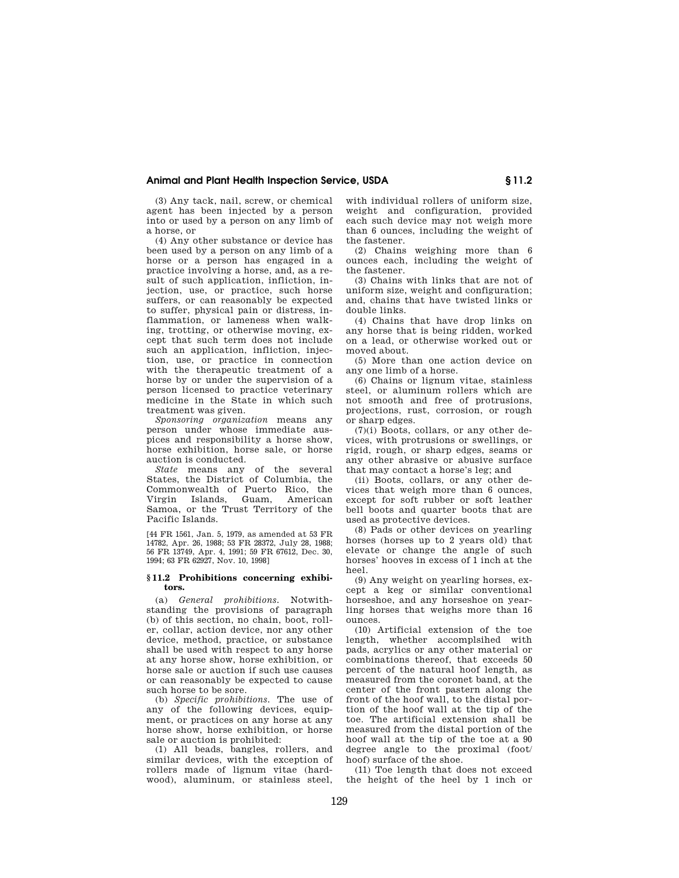(3) Any tack, nail, screw, or chemical agent has been injected by a person into or used by a person on any limb of a horse, or

(4) Any other substance or device has been used by a person on any limb of a horse or a person has engaged in a practice involving a horse, and, as a result of such application, infliction, injection, use, or practice, such horse suffers, or can reasonably be expected to suffer, physical pain or distress, inflammation, or lameness when walking, trotting, or otherwise moving, except that such term does not include such an application, infliction, injection, use, or practice in connection with the therapeutic treatment of a horse by or under the supervision of a person licensed to practice veterinary medicine in the State in which such treatment was given.

*Sponsoring organization* means any person under whose immediate auspices and responsibility a horse show, horse exhibition, horse sale, or horse auction is conducted.

*State* means any of the several States, the District of Columbia, the Commonwealth of Puerto Rico, the Virgin Islands, Guam, American Samoa, or the Trust Territory of the Pacific Islands.

[44 FR 1561, Jan. 5, 1979, as amended at 53 FR 14782, Apr. 26, 1988; 53 FR 28372, July 28, 1988; 56 FR 13749, Apr. 4, 1991; 59 FR 67612, Dec. 30, 1994; 63 FR 62927, Nov. 10, 1998]

## § 11.2 Prohibitions concerning exhibitors.

(a) *General prohibitions.* Notwithstanding the provisions of paragraph (b) of this section, no chain, boot, roller, collar, action device, nor any other device, method, practice, or substance shall be used with respect to any horse at any horse show, horse exhibition, or horse sale or auction if such use causes or can reasonably be expected to cause such horse to be sore.

(b) *Specific prohibitions.* The use of any of the following devices, equipment, or practices on any horse at any horse show, horse exhibition, or horse sale or auction is prohibited:

(1) All beads, bangles, rollers, and similar devices, with the exception of rollers made of lignum vitae (hardwood), aluminum, or stainless steel, with individual rollers of uniform size, weight and configuration, provided each such device may not weigh more than 6 ounces, including the weight of the fastener.

(2) Chains weighing more than 6 ounces each, including the weight of the fastener.

(3) Chains with links that are not of uniform size, weight and configuration; and, chains that have twisted links or double links.

(4) Chains that have drop links on any horse that is being ridden, worked on a lead, or otherwise worked out or moved about.

(5) More than one action device on any one limb of a horse.

(6) Chains or lignum vitae, stainless steel, or aluminum rollers which are not smooth and free of protrusions, projections, rust, corrosion, or rough or sharp edges.

(7)(i) Boots, collars, or any other devices, with protrusions or swellings, or rigid, rough, or sharp edges, seams or any other abrasive or abusive surface that may contact a horse's leg; and

(ii) Boots, collars, or any other devices that weigh more than 6 ounces, except for soft rubber or soft leather bell boots and quarter boots that are used as protective devices.

(8) Pads or other devices on yearling horses (horses up to 2 years old) that elevate or change the angle of such horses' hooves in excess of 1 inch at the heel.

(9) Any weight on yearling horses, except a keg or similar conventional horseshoe, and any horseshoe on yearling horses that weighs more than 16 ounces.

(10) Artificial extension of the toe length, whether accomplsihed with pads, acrylics or any other material or combinations thereof, that exceeds 50 percent of the natural hoof length, as measured from the coronet band, at the center of the front pastern along the front of the hoof wall, to the distal portion of the hoof wall at the tip of the toe. The artificial extension shall be measured from the distal portion of the hoof wall at the tip of the toe at a 90 degree angle to the proximal (foot/hoof) surface of the shoe.

(11) Toe length that does not exceed the height of the heel by 1 inch or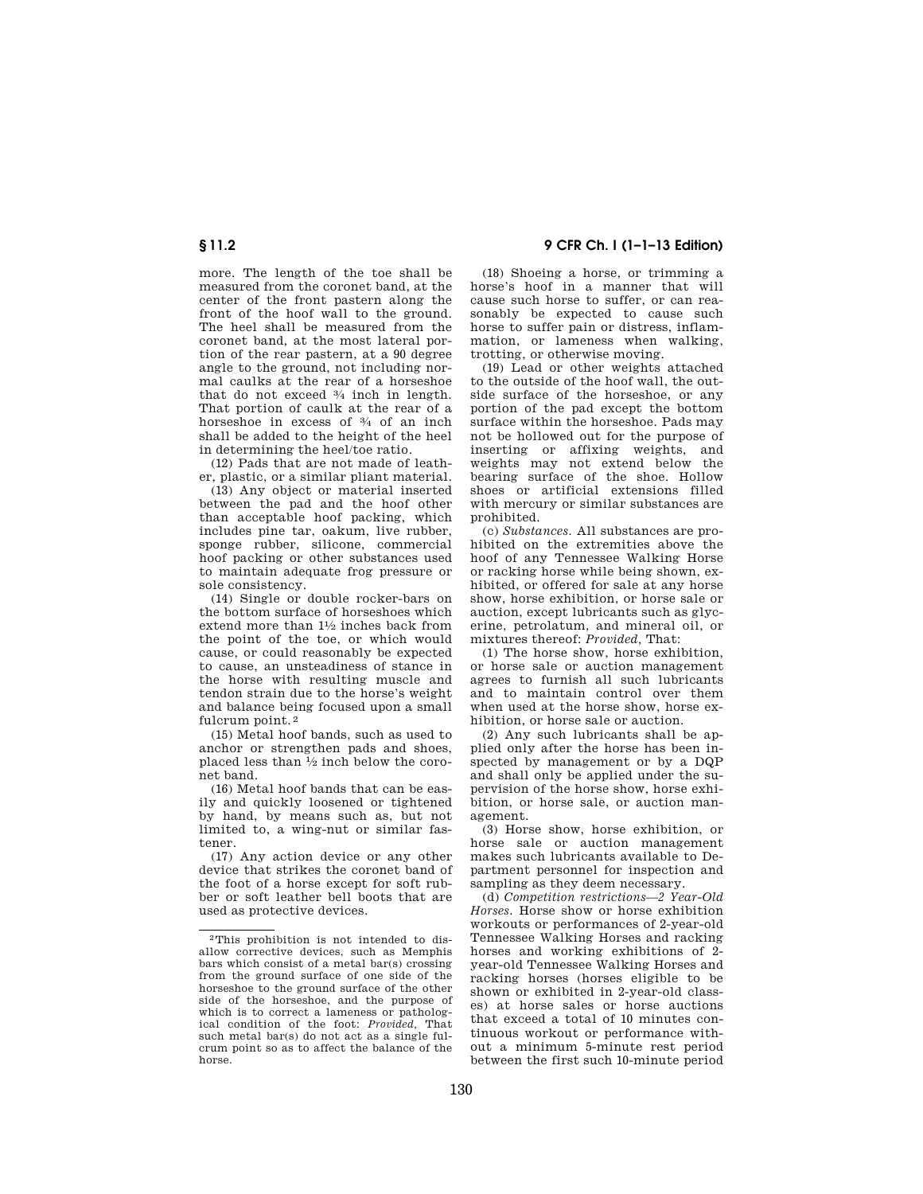more. The length of the toe shall be measured from the coronet band, at the center of the front pastern along the front of the hoof wall to the ground. The heel shall be measured from the coronet band, at the most lateral portion of the rear pastern, at a 90 degree angle to the ground, not including normal caulks at the rear of a horseshoe that do not exceed ¾ inch in length. That portion of caulk at the rear of a horseshoe in excess of ¾ of an inch shall be added to the height of the heel in determining the heel/toe ratio.

(12) Pads that are not made of leather, plastic, or a similar pliant material.

(13) Any object or material inserted between the pad and the hoof other than acceptable hoof packing, which includes pine tar, oakum, live rubber, sponge rubber, silicone, commercial hoof packing or other substances used to maintain adequate frog pressure or sole consistency.

(14) Single or double rocker-bars on the bottom surface of horseshoes which extend more than 1½ inches back from the point of the toe, or which would cause, or could reasonably be expected to cause, an unsteadiness of stance in the horse with resulting muscle and tendon strain due to the horse's weight and balance being focused upon a small fulcrum point.[2]

(15) Metal hoof bands, such as used to anchor or strengthen pads and shoes, placed less than ½ inch below the coronet band.

(16) Metal hoof bands that can be easily and quickly loosened or tightened by hand, by means such as, but not limited to, a wing-nut or similar fastener.

(17) Any action device or any other device that strikes the coronet band of the foot of a horse except for soft rubber or soft leather bell boots that are used as protective devices.

(18) Shoeing a horse, or trimming a horse's hoof in a manner that will cause such horse to suffer, or can reasonably be expected to cause such horse to suffer pain or distress, inflammation, or lameness when walking, trotting, or otherwise moving.

(19) Lead or other weights attached to the outside of the hoof wall, the outside surface of the horseshoe, or any portion of the pad except the bottom surface within the horseshoe. Pads may not be hollowed out for the purpose of inserting or affixing weights, and weights may not extend below the bearing surface of the shoe. Hollow shoes or artificial extensions filled with mercury or similar substances are prohibited.

(c) *Substances.* All substances are prohibited on the extremities above the hoof of any Tennessee Walking Horse or racking horse while being shown, exhibited, or offered for sale at any horse show, horse exhibition, or horse sale or auction, except lubricants such as glycerine, petrolatum, and mineral oil, or mixtures thereof: *Provided,* That:

(1) The horse show, horse exhibition, or horse sale or auction management agrees to furnish all such lubricants and to maintain control over them when used at the horse show, horse exhibition, or horse sale or auction.

(2) Any such lubricants shall be applied only after the horse has been inspected by management or by a DQP and shall only be applied under the supervision of the horse show, horse exhibition, or horse sale, or auction management.

(3) Horse show, horse exhibition, or horse sale or auction management makes such lubricants available to Department personnel for inspection and sampling as they deem necessary.

(d) *Competition restrictions—2 Year-Old Horses.* Horse show or horse exhibition workouts or performances of 2-year-old Tennessee Walking Horses and racking horses and working exhibitions of 2-year-old Tennessee Walking Horses and racking horses (horses eligible to be shown or exhibited in 2-year-old classes) at horse sales or horse auctions that exceed a total of 10 minutes continuous workout or performance without a minimum 5-minute rest period between the first such 10-minute period

---

[2] This prohibition is not intended to disallow corrective devices, such as Memphis bars which consist of a metal bar(s) crossing from the ground surface of one side of the horseshoe to the ground surface of the other side of the horseshoe, and the purpose of which is to correct a lameness or pathological condition of the foot: *Provided,* That such metal bar(s) do not act as a single fulcrum point so as to affect the balance of the horse.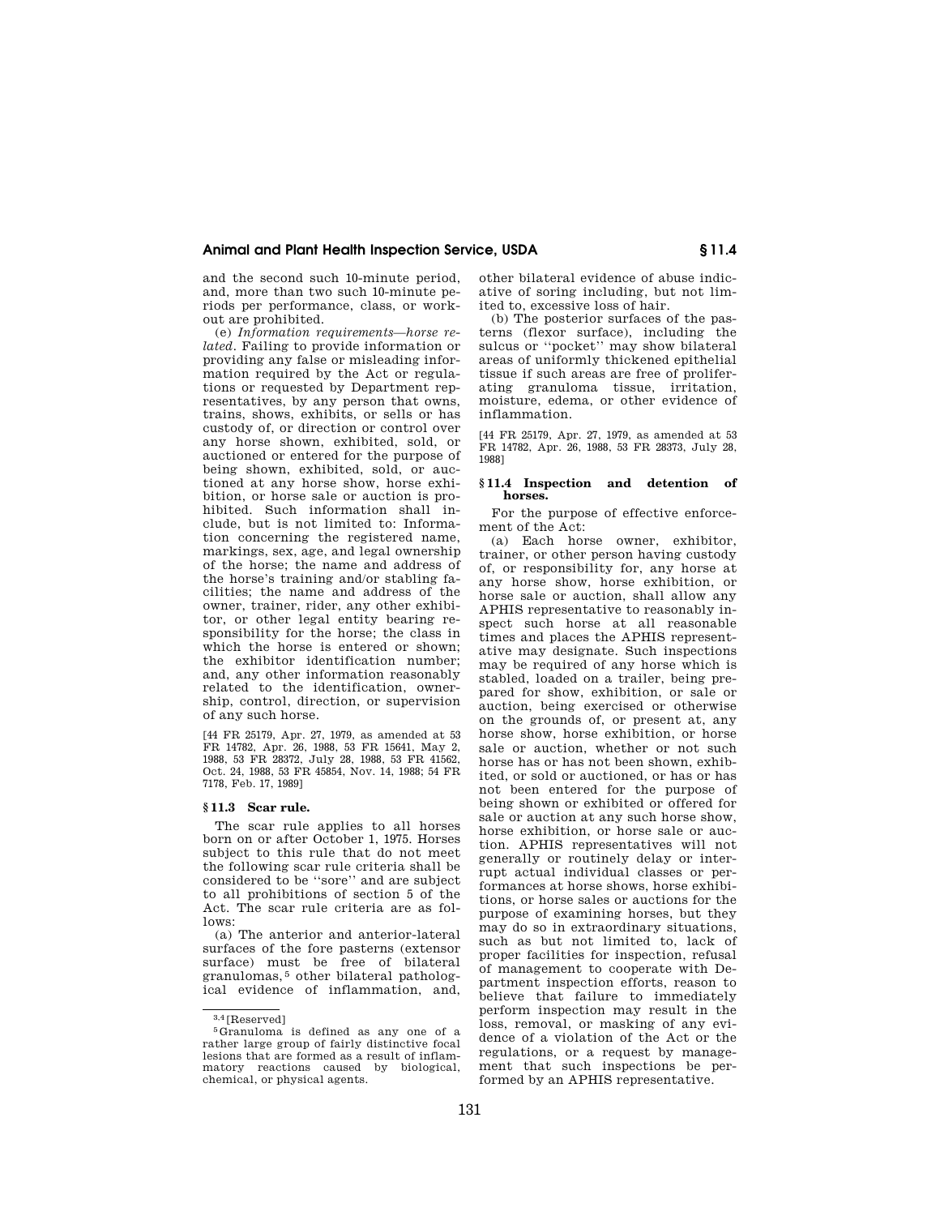and the second such 10-minute period, and, more than two such 10-minute periods per performance, class, or workout are prohibited.

(e) *Information requirements—horse related.* Failing to provide information or providing any false or misleading information required by the Act or regulations or requested by Department representatives, by any person that owns, trains, shows, exhibits, or sells or has custody of, or direction or control over any horse shown, exhibited, sold, or auctioned or entered for the purpose of being shown, exhibited, sold, or auctioned at any horse show, horse exhibition, or horse sale or auction is prohibited. Such information shall include, but is not limited to: Information concerning the registered name, markings, sex, age, and legal ownership of the horse; the name and address of the horse's training and/or stabling facilities; the name and address of the owner, trainer, rider, any other exhibitor, or other legal entity bearing responsibility for the horse; the class in which the horse is entered or shown; the exhibitor identification number; and, any other information reasonably related to the identification, ownership, control, direction, or supervision of any such horse.

[44 FR 25179, Apr. 27, 1979, as amended at 53 FR 14782, Apr. 26, 1988, 53 FR 15641, May 2, 1988, 53 FR 28372, July 28, 1988, 53 FR 41562, Oct. 24, 1988, 53 FR 45854, Nov. 14, 1988; 54 FR 7178, Feb. 17, 1989]

## § 11.3 Scar rule.

The scar rule applies to all horses born on or after October 1, 1975. Horses subject to this rule that do not meet the following scar rule criteria shall be considered to be "sore" and are subject to all prohibitions of section 5 of the Act. The scar rule criteria are as follows:

(a) The anterior and anterior-lateral surfaces of the fore pasterns (extensor surface) must be free of bilateral granulomas,[5] other bilateral pathological evidence of inflammation, and, other bilateral evidence of abuse indicative of soring including, but not limited to, excessive loss of hair.

(b) The posterior surfaces of the pasterns (flexor surface), including the sulcus or "pocket" may show bilateral areas of uniformly thickened epithelial tissue if such areas are free of proliferating granuloma tissue, irritation, moisture, edema, or other evidence of inflammation.

[44 FR 25179, Apr. 27, 1979, as amended at 53 FR 14782, Apr. 26, 1988, 53 FR 28373, July 28, 1988]

## § 11.4 Inspection and detention of horses.

For the purpose of effective enforcement of the Act:

(a) Each horse owner, exhibitor, trainer, or other person having custody of, or responsibility for, any horse at any horse show, horse exhibition, or horse sale or auction, shall allow any APHIS representative to reasonably inspect such horse at all reasonable times and places the APHIS representative may designate. Such inspections may be required of any horse which is stabled, loaded on a trailer, being prepared for show, exhibition, or sale or auction, being exercised or otherwise on the grounds of, or present at, any horse show, horse exhibition, or horse sale or auction, whether or not such horse has or has not been shown, exhibited, or sold or auctioned, or has or has not been entered for the purpose of being shown or exhibited or offered for sale or auction at any such horse show, horse exhibition, or horse sale or auction. APHIS representatives will not generally or routinely delay or interrupt actual individual classes or performances at horse shows, horse exhibitions, or horse sales or auctions for the purpose of examining horses, but they may do so in extraordinary situations, such as but not limited to, lack of proper facilities for inspection, refusal of management to cooperate with Department inspection efforts, reason to believe that failure to immediately perform inspection may result in the loss, removal, or masking of any evidence of a violation of the Act or the regulations, or a request by management that such inspections be performed by an APHIS representative.

---

[3,4] [Reserved]

[5] Granuloma is defined as any one of a rather large group of fairly distinctive focal lesions that are formed as a result of inflammatory reactions caused by biological, chemical, or physical agents.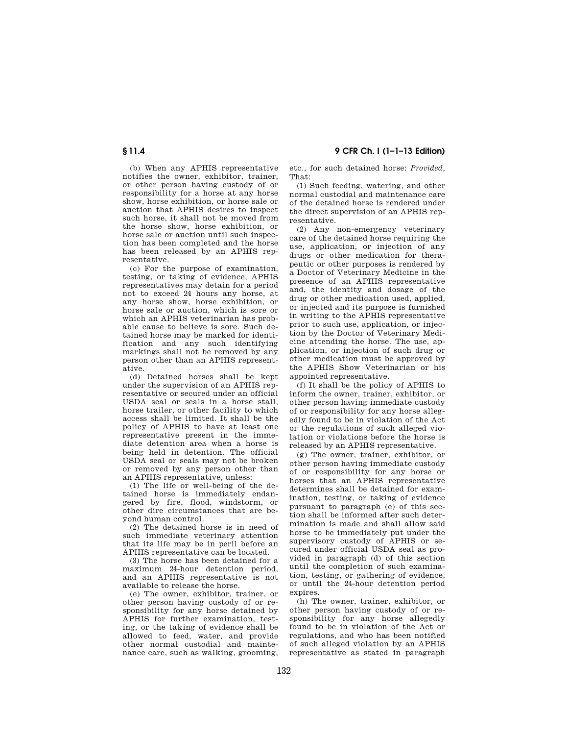(b) When any APHIS representative notifies the owner, exhibitor, trainer, or other person having custody of or responsibility for a horse at any horse show, horse exhibition, or horse sale or auction that APHIS desires to inspect such horse, it shall not be moved from the horse show, horse exhibition, or horse sale or auction until such inspection has been completed and the horse has been released by an APHIS representative.

(c) For the purpose of examination, testing, or taking of evidence, APHIS representatives may detain for a period not to exceed 24 hours any horse, at any horse show, horse exhibition, or horse sale or auction, which is sore or which an APHIS veterinarian has probable cause to believe is sore. Such detained horse may be marked for identification and any such identifying markings shall not be removed by any person other than an APHIS representative.

(d) Detained horses shall be kept under the supervision of an APHIS representative or secured under an official USDA seal or seals in a horse stall, horse trailer, or other facility to which access shall be limited. It shall be the policy of APHIS to have at least one representative present in the immediate detention area when a horse is being held in detention. The official USDA seal or seals may not be broken or removed by any person other than an APHIS representative, unless:

(1) The life or well-being of the detained horse is immediately endangered by fire, flood, windstorm, or other dire circumstances that are beyond human control.

(2) The detained horse is in need of such immediate veterinary attention that its life may be in peril before an APHIS representative can be located.

(3) The horse has been detained for a maximum 24-hour detention period, and an APHIS representative is not available to release the horse.

(e) The owner, exhibitor, trainer, or other person having custody of or responsibility for any horse detained by APHIS for further examination, testing, or the taking of evidence shall be allowed to feed, water, and provide other normal custodial and maintenance care, such as walking, grooming, etc., for such detained horse: *Provided,* That:

(1) Such feeding, watering, and other normal custodial and maintenance care of the detained horse is rendered under the direct supervision of an APHIS representative.

(2) Any non-emergency veterinary care of the detained horse requiring the use, application, or injection of any drugs or other medication for therapeutic or other purposes is rendered by a Doctor of Veterinary Medicine in the presence of an APHIS representative and, the identity and dosage of the drug or other medication used, applied, or injected and its purpose is furnished in writing to the APHIS representative prior to such use, application, or injection by the Doctor of Veterinary Medicine attending the horse. The use, application, or injection of such drug or other medication must be approved by the APHIS Show Veterinarian or his appointed representative.

(f) It shall be the policy of APHIS to inform the owner, trainer, exhibitor, or other person having immediate custody of or responsibility for any horse allegedly found to be in violation of the Act or the regulations of such alleged violation or violations before the horse is released by an APHIS representative.

(g) The owner, trainer, exhibitor, or other person having immediate custody of or responsibility for any horse or horses that an APHIS representative determines shall be detained for examination, testing, or taking of evidence pursuant to paragraph (e) of this section shall be informed after such determination is made and shall allow said horse to be immediately put under the supervisory custody of APHIS or secured under official USDA seal as provided in paragraph (d) of this section until the completion of such examination, testing, or gathering of evidence, or until the 24-hour detention period expires.

(h) The owner, trainer, exhibitor, or other person having custody of or responsibility for any horse allegedly found to be in violation of the Act or regulations, and who has been notified of such alleged violation by an APHIS representative as stated in paragraph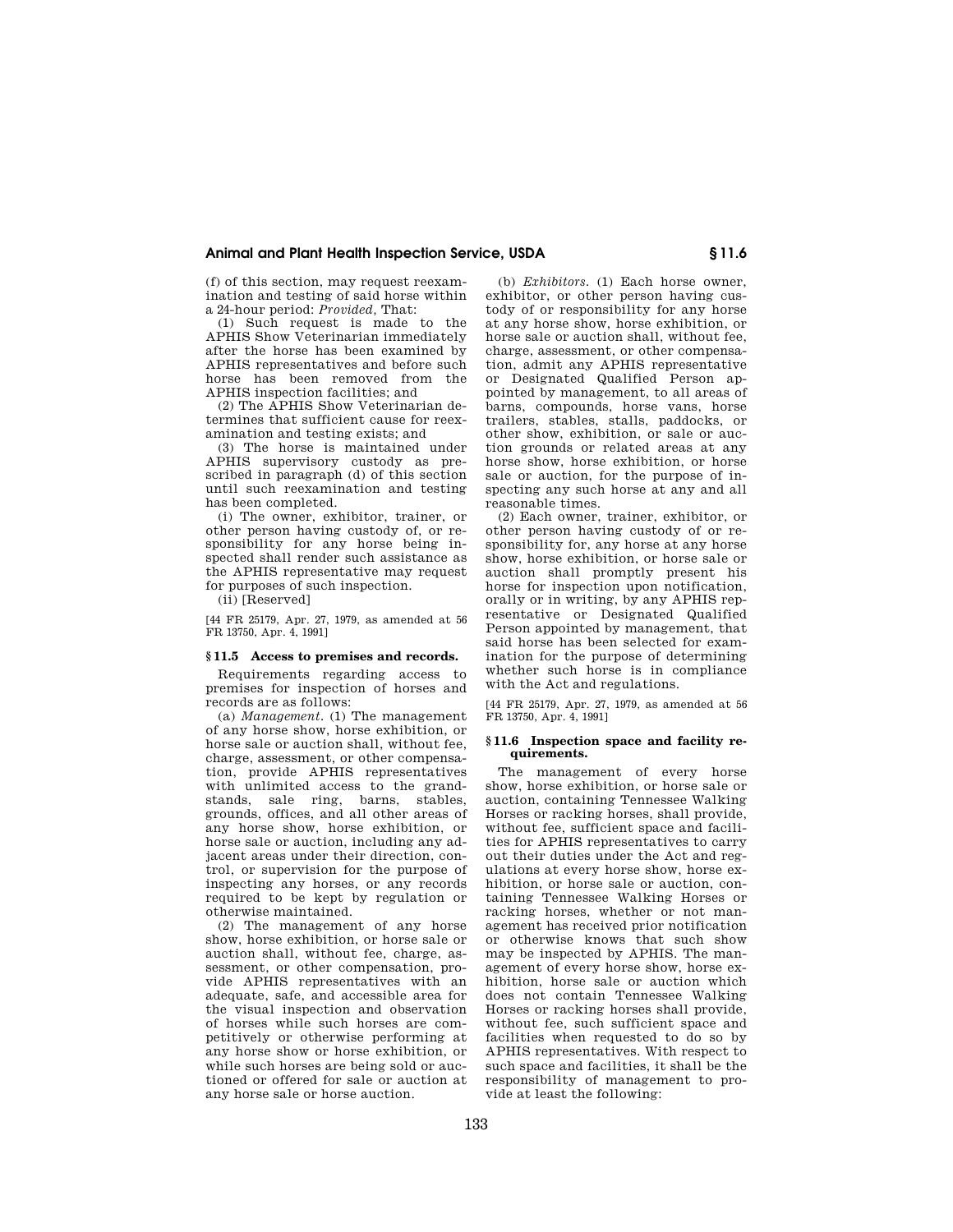(f) of this section, may request reexamination and testing of said horse within a 24-hour period: *Provided,* That:

(1) Such request is made to the APHIS Show Veterinarian immediately after the horse has been examined by APHIS representatives and before such horse has been removed from the APHIS inspection facilities; and

(2) The APHIS Show Veterinarian determines that sufficient cause for reexamination and testing exists; and

(3) The horse is maintained under APHIS supervisory custody as prescribed in paragraph (d) of this section until such reexamination and testing has been completed.

(i) The owner, exhibitor, trainer, or other person having custody of, or responsibility for any horse being inspected shall render such assistance as the APHIS representative may request for purposes of such inspection.

(ii) [Reserved]

[44 FR 25179, Apr. 27, 1979, as amended at 56 FR 13750, Apr. 4, 1991]

### § 11.5 Access to premises and records.

Requirements regarding access to premises for inspection of horses and records are as follows:

(a) *Management.* (1) The management of any horse show, horse exhibition, or horse sale or auction shall, without fee, charge, assessment, or other compensation, provide APHIS representatives with unlimited access to the grandstands, sale ring, barns, stables, grounds, offices, and all other areas of any horse show, horse exhibition, or horse sale or auction, including any adjacent areas under their direction, control, or supervision for the purpose of inspecting any horses, or any records required to be kept by regulation or otherwise maintained.

(2) The management of any horse show, horse exhibition, or horse sale or auction shall, without fee, charge, assessment, or other compensation, provide APHIS representatives with an adequate, safe, and accessible area for the visual inspection and observation of horses while such horses are competitively or otherwise performing at any horse show or horse exhibition, or while such horses are being sold or auctioned or offered for sale or auction at any horse sale or horse auction.

(b) *Exhibitors.* (1) Each horse owner, exhibitor, or other person having custody of or responsibility for any horse at any horse show, horse exhibition, or horse sale or auction shall, without fee, charge, assessment, or other compensation, admit any APHIS representative or Designated Qualified Person appointed by management, to all areas of barns, compounds, horse vans, horse trailers, stables, stalls, paddocks, or other show, exhibition, or sale or auction grounds or related areas at any horse show, horse exhibition, or horse sale or auction, for the purpose of inspecting any such horse at any and all reasonable times.

(2) Each owner, trainer, exhibitor, or other person having custody of or responsibility for, any horse at any horse show, horse exhibition, or horse sale or auction shall promptly present his horse for inspection upon notification, orally or in writing, by any APHIS representative or Designated Qualified Person appointed by management, that said horse has been selected for examination for the purpose of determining whether such horse is in compliance with the Act and regulations.

[44 FR 25179, Apr. 27, 1979, as amended at 56 FR 13750, Apr. 4, 1991]

### § 11.6 Inspection space and facility requirements.

The management of every horse show, horse exhibition, or horse sale or auction, containing Tennessee Walking Horses or racking horses, shall provide, without fee, sufficient space and facilities for APHIS representatives to carry out their duties under the Act and regulations at every horse show, horse exhibition, or horse sale or auction, containing Tennessee Walking Horses or racking horses, whether or not management has received prior notification or otherwise knows that such show may be inspected by APHIS. The management of every horse show, horse exhibition, horse sale or auction which does not contain Tennessee Walking Horses or racking horses shall provide, without fee, such sufficient space and facilities when requested to do so by APHIS representatives. With respect to such space and facilities, it shall be the responsibility of management to provide at least the following: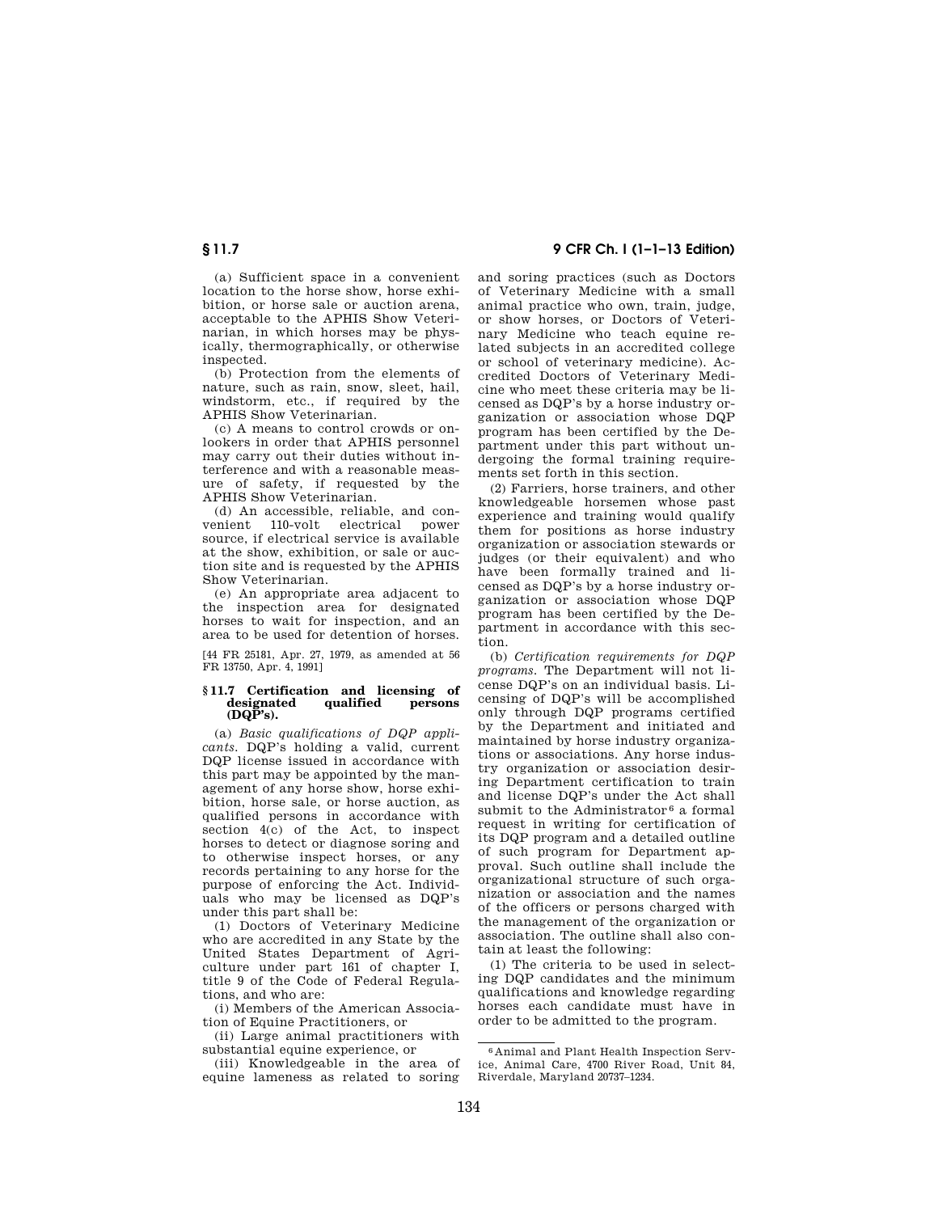(a) Sufficient space in a convenient location to the horse show, horse exhibition, or horse sale or auction arena, acceptable to the APHIS Show Veterinarian, in which horses may be physically, thermographically, or otherwise inspected.

(b) Protection from the elements of nature, such as rain, snow, sleet, hail, windstorm, etc., if required by the APHIS Show Veterinarian.

(c) A means to control crowds or onlookers in order that APHIS personnel may carry out their duties without interference and with a reasonable measure of safety, if requested by the APHIS Show Veterinarian.

(d) An accessible, reliable, and convenient 110-volt electrical power source, if electrical service is available at the show, exhibition, or sale or auction site and is requested by the APHIS Show Veterinarian.

(e) An appropriate area adjacent to the inspection area for designated horses to wait for inspection, and an area to be used for detention of horses.

[44 FR 25181, Apr. 27, 1979, as amended at 56 FR 13750, Apr. 4, 1991]

### § 11.7 Certification and licensing of designated qualified persons (DQP's).

(a) *Basic qualifications of DQP applicants.* DQP's holding a valid, current DQP license issued in accordance with this part may be appointed by the management of any horse show, horse exhibition, horse sale, or horse auction, as qualified persons in accordance with section 4(c) of the Act, to inspect horses to detect or diagnose soring and to otherwise inspect horses, or any records pertaining to any horse for the purpose of enforcing the Act. Individuals who may be licensed as DQP's under this part shall be:

(1) Doctors of Veterinary Medicine who are accredited in any State by the United States Department of Agriculture under part 161 of chapter I, title 9 of the Code of Federal Regulations, and who are:

(i) Members of the American Association of Equine Practitioners, or

(ii) Large animal practitioners with substantial equine experience, or

(iii) Knowledgeable in the area of equine lameness as related to soring and soring practices (such as Doctors of Veterinary Medicine with a small animal practice who own, train, judge, or show horses, or Doctors of Veterinary Medicine who teach equine related subjects in an accredited college or school of veterinary medicine). Accredited Doctors of Veterinary Medicine who meet these criteria may be licensed as DQP's by a horse industry organization or association whose DQP program has been certified by the Department under this part without undergoing the formal training requirements set forth in this section.

(2) Farriers, horse trainers, and other knowledgeable horsemen whose past experience and training would qualify them for positions as horse industry organization or association stewards or judges (or their equivalent) and who have been formally trained and licensed as DQP's by a horse industry organization or association whose DQP program has been certified by the Department in accordance with this section.

(b) *Certification requirements for DQP programs.* The Department will not license DQP's on an individual basis. Licensing of DQP's will be accomplished only through DQP programs certified by the Department and initiated and maintained by horse industry organizations or associations. Any horse industry organization or association desiring Department certification to train and license DQP's under the Act shall submit to the Administrator[6] a formal request in writing for certification of its DQP program and a detailed outline of such program for Department approval. Such outline shall include the organizational structure of such organization or association and the names of the officers or persons charged with the management of the organization or association. The outline shall also contain at least the following:

(1) The criteria to be used in selecting DQP candidates and the minimum qualifications and knowledge regarding horses each candidate must have in order to be admitted to the program.

---

[6] Animal and Plant Health Inspection Service, Animal Care, 4700 River Road, Unit 84, Riverdale, Maryland 20737–1234.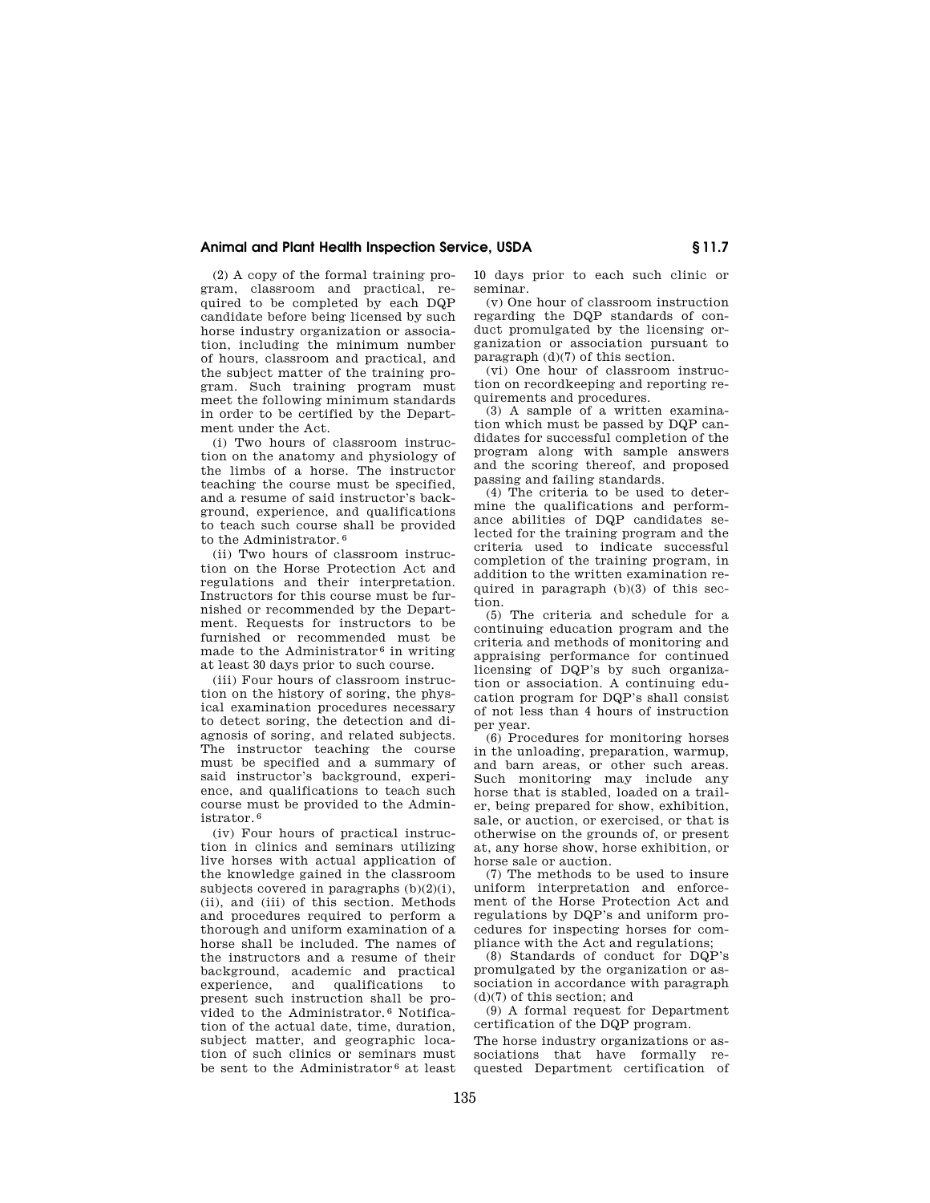(2) A copy of the formal training program, classroom and practical, required to be completed by each DQP candidate before being licensed by such horse industry organization or association, including the minimum number of hours, classroom and practical, and the subject matter of the training program. Such training program must meet the following minimum standards in order to be certified by the Department under the Act.

(i) Two hours of classroom instruction on the anatomy and physiology of the limbs of a horse. The instructor teaching the course must be specified, and a resume of said instructor's background, experience, and qualifications to teach such course shall be provided to the Administrator.[6]

(ii) Two hours of classroom instruction on the Horse Protection Act and regulations and their interpretation. Instructors for this course must be furnished or recommended by the Department. Requests for instructors to be furnished or recommended must be made to the Administrator[6] in writing at least 30 days prior to such course.

(iii) Four hours of classroom instruction on the history of soring, the physical examination procedures necessary to detect soring, the detection and diagnosis of soring, and related subjects. The instructor teaching the course must be specified and a summary of said instructor's background, experience, and qualifications to teach such course must be provided to the Administrator.[6]

(iv) Four hours of practical instruction in clinics and seminars utilizing live horses with actual application of the knowledge gained in the classroom subjects covered in paragraphs (b)(2)(i), (ii), and (iii) of this section. Methods and procedures required to perform a thorough and uniform examination of a horse shall be included. The names of the instructors and a resume of their background, academic and practical experience, and qualifications to present such instruction shall be provided to the Administrator.[6] Notification of the actual date, time, duration, subject matter, and geographic location of such clinics or seminars must be sent to the Administrator[6] at least 10 days prior to each such clinic or seminar.

(v) One hour of classroom instruction regarding the DQP standards of conduct promulgated by the licensing organization or association pursuant to paragraph (d)(7) of this section.

(vi) One hour of classroom instruction on recordkeeping and reporting requirements and procedures.

(3) A sample of a written examination which must be passed by DQP candidates for successful completion of the program along with sample answers and the scoring thereof, and proposed passing and failing standards.

(4) The criteria to be used to determine the qualifications and performance abilities of DQP candidates selected for the training program and the criteria used to indicate successful completion of the training program, in addition to the written examination required in paragraph (b)(3) of this section.

(5) The criteria and schedule for a continuing education program and the criteria and methods of monitoring and appraising performance for continued licensing of DQP's by such organization or association. A continuing education program for DQP's shall consist of not less than 4 hours of instruction per year.

(6) Procedures for monitoring horses in the unloading, preparation, warmup, and barn areas, or other such areas. Such monitoring may include any horse that is stabled, loaded on a trailer, being prepared for show, exhibition, sale, or auction, or exercised, or that is otherwise on the grounds of, or present at, any horse show, horse exhibition, or horse sale or auction.

(7) The methods to be used to insure uniform interpretation and enforcement of the Horse Protection Act and regulations by DQP's and uniform procedures for inspecting horses for compliance with the Act and regulations;

(8) Standards of conduct for DQP's promulgated by the organization or association in accordance with paragraph (d)(7) of this section; and

(9) A formal request for Department certification of the DQP program.

The horse industry organizations or associations that have formally requested Department certification of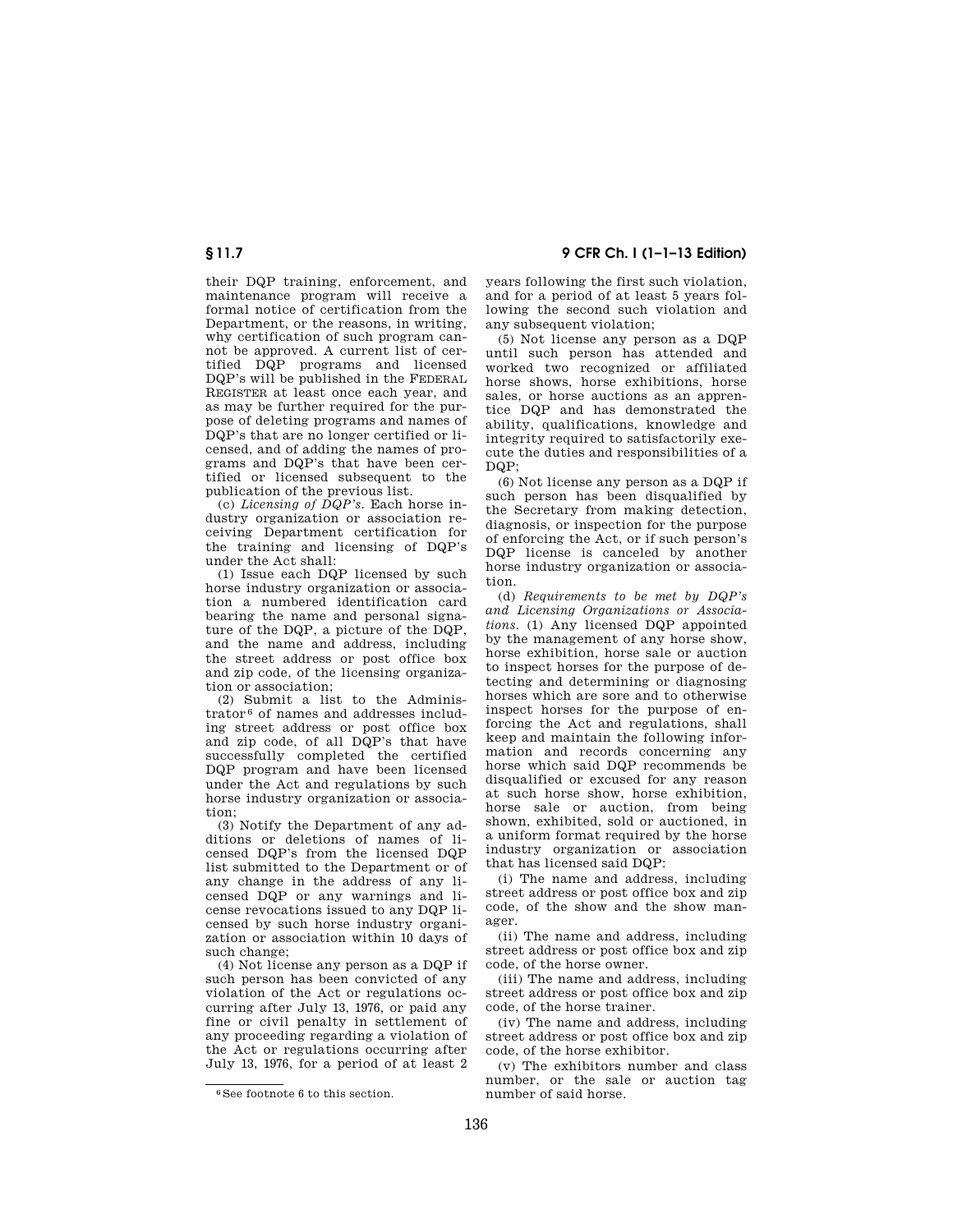their DQP training, enforcement, and maintenance program will receive a formal notice of certification from the Department, or the reasons, in writing, why certification of such program cannot be approved. A current list of certified DQP programs and licensed DQP's will be published in the FEDERAL REGISTER at least once each year, and as may be further required for the purpose of deleting programs and names of DQP's that are no longer certified or licensed, and of adding the names of programs and DQP's that have been certified or licensed subsequent to the publication of the previous list.

(c) *Licensing of DQP's.* Each horse industry organization or association receiving Department certification for the training and licensing of DQP's under the Act shall:

(1) Issue each DQP licensed by such horse industry organization or association a numbered identification card bearing the name and personal signature of the DQP, a picture of the DQP, and the name and address, including the street address or post office box and zip code, of the licensing organization or association;

(2) Submit a list to the Administrator[6] of names and addresses including street address or post office box and zip code, of all DQP's that have successfully completed the certified DQP program and have been licensed under the Act and regulations by such horse industry organization or association;

(3) Notify the Department of any additions or deletions of names of licensed DQP's from the licensed DQP list submitted to the Department or of any change in the address of any licensed DQP or any warnings and license revocations issued to any DQP licensed by such horse industry organization or association within 10 days of such change;

(4) Not license any person as a DQP if such person has been convicted of any violation of the Act or regulations occurring after July 13, 1976, or paid any fine or civil penalty in settlement of any proceeding regarding a violation of the Act or regulations occurring after July 13, 1976, for a period of at least 2 years following the first such violation, and for a period of at least 5 years following the second such violation and any subsequent violation;

(5) Not license any person as a DQP until such person has attended and worked two recognized or affiliated horse shows, horse exhibitions, horse sales, or horse auctions as an apprentice DQP and has demonstrated the ability, qualifications, knowledge and integrity required to satisfactorily execute the duties and responsibilities of a DQP;

(6) Not license any person as a DQP if such person has been disqualified by the Secretary from making detection, diagnosis, or inspection for the purpose of enforcing the Act, or if such person's DQP license is canceled by another horse industry organization or association.

(d) *Requirements to be met by DQP's and Licensing Organizations or Associations.* (1) Any licensed DQP appointed by the management of any horse show, horse exhibition, horse sale or auction to inspect horses for the purpose of detecting and determining or diagnosing horses which are sore and to otherwise inspect horses for the purpose of enforcing the Act and regulations, shall keep and maintain the following information and records concerning any horse which said DQP recommends be disqualified or excused for any reason at such horse show, horse exhibition, horse sale or auction, from being shown, exhibited, sold or auctioned, in a uniform format required by the horse industry organization or association that has licensed said DQP:

(i) The name and address, including street address or post office box and zip code, of the show and the show manager.

(ii) The name and address, including street address or post office box and zip code, of the horse owner.

(iii) The name and address, including street address or post office box and zip code, of the horse trainer.

(iv) The name and address, including street address or post office box and zip code, of the horse exhibitor.

(v) The exhibitors number and class number, or the sale or auction tag number of said horse.

[6] See footnote 6 to this section.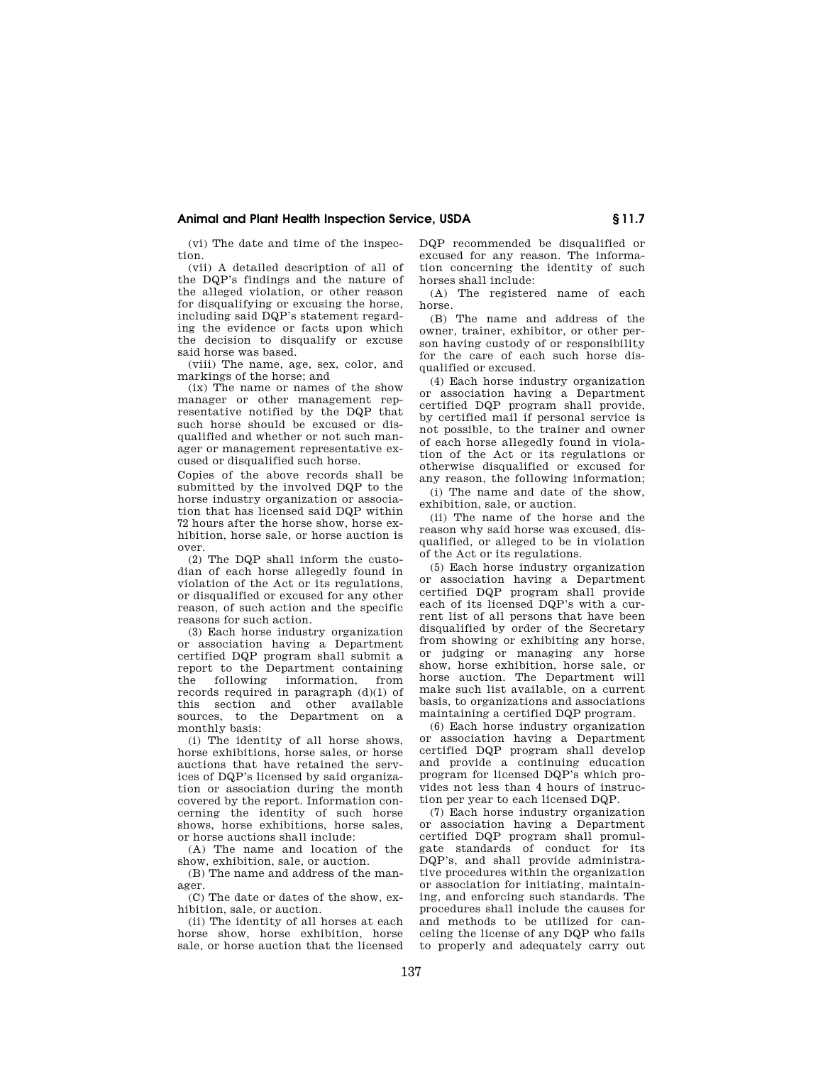(vi) The date and time of the inspection.

(vii) A detailed description of all of the DQP's findings and the nature of the alleged violation, or other reason for disqualifying or excusing the horse, including said DQP's statement regarding the evidence or facts upon which the decision to disqualify or excuse said horse was based.

(viii) The name, age, sex, color, and markings of the horse; and

(ix) The name or names of the show manager or other management representative notified by the DQP that such horse should be excused or disqualified and whether or not such manager or management representative excused or disqualified such horse.

Copies of the above records shall be submitted by the involved DQP to the horse industry organization or association that has licensed said DQP within 72 hours after the horse show, horse exhibition, horse sale, or horse auction is over.

(2) The DQP shall inform the custodian of each horse allegedly found in violation of the Act or its regulations, or disqualified or excused for any other reason, of such action and the specific reasons for such action.

(3) Each horse industry organization or association having a Department certified DQP program shall submit a report to the Department containing the following information, from records required in paragraph (d)(1) of this section and other available sources, to the Department on a monthly basis:

(i) The identity of all horse shows, horse exhibitions, horse sales, or horse auctions that have retained the services of DQP's licensed by said organization or association during the month covered by the report. Information concerning the identity of such horse shows, horse exhibitions, horse sales, or horse auctions shall include:

(A) The name and location of the show, exhibition, sale, or auction.

(B) The name and address of the manager.

(C) The date or dates of the show, exhibition, sale, or auction.

(ii) The identity of all horses at each horse show, horse exhibition, horse sale, or horse auction that the licensed DQP recommended be disqualified or excused for any reason. The information concerning the identity of such horses shall include:

(A) The registered name of each horse.

(B) The name and address of the owner, trainer, exhibitor, or other person having custody of or responsibility for the care of each such horse disqualified or excused.

(4) Each horse industry organization or association having a Department certified DQP program shall provide, by certified mail if personal service is not possible, to the trainer and owner of each horse allegedly found in violation of the Act or its regulations or otherwise disqualified or excused for any reason, the following information;

(i) The name and date of the show, exhibition, sale, or auction.

(ii) The name of the horse and the reason why said horse was excused, disqualified, or alleged to be in violation of the Act or its regulations.

(5) Each horse industry organization or association having a Department certified DQP program shall provide each of its licensed DQP's with a current list of all persons that have been disqualified by order of the Secretary from showing or exhibiting any horse, or judging or managing any horse show, horse exhibition, horse sale, or horse auction. The Department will make such list available, on a current basis, to organizations and associations maintaining a certified DQP program.

(6) Each horse industry organization or association having a Department certified DQP program shall develop and provide a continuing education program for licensed DQP's which provides not less than 4 hours of instruction per year to each licensed DQP.

(7) Each horse industry organization or association having a Department certified DQP program shall promulgate standards of conduct for its DQP's, and shall provide administrative procedures within the organization or association for initiating, maintaining, and enforcing such standards. The procedures shall include the causes for and methods to be utilized for canceling the license of any DQP who fails to properly and adequately carry out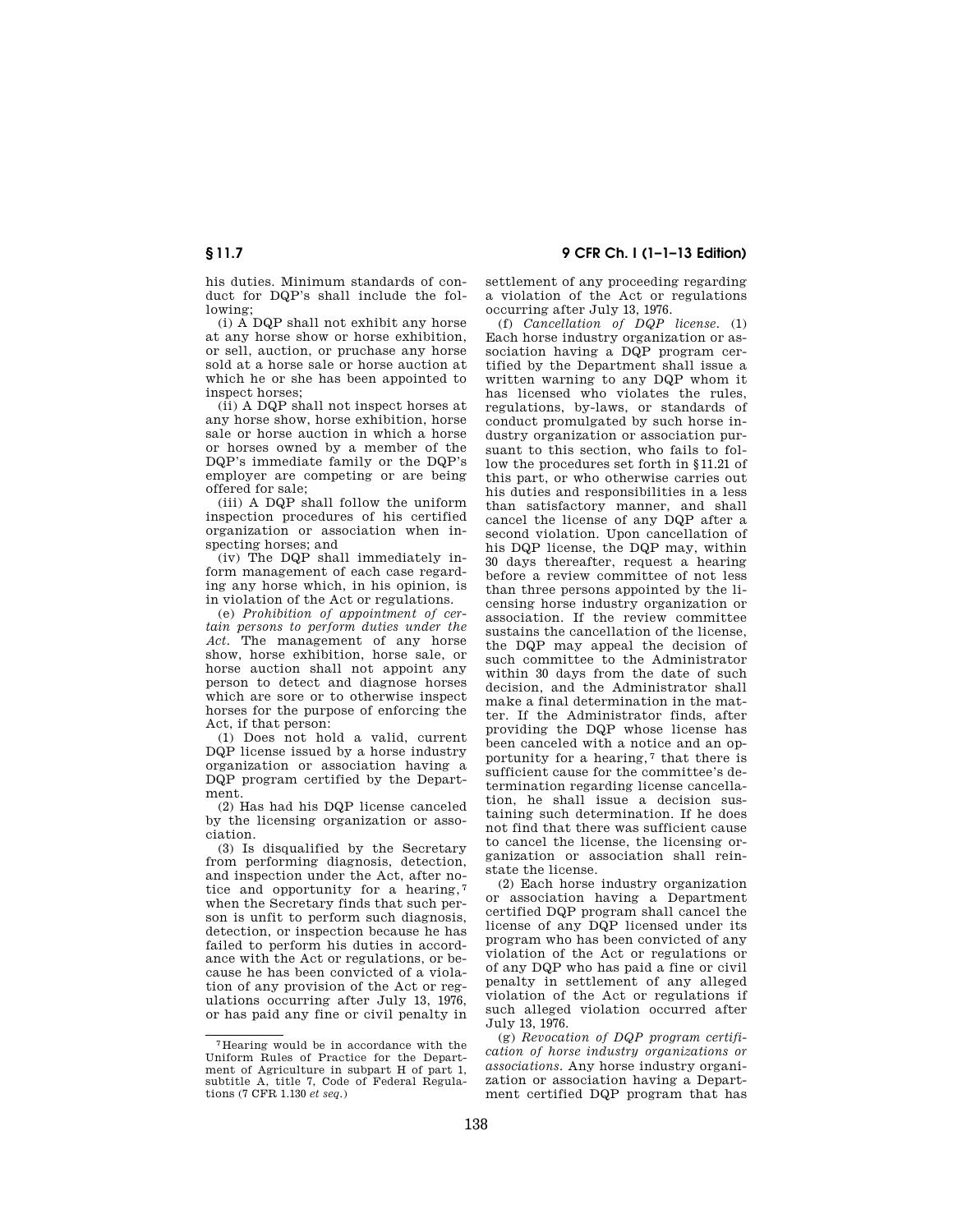his duties. Minimum standards of conduct for DQP's shall include the following;

(i) A DQP shall not exhibit any horse at any horse show or horse exhibition, or sell, auction, or pruchase any horse sold at a horse sale or horse auction at which he or she has been appointed to inspect horses;

(ii) A DQP shall not inspect horses at any horse show, horse exhibition, horse sale or horse auction in which a horse or horses owned by a member of the DQP's immediate family or the DQP's employer are competing or are being offered for sale;

(iii) A DQP shall follow the uniform inspection procedures of his certified organization or association when inspecting horses; and

(iv) The DQP shall immediately inform management of each case regarding any horse which, in his opinion, is in violation of the Act or regulations.

(e) *Prohibition of appointment of certain persons to perform duties under the Act.* The management of any horse show, horse exhibition, horse sale, or horse auction shall not appoint any person to detect and diagnose horses which are sore or to otherwise inspect horses for the purpose of enforcing the Act, if that person:

(1) Does not hold a valid, current DQP license issued by a horse industry organization or association having a DQP program certified by the Department.

(2) Has had his DQP license canceled by the licensing organization or association.

(3) Is disqualified by the Secretary from performing diagnosis, detection, and inspection under the Act, after notice and opportunity for a hearing,[7] when the Secretary finds that such person is unfit to perform such diagnosis, detection, or inspection because he has failed to perform his duties in accordance with the Act or regulations, or because he has been convicted of a violation of any provision of the Act or regulations occurring after July 13, 1976, or has paid any fine or civil penalty in settlement of any proceeding regarding a violation of the Act or regulations occurring after July 13, 1976.

(f) *Cancellation of DQP license.* (1) Each horse industry organization or association having a DQP program certified by the Department shall issue a written warning to any DQP whom it has licensed who violates the rules, regulations, by-laws, or standards of conduct promulgated by such horse industry organization or association pursuant to this section, who fails to follow the procedures set forth in §11.21 of this part, or who otherwise carries out his duties and responsibilities in a less than satisfactory manner, and shall cancel the license of any DQP after a second violation. Upon cancellation of his DQP license, the DQP may, within 30 days thereafter, request a hearing before a review committee of not less than three persons appointed by the licensing horse industry organization or association. If the review committee sustains the cancellation of the license, the DQP may appeal the decision of such committee to the Administrator within 30 days from the date of such decision, and the Administrator shall make a final determination in the matter. If the Administrator finds, after providing the DQP whose license has been canceled with a notice and an opportunity for a hearing,[7] that there is sufficient cause for the committee's determination regarding license cancellation, he shall issue a decision sustaining such determination. If he does not find that there was sufficient cause to cancel the license, the licensing organization or association shall reinstate the license.

(2) Each horse industry organization or association having a Department certified DQP program shall cancel the license of any DQP licensed under its program who has been convicted of any violation of the Act or regulations or of any DQP who has paid a fine or civil penalty in settlement of any alleged violation of the Act or regulations if such alleged violation occurred after July 13, 1976.

(g) *Revocation of DQP program certification of horse industry organizations or associations.* Any horse industry organization or association having a Department certified DQP program that has

[7] Hearing would be in accordance with the Uniform Rules of Practice for the Department of Agriculture in subpart H of part 1, subtitle A, title 7, Code of Federal Regulations (7 CFR 1.130 *et seq.*)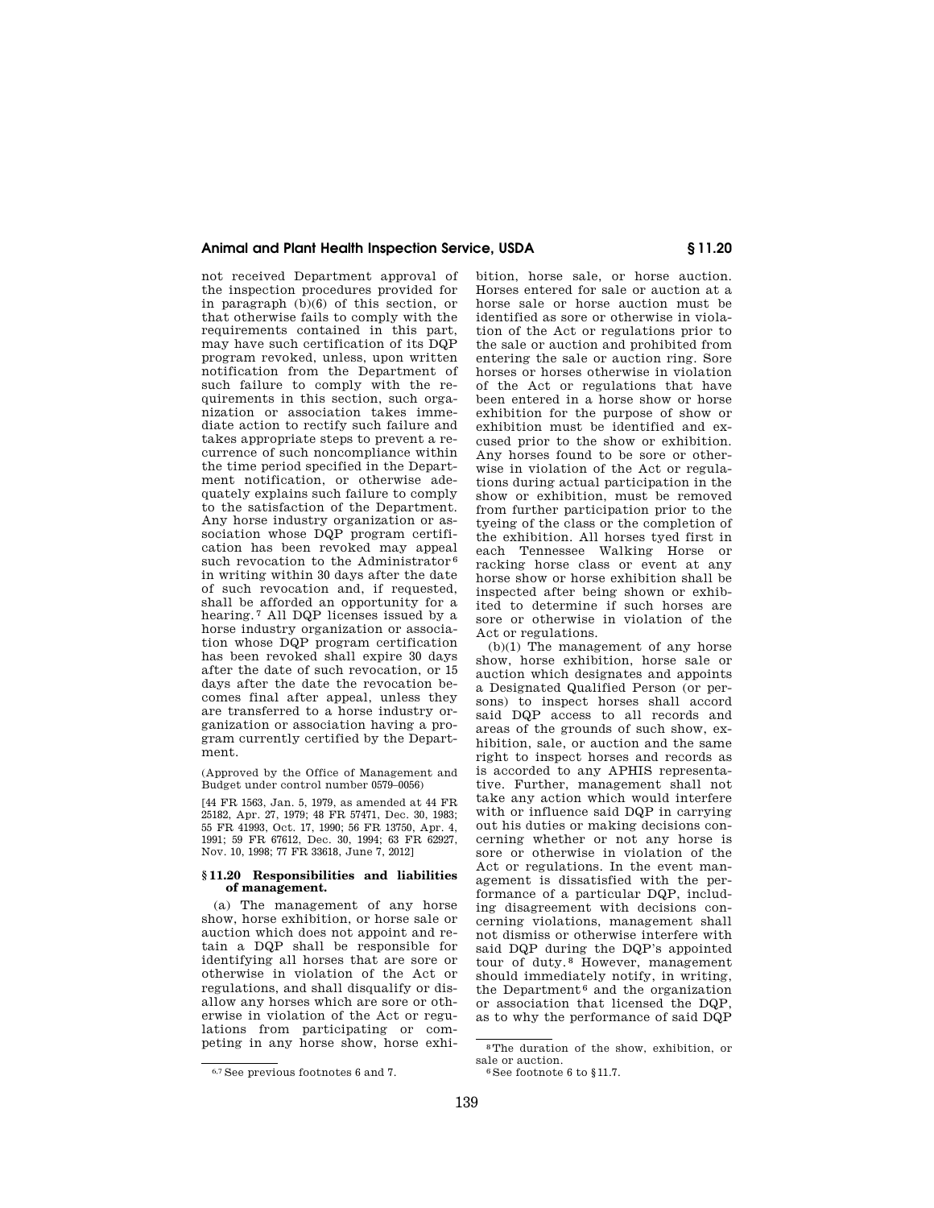not received Department approval of the inspection procedures provided for in paragraph (b)(6) of this section, or that otherwise fails to comply with the requirements contained in this part, may have such certification of its DQP program revoked, unless, upon written notification from the Department of such failure to comply with the requirements in this section, such organization or association takes immediate action to rectify such failure and takes appropriate steps to prevent a recurrence of such noncompliance within the time period specified in the Department notification, or otherwise adequately explains such failure to comply to the satisfaction of the Department. Any horse industry organization or association whose DQP program certification has been revoked may appeal such revocation to the Administrator[6] in writing within 30 days after the date of such revocation and, if requested, shall be afforded an opportunity for a hearing.[7] All DQP licenses issued by a horse industry organization or association whose DQP program certification has been revoked shall expire 30 days after the date of such revocation, or 15 days after the date the revocation becomes final after appeal, unless they are transferred to a horse industry organization or association having a program currently certified by the Department.

(Approved by the Office of Management and Budget under control number 0579–0056)

[44 FR 1563, Jan. 5, 1979, as amended at 44 FR 25182, Apr. 27, 1979; 48 FR 57471, Dec. 30, 1983; 55 FR 41993, Oct. 17, 1990; 56 FR 13750, Apr. 4, 1991; 59 FR 67612, Dec. 30, 1994; 63 FR 62927, Nov. 10, 1998; 77 FR 33618, June 7, 2012]

### § 11.20 Responsibilities and liabilities of management.

(a) The management of any horse show, horse exhibition, or horse sale or auction which does not appoint and retain a DQP shall be responsible for identifying all horses that are sore or otherwise in violation of the Act or regulations, and shall disqualify or disallow any horses which are sore or otherwise in violation of the Act or regulations from participating or competing in any horse show, horse exhibition, horse sale, or horse auction. Horses entered for sale or auction at a horse sale or horse auction must be identified as sore or otherwise in violation of the Act or regulations prior to the sale or auction and prohibited from entering the sale or auction ring. Sore horses or horses otherwise in violation of the Act or regulations that have been entered in a horse show or horse exhibition for the purpose of show or exhibition must be identified and excused prior to the show or exhibition. Any horses found to be sore or otherwise in violation of the Act or regulations during actual participation in the show or exhibition, must be removed from further participation prior to the tyeing of the class or the completion of the exhibition. All horses tyed first in each Tennessee Walking Horse or racking horse class or event at any horse show or horse exhibition shall be inspected after being shown or exhibited to determine if such horses are sore or otherwise in violation of the Act or regulations.

(b)(1) The management of any horse show, horse exhibition, horse sale or auction which designates and appoints a Designated Qualified Person (or persons) to inspect horses shall accord said DQP access to all records and areas of the grounds of such show, exhibition, sale, or auction and the same right to inspect horses and records as is accorded to any APHIS representative. Further, management shall not take any action which would interfere with or influence said DQP in carrying out his duties or making decisions concerning whether or not any horse is sore or otherwise in violation of the Act or regulations. In the event management is dissatisfied with the performance of a particular DQP, including disagreement with decisions concerning violations, management shall not dismiss or otherwise interfere with said DQP during the DQP's appointed tour of duty.[8] However, management should immediately notify, in writing, the Department[6] and the organization or association that licensed the DQP, as to why the performance of said DQP

---

[6,7] See previous footnotes 6 and 7.

[8] The duration of the show, exhibition, or sale or auction.

[6] See footnote 6 to § 11.7.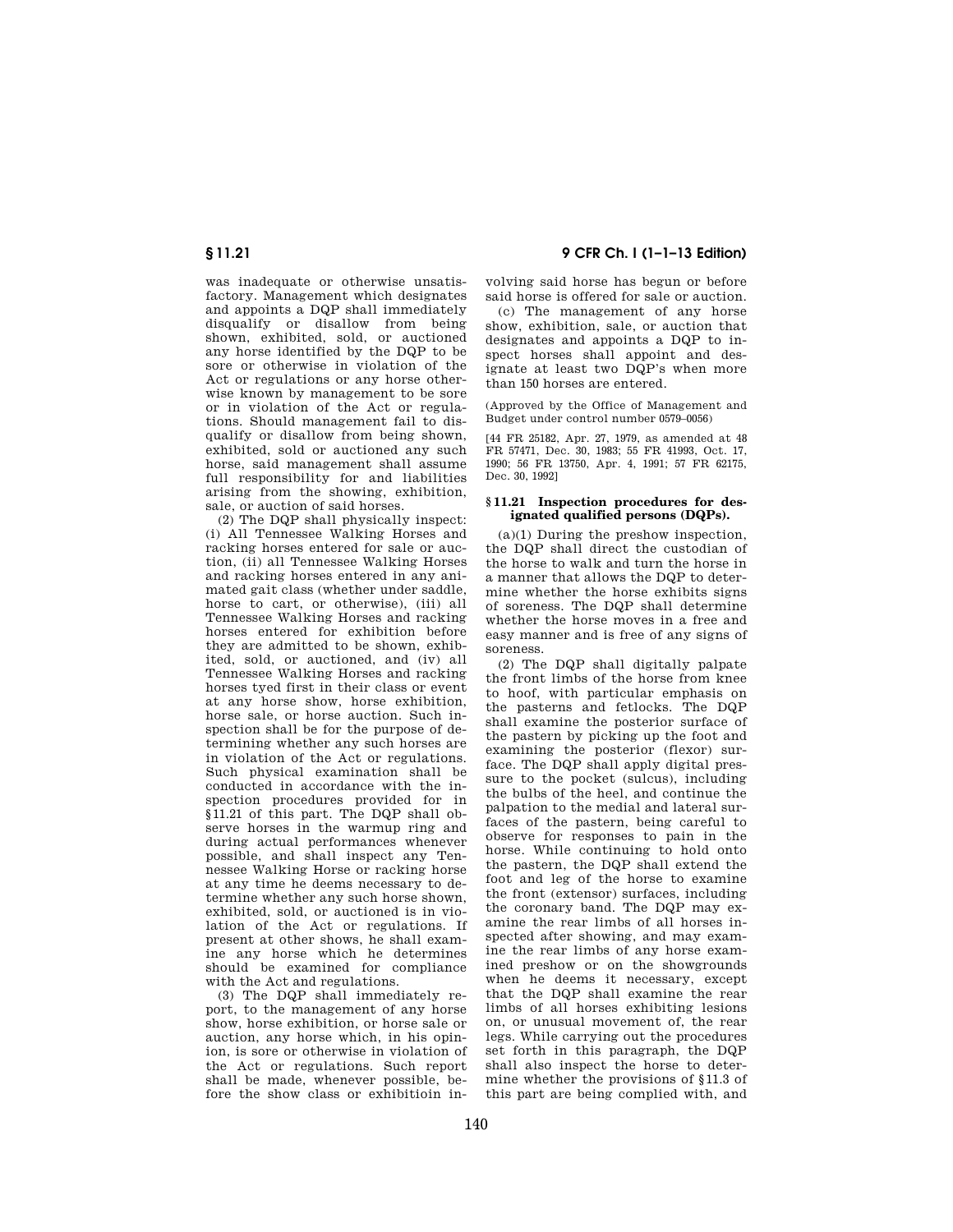was inadequate or otherwise unsatisfactory. Management which designates and appoints a DQP shall immediately disqualify or disallow from being shown, exhibited, sold, or auctioned any horse identified by the DQP to be sore or otherwise in violation of the Act or regulations or any horse otherwise known by management to be sore or in violation of the Act or regulations. Should management fail to disqualify or disallow from being shown, exhibited, sold or auctioned any such horse, said management shall assume full responsibility for and liabilities arising from the showing, exhibition, sale, or auction of said horses.

(2) The DQP shall physically inspect: (i) All Tennessee Walking Horses and racking horses entered for sale or auction, (ii) all Tennessee Walking Horses and racking horses entered in any animated gait class (whether under saddle, horse to cart, or otherwise), (iii) all Tennessee Walking Horses and racking horses entered for exhibition before they are admitted to be shown, exhibited, sold, or auctioned, and (iv) all Tennessee Walking Horses and racking horses tyed first in their class or event at any horse show, horse exhibition, horse sale, or horse auction. Such inspection shall be for the purpose of determining whether any such horses are in violation of the Act or regulations. Such physical examination shall be conducted in accordance with the inspection procedures provided for in §11.21 of this part. The DQP shall observe horses in the warmup ring and during actual performances whenever possible, and shall inspect any Tennessee Walking Horse or racking horse at any time he deems necessary to determine whether any such horse shown, exhibited, sold, or auctioned is in violation of the Act or regulations. If present at other shows, he shall examine any horse which he determines should be examined for compliance with the Act and regulations.

(3) The DQP shall immediately report, to the management of any horse show, horse exhibition, or horse sale or auction, any horse which, in his opinion, is sore or otherwise in violation of the Act or regulations. Such report shall be made, whenever possible, before the show class or exhibitioin involving said horse has begun or before said horse is offered for sale or auction.

(c) The management of any horse show, exhibition, sale, or auction that designates and appoints a DQP to inspect horses shall appoint and designate at least two DQP's when more than 150 horses are entered.

(Approved by the Office of Management and Budget under control number 0579–0056)

[44 FR 25182, Apr. 27, 1979, as amended at 48 FR 57471, Dec. 30, 1983; 55 FR 41993, Oct. 17, 1990; 56 FR 13750, Apr. 4, 1991; 57 FR 62175, Dec. 30, 1992]

### §11.21 Inspection procedures for designated qualified persons (DQPs).

(a)(1) During the preshow inspection, the DQP shall direct the custodian of the horse to walk and turn the horse in a manner that allows the DQP to determine whether the horse exhibits signs of soreness. The DQP shall determine whether the horse moves in a free and easy manner and is free of any signs of soreness.

(2) The DQP shall digitally palpate the front limbs of the horse from knee to hoof, with particular emphasis on the pasterns and fetlocks. The DQP shall examine the posterior surface of the pastern by picking up the foot and examining the posterior (flexor) surface. The DQP shall apply digital pressure to the pocket (sulcus), including the bulbs of the heel, and continue the palpation to the medial and lateral surfaces of the pastern, being careful to observe for responses to pain in the horse. While continuing to hold onto the pastern, the DQP shall extend the foot and leg of the horse to examine the front (extensor) surfaces, including the coronary band. The DQP may examine the rear limbs of all horses inspected after showing, and may examine the rear limbs of any horse examined preshow or on the showgrounds when he deems it necessary, except that the DQP shall examine the rear limbs of all horses exhibiting lesions on, or unusual movement of, the rear legs. While carrying out the procedures set forth in this paragraph, the DQP shall also inspect the horse to determine whether the provisions of §11.3 of this part are being complied with, and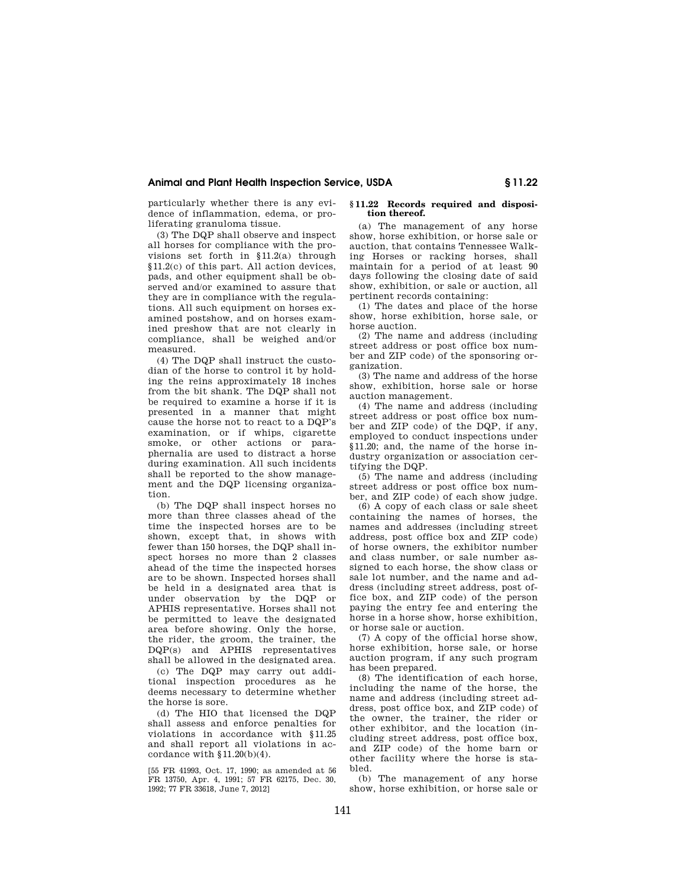particularly whether there is any evidence of inflammation, edema, or proliferating granuloma tissue.

(3) The DQP shall observe and inspect all horses for compliance with the provisions set forth in §11.2(a) through §11.2(c) of this part. All action devices, pads, and other equipment shall be observed and/or examined to assure that they are in compliance with the regulations. All such equipment on horses examined postshow, and on horses examined preshow that are not clearly in compliance, shall be weighed and/or measured.

(4) The DQP shall instruct the custodian of the horse to control it by holding the reins approximately 18 inches from the bit shank. The DQP shall not be required to examine a horse if it is presented in a manner that might cause the horse not to react to a DQP's examination, or if whips, cigarette smoke, or other actions or paraphernalia are used to distract a horse during examination. All such incidents shall be reported to the show management and the DQP licensing organization.

(b) The DQP shall inspect horses no more than three classes ahead of the time the inspected horses are to be shown, except that, in shows with fewer than 150 horses, the DQP shall inspect horses no more than 2 classes ahead of the time the inspected horses are to be shown. Inspected horses shall be held in a designated area that is under observation by the DQP or APHIS representative. Horses shall not be permitted to leave the designated area before showing. Only the horse, the rider, the groom, the trainer, the DQP(s) and APHIS representatives shall be allowed in the designated area.

(c) The DQP may carry out additional inspection procedures as he deems necessary to determine whether the horse is sore.

(d) The HIO that licensed the DQP shall assess and enforce penalties for violations in accordance with §11.25 and shall report all violations in accordance with §11.20(b)(4).

[55 FR 41993, Oct. 17, 1990; as amended at 56 FR 13750, Apr. 4, 1991; 57 FR 62175, Dec. 30, 1992; 77 FR 33618, June 7, 2012]

### §11.22 Records required and disposition thereof.

(a) The management of any horse show, horse exhibition, or horse sale or auction, that contains Tennessee Walking Horses or racking horses, shall maintain for a period of at least 90 days following the closing date of said show, exhibition, or sale or auction, all pertinent records containing:

(1) The dates and place of the horse show, horse exhibition, horse sale, or horse auction.

(2) The name and address (including street address or post office box number and ZIP code) of the sponsoring organization.

(3) The name and address of the horse show, exhibition, horse sale or horse auction management.

(4) The name and address (including street address or post office box number and ZIP code) of the DQP, if any, employed to conduct inspections under §11.20; and, the name of the horse industry organization or association certifying the DQP.

(5) The name and address (including street address or post office box number, and ZIP code) of each show judge.

(6) A copy of each class or sale sheet containing the names of horses, the names and addresses (including street address, post office box and ZIP code) of horse owners, the exhibitor number and class number, or sale number assigned to each horse, the show class or sale lot number, and the name and address (including street address, post office box, and ZIP code) of the person paying the entry fee and entering the horse in a horse show, horse exhibition, or horse sale or auction.

(7) A copy of the official horse show, horse exhibition, horse sale, or horse auction program, if any such program has been prepared.

(8) The identification of each horse, including the name of the horse, the name and address (including street address, post office box, and ZIP code) of the owner, the trainer, the rider or other exhibitor, and the location (including street address, post office box, and ZIP code) of the home barn or other facility where the horse is stabled.

(b) The management of any horse show, horse exhibition, or horse sale or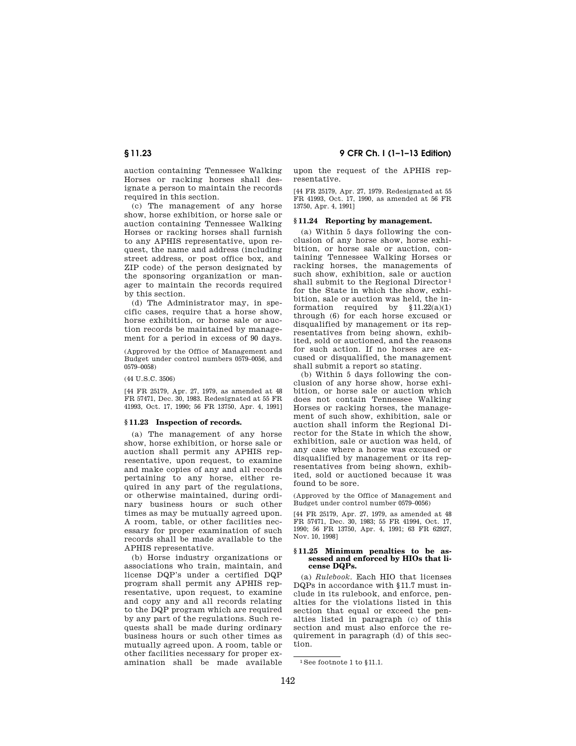auction containing Tennessee Walking Horses or racking horses shall designate a person to maintain the records required in this section.

(c) The management of any horse show, horse exhibition, or horse sale or auction containing Tennessee Walking Horses or racking horses shall furnish to any APHIS representative, upon request, the name and address (including street address, or post office box, and ZIP code) of the person designated by the sponsoring organization or manager to maintain the records required by this section.

(d) The Administrator may, in specific cases, require that a horse show, horse exhibition, or horse sale or auction records be maintained by management for a period in excess of 90 days.

(Approved by the Office of Management and Budget under control numbers 0579–0056, and 0579–0058)

(44 U.S.C. 3506)

[44 FR 25179, Apr. 27, 1979, as amended at 48 FR 57471, Dec. 30, 1983. Redesignated at 55 FR 41993, Oct. 17, 1990; 56 FR 13750, Apr. 4, 1991]

### § 11.23 Inspection of records.

(a) The management of any horse show, horse exhibition, or horse sale or auction shall permit any APHIS representative, upon request, to examine and make copies of any and all records pertaining to any horse, either required in any part of the regulations, or otherwise maintained, during ordinary business hours or such other times as may be mutually agreed upon. A room, table, or other facilities necessary for proper examination of such records shall be made available to the APHIS representative.

(b) Horse industry organizations or associations who train, maintain, and license DQP's under a certified DQP program shall permit any APHIS representative, upon request, to examine and copy any and all records relating to the DQP program which are required by any part of the regulations. Such requests shall be made during ordinary business hours or such other times as mutually agreed upon. A room, table or other facilities necessary for proper examination shall be made available upon the request of the APHIS representative.

[44 FR 25179, Apr. 27, 1979. Redesignated at 55 FR 41993, Oct. 17, 1990, as amended at 56 FR 13750, Apr. 4, 1991]

### § 11.24 Reporting by management.

(a) Within 5 days following the conclusion of any horse show, horse exhibition, or horse sale or auction, containing Tennessee Walking Horses or racking horses, the managements of such show, exhibition, sale or auction shall submit to the Regional Director[1] for the State in which the show, exhibition, sale or auction was held, the information required by §11.22(a)(1) through (6) for each horse excused or disqualified by management or its representatives from being shown, exhibited, sold or auctioned, and the reasons for such action. If no horses are excused or disqualified, the management shall submit a report so stating.

(b) Within 5 days following the conclusion of any horse show, horse exhibition, or horse sale or auction which does not contain Tennessee Walking Horses or racking horses, the management of such show, exhibition, sale or auction shall inform the Regional Director for the State in which the show, exhibition, sale or auction was held, of any case where a horse was excused or disqualified by management or its representatives from being shown, exhibited, sold or auctioned because it was found to be sore.

(Approved by the Office of Management and Budget under control number 0579–0056)

[44 FR 25179, Apr. 27, 1979, as amended at 48 FR 57471, Dec. 30, 1983; 55 FR 41994, Oct. 17, 1990; 56 FR 13750, Apr. 4, 1991; 63 FR 62927, Nov. 10, 1998]

### § 11.25 Minimum penalties to be assessed and enforced by HIOs that license DQPs.

(a) *Rulebook.* Each HIO that licenses DQPs in accordance with §11.7 must include in its rulebook, and enforce, penalties for the violations listed in this section that equal or exceed the penalties listed in paragraph (c) of this section and must also enforce the requirement in paragraph (d) of this section.

---

[1] See footnote 1 to §11.1.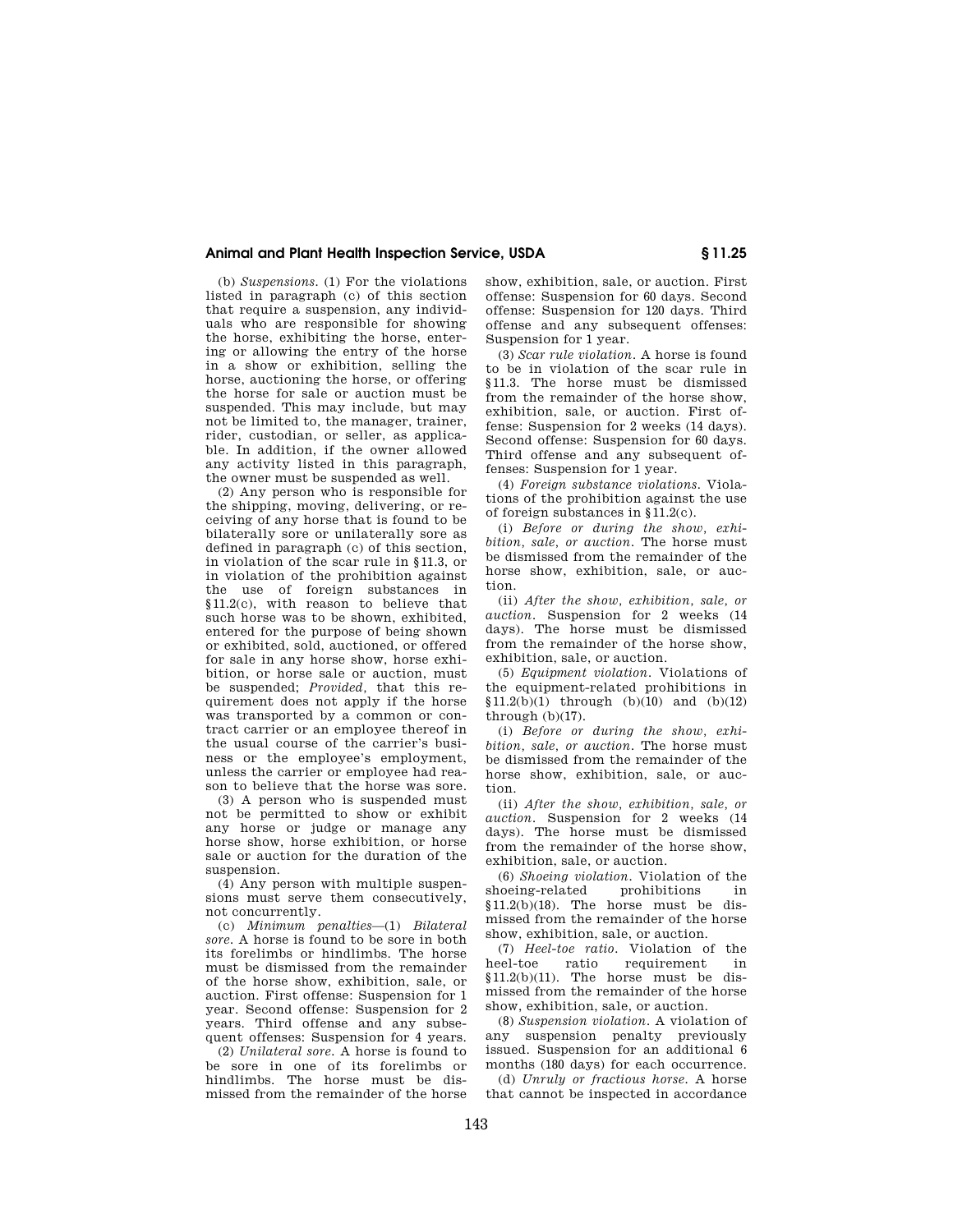(b) *Suspensions.* (1) For the violations listed in paragraph (c) of this section that require a suspension, any individuals who are responsible for showing the horse, exhibiting the horse, entering or allowing the entry of the horse in a show or exhibition, selling the horse, auctioning the horse, or offering the horse for sale or auction must be suspended. This may include, but may not be limited to, the manager, trainer, rider, custodian, or seller, as applicable. In addition, if the owner allowed any activity listed in this paragraph, the owner must be suspended as well.

(2) Any person who is responsible for the shipping, moving, delivering, or receiving of any horse that is found to be bilaterally sore or unilaterally sore as defined in paragraph (c) of this section, in violation of the scar rule in §11.3, or in violation of the prohibition against the use of foreign substances in §11.2(c), with reason to believe that such horse was to be shown, exhibited, entered for the purpose of being shown or exhibited, sold, auctioned, or offered for sale in any horse show, horse exhibition, or horse sale or auction, must be suspended; *Provided,* that this requirement does not apply if the horse was transported by a common or contract carrier or an employee thereof in the usual course of the carrier's business or the employee's employment, unless the carrier or employee had reason to believe that the horse was sore.

(3) A person who is suspended must not be permitted to show or exhibit any horse or judge or manage any horse show, horse exhibition, or horse sale or auction for the duration of the suspension.

(4) Any person with multiple suspensions must serve them consecutively, not concurrently.

(c) *Minimum penalties*—(1) *Bilateral sore.* A horse is found to be sore in both its forelimbs or hindlimbs. The horse must be dismissed from the remainder of the horse show, exhibition, sale, or auction. First offense: Suspension for 1 year. Second offense: Suspension for 2 years. Third offense and any subsequent offenses: Suspension for 4 years.

(2) *Unilateral sore.* A horse is found to be sore in one of its forelimbs or hindlimbs. The horse must be dismissed from the remainder of the horse show, exhibition, sale, or auction. First offense: Suspension for 60 days. Second offense: Suspension for 120 days. Third offense and any subsequent offenses: Suspension for 1 year.

(3) *Scar rule violation.* A horse is found to be in violation of the scar rule in §11.3. The horse must be dismissed from the remainder of the horse show, exhibition, sale, or auction. First offense: Suspension for 2 weeks (14 days). Second offense: Suspension for 60 days. Third offense and any subsequent offenses: Suspension for 1 year.

(4) *Foreign substance violations.* Violations of the prohibition against the use of foreign substances in §11.2(c).

(i) *Before or during the show, exhibition, sale, or auction.* The horse must be dismissed from the remainder of the horse show, exhibition, sale, or auction.

(ii) *After the show, exhibition, sale, or auction.* Suspension for 2 weeks (14 days). The horse must be dismissed from the remainder of the horse show, exhibition, sale, or auction.

(5) *Equipment violation.* Violations of the equipment-related prohibitions in §11.2(b)(1) through (b)(10) and (b)(12) through (b)(17).

(i) *Before or during the show, exhibition, sale, or auction.* The horse must be dismissed from the remainder of the horse show, exhibition, sale, or auction.

(ii) *After the show, exhibition, sale, or auction.* Suspension for 2 weeks (14 days). The horse must be dismissed from the remainder of the horse show, exhibition, sale, or auction.

(6) *Shoeing violation.* Violation of the shoeing-related prohibitions in §11.2(b)(18). The horse must be dismissed from the remainder of the horse show, exhibition, sale, or auction.

(7) *Heel-toe ratio.* Violation of the heel-toe ratio requirement in §11.2(b)(11). The horse must be dismissed from the remainder of the horse show, exhibition, sale, or auction.

(8) *Suspension violation.* A violation of any suspension penalty previously issued. Suspension for an additional 6 months (180 days) for each occurrence.

(d) *Unruly or fractious horse.* A horse that cannot be inspected in accordance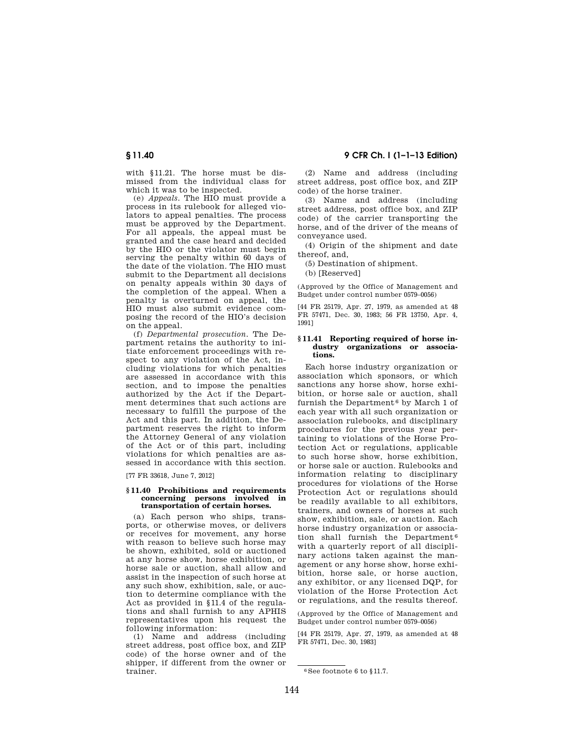with §11.21. The horse must be dismissed from the individual class for which it was to be inspected.

(e) *Appeals*. The HIO must provide a process in its rulebook for alleged violators to appeal penalties. The process must be approved by the Department. For all appeals, the appeal must be granted and the case heard and decided by the HIO or the violator must begin serving the penalty within 60 days of the date of the violation. The HIO must submit to the Department all decisions on penalty appeals within 30 days of the completion of the appeal. When a penalty is overturned on appeal, the HIO must also submit evidence composing the record of the HIO's decision on the appeal.

(f) *Departmental prosecution*. The Department retains the authority to initiate enforcement proceedings with respect to any violation of the Act, including violations for which penalties are assessed in accordance with this section, and to impose the penalties authorized by the Act if the Department determines that such actions are necessary to fulfill the purpose of the Act and this part. In addition, the Department reserves the right to inform the Attorney General of any violation of the Act or of this part, including violations for which penalties are assessed in accordance with this section.

[77 FR 33618, June 7, 2012]

### § 11.40 Prohibitions and requirements concerning persons involved in transportation of certain horses.

(a) Each person who ships, transports, or otherwise moves, or delivers or receives for movement, any horse with reason to believe such horse may be shown, exhibited, sold or auctioned at any horse show, horse exhibition, or horse sale or auction, shall allow and assist in the inspection of such horse at any such show, exhibition, sale, or auction to determine compliance with the Act as provided in §11.4 of the regulations and shall furnish to any APHIS representatives upon his request the following information:

(1) Name and address (including street address, post office box, and ZIP code) of the horse owner and of the shipper, if different from the owner or trainer.

(2) Name and address (including street address, post office box, and ZIP code) of the horse trainer.

(3) Name and address (including street address, post office box, and ZIP code) of the carrier transporting the horse, and of the driver of the means of conveyance used.

(4) Origin of the shipment and date thereof, and,

(5) Destination of shipment.

(b) [Reserved]

(Approved by the Office of Management and Budget under control number 0579–0056)

[44 FR 25179, Apr. 27, 1979, as amended at 48 FR 57471, Dec. 30, 1983; 56 FR 13750, Apr. 4, 1991]

### § 11.41 Reporting required of horse industry organizations or associations.

Each horse industry organization or association which sponsors, or which sanctions any horse show, horse exhibition, or horse sale or auction, shall furnish the Department[6] by March 1 of each year with all such organization or association rulebooks, and disciplinary procedures for the previous year pertaining to violations of the Horse Protection Act or regulations, applicable to such horse show, horse exhibition, or horse sale or auction. Rulebooks and information relating to disciplinary procedures for violations of the Horse Protection Act or regulations should be readily available to all exhibitors, trainers, and owners of horses at such show, exhibition, sale, or auction. Each horse industry organization or association shall furnish the Department[6] with a quarterly report of all disciplinary actions taken against the management or any horse show, horse exhibition, horse sale, or horse auction, any exhibitor, or any licensed DQP, for violation of the Horse Protection Act or regulations, and the results thereof.

(Approved by the Office of Management and Budget under control number 0579–0056)

[44 FR 25179, Apr. 27, 1979, as amended at 48 FR 57471, Dec. 30, 1983]

---

[6] See footnote 6 to §11.7.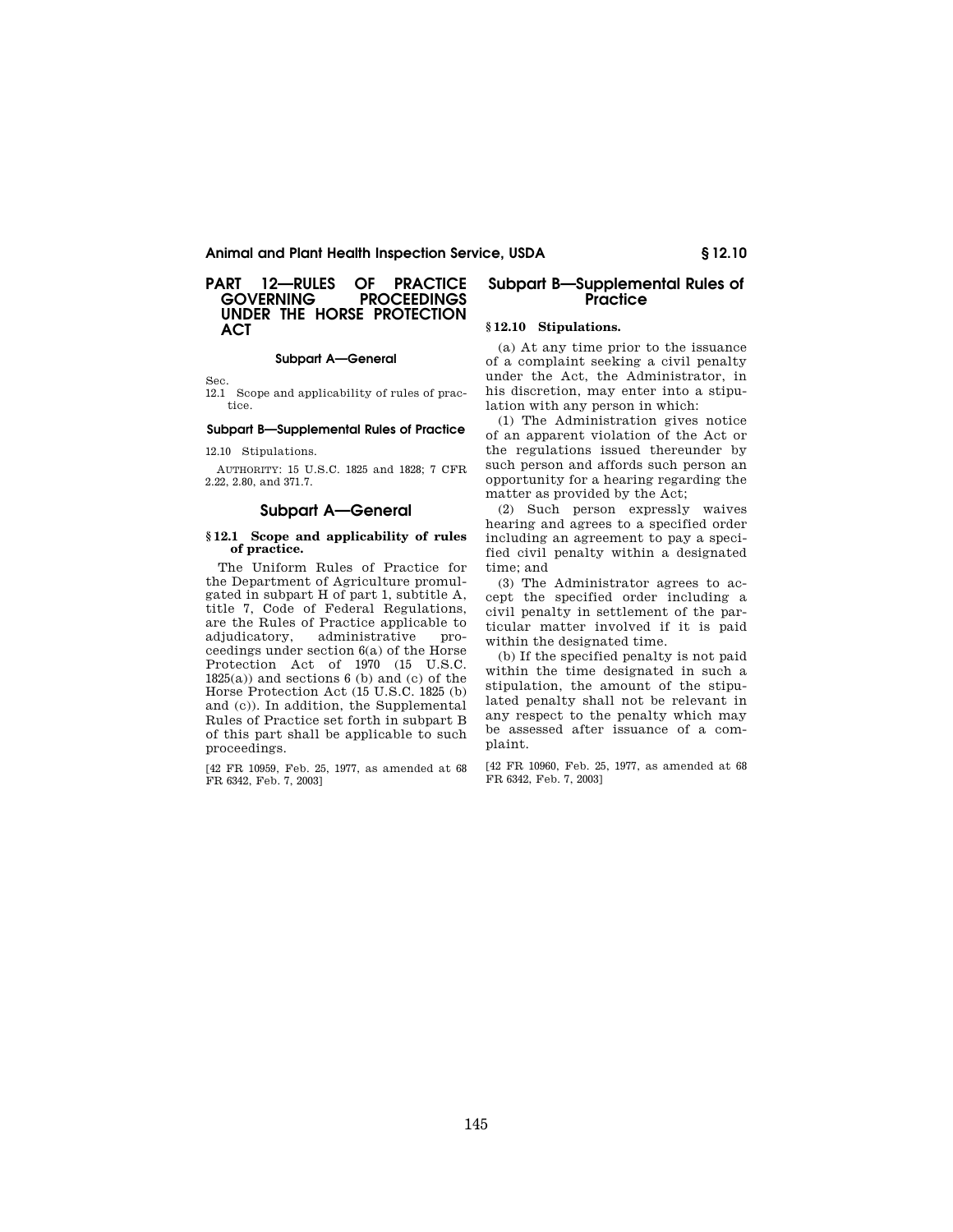# PART 12—RULES OF PRACTICE GOVERNING PROCEEDINGS UNDER THE HORSE PROTECTION ACT

**Subpart A—General**

Sec.
12.1 Scope and applicability of rules of practice.

**Subpart B—Supplemental Rules of Practice**

12.10 Stipulations.

AUTHORITY: 15 U.S.C. 1825 and 1828; 7 CFR 2.22, 2.80, and 371.7.

## Subpart A—General

### § 12.1 Scope and applicability of rules of practice.

The Uniform Rules of Practice for the Department of Agriculture promulgated in subpart H of part 1, subtitle A, title 7, Code of Federal Regulations, are the Rules of Practice applicable to adjudicatory, administrative proceedings under section 6(a) of the Horse Protection Act of 1970 (15 U.S.C. 1825(a)) and sections 6 (b) and (c) of the Horse Protection Act (15 U.S.C. 1825 (b) and (c)). In addition, the Supplemental Rules of Practice set forth in subpart B of this part shall be applicable to such proceedings.

[42 FR 10959, Feb. 25, 1977, as amended at 68 FR 6342, Feb. 7, 2003]

## Subpart B—Supplemental Rules of Practice

### § 12.10 Stipulations.

(a) At any time prior to the issuance of a complaint seeking a civil penalty under the Act, the Administrator, in his discretion, may enter into a stipulation with any person in which:

(1) The Administration gives notice of an apparent violation of the Act or the regulations issued thereunder by such person and affords such person an opportunity for a hearing regarding the matter as provided by the Act;

(2) Such person expressly waives hearing and agrees to a specified order including an agreement to pay a specified civil penalty within a designated time; and

(3) The Administrator agrees to accept the specified order including a civil penalty in settlement of the particular matter involved if it is paid within the designated time.

(b) If the specified penalty is not paid within the time designated in such a stipulation, the amount of the stipulated penalty shall not be relevant in any respect to the penalty which may be assessed after issuance of a complaint.

[42 FR 10960, Feb. 25, 1977, as amended at 68 FR 6342, Feb. 7, 2003]